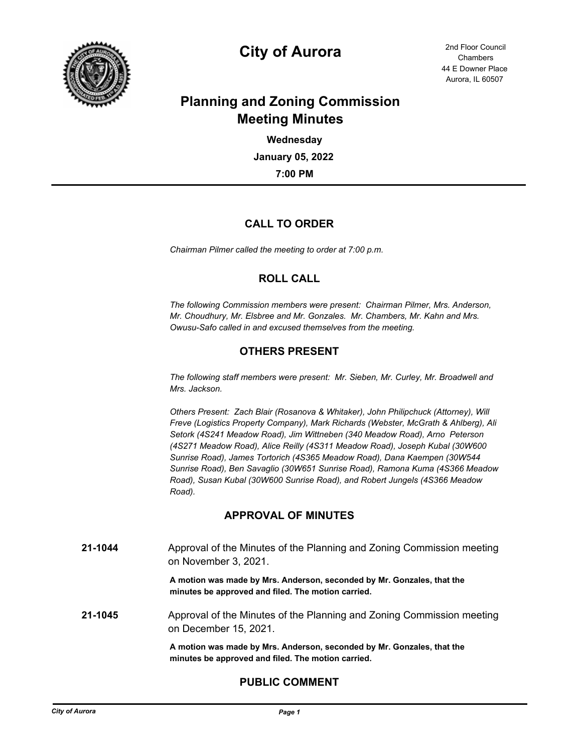# City of Aurora

2nd Floor Council Chambers
44 E Downer Place
Aurora, IL 60507

## Planning and Zoning Commission Meeting Minutes

**Wednesday**

**January 05, 2022**

**7:00 PM**

---

### CALL TO ORDER

*Chairman Pilmer called the meeting to order at 7:00 p.m.*

### ROLL CALL

*The following Commission members were present: Chairman Pilmer, Mrs. Anderson, Mr. Choudhury, Mr. Elsbree and Mr. Gonzales. Mr. Chambers, Mr. Kahn and Mrs. Owusu-Safo called in and excused themselves from the meeting.*

### OTHERS PRESENT

*The following staff members were present: Mr. Sieben, Mr. Curley, Mr. Broadwell and Mrs. Jackson.*

*Others Present: Zach Blair (Rosanova & Whitaker), John Philipchuck (Attorney), Will Freve (Logistics Property Company), Mark Richards (Webster, McGrath & Ahlberg), Ali Setork (4S241 Meadow Road), Jim Wittneben (340 Meadow Road), Arno Peterson (4S271 Meadow Road), Alice Reilly (4S311 Meadow Road), Joseph Kubal (30W600 Sunrise Road), James Tortorich (4S365 Meadow Road), Dana Kaempen (30W544 Sunrise Road), Ben Savaglio (30W651 Sunrise Road), Ramona Kuma (4S366 Meadow Road), Susan Kubal (30W600 Sunrise Road), and Robert Jungels (4S366 Meadow Road).*

### APPROVAL OF MINUTES

**21-1044** Approval of the Minutes of the Planning and Zoning Commission meeting on November 3, 2021.

**A motion was made by Mrs. Anderson, seconded by Mr. Gonzales, that the minutes be approved and filed. The motion carried.**

**21-1045** Approval of the Minutes of the Planning and Zoning Commission meeting on December 15, 2021.

**A motion was made by Mrs. Anderson, seconded by Mr. Gonzales, that the minutes be approved and filed. The motion carried.**

### PUBLIC COMMENT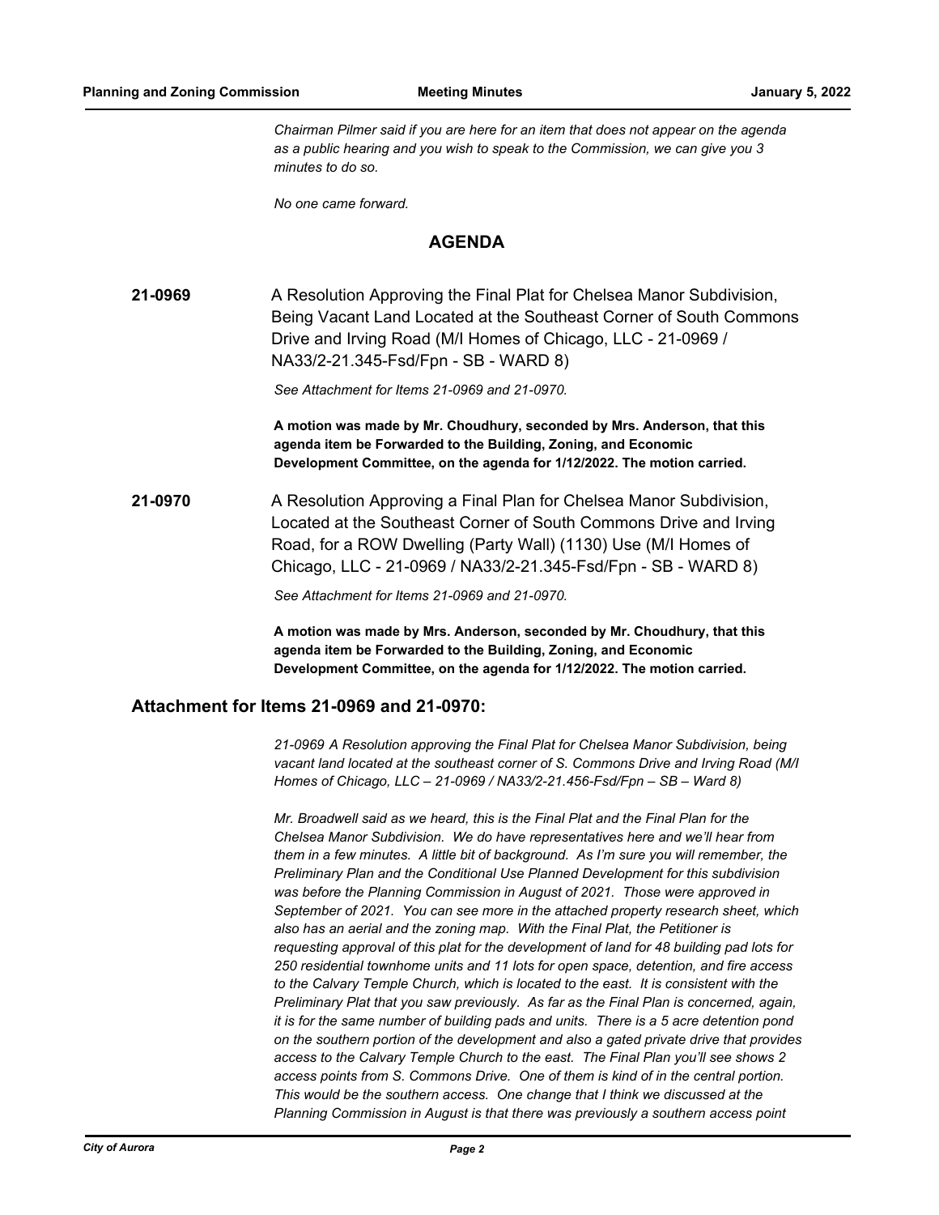*Chairman Pilmer said if you are here for an item that does not appear on the agenda as a public hearing and you wish to speak to the Commission, we can give you 3 minutes to do so.*

*No one came forward.*

## AGENDA

**21-0969** A Resolution Approving the Final Plat for Chelsea Manor Subdivision, Being Vacant Land Located at the Southeast Corner of South Commons Drive and Irving Road (M/I Homes of Chicago, LLC - 21-0969 / NA33/2-21.345-Fsd/Fpn - SB - WARD 8)

*See Attachment for Items 21-0969 and 21-0970.*

**A motion was made by Mr. Choudhury, seconded by Mrs. Anderson, that this agenda item be Forwarded to the Building, Zoning, and Economic Development Committee, on the agenda for 1/12/2022. The motion carried.**

**21-0970** A Resolution Approving a Final Plan for Chelsea Manor Subdivision, Located at the Southeast Corner of South Commons Drive and Irving Road, for a ROW Dwelling (Party Wall) (1130) Use (M/I Homes of Chicago, LLC - 21-0969 / NA33/2-21.345-Fsd/Fpn - SB - WARD 8)

*See Attachment for Items 21-0969 and 21-0970.*

**A motion was made by Mrs. Anderson, seconded by Mr. Choudhury, that this agenda item be Forwarded to the Building, Zoning, and Economic Development Committee, on the agenda for 1/12/2022. The motion carried.**

### Attachment for Items 21-0969 and 21-0970:

*21-0969 A Resolution approving the Final Plat for Chelsea Manor Subdivision, being vacant land located at the southeast corner of S. Commons Drive and Irving Road (M/I Homes of Chicago, LLC – 21-0969 / NA33/2-21.456-Fsd/Fpn – SB – Ward 8)*

*Mr. Broadwell said as we heard, this is the Final Plat and the Final Plan for the Chelsea Manor Subdivision. We do have representatives here and we'll hear from them in a few minutes. A little bit of background. As I'm sure you will remember, the Preliminary Plan and the Conditional Use Planned Development for this subdivision was before the Planning Commission in August of 2021. Those were approved in September of 2021. You can see more in the attached property research sheet, which also has an aerial and the zoning map. With the Final Plat, the Petitioner is requesting approval of this plat for the development of land for 48 building pad lots for 250 residential townhome units and 11 lots for open space, detention, and fire access to the Calvary Temple Church, which is located to the east. It is consistent with the Preliminary Plat that you saw previously. As far as the Final Plan is concerned, again, it is for the same number of building pads and units. There is a 5 acre detention pond on the southern portion of the development and also a gated private drive that provides access to the Calvary Temple Church to the east. The Final Plan you'll see shows 2 access points from S. Commons Drive. One of them is kind of in the central portion. This would be the southern access. One change that I think we discussed at the Planning Commission in August is that there was previously a southern access point*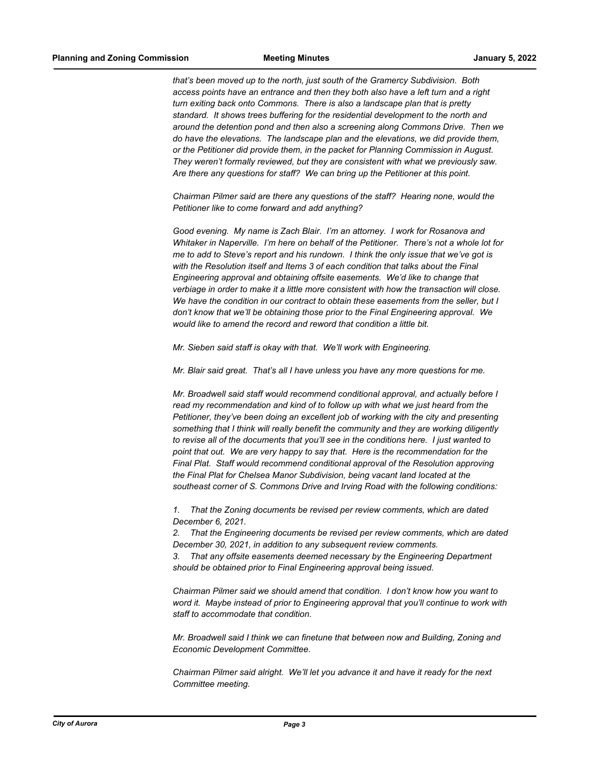*that's been moved up to the north, just south of the Gramercy Subdivision. Both access points have an entrance and then they both also have a left turn and a right turn exiting back onto Commons. There is also a landscape plan that is pretty standard. It shows trees buffering for the residential development to the north and around the detention pond and then also a screening along Commons Drive. Then we do have the elevations. The landscape plan and the elevations, we did provide them, or the Petitioner did provide them, in the packet for Planning Commission in August. They weren't formally reviewed, but they are consistent with what we previously saw. Are there any questions for staff? We can bring up the Petitioner at this point.*

*Chairman Pilmer said are there any questions of the staff? Hearing none, would the Petitioner like to come forward and add anything?*

*Good evening. My name is Zach Blair. I'm an attorney. I work for Rosanova and Whitaker in Naperville. I'm here on behalf of the Petitioner. There's not a whole lot for me to add to Steve's report and his rundown. I think the only issue that we've got is with the Resolution itself and Items 3 of each condition that talks about the Final Engineering approval and obtaining offsite easements. We'd like to change that verbiage in order to make it a little more consistent with how the transaction will close. We have the condition in our contract to obtain these easements from the seller, but I don't know that we'll be obtaining those prior to the Final Engineering approval. We would like to amend the record and reword that condition a little bit.*

*Mr. Sieben said staff is okay with that. We'll work with Engineering.*

*Mr. Blair said great. That's all I have unless you have any more questions for me.*

*Mr. Broadwell said staff would recommend conditional approval, and actually before I read my recommendation and kind of to follow up with what we just heard from the Petitioner, they've been doing an excellent job of working with the city and presenting something that I think will really benefit the community and they are working diligently to revise all of the documents that you'll see in the conditions here. I just wanted to point that out. We are very happy to say that. Here is the recommendation for the Final Plat. Staff would recommend conditional approval of the Resolution approving the Final Plat for Chelsea Manor Subdivision, being vacant land located at the southeast corner of S. Commons Drive and Irving Road with the following conditions:*

1. *That the Zoning documents be revised per review comments, which are dated December 6, 2021.*
2. *That the Engineering documents be revised per review comments, which are dated December 30, 2021, in addition to any subsequent review comments.*
3. *That any offsite easements deemed necessary by the Engineering Department should be obtained prior to Final Engineering approval being issued.*

*Chairman Pilmer said we should amend that condition. I don't know how you want to word it. Maybe instead of prior to Engineering approval that you'll continue to work with staff to accommodate that condition.*

*Mr. Broadwell said I think we can finetune that between now and Building, Zoning and Economic Development Committee.*

*Chairman Pilmer said alright. We'll let you advance it and have it ready for the next Committee meeting.*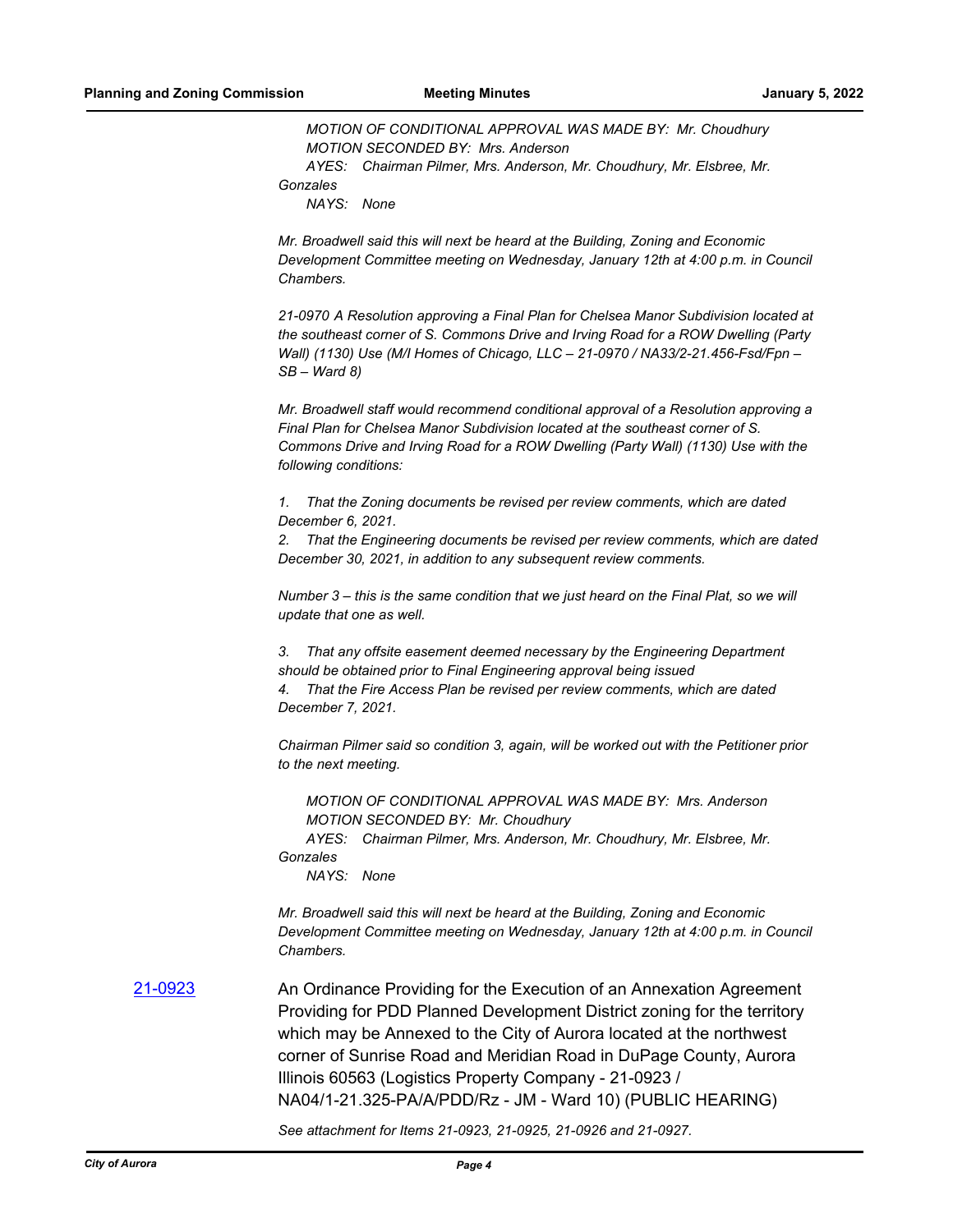*MOTION OF CONDITIONAL APPROVAL WAS MADE BY: Mr. Choudhury*
*MOTION SECONDED BY: Mrs. Anderson*
*AYES: Chairman Pilmer, Mrs. Anderson, Mr. Choudhury, Mr. Elsbree, Mr. Gonzales*
*NAYS: None*

*Mr. Broadwell said this will next be heard at the Building, Zoning and Economic Development Committee meeting on Wednesday, January 12th at 4:00 p.m. in Council Chambers.*

*21-0970 A Resolution approving a Final Plan for Chelsea Manor Subdivision located at the southeast corner of S. Commons Drive and Irving Road for a ROW Dwelling (Party Wall) (1130) Use (M/I Homes of Chicago, LLC – 21-0970 / NA33/2-21.456-Fsd/Fpn – SB – Ward 8)*

*Mr. Broadwell staff would recommend conditional approval of a Resolution approving a Final Plan for Chelsea Manor Subdivision located at the southeast corner of S. Commons Drive and Irving Road for a ROW Dwelling (Party Wall) (1130) Use with the following conditions:*

*1. That the Zoning documents be revised per review comments, which are dated December 6, 2021.*
*2. That the Engineering documents be revised per review comments, which are dated December 30, 2021, in addition to any subsequent review comments.*

*Number 3 – this is the same condition that we just heard on the Final Plat, so we will update that one as well.*

*3. That any offsite easement deemed necessary by the Engineering Department should be obtained prior to Final Engineering approval being issued*
*4. That the Fire Access Plan be revised per review comments, which are dated December 7, 2021.*

*Chairman Pilmer said so condition 3, again, will be worked out with the Petitioner prior to the next meeting.*

*MOTION OF CONDITIONAL APPROVAL WAS MADE BY: Mrs. Anderson*
*MOTION SECONDED BY: Mr. Choudhury*
*AYES: Chairman Pilmer, Mrs. Anderson, Mr. Choudhury, Mr. Elsbree, Mr. Gonzales*
*NAYS: None*

*Mr. Broadwell said this will next be heard at the Building, Zoning and Economic Development Committee meeting on Wednesday, January 12th at 4:00 p.m. in Council Chambers.*

**21-0923** An Ordinance Providing for the Execution of an Annexation Agreement Providing for PDD Planned Development District zoning for the territory which may be Annexed to the City of Aurora located at the northwest corner of Sunrise Road and Meridian Road in DuPage County, Aurora Illinois 60563 (Logistics Property Company - 21-0923 / NA04/1-21.325-PA/A/PDD/Rz - JM - Ward 10) (PUBLIC HEARING)

*See attachment for Items 21-0923, 21-0925, 21-0926 and 21-0927.*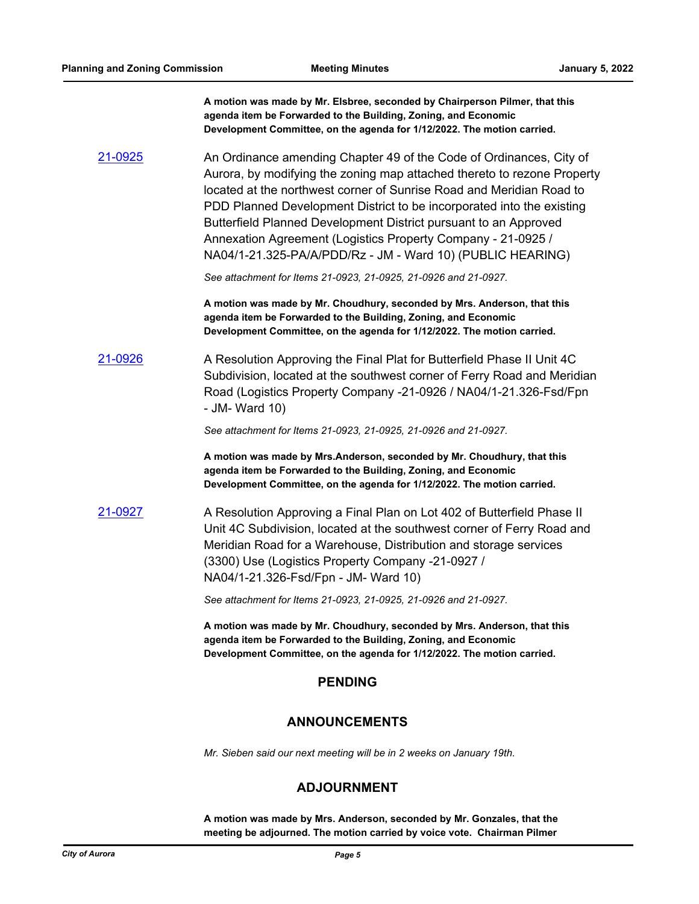**A motion was made by Mr. Elsbree, seconded by Chairperson Pilmer, that this agenda item be Forwarded to the Building, Zoning, and Economic Development Committee, on the agenda for 1/12/2022. The motion carried.**

[21-0925](21-0925) An Ordinance amending Chapter 49 of the Code of Ordinances, City of Aurora, by modifying the zoning map attached thereto to rezone Property located at the northwest corner of Sunrise Road and Meridian Road to PDD Planned Development District to be incorporated into the existing Butterfield Planned Development District pursuant to an Approved Annexation Agreement (Logistics Property Company - 21-0925 / NA04/1-21.325-PA/A/PDD/Rz - JM - Ward 10) (PUBLIC HEARING)

*See attachment for Items 21-0923, 21-0925, 21-0926 and 21-0927.*

**A motion was made by Mr. Choudhury, seconded by Mrs. Anderson, that this agenda item be Forwarded to the Building, Zoning, and Economic Development Committee, on the agenda for 1/12/2022. The motion carried.**

[21-0926](21-0926) A Resolution Approving the Final Plat for Butterfield Phase II Unit 4C Subdivision, located at the southwest corner of Ferry Road and Meridian Road (Logistics Property Company -21-0926 / NA04/1-21.326-Fsd/Fpn - JM- Ward 10)

*See attachment for Items 21-0923, 21-0925, 21-0926 and 21-0927.*

**A motion was made by Mrs.Anderson, seconded by Mr. Choudhury, that this agenda item be Forwarded to the Building, Zoning, and Economic Development Committee, on the agenda for 1/12/2022. The motion carried.**

[21-0927](21-0927) A Resolution Approving a Final Plan on Lot 402 of Butterfield Phase II Unit 4C Subdivision, located at the southwest corner of Ferry Road and Meridian Road for a Warehouse, Distribution and storage services (3300) Use (Logistics Property Company -21-0927 / NA04/1-21.326-Fsd/Fpn - JM- Ward 10)

*See attachment for Items 21-0923, 21-0925, 21-0926 and 21-0927.*

**A motion was made by Mr. Choudhury, seconded by Mrs. Anderson, that this agenda item be Forwarded to the Building, Zoning, and Economic Development Committee, on the agenda for 1/12/2022. The motion carried.**

## PENDING

## ANNOUNCEMENTS

*Mr. Sieben said our next meeting will be in 2 weeks on January 19th.*

## ADJOURNMENT

**A motion was made by Mrs. Anderson, seconded by Mr. Gonzales, that the meeting be adjourned. The motion carried by voice vote. Chairman Pilmer**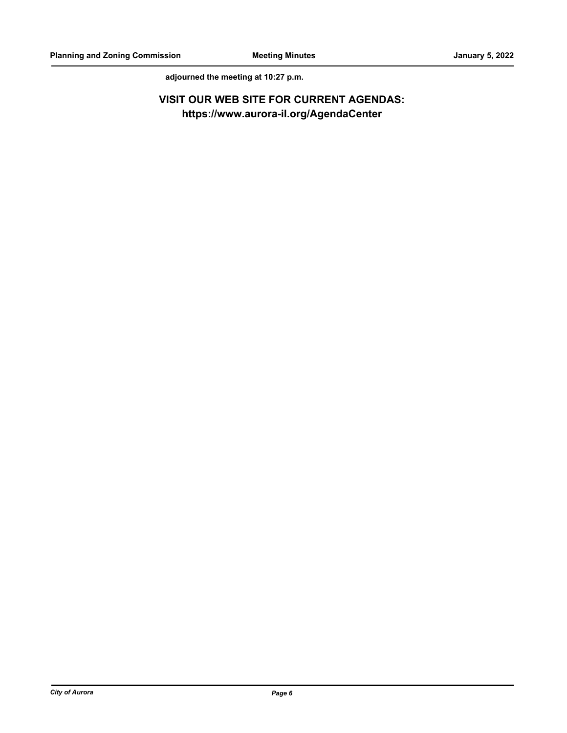**adjourned the meeting at 10:27 p.m.**

**VISIT OUR WEB SITE FOR CURRENT AGENDAS:**
**https://www.aurora-il.org/AgendaCenter**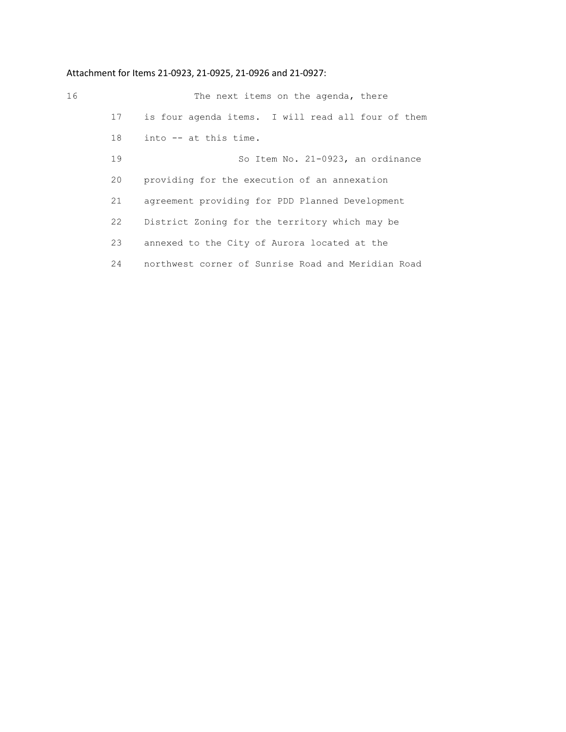Attachment for Items 21-0923, 21-0925, 21-0926 and 21-0927:

```
16                 The next items on the agenda, there
       17   is four agenda items.  I will read all four of them
       18   into -- at this time.
       19                   So Item No. 21-0923, an ordinance
       20   providing for the execution of an annexation
       21   agreement providing for PDD Planned Development
       22   District Zoning for the territory which may be
       23   annexed to the City of Aurora located at the
       24   northwest corner of Sunrise Road and Meridian Road
```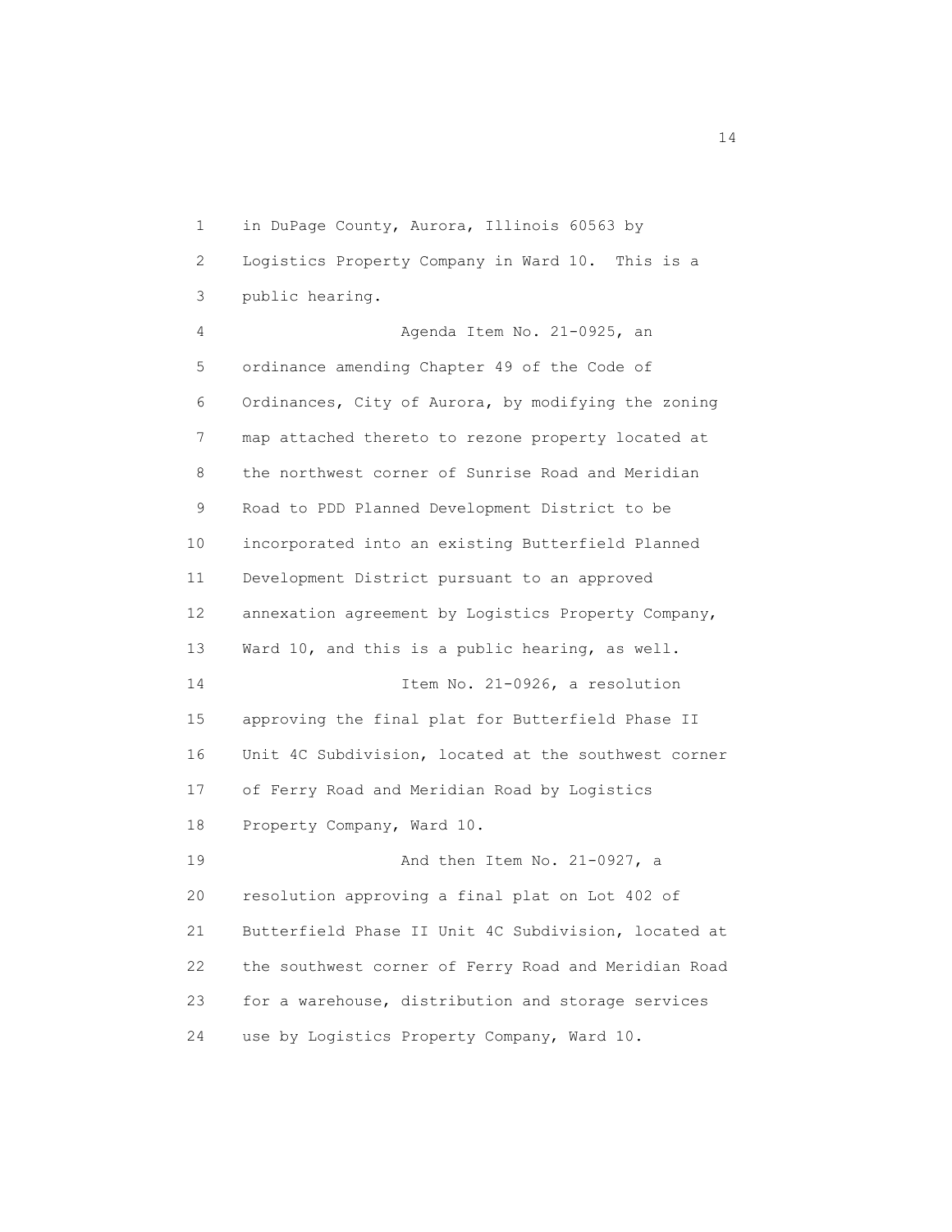1 in DuPage County, Aurora, Illinois 60563 by
2 Logistics Property Company in Ward 10. This is a
3 public hearing.
4 Agenda Item No. 21-0925, an
5 ordinance amending Chapter 49 of the Code of
6 Ordinances, City of Aurora, by modifying the zoning
7 map attached thereto to rezone property located at
8 the northwest corner of Sunrise Road and Meridian
9 Road to PDD Planned Development District to be
10 incorporated into an existing Butterfield Planned
11 Development District pursuant to an approved
12 annexation agreement by Logistics Property Company,
13 Ward 10, and this is a public hearing, as well.
14 Item No. 21-0926, a resolution
15 approving the final plat for Butterfield Phase II
16 Unit 4C Subdivision, located at the southwest corner
17 of Ferry Road and Meridian Road by Logistics
18 Property Company, Ward 10.
19 And then Item No. 21-0927, a
20 resolution approving a final plat on Lot 402 of
21 Butterfield Phase II Unit 4C Subdivision, located at
22 the southwest corner of Ferry Road and Meridian Road
23 for a warehouse, distribution and storage services
24 use by Logistics Property Company, Ward 10.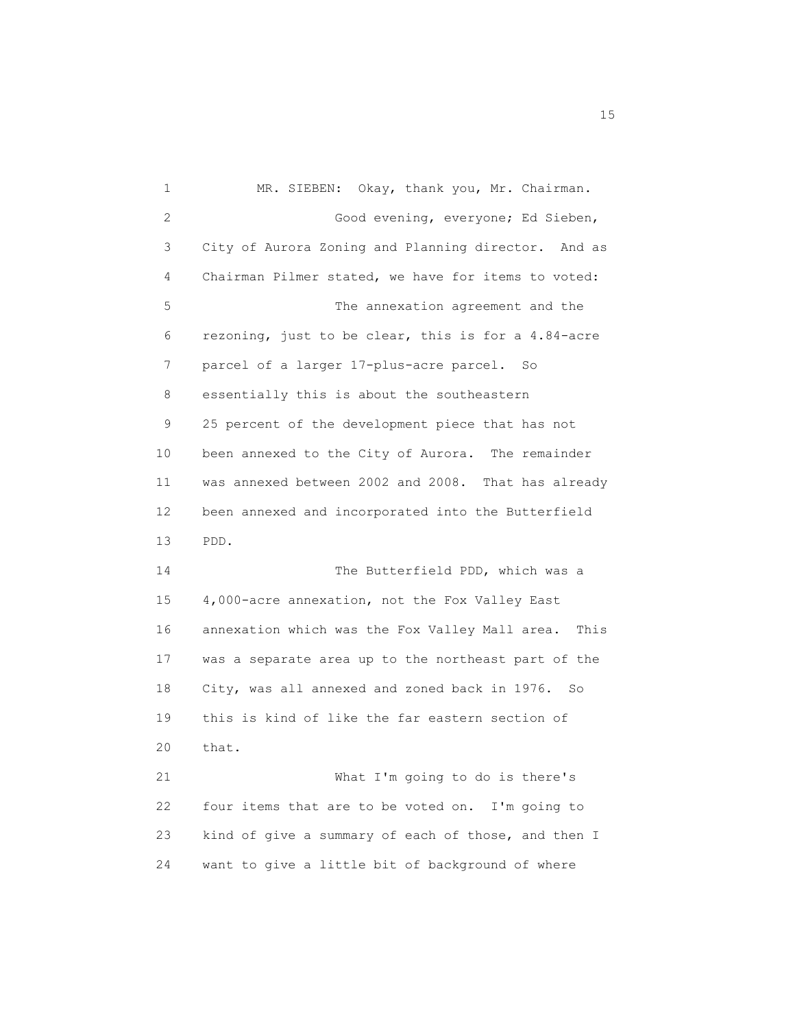MR. SIEBEN: Okay, thank you, Mr. Chairman.

Good evening, everyone; Ed Sieben, City of Aurora Zoning and Planning director. And as Chairman Pilmer stated, we have for items to voted:

The annexation agreement and the rezoning, just to be clear, this is for a 4.84-acre parcel of a larger 17-plus-acre parcel. So essentially this is about the southeastern 25 percent of the development piece that has not been annexed to the City of Aurora. The remainder was annexed between 2002 and 2008. That has already been annexed and incorporated into the Butterfield PDD.

The Butterfield PDD, which was a 4,000-acre annexation, not the Fox Valley East annexation which was the Fox Valley Mall area. This was a separate area up to the northeast part of the City, was all annexed and zoned back in 1976. So this is kind of like the far eastern section of that.

What I'm going to do is there's four items that are to be voted on. I'm going to kind of give a summary of each of those, and then I want to give a little bit of background of where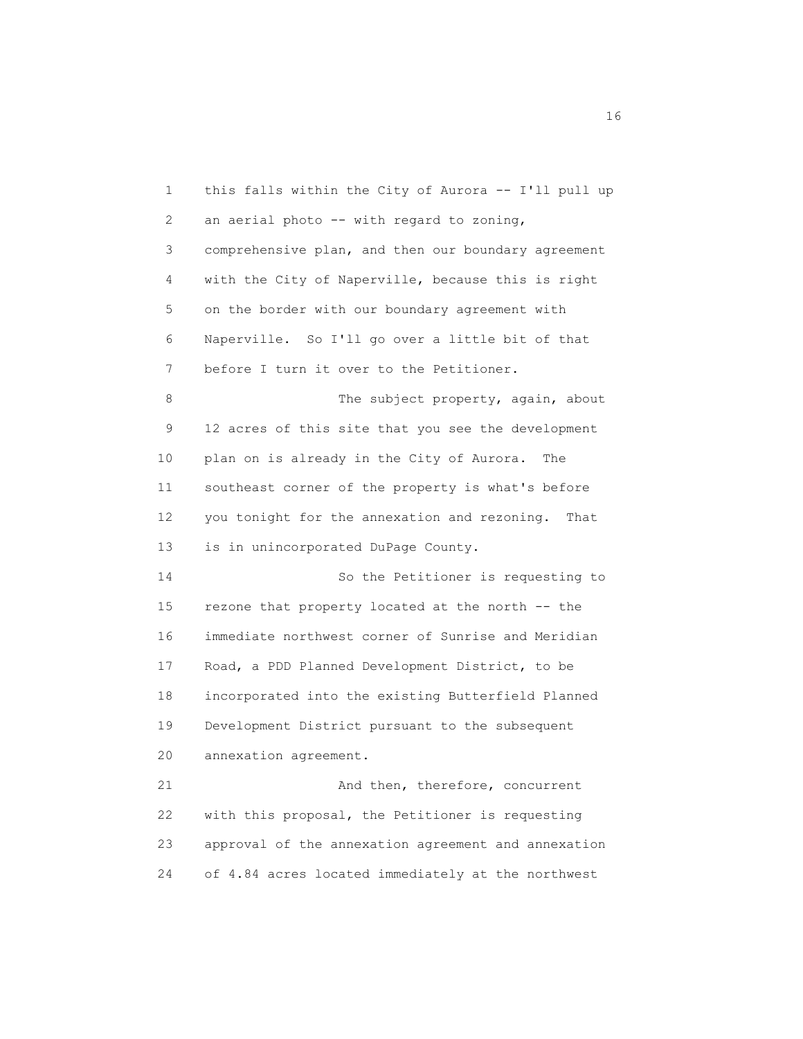this falls within the City of Aurora -- I'll pull up an aerial photo -- with regard to zoning, comprehensive plan, and then our boundary agreement with the City of Naperville, because this is right on the border with our boundary agreement with Naperville. So I'll go over a little bit of that before I turn it over to the Petitioner.

The subject property, again, about 12 acres of this site that you see the development plan on is already in the City of Aurora. The southeast corner of the property is what's before you tonight for the annexation and rezoning. That is in unincorporated DuPage County.

So the Petitioner is requesting to rezone that property located at the north -- the immediate northwest corner of Sunrise and Meridian Road, a PDD Planned Development District, to be incorporated into the existing Butterfield Planned Development District pursuant to the subsequent annexation agreement.

And then, therefore, concurrent with this proposal, the Petitioner is requesting approval of the annexation agreement and annexation of 4.84 acres located immediately at the northwest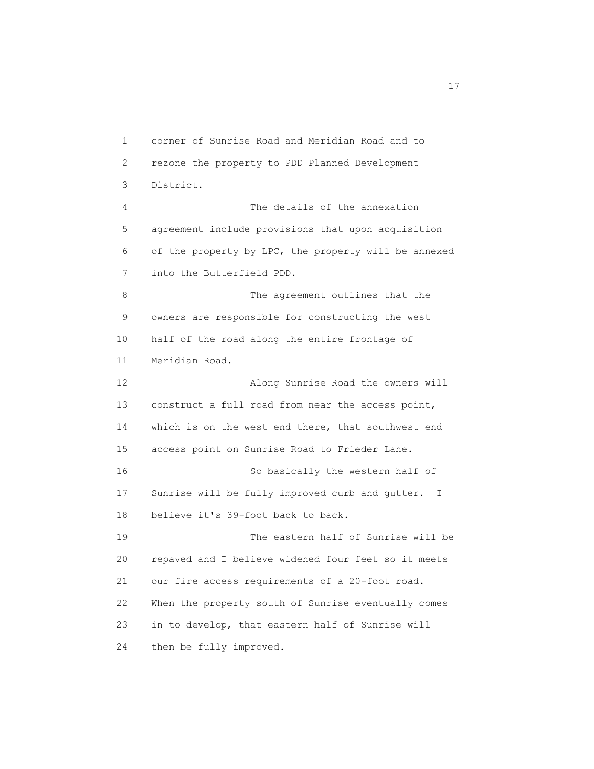corner of Sunrise Road and Meridian Road and to rezone the property to PDD Planned Development District.

The details of the annexation agreement include provisions that upon acquisition of the property by LPC, the property will be annexed into the Butterfield PDD.

The agreement outlines that the owners are responsible for constructing the west half of the road along the entire frontage of Meridian Road.

Along Sunrise Road the owners will construct a full road from near the access point, which is on the west end there, that southwest end access point on Sunrise Road to Frieder Lane.

So basically the western half of Sunrise will be fully improved curb and gutter. I believe it's 39-foot back to back.

The eastern half of Sunrise will be repaved and I believe widened four feet so it meets our fire access requirements of a 20-foot road. When the property south of Sunrise eventually comes in to develop, that eastern half of Sunrise will then be fully improved.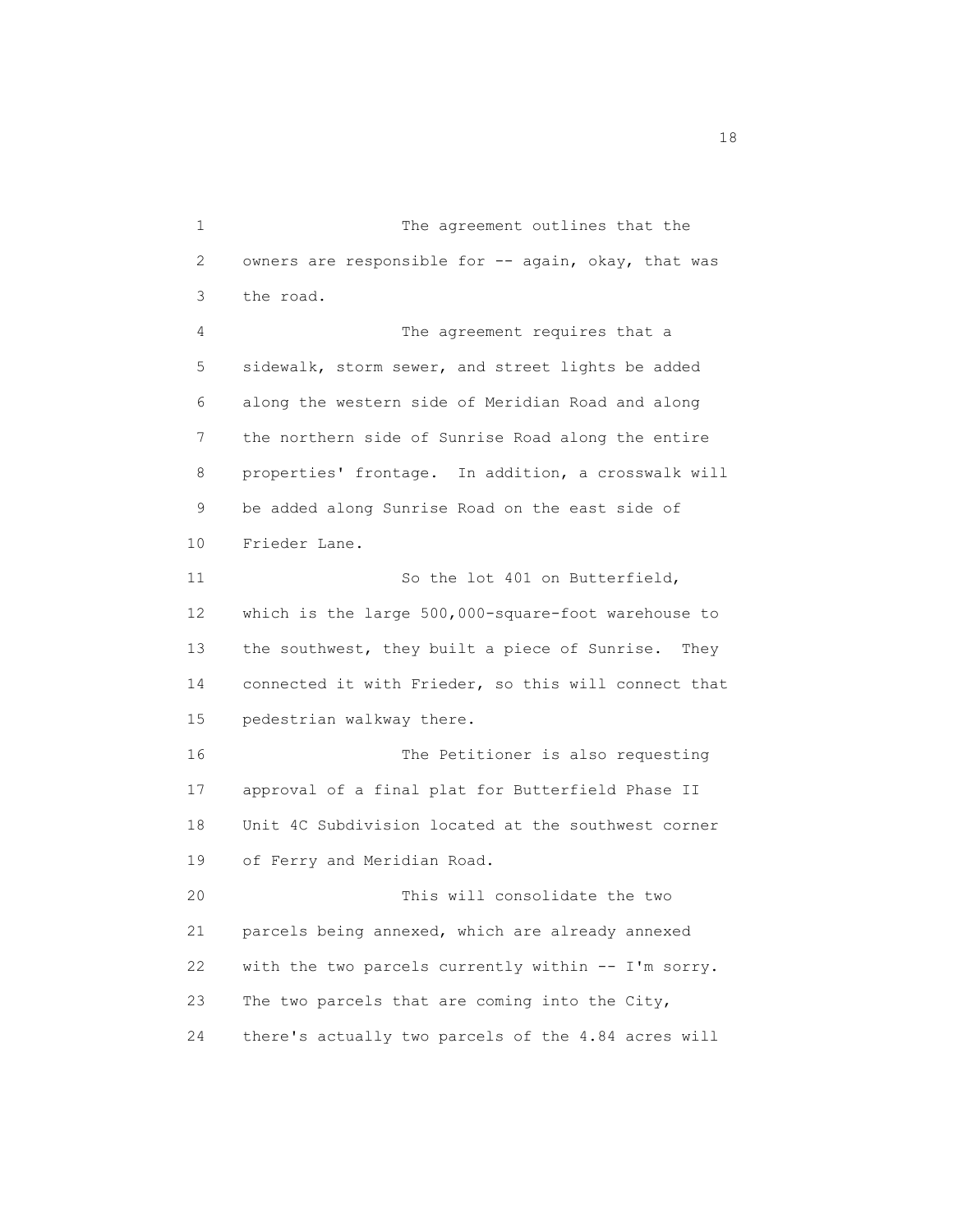The agreement outlines that the owners are responsible for -- again, okay, that was the road.

The agreement requires that a sidewalk, storm sewer, and street lights be added along the western side of Meridian Road and along the northern side of Sunrise Road along the entire properties' frontage. In addition, a crosswalk will be added along Sunrise Road on the east side of Frieder Lane.

So the lot 401 on Butterfield, which is the large 500,000-square-foot warehouse to the southwest, they built a piece of Sunrise. They connected it with Frieder, so this will connect that pedestrian walkway there.

The Petitioner is also requesting approval of a final plat for Butterfield Phase II Unit 4C Subdivision located at the southwest corner of Ferry and Meridian Road.

This will consolidate the two parcels being annexed, which are already annexed with the two parcels currently within -- I'm sorry. The two parcels that are coming into the City, there's actually two parcels of the 4.84 acres will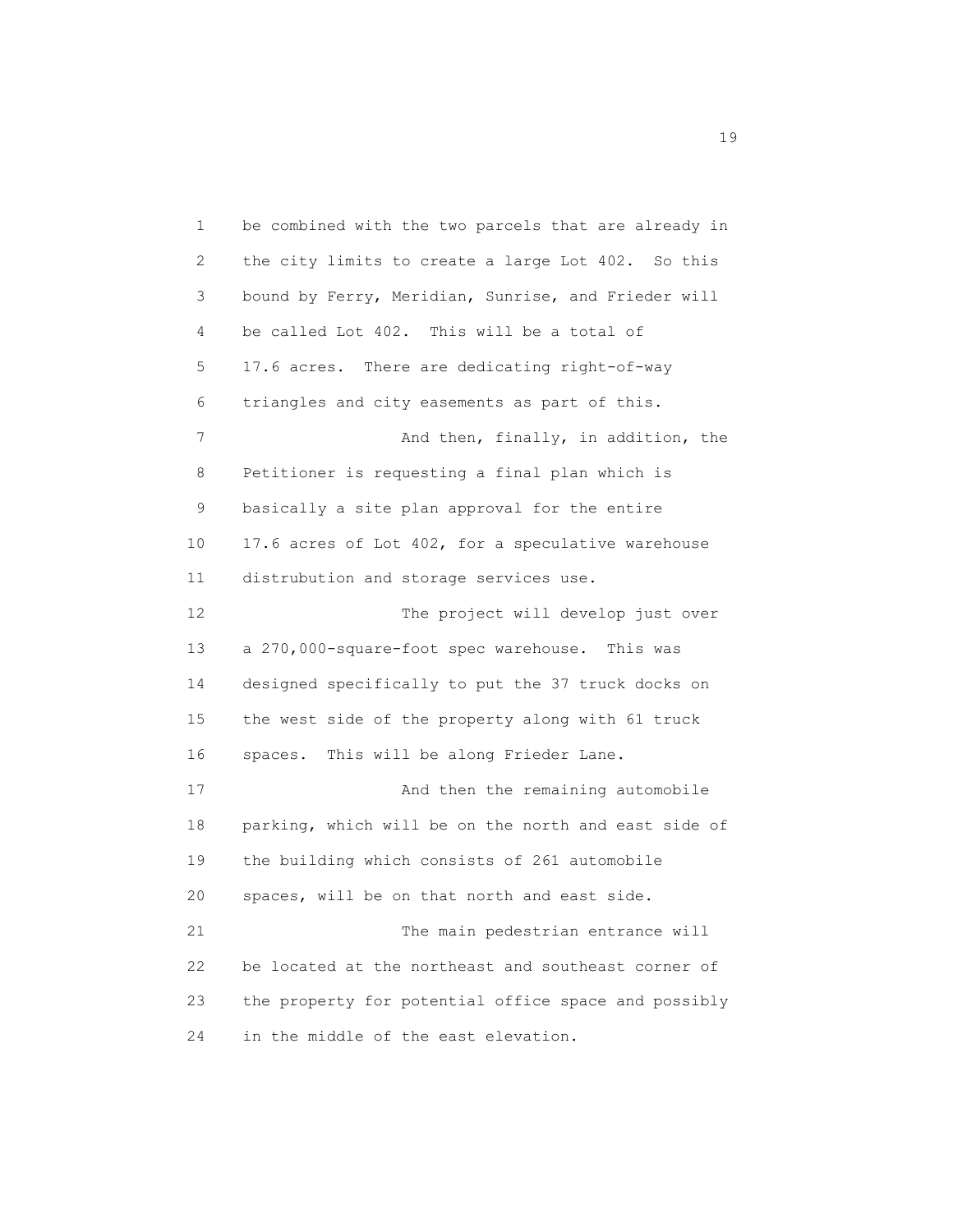be combined with the two parcels that are already in the city limits to create a large Lot 402. So this bound by Ferry, Meridian, Sunrise, and Frieder will be called Lot 402. This will be a total of 17.6 acres. There are dedicating right-of-way triangles and city easements as part of this.

And then, finally, in addition, the Petitioner is requesting a final plan which is basically a site plan approval for the entire 17.6 acres of Lot 402, for a speculative warehouse distrubution and storage services use.

The project will develop just over a 270,000-square-foot spec warehouse. This was designed specifically to put the 37 truck docks on the west side of the property along with 61 truck spaces. This will be along Frieder Lane.

And then the remaining automobile parking, which will be on the north and east side of the building which consists of 261 automobile spaces, will be on that north and east side.

The main pedestrian entrance will be located at the northeast and southeast corner of the property for potential office space and possibly in the middle of the east elevation.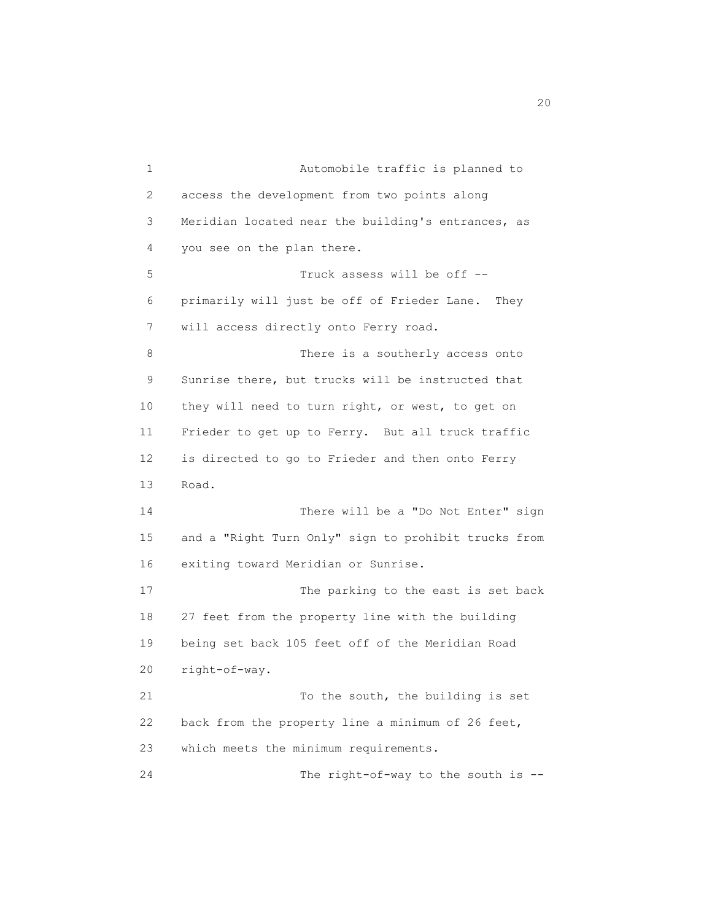Automobile traffic is planned to access the development from two points along Meridian located near the building's entrances, as you see on the plan there.

Truck assess will be off -- primarily will just be off of Frieder Lane. They will access directly onto Ferry road.

There is a southerly access onto Sunrise there, but trucks will be instructed that they will need to turn right, or west, to get on Frieder to get up to Ferry. But all truck traffic is directed to go to Frieder and then onto Ferry Road.

There will be a "Do Not Enter" sign and a "Right Turn Only" sign to prohibit trucks from exiting toward Meridian or Sunrise.

The parking to the east is set back 27 feet from the property line with the building being set back 105 feet off of the Meridian Road right-of-way.

To the south, the building is set back from the property line a minimum of 26 feet, which meets the minimum requirements.

The right-of-way to the south is --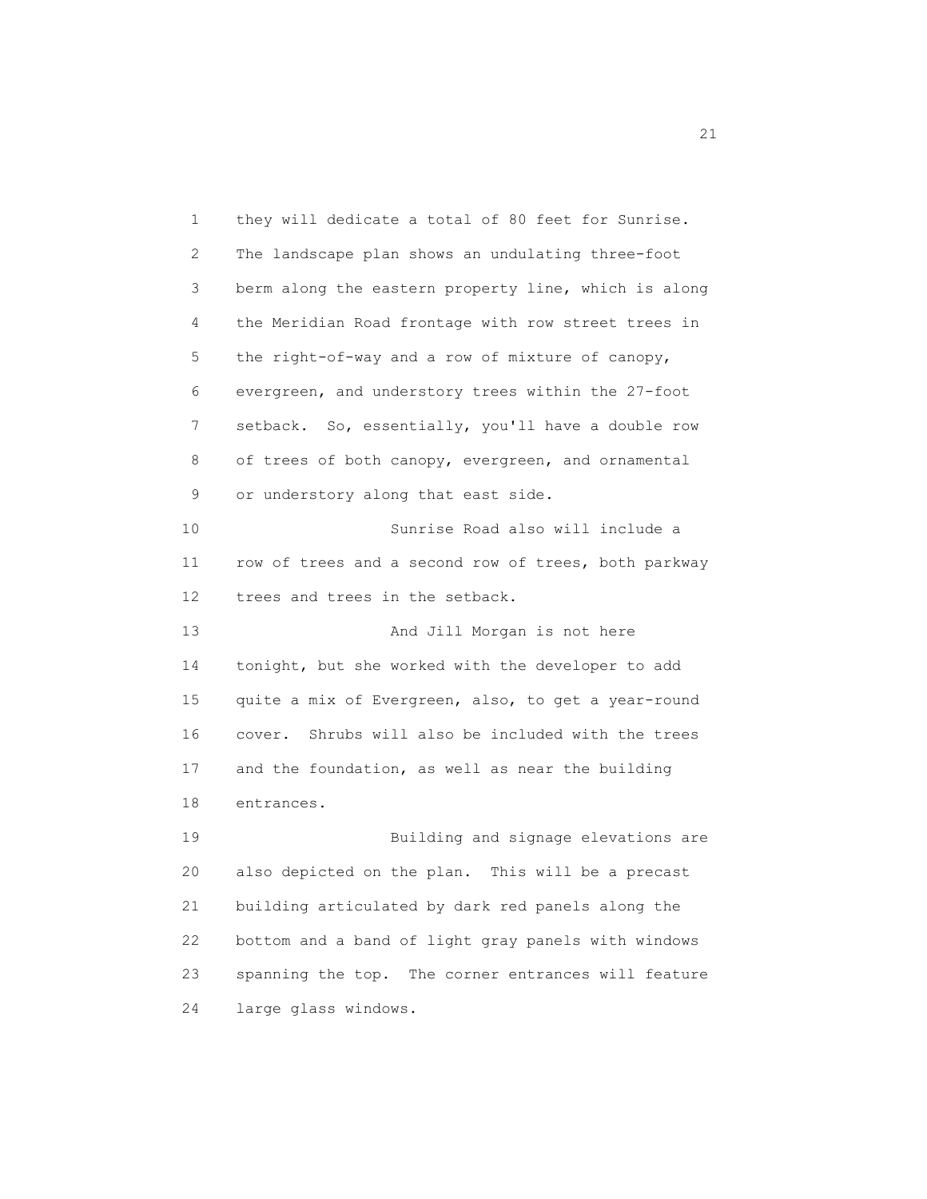they will dedicate a total of 80 feet for Sunrise. The landscape plan shows an undulating three-foot berm along the eastern property line, which is along the Meridian Road frontage with row street trees in the right-of-way and a row of mixture of canopy, evergreen, and understory trees within the 27-foot setback. So, essentially, you'll have a double row of trees of both canopy, evergreen, and ornamental or understory along that east side.

Sunrise Road also will include a row of trees and a second row of trees, both parkway trees and trees in the setback.

And Jill Morgan is not here tonight, but she worked with the developer to add quite a mix of Evergreen, also, to get a year-round cover. Shrubs will also be included with the trees and the foundation, as well as near the building entrances.

Building and signage elevations are also depicted on the plan. This will be a precast building articulated by dark red panels along the bottom and a band of light gray panels with windows spanning the top. The corner entrances will feature large glass windows.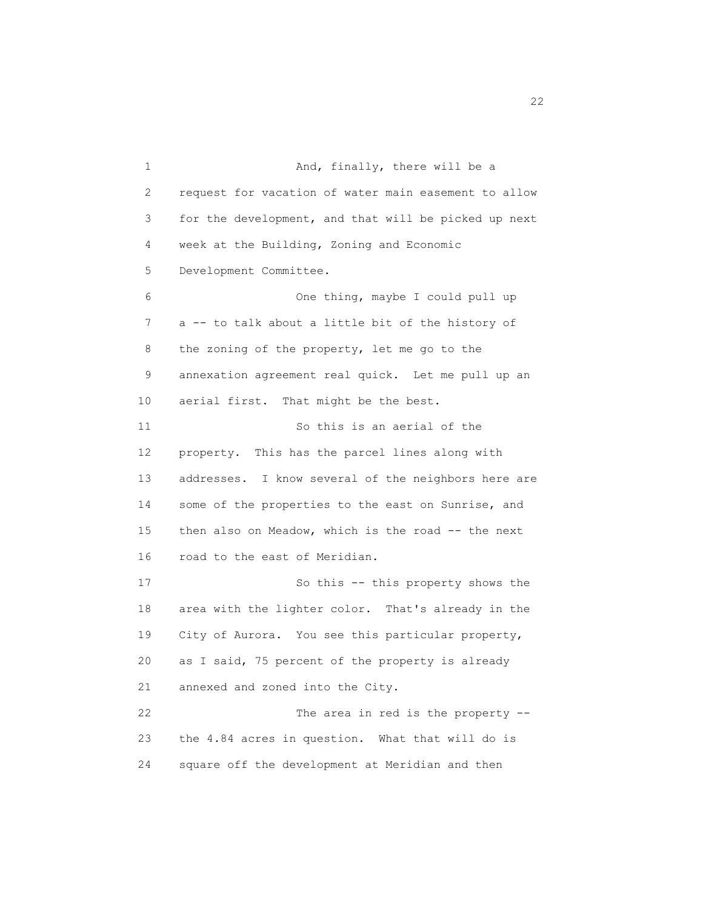And, finally, there will be a request for vacation of water main easement to allow for the development, and that will be picked up next week at the Building, Zoning and Economic Development Committee.

One thing, maybe I could pull up a -- to talk about a little bit of the history of the zoning of the property, let me go to the annexation agreement real quick. Let me pull up an aerial first. That might be the best.

So this is an aerial of the property. This has the parcel lines along with addresses. I know several of the neighbors here are some of the properties to the east on Sunrise, and then also on Meadow, which is the road -- the next road to the east of Meridian.

So this -- this property shows the area with the lighter color. That's already in the City of Aurora. You see this particular property, as I said, 75 percent of the property is already annexed and zoned into the City.

The area in red is the property -- the 4.84 acres in question. What that will do is square off the development at Meridian and then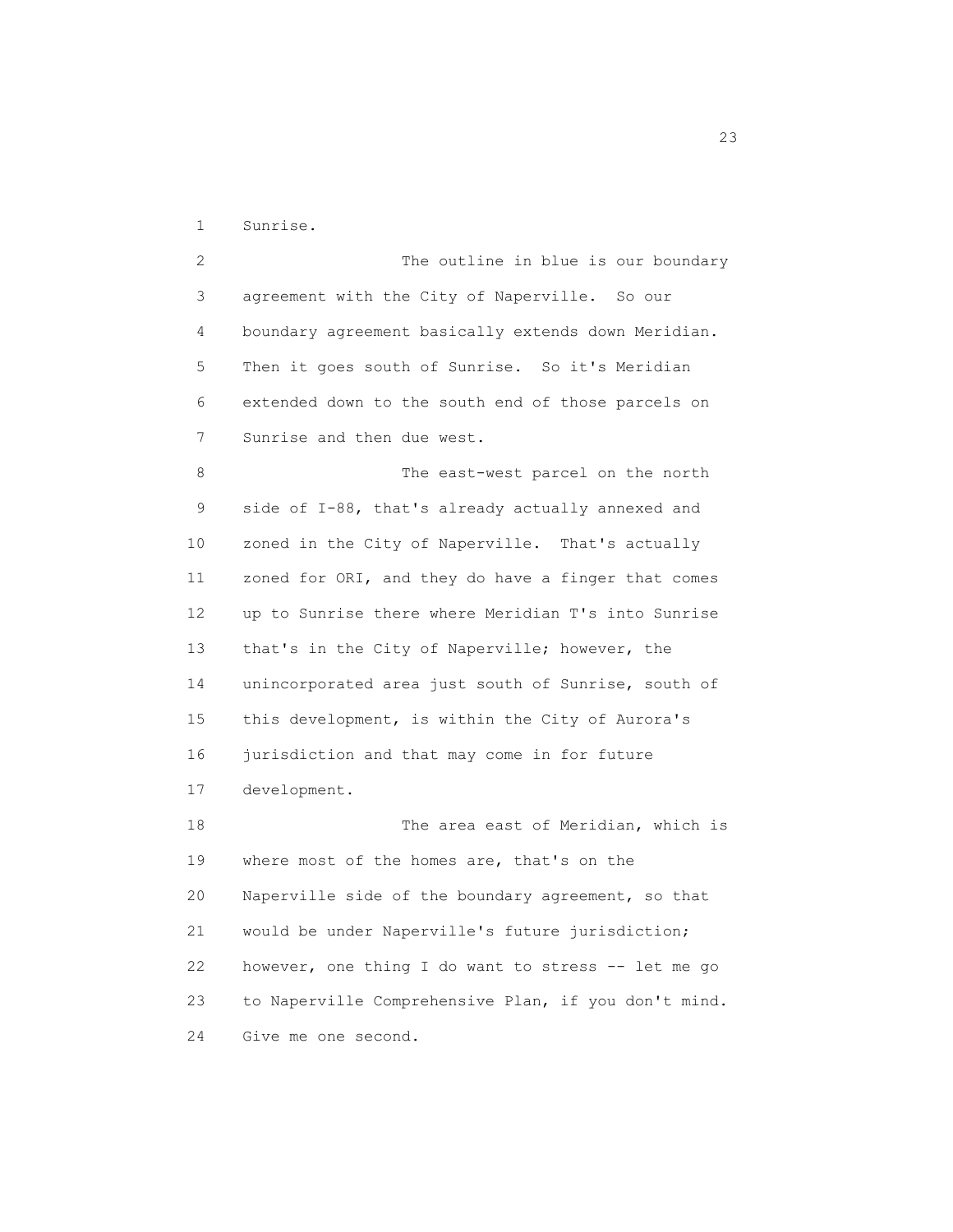Sunrise.

The outline in blue is our boundary agreement with the City of Naperville. So our boundary agreement basically extends down Meridian. Then it goes south of Sunrise. So it's Meridian extended down to the south end of those parcels on Sunrise and then due west.

The east-west parcel on the north side of I-88, that's already actually annexed and zoned in the City of Naperville. That's actually zoned for ORI, and they do have a finger that comes up to Sunrise there where Meridian T's into Sunrise that's in the City of Naperville; however, the unincorporated area just south of Sunrise, south of this development, is within the City of Aurora's jurisdiction and that may come in for future development.

The area east of Meridian, which is where most of the homes are, that's on the Naperville side of the boundary agreement, so that would be under Naperville's future jurisdiction; however, one thing I do want to stress -- let me go to Naperville Comprehensive Plan, if you don't mind. Give me one second.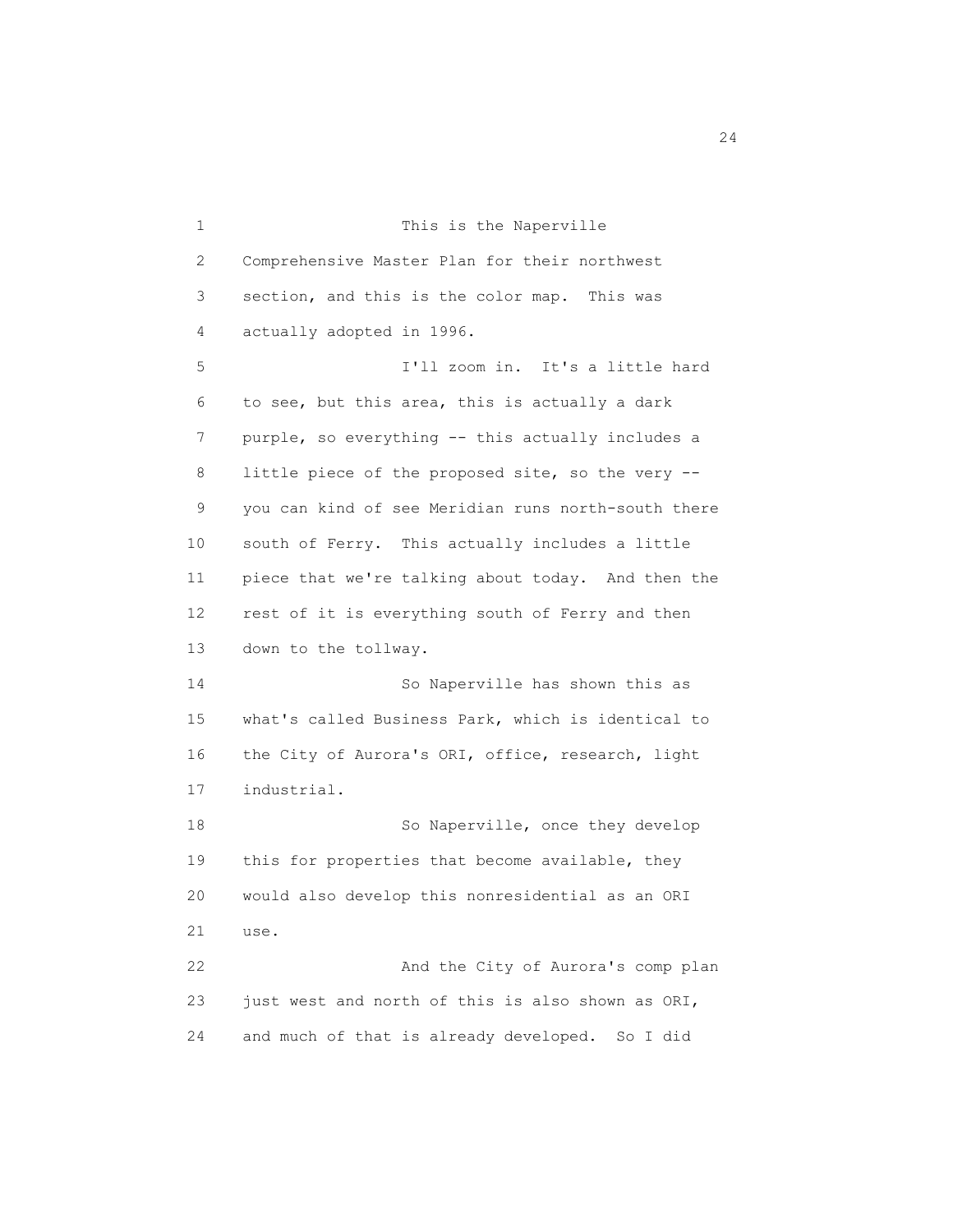This is the Naperville Comprehensive Master Plan for their northwest section, and this is the color map. This was actually adopted in 1996.

I'll zoom in. It's a little hard to see, but this area, this is actually a dark purple, so everything -- this actually includes a little piece of the proposed site, so the very -- you can kind of see Meridian runs north-south there south of Ferry. This actually includes a little piece that we're talking about today. And then the rest of it is everything south of Ferry and then down to the tollway.

So Naperville has shown this as what's called Business Park, which is identical to the City of Aurora's ORI, office, research, light industrial.

So Naperville, once they develop this for properties that become available, they would also develop this nonresidential as an ORI use.

And the City of Aurora's comp plan just west and north of this is also shown as ORI, and much of that is already developed. So I did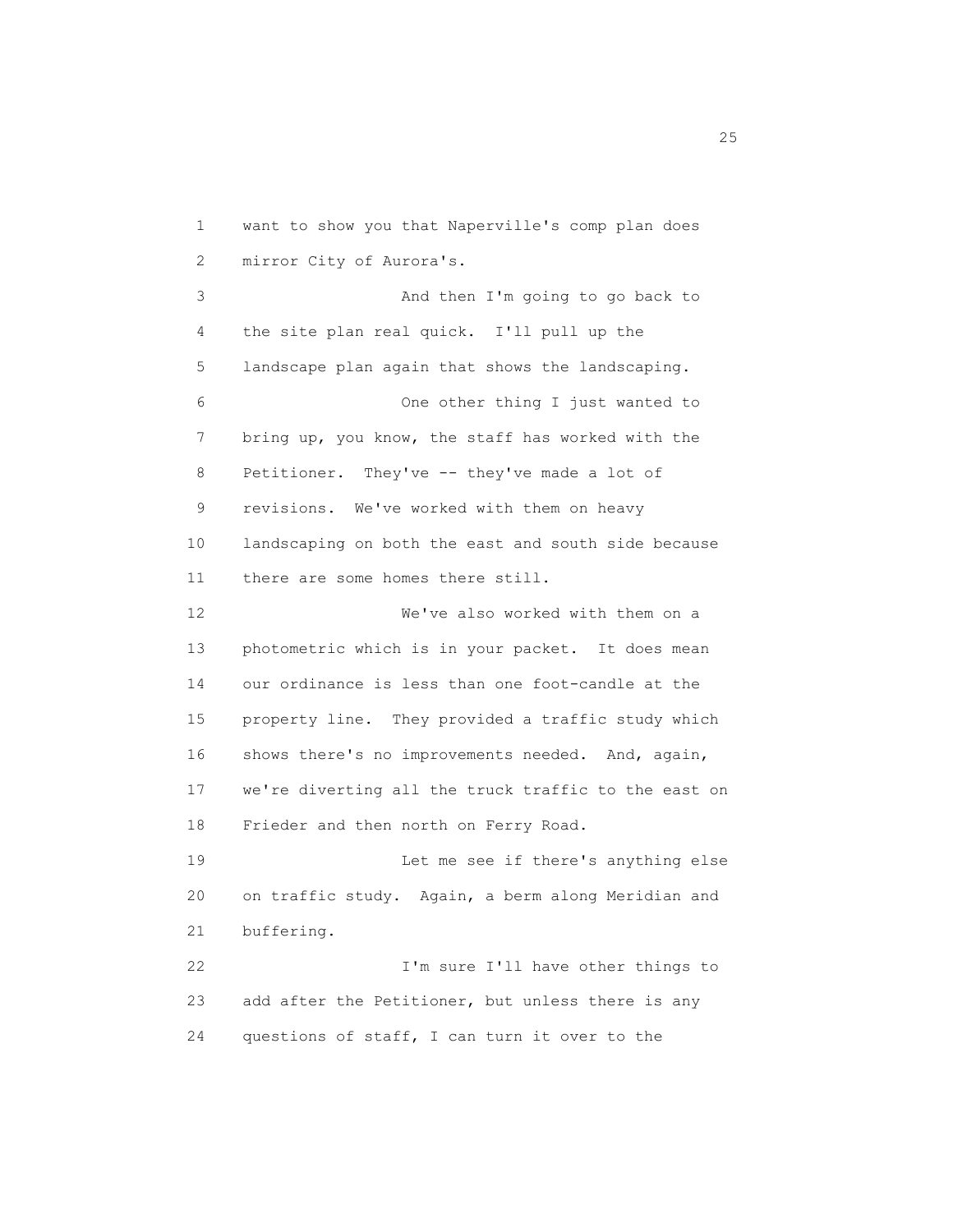want to show you that Naperville's comp plan does mirror City of Aurora's.

And then I'm going to go back to the site plan real quick. I'll pull up the landscape plan again that shows the landscaping.

One other thing I just wanted to bring up, you know, the staff has worked with the Petitioner. They've -- they've made a lot of revisions. We've worked with them on heavy landscaping on both the east and south side because there are some homes there still.

We've also worked with them on a photometric which is in your packet. It does mean our ordinance is less than one foot-candle at the property line. They provided a traffic study which shows there's no improvements needed. And, again, we're diverting all the truck traffic to the east on Frieder and then north on Ferry Road.

Let me see if there's anything else on traffic study. Again, a berm along Meridian and buffering.

I'm sure I'll have other things to add after the Petitioner, but unless there is any questions of staff, I can turn it over to the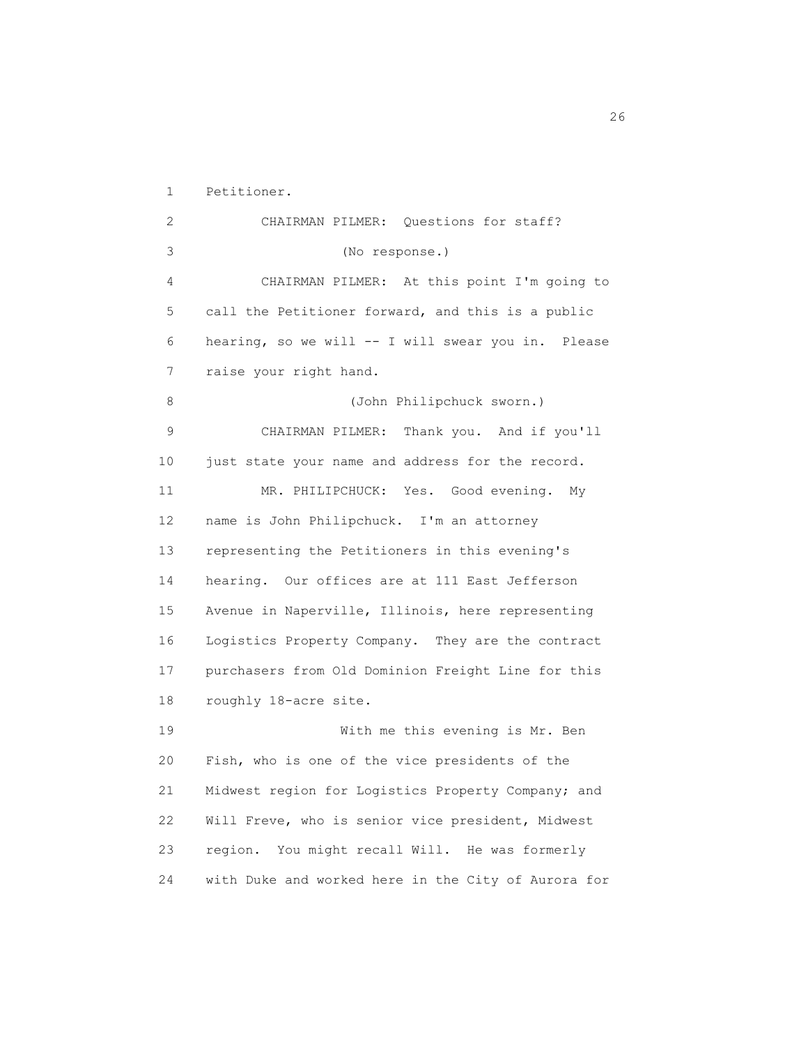Petitioner.

CHAIRMAN PILMER: Questions for staff?

(No response.)

CHAIRMAN PILMER: At this point I'm going to call the Petitioner forward, and this is a public hearing, so we will -- I will swear you in. Please raise your right hand.

(John Philipchuck sworn.)

CHAIRMAN PILMER: Thank you. And if you'll just state your name and address for the record.

MR. PHILIPCHUCK: Yes. Good evening. My name is John Philipchuck. I'm an attorney representing the Petitioners in this evening's hearing. Our offices are at 111 East Jefferson Avenue in Naperville, Illinois, here representing Logistics Property Company. They are the contract purchasers from Old Dominion Freight Line for this roughly 18-acre site.

With me this evening is Mr. Ben Fish, who is one of the vice presidents of the Midwest region for Logistics Property Company; and Will Freve, who is senior vice president, Midwest region. You might recall Will. He was formerly with Duke and worked here in the City of Aurora for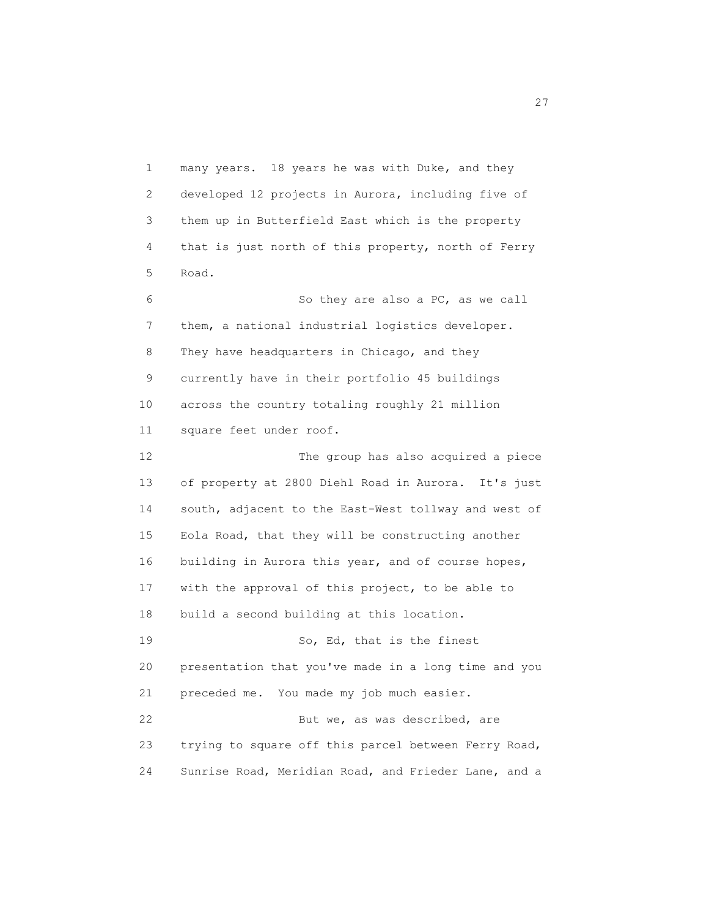many years. 18 years he was with Duke, and they developed 12 projects in Aurora, including five of them up in Butterfield East which is the property that is just north of this property, north of Ferry Road.

So they are also a PC, as we call them, a national industrial logistics developer. They have headquarters in Chicago, and they currently have in their portfolio 45 buildings across the country totaling roughly 21 million square feet under roof.

The group has also acquired a piece of property at 2800 Diehl Road in Aurora. It's just south, adjacent to the East-West tollway and west of Eola Road, that they will be constructing another building in Aurora this year, and of course hopes, with the approval of this project, to be able to build a second building at this location.

So, Ed, that is the finest presentation that you've made in a long time and you preceded me. You made my job much easier.

But we, as was described, are trying to square off this parcel between Ferry Road, Sunrise Road, Meridian Road, and Frieder Lane, and a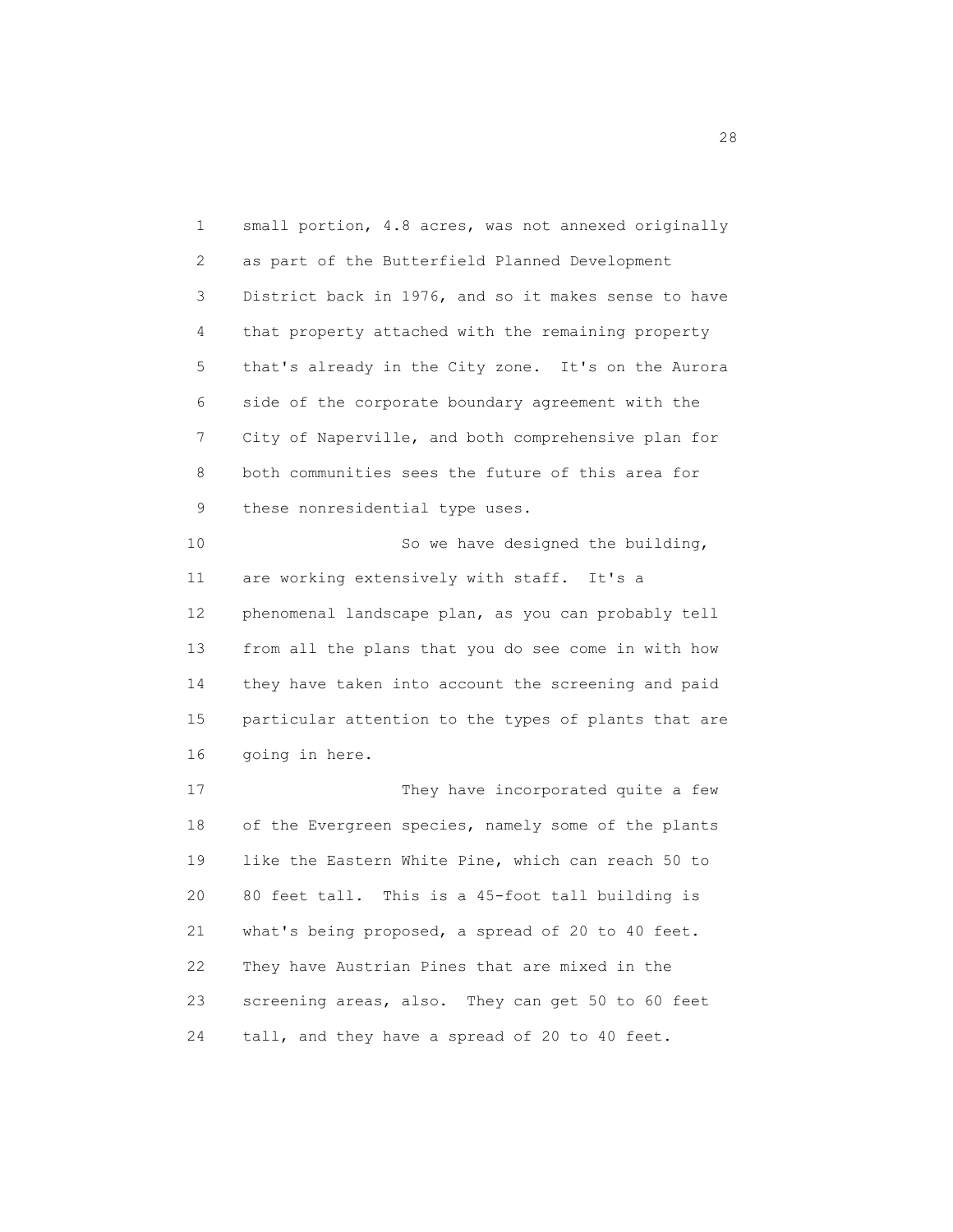small portion, 4.8 acres, was not annexed originally as part of the Butterfield Planned Development District back in 1976, and so it makes sense to have that property attached with the remaining property that's already in the City zone. It's on the Aurora side of the corporate boundary agreement with the City of Naperville, and both comprehensive plan for both communities sees the future of this area for these nonresidential type uses.

So we have designed the building, are working extensively with staff. It's a phenomenal landscape plan, as you can probably tell from all the plans that you do see come in with how they have taken into account the screening and paid particular attention to the types of plants that are going in here.

They have incorporated quite a few of the Evergreen species, namely some of the plants like the Eastern White Pine, which can reach 50 to 80 feet tall. This is a 45-foot tall building is what's being proposed, a spread of 20 to 40 feet. They have Austrian Pines that are mixed in the screening areas, also. They can get 50 to 60 feet tall, and they have a spread of 20 to 40 feet.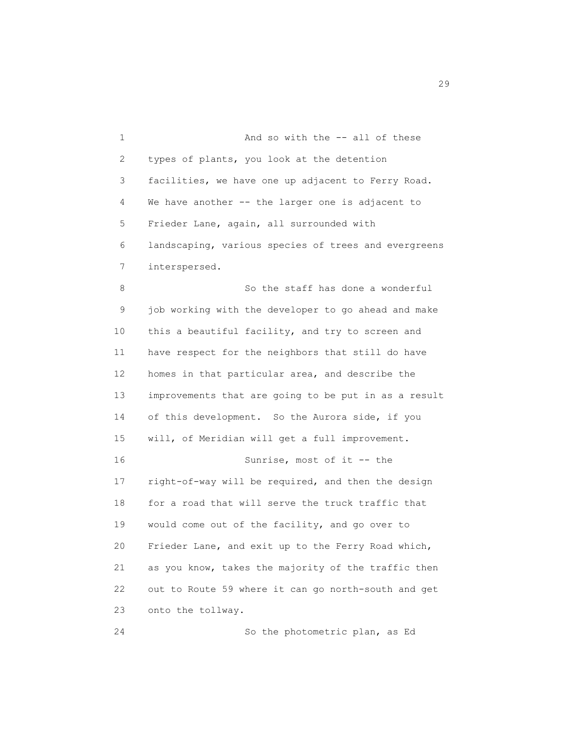And so with the -- all of these types of plants, you look at the detention facilities, we have one up adjacent to Ferry Road. We have another -- the larger one is adjacent to Frieder Lane, again, all surrounded with landscaping, various species of trees and evergreens interspersed.

So the staff has done a wonderful job working with the developer to go ahead and make this a beautiful facility, and try to screen and have respect for the neighbors that still do have homes in that particular area, and describe the improvements that are going to be put in as a result of this development. So the Aurora side, if you will, of Meridian will get a full improvement.

Sunrise, most of it -- the right-of-way will be required, and then the design for a road that will serve the truck traffic that would come out of the facility, and go over to Frieder Lane, and exit up to the Ferry Road which, as you know, takes the majority of the traffic then out to Route 59 where it can go north-south and get onto the tollway.

So the photometric plan, as Ed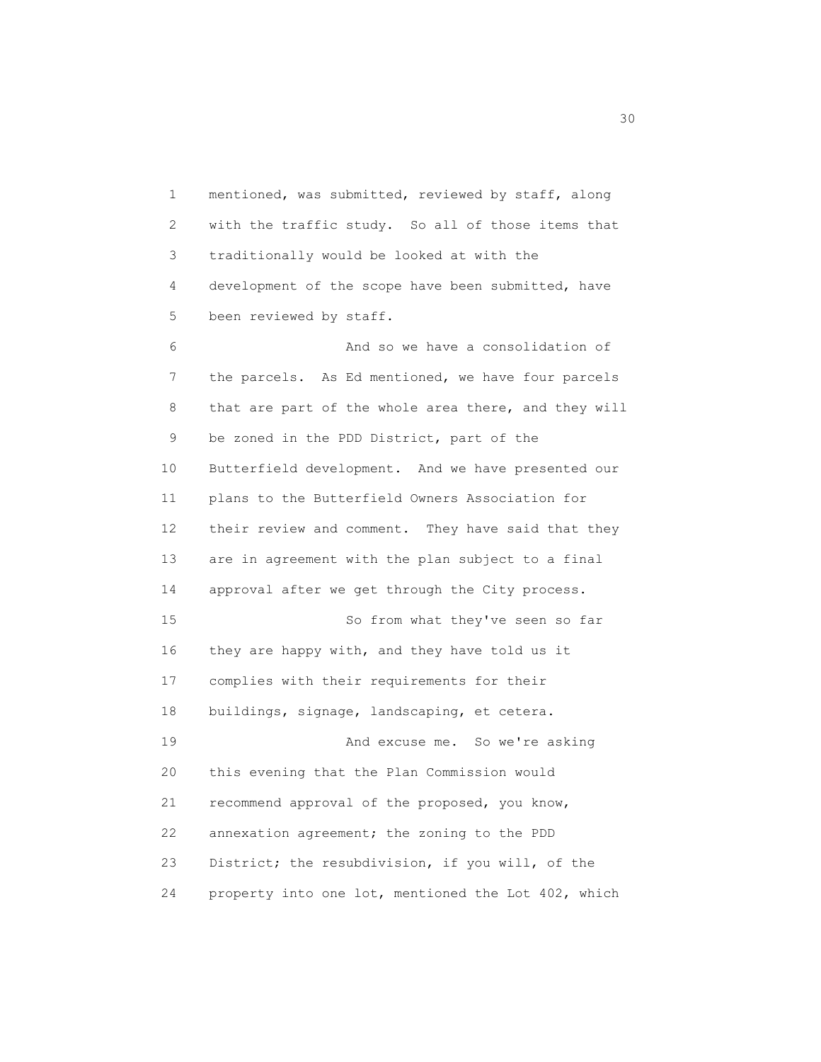mentioned, was submitted, reviewed by staff, along with the traffic study. So all of those items that traditionally would be looked at with the development of the scope have been submitted, have been reviewed by staff.

And so we have a consolidation of the parcels. As Ed mentioned, we have four parcels that are part of the whole area there, and they will be zoned in the PDD District, part of the Butterfield development. And we have presented our plans to the Butterfield Owners Association for their review and comment. They have said that they are in agreement with the plan subject to a final approval after we get through the City process.

So from what they've seen so far they are happy with, and they have told us it complies with their requirements for their buildings, signage, landscaping, et cetera.

And excuse me. So we're asking this evening that the Plan Commission would recommend approval of the proposed, you know, annexation agreement; the zoning to the PDD District; the resubdivision, if you will, of the property into one lot, mentioned the Lot 402, which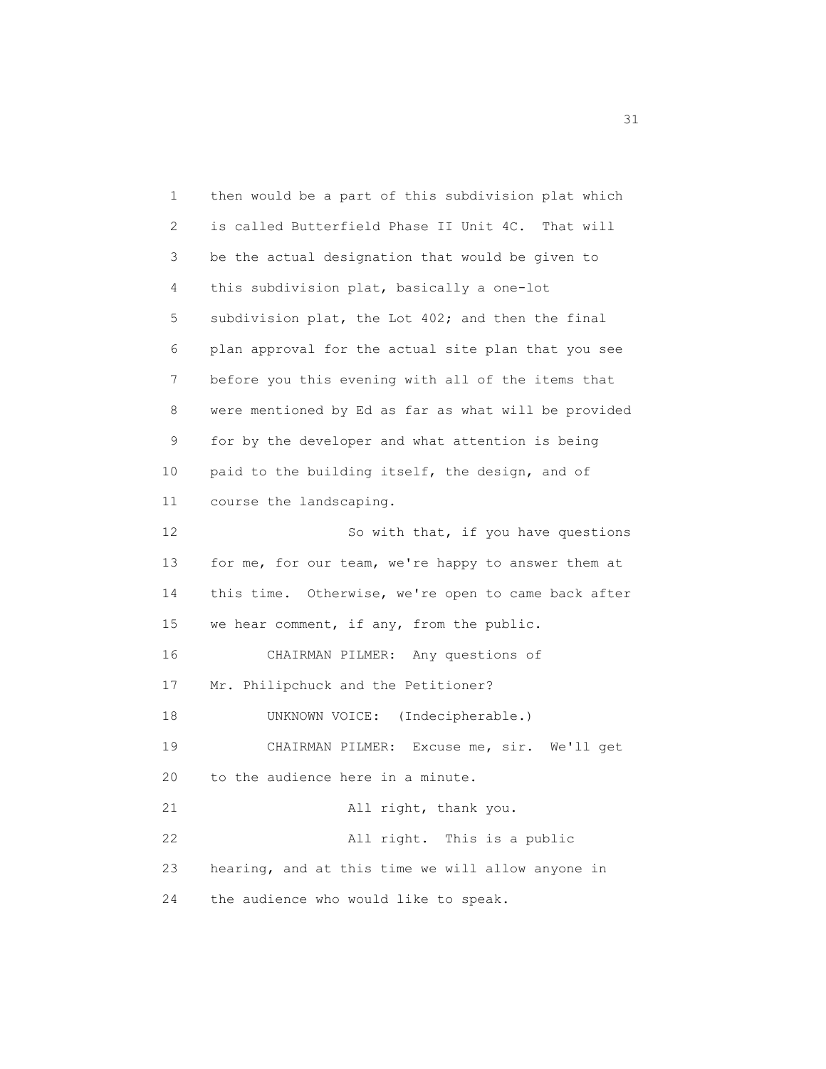1 then would be a part of this subdivision plat which
2 is called Butterfield Phase II Unit 4C. That will
3 be the actual designation that would be given to
4 this subdivision plat, basically a one-lot
5 subdivision plat, the Lot 402; and then the final
6 plan approval for the actual site plan that you see
7 before you this evening with all of the items that
8 were mentioned by Ed as far as what will be provided
9 for by the developer and what attention is being
10 paid to the building itself, the design, and of
11 course the landscaping.

12 So with that, if you have questions
13 for me, for our team, we're happy to answer them at
14 this time. Otherwise, we're open to came back after
15 we hear comment, if any, from the public.

16 CHAIRMAN PILMER: Any questions of
17 Mr. Philipchuck and the Petitioner?

18 UNKNOWN VOICE: (Indecipherable.)

19 CHAIRMAN PILMER: Excuse me, sir. We'll get
20 to the audience here in a minute.

21 All right, thank you.

22 All right. This is a public
23 hearing, and at this time we will allow anyone in
24 the audience who would like to speak.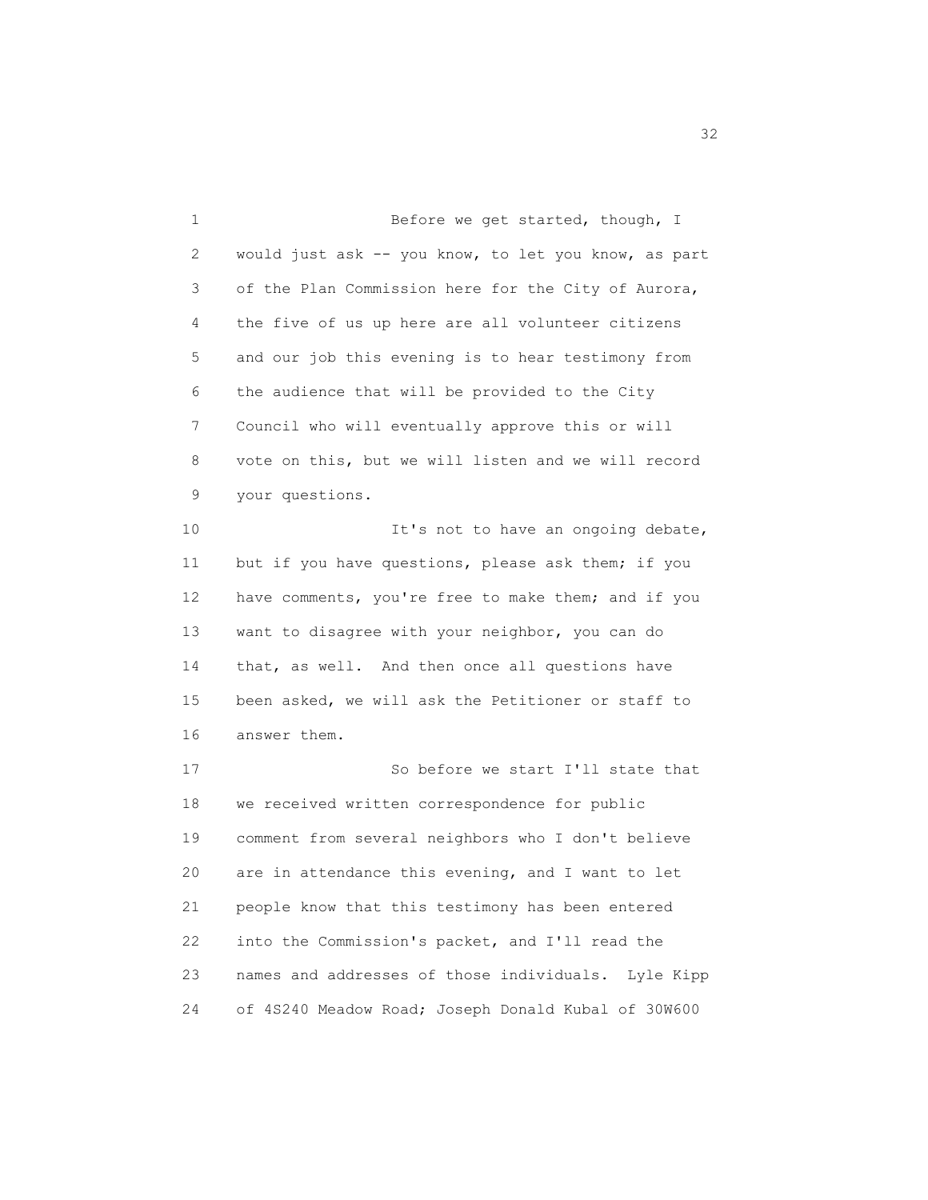Before we get started, though, I would just ask -- you know, to let you know, as part of the Plan Commission here for the City of Aurora, the five of us up here are all volunteer citizens and our job this evening is to hear testimony from the audience that will be provided to the City Council who will eventually approve this or will vote on this, but we will listen and we will record your questions.

It's not to have an ongoing debate, but if you have questions, please ask them; if you have comments, you're free to make them; and if you want to disagree with your neighbor, you can do that, as well. And then once all questions have been asked, we will ask the Petitioner or staff to answer them.

So before we start I'll state that we received written correspondence for public comment from several neighbors who I don't believe are in attendance this evening, and I want to let people know that this testimony has been entered into the Commission's packet, and I'll read the names and addresses of those individuals. Lyle Kipp of 4S240 Meadow Road; Joseph Donald Kubal of 30W600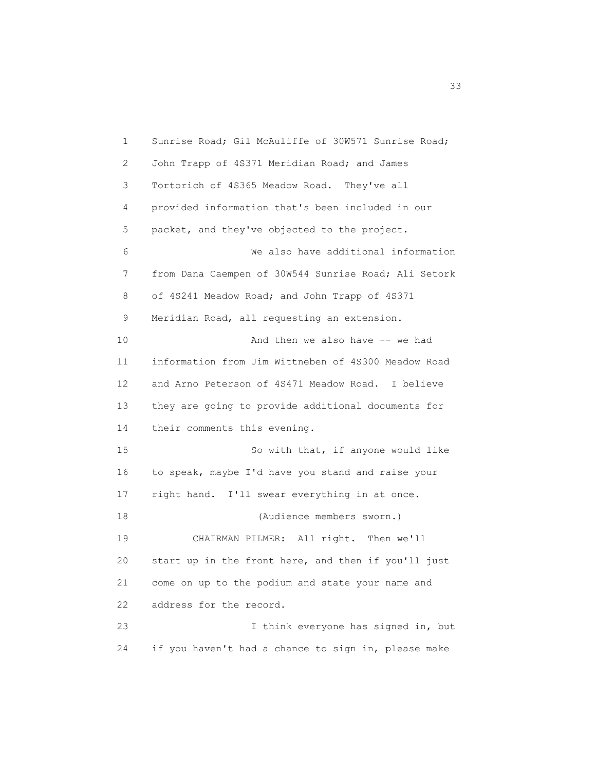Sunrise Road; Gil McAuliffe of 30W571 Sunrise Road; John Trapp of 4S371 Meridian Road; and James Tortorich of 4S365 Meadow Road. They've all provided information that's been included in our packet, and they've objected to the project.

We also have additional information from Dana Caempen of 30W544 Sunrise Road; Ali Setork of 4S241 Meadow Road; and John Trapp of 4S371 Meridian Road, all requesting an extension.

And then we also have -- we had information from Jim Wittneben of 4S300 Meadow Road and Arno Peterson of 4S471 Meadow Road. I believe they are going to provide additional documents for their comments this evening.

So with that, if anyone would like to speak, maybe I'd have you stand and raise your right hand. I'll swear everything in at once.

(Audience members sworn.)

CHAIRMAN PILMER: All right. Then we'll start up in the front here, and then if you'll just come on up to the podium and state your name and address for the record.

I think everyone has signed in, but if you haven't had a chance to sign in, please make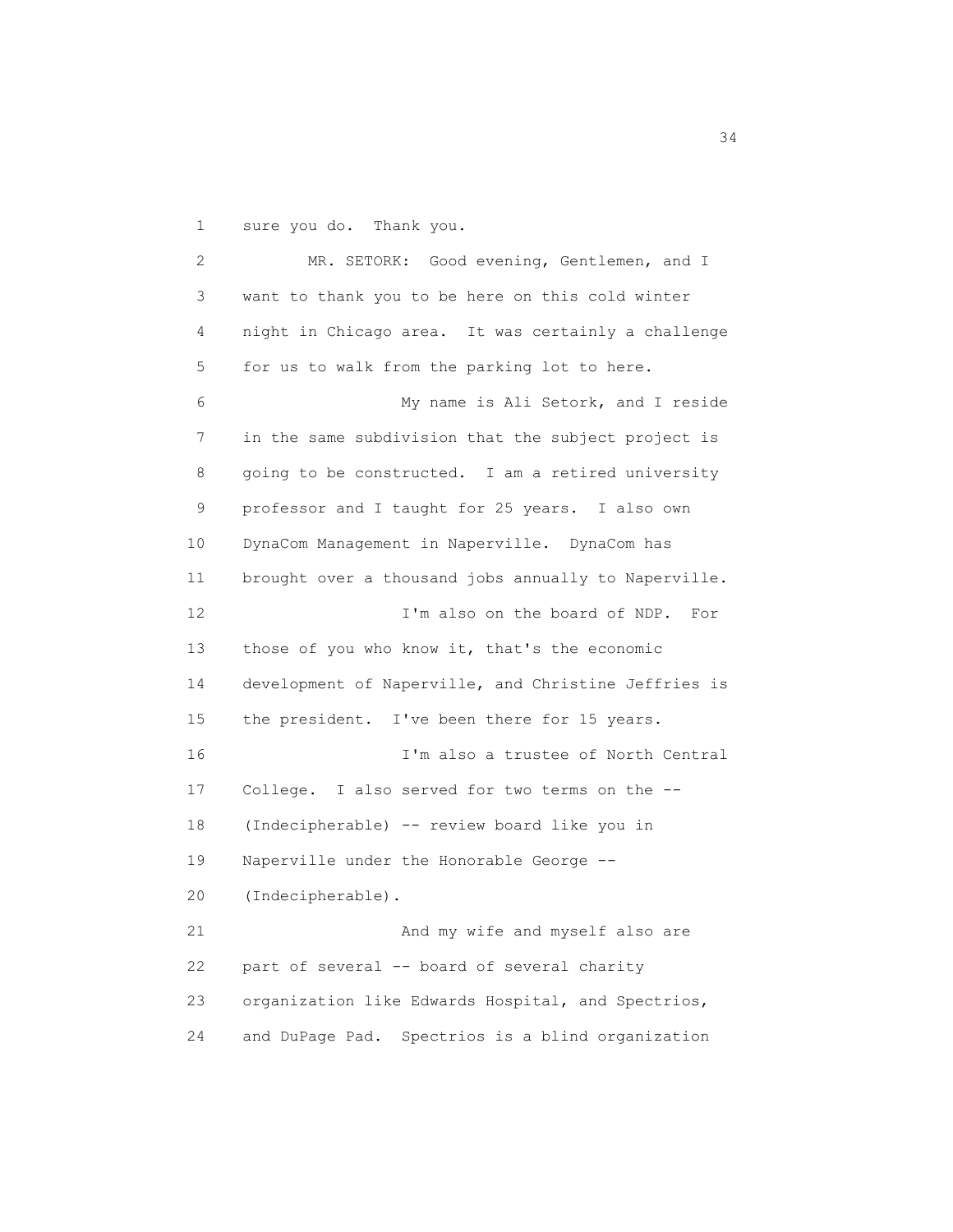sure you do. Thank you.

MR. SETORK: Good evening, Gentlemen, and I want to thank you to be here on this cold winter night in Chicago area. It was certainly a challenge for us to walk from the parking lot to here.

My name is Ali Setork, and I reside in the same subdivision that the subject project is going to be constructed. I am a retired university professor and I taught for 25 years. I also own DynaCom Management in Naperville. DynaCom has brought over a thousand jobs annually to Naperville.

I'm also on the board of NDP. For those of you who know it, that's the economic development of Naperville, and Christine Jeffries is the president. I've been there for 15 years.

I'm also a trustee of North Central College. I also served for two terms on the -- (Indecipherable) -- review board like you in Naperville under the Honorable George -- (Indecipherable).

And my wife and myself also are part of several -- board of several charity organization like Edwards Hospital, and Spectrios, and DuPage Pad. Spectrios is a blind organization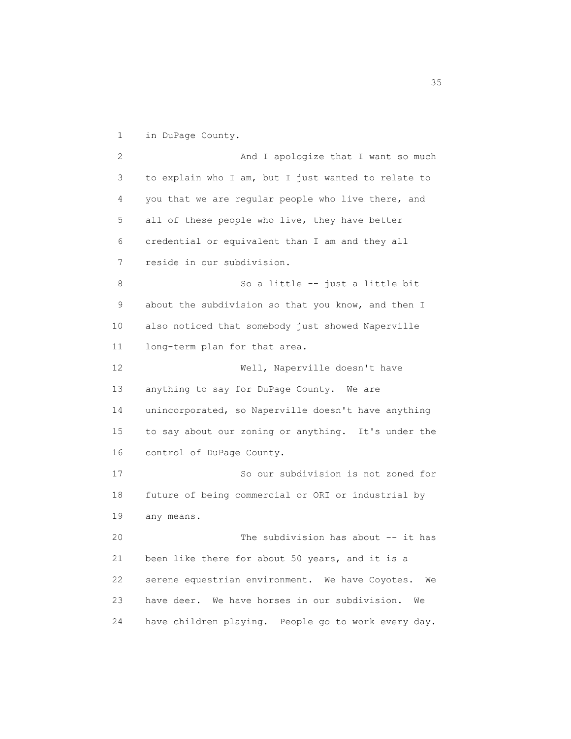in DuPage County.

And I apologize that I want so much to explain who I am, but I just wanted to relate to you that we are regular people who live there, and all of these people who live, they have better credential or equivalent than I am and they all reside in our subdivision.

So a little -- just a little bit about the subdivision so that you know, and then I also noticed that somebody just showed Naperville long-term plan for that area.

Well, Naperville doesn't have anything to say for DuPage County. We are unincorporated, so Naperville doesn't have anything to say about our zoning or anything. It's under the control of DuPage County.

So our subdivision is not zoned for future of being commercial or ORI or industrial by any means.

The subdivision has about -- it has been like there for about 50 years, and it is a serene equestrian environment. We have Coyotes. We have deer. We have horses in our subdivision. We have children playing. People go to work every day.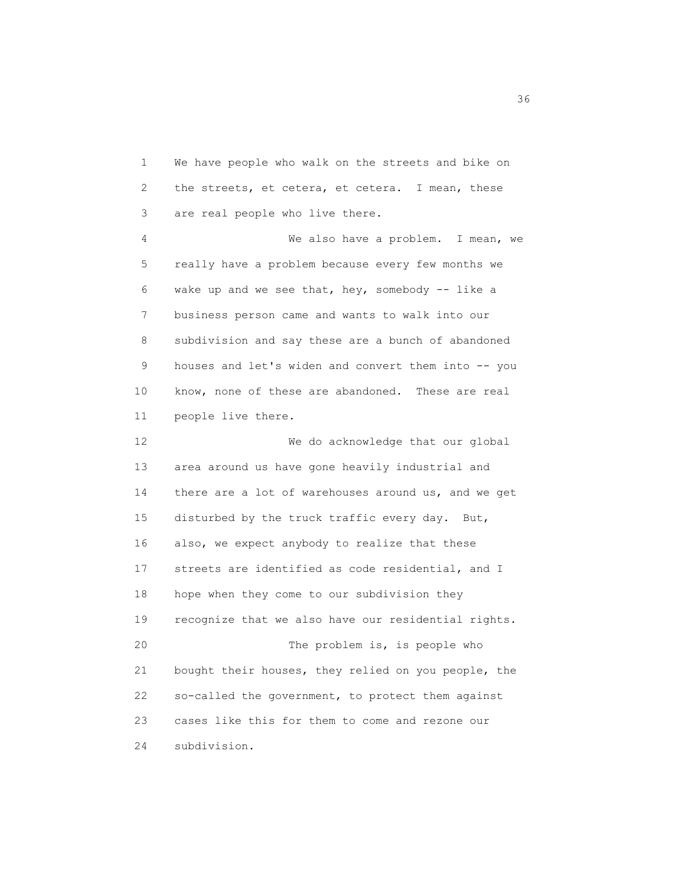We have people who walk on the streets and bike on the streets, et cetera, et cetera. I mean, these are real people who live there.

We also have a problem. I mean, we really have a problem because every few months we wake up and we see that, hey, somebody -- like a business person came and wants to walk into our subdivision and say these are a bunch of abandoned houses and let's widen and convert them into -- you know, none of these are abandoned. These are real people live there.

We do acknowledge that our global area around us have gone heavily industrial and there are a lot of warehouses around us, and we get disturbed by the truck traffic every day. But, also, we expect anybody to realize that these streets are identified as code residential, and I hope when they come to our subdivision they recognize that we also have our residential rights.

The problem is, is people who bought their houses, they relied on you people, the so-called the government, to protect them against cases like this for them to come and rezone our subdivision.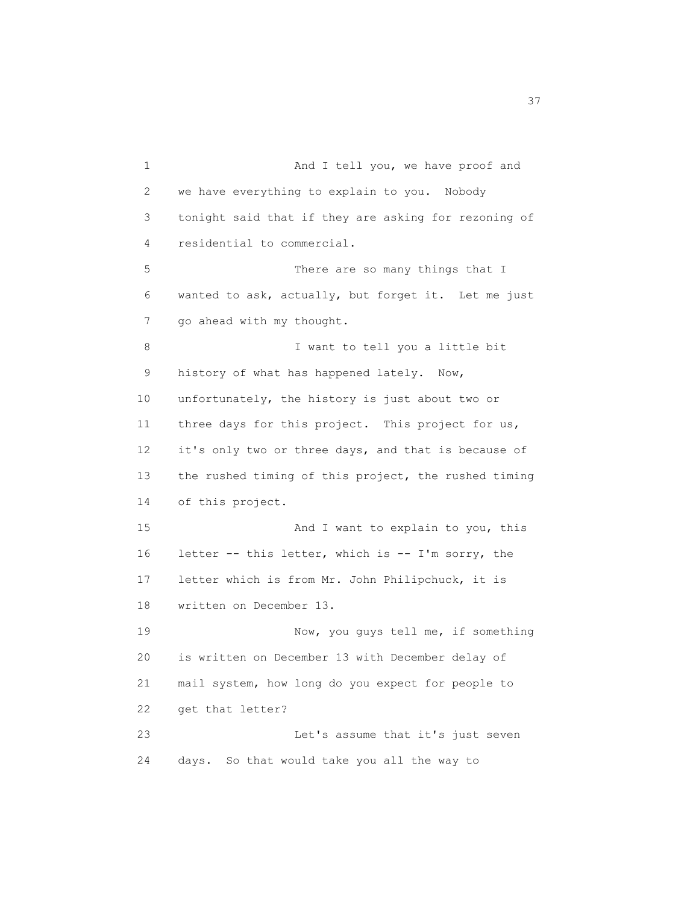And I tell you, we have proof and we have everything to explain to you. Nobody tonight said that if they are asking for rezoning of residential to commercial.

There are so many things that I wanted to ask, actually, but forget it. Let me just go ahead with my thought.

I want to tell you a little bit history of what has happened lately. Now, unfortunately, the history is just about two or three days for this project. This project for us, it's only two or three days, and that is because of the rushed timing of this project, the rushed timing of this project.

And I want to explain to you, this letter -- this letter, which is -- I'm sorry, the letter which is from Mr. John Philipchuck, it is written on December 13.

Now, you guys tell me, if something is written on December 13 with December delay of mail system, how long do you expect for people to get that letter?

Let's assume that it's just seven days. So that would take you all the way to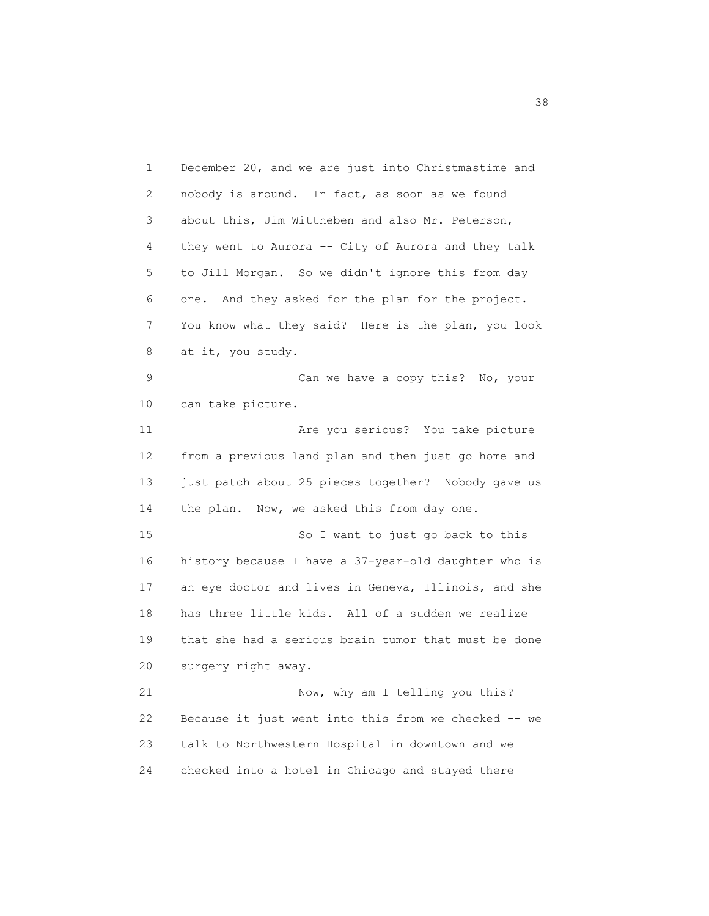December 20, and we are just into Christmastime and nobody is around. In fact, as soon as we found about this, Jim Wittneben and also Mr. Peterson, they went to Aurora -- City of Aurora and they talk to Jill Morgan. So we didn't ignore this from day one. And they asked for the plan for the project. You know what they said? Here is the plan, you look at it, you study.

Can we have a copy this? No, your can take picture.

Are you serious? You take picture from a previous land plan and then just go home and just patch about 25 pieces together? Nobody gave us the plan. Now, we asked this from day one.

So I want to just go back to this history because I have a 37-year-old daughter who is an eye doctor and lives in Geneva, Illinois, and she has three little kids. All of a sudden we realize that she had a serious brain tumor that must be done surgery right away.

Now, why am I telling you this? Because it just went into this from we checked -- we talk to Northwestern Hospital in downtown and we checked into a hotel in Chicago and stayed there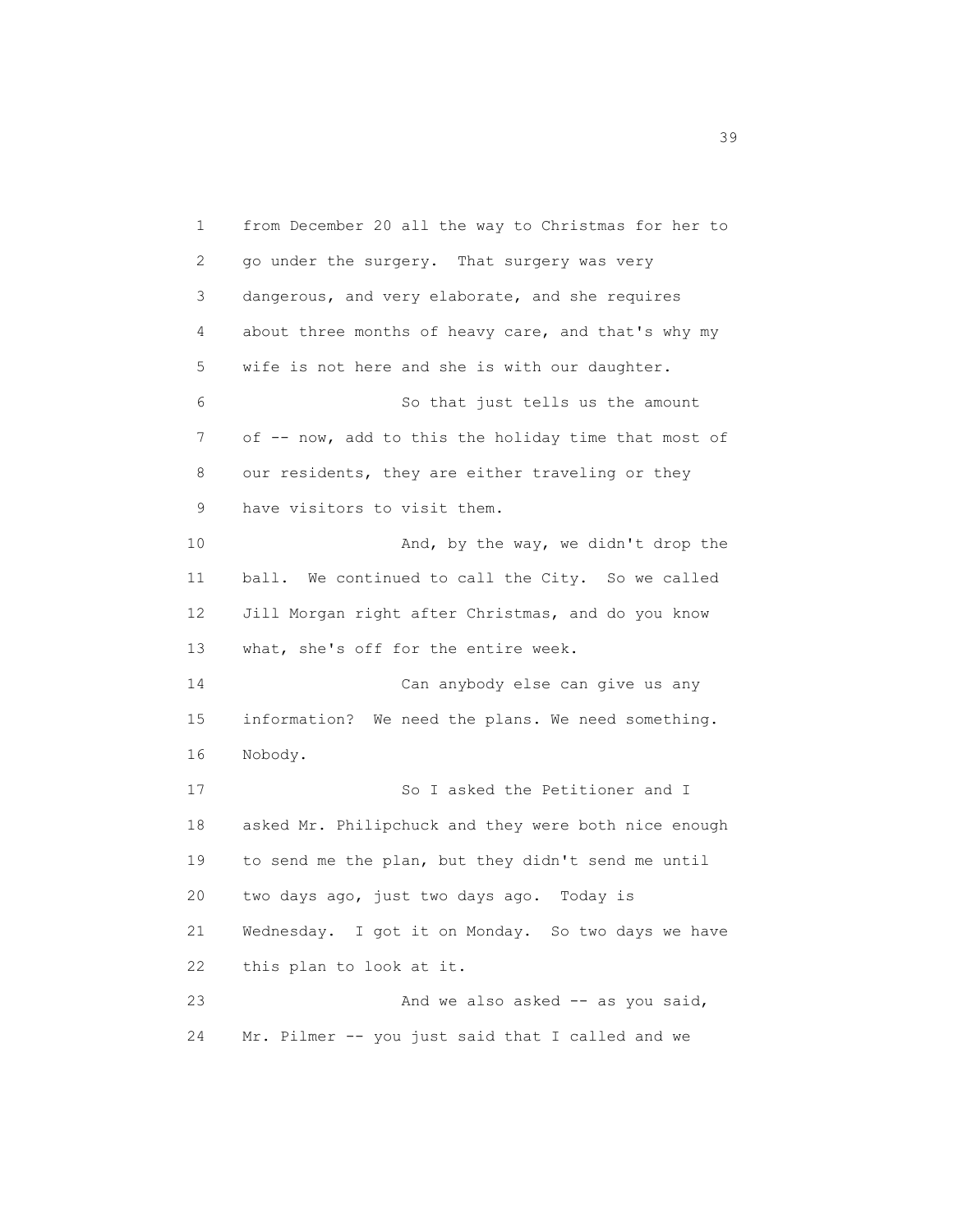1 from December 20 all the way to Christmas for her to
2 go under the surgery. That surgery was very
3 dangerous, and very elaborate, and she requires
4 about three months of heavy care, and that's why my
5 wife is not here and she is with our daughter.

6 So that just tells us the amount
7 of -- now, add to this the holiday time that most of
8 our residents, they are either traveling or they
9 have visitors to visit them.

10 And, by the way, we didn't drop the
11 ball. We continued to call the City. So we called
12 Jill Morgan right after Christmas, and do you know
13 what, she's off for the entire week.

14 Can anybody else can give us any
15 information? We need the plans. We need something.
16 Nobody.

17 So I asked the Petitioner and I
18 asked Mr. Philipchuck and they were both nice enough
19 to send me the plan, but they didn't send me until
20 two days ago, just two days ago. Today is
21 Wednesday. I got it on Monday. So two days we have
22 this plan to look at it.

23 And we also asked -- as you said,
24 Mr. Pilmer -- you just said that I called and we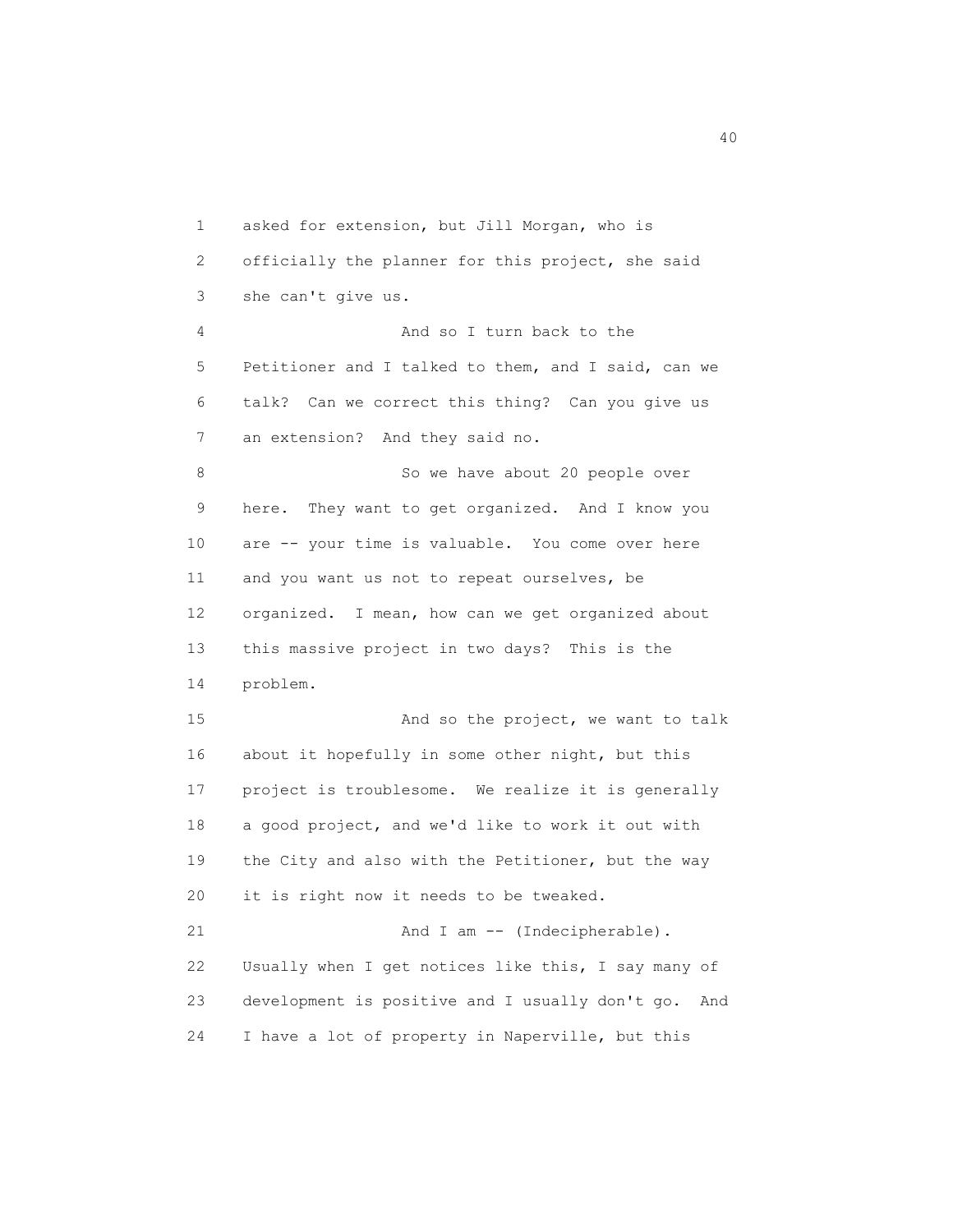1 asked for extension, but Jill Morgan, who is
2 officially the planner for this project, she said
3 she can't give us.
4 And so I turn back to the
5 Petitioner and I talked to them, and I said, can we
6 talk? Can we correct this thing? Can you give us
7 an extension? And they said no.
8 So we have about 20 people over
9 here. They want to get organized. And I know you
10 are -- your time is valuable. You come over here
11 and you want us not to repeat ourselves, be
12 organized. I mean, how can we get organized about
13 this massive project in two days? This is the
14 problem.
15 And so the project, we want to talk
16 about it hopefully in some other night, but this
17 project is troublesome. We realize it is generally
18 a good project, and we'd like to work it out with
19 the City and also with the Petitioner, but the way
20 it is right now it needs to be tweaked.
21 And I am -- (Indecipherable).
22 Usually when I get notices like this, I say many of
23 development is positive and I usually don't go. And
24 I have a lot of property in Naperville, but this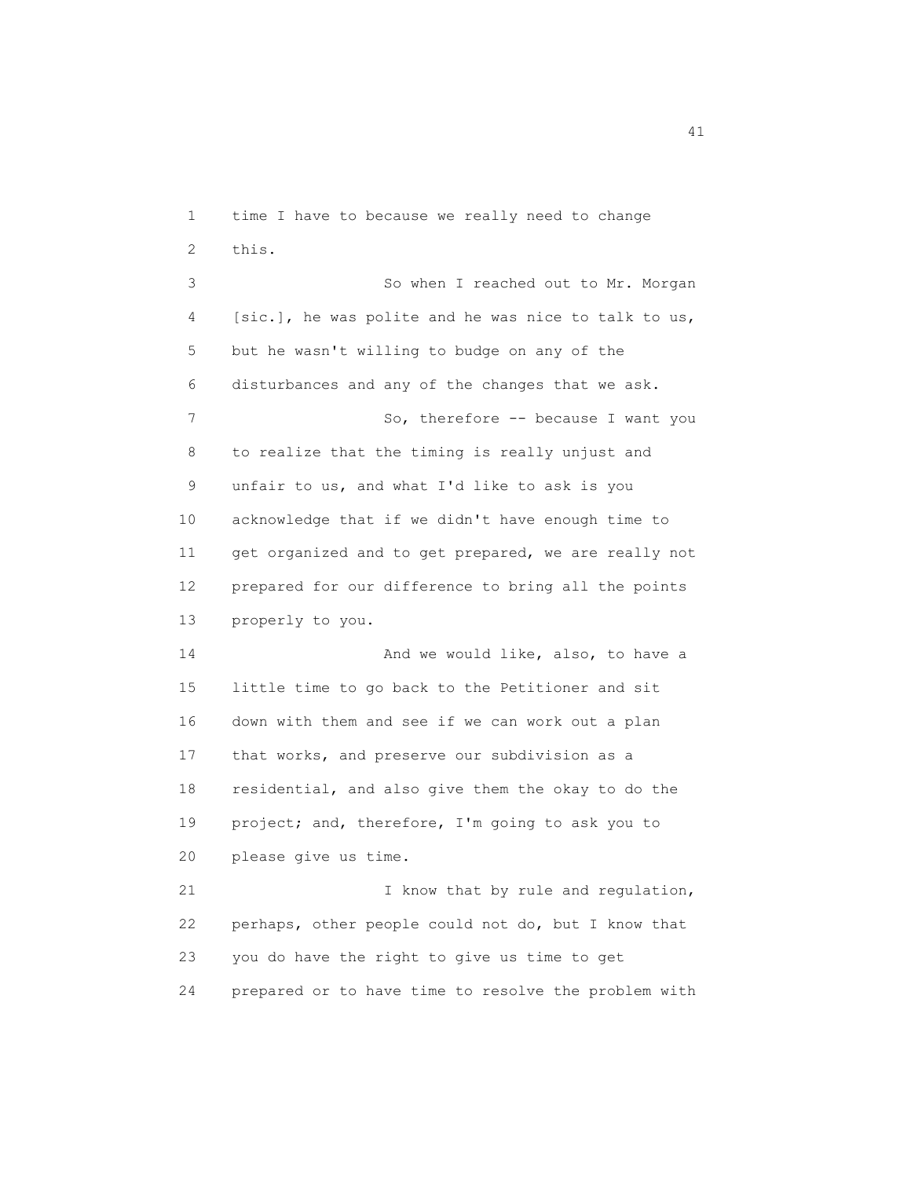time I have to because we really need to change this.

So when I reached out to Mr. Morgan [sic.], he was polite and he was nice to talk to us, but he wasn't willing to budge on any of the disturbances and any of the changes that we ask.

So, therefore -- because I want you to realize that the timing is really unjust and unfair to us, and what I'd like to ask is you acknowledge that if we didn't have enough time to get organized and to get prepared, we are really not prepared for our difference to bring all the points properly to you.

And we would like, also, to have a little time to go back to the Petitioner and sit down with them and see if we can work out a plan that works, and preserve our subdivision as a residential, and also give them the okay to do the project; and, therefore, I'm going to ask you to please give us time.

I know that by rule and regulation, perhaps, other people could not do, but I know that you do have the right to give us time to get prepared or to have time to resolve the problem with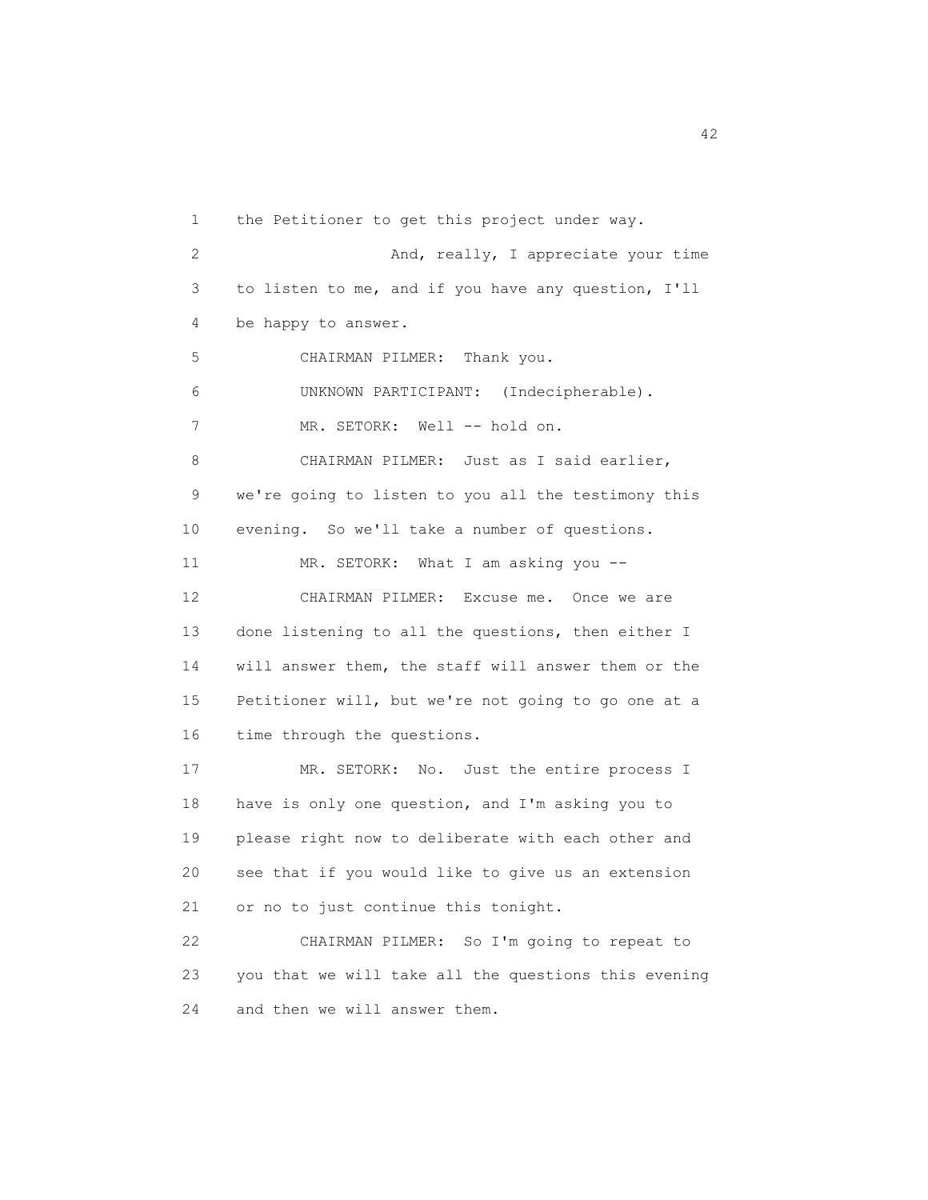the Petitioner to get this project under way.

And, really, I appreciate your time to listen to me, and if you have any question, I'll be happy to answer.

CHAIRMAN PILMER: Thank you.

UNKNOWN PARTICIPANT: (Indecipherable).

MR. SETORK: Well -- hold on.

CHAIRMAN PILMER: Just as I said earlier, we're going to listen to you all the testimony this evening. So we'll take a number of questions.

MR. SETORK: What I am asking you --

CHAIRMAN PILMER: Excuse me. Once we are done listening to all the questions, then either I will answer them, the staff will answer them or the Petitioner will, but we're not going to go one at a time through the questions.

MR. SETORK: No. Just the entire process I have is only one question, and I'm asking you to please right now to deliberate with each other and see that if you would like to give us an extension or no to just continue this tonight.

CHAIRMAN PILMER: So I'm going to repeat to you that we will take all the questions this evening and then we will answer them.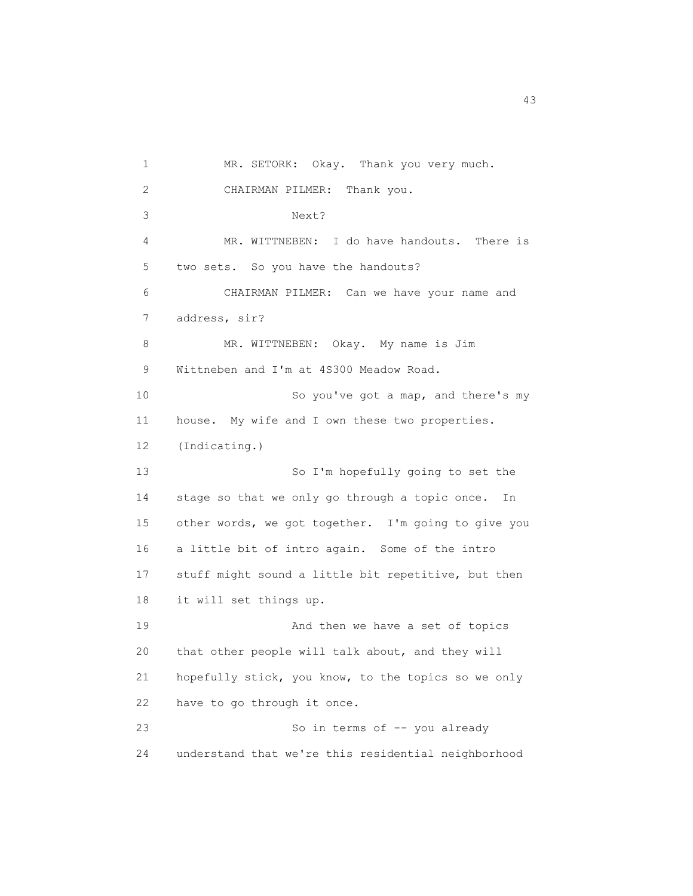1 MR. SETORK: Okay. Thank you very much.

2 CHAIRMAN PILMER: Thank you.

3 Next?

4 MR. WITTNEBEN: I do have handouts. There is

5 two sets. So you have the handouts?

6 CHAIRMAN PILMER: Can we have your name and

7 address, sir?

8 MR. WITTNEBEN: Okay. My name is Jim

9 Wittneben and I'm at 4S300 Meadow Road.

10 So you've got a map, and there's my

11 house. My wife and I own these two properties.

12 (Indicating.)

13 So I'm hopefully going to set the

14 stage so that we only go through a topic once. In

15 other words, we got together. I'm going to give you

16 a little bit of intro again. Some of the intro

17 stuff might sound a little bit repetitive, but then

18 it will set things up.

19 And then we have a set of topics

20 that other people will talk about, and they will

21 hopefully stick, you know, to the topics so we only

22 have to go through it once.

23 So in terms of -- you already

24 understand that we're this residential neighborhood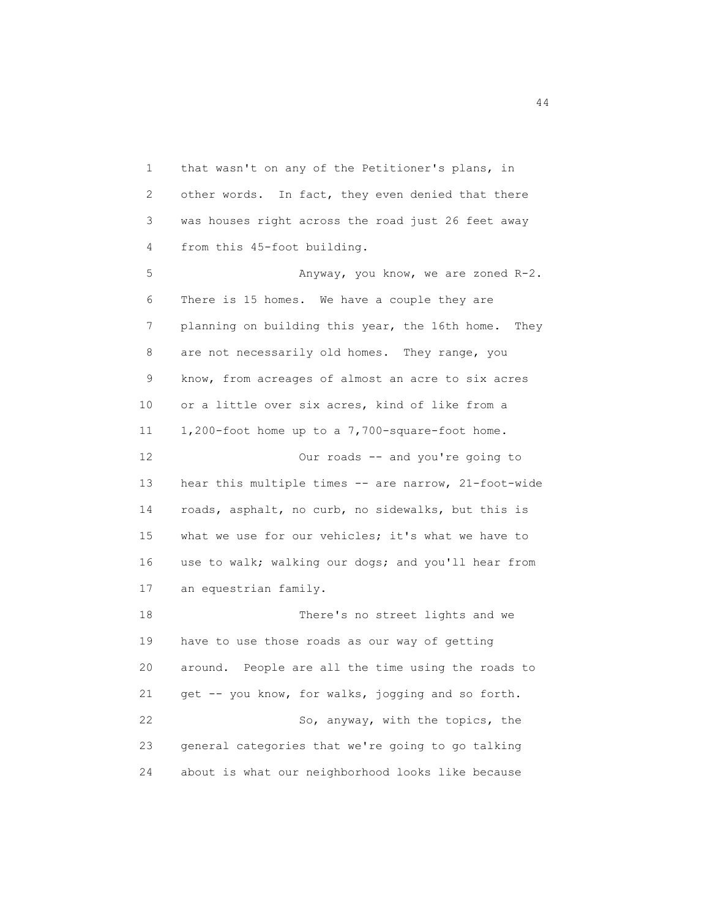1 that wasn't on any of the Petitioner's plans, in
2 other words. In fact, they even denied that there
3 was houses right across the road just 26 feet away
4 from this 45-foot building.

5 Anyway, you know, we are zoned R-2.
6 There is 15 homes. We have a couple they are
7 planning on building this year, the 16th home. They
8 are not necessarily old homes. They range, you
9 know, from acreages of almost an acre to six acres
10 or a little over six acres, kind of like from a
11 1,200-foot home up to a 7,700-square-foot home.

12 Our roads -- and you're going to
13 hear this multiple times -- are narrow, 21-foot-wide
14 roads, asphalt, no curb, no sidewalks, but this is
15 what we use for our vehicles; it's what we have to
16 use to walk; walking our dogs; and you'll hear from
17 an equestrian family.

18 There's no street lights and we
19 have to use those roads as our way of getting
20 around. People are all the time using the roads to
21 get -- you know, for walks, jogging and so forth.

22 So, anyway, with the topics, the
23 general categories that we're going to go talking
24 about is what our neighborhood looks like because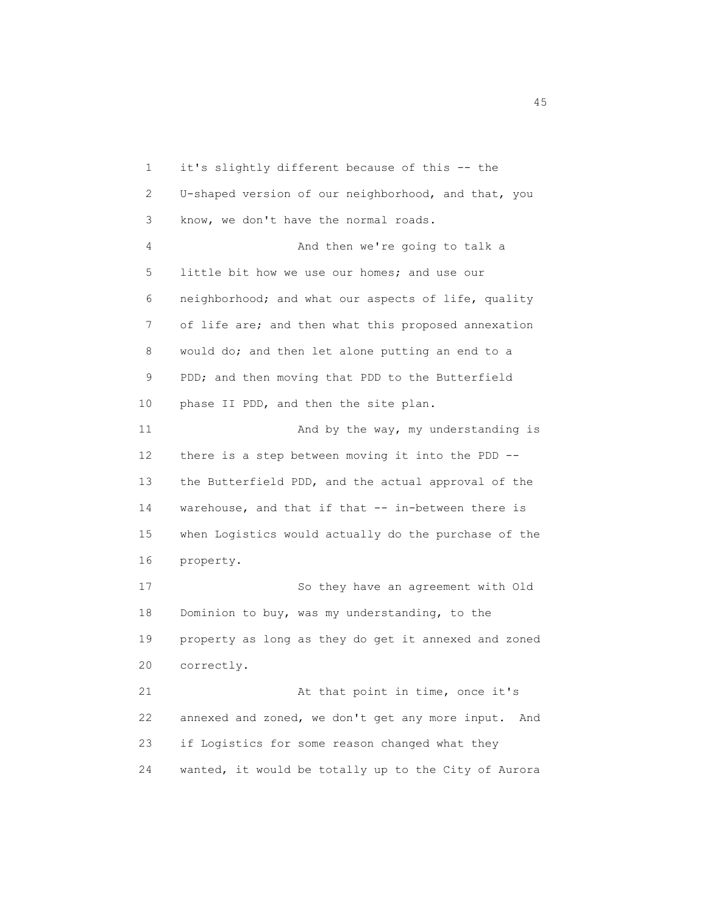1 it's slightly different because of this -- the
2 U-shaped version of our neighborhood, and that, you
3 know, we don't have the normal roads.
4 And then we're going to talk a
5 little bit how we use our homes; and use our
6 neighborhood; and what our aspects of life, quality
7 of life are; and then what this proposed annexation
8 would do; and then let alone putting an end to a
9 PDD; and then moving that PDD to the Butterfield
10 phase II PDD, and then the site plan.
11 And by the way, my understanding is
12 there is a step between moving it into the PDD --
13 the Butterfield PDD, and the actual approval of the
14 warehouse, and that if that -- in-between there is
15 when Logistics would actually do the purchase of the
16 property.
17 So they have an agreement with Old
18 Dominion to buy, was my understanding, to the
19 property as long as they do get it annexed and zoned
20 correctly.
21 At that point in time, once it's
22 annexed and zoned, we don't get any more input. And
23 if Logistics for some reason changed what they
24 wanted, it would be totally up to the City of Aurora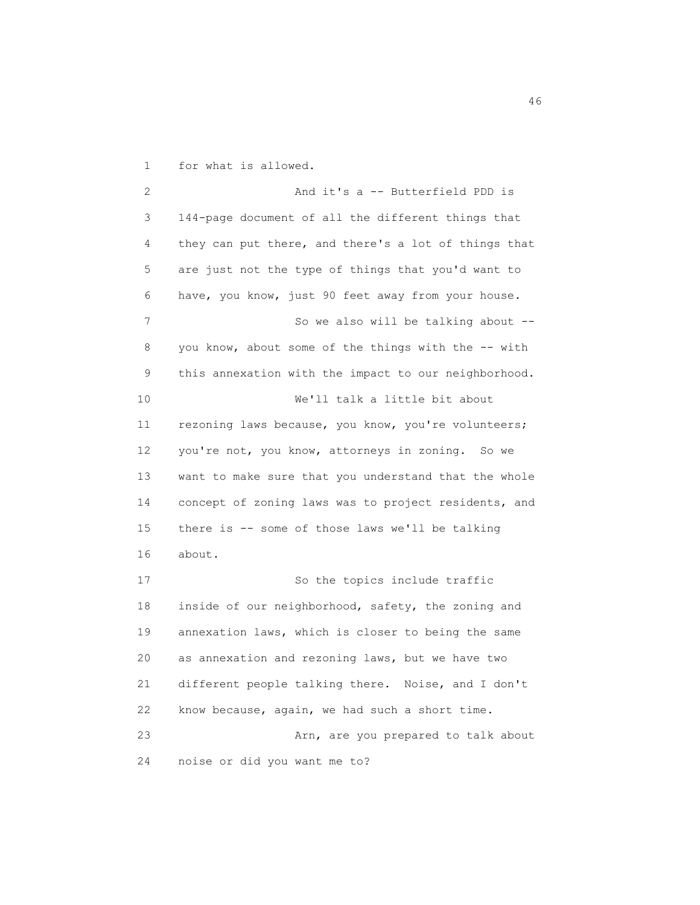for what is allowed.

And it's a -- Butterfield PDD is 144-page document of all the different things that they can put there, and there's a lot of things that are just not the type of things that you'd want to have, you know, just 90 feet away from your house.

So we also will be talking about -- you know, about some of the things with the -- with this annexation with the impact to our neighborhood.

We'll talk a little bit about rezoning laws because, you know, you're volunteers; you're not, you know, attorneys in zoning. So we want to make sure that you understand that the whole concept of zoning laws was to project residents, and there is -- some of those laws we'll be talking about.

So the topics include traffic inside of our neighborhood, safety, the zoning and annexation laws, which is closer to being the same as annexation and rezoning laws, but we have two different people talking there. Noise, and I don't know because, again, we had such a short time.

Arn, are you prepared to talk about noise or did you want me to?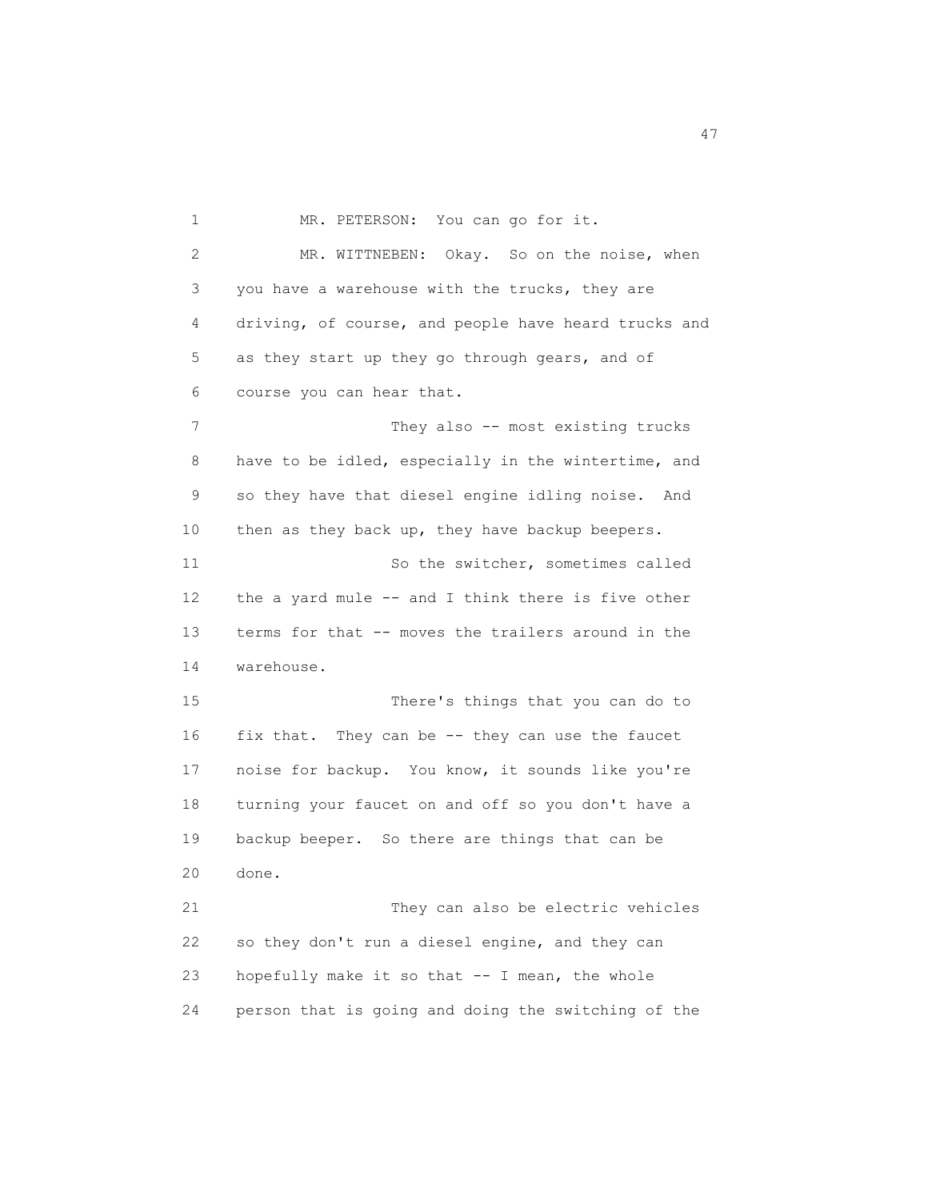MR. PETERSON: You can go for it.

MR. WITTNEBEN: Okay. So on the noise, when you have a warehouse with the trucks, they are driving, of course, and people have heard trucks and as they start up they go through gears, and of course you can hear that.

They also -- most existing trucks have to be idled, especially in the wintertime, and so they have that diesel engine idling noise. And then as they back up, they have backup beepers.

So the switcher, sometimes called the a yard mule -- and I think there is five other terms for that -- moves the trailers around in the warehouse.

There's things that you can do to fix that. They can be -- they can use the faucet noise for backup. You know, it sounds like you're turning your faucet on and off so you don't have a backup beeper. So there are things that can be done.

They can also be electric vehicles so they don't run a diesel engine, and they can hopefully make it so that -- I mean, the whole person that is going and doing the switching of the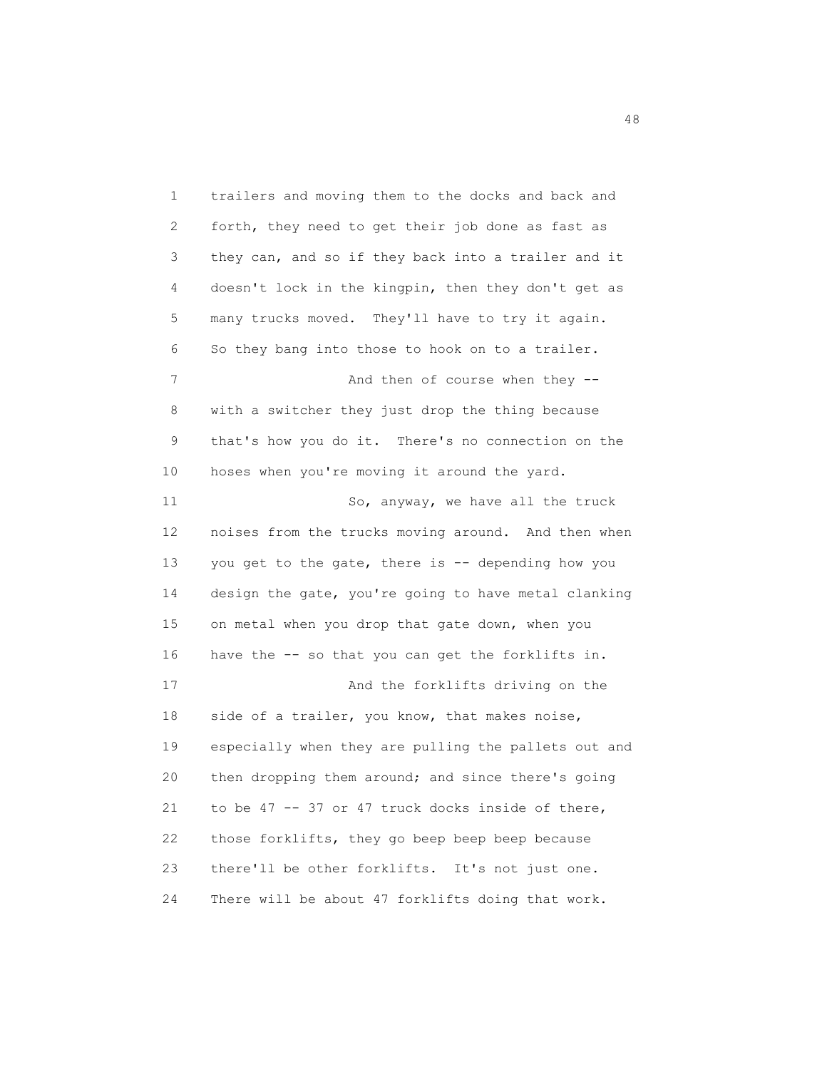trailers and moving them to the docks and back and forth, they need to get their job done as fast as they can, and so if they back into a trailer and it doesn't lock in the kingpin, then they don't get as many trucks moved. They'll have to try it again. So they bang into those to hook on to a trailer.

And then of course when they -- with a switcher they just drop the thing because that's how you do it. There's no connection on the hoses when you're moving it around the yard.

So, anyway, we have all the truck noises from the trucks moving around. And then when you get to the gate, there is -- depending how you design the gate, you're going to have metal clanking on metal when you drop that gate down, when you have the -- so that you can get the forklifts in.

And the forklifts driving on the side of a trailer, you know, that makes noise, especially when they are pulling the pallets out and then dropping them around; and since there's going to be 47 -- 37 or 47 truck docks inside of there, those forklifts, they go beep beep beep because there'll be other forklifts. It's not just one. There will be about 47 forklifts doing that work.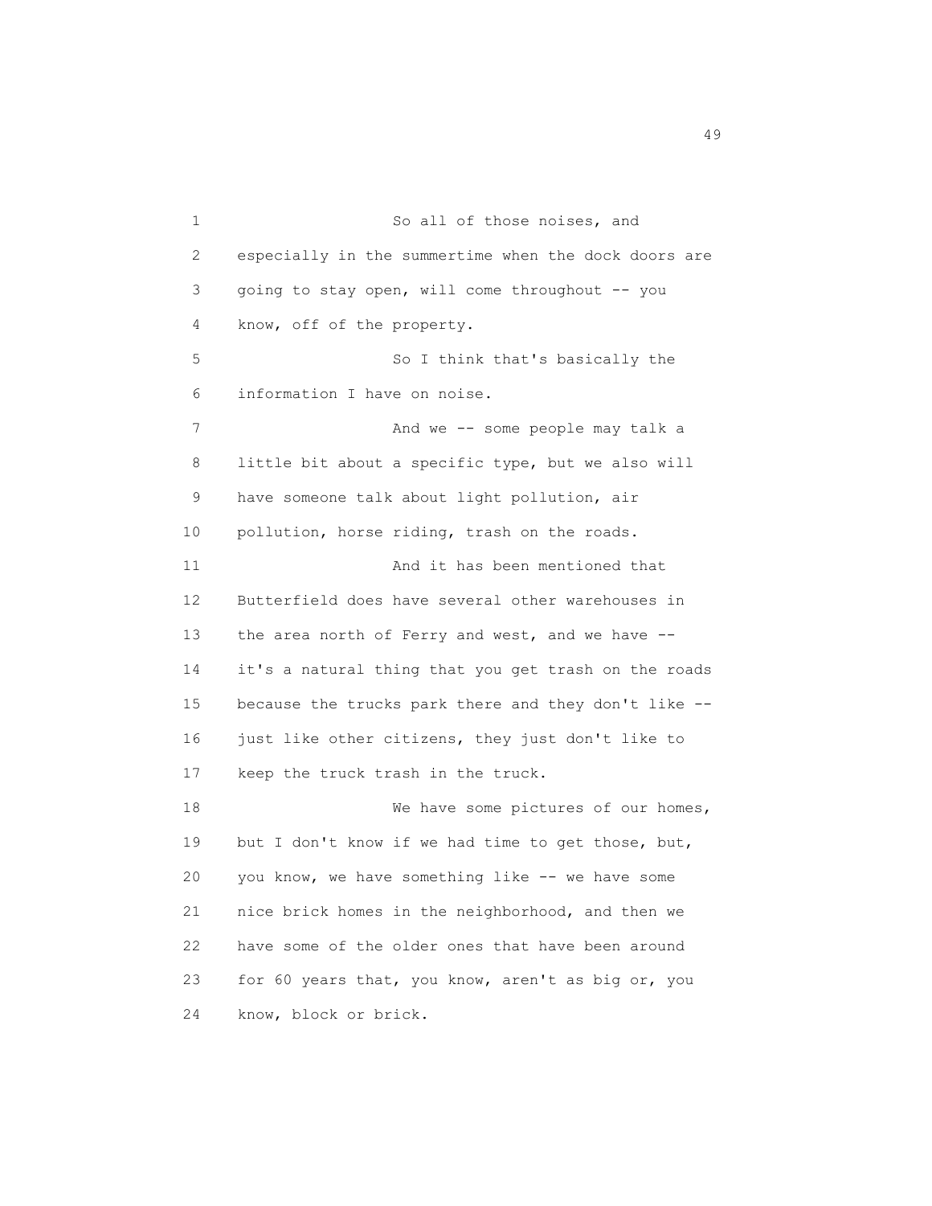So all of those noises, and especially in the summertime when the dock doors are going to stay open, will come throughout -- you know, off of the property.

So I think that's basically the information I have on noise.

And we -- some people may talk a little bit about a specific type, but we also will have someone talk about light pollution, air pollution, horse riding, trash on the roads.

And it has been mentioned that Butterfield does have several other warehouses in the area north of Ferry and west, and we have -- it's a natural thing that you get trash on the roads because the trucks park there and they don't like -- just like other citizens, they just don't like to keep the truck trash in the truck.

We have some pictures of our homes, but I don't know if we had time to get those, but, you know, we have something like -- we have some nice brick homes in the neighborhood, and then we have some of the older ones that have been around for 60 years that, you know, aren't as big or, you know, block or brick.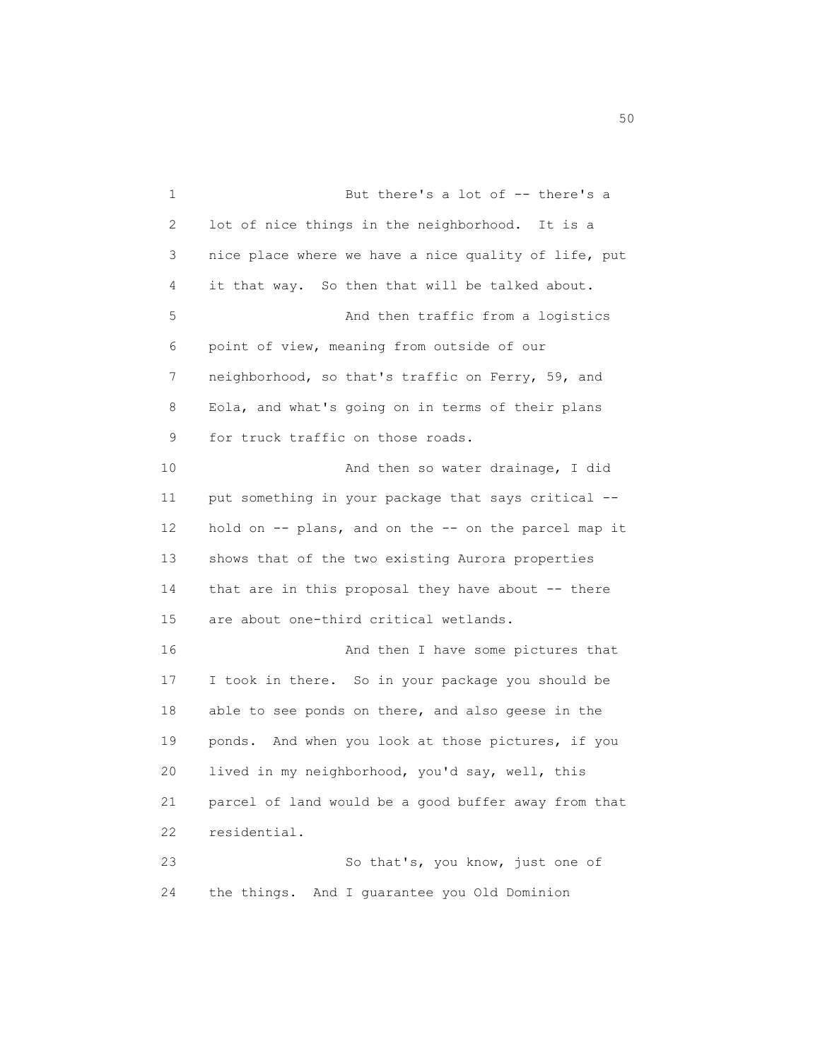1 But there's a lot of -- there's a
2 lot of nice things in the neighborhood. It is a
3 nice place where we have a nice quality of life, put
4 it that way. So then that will be talked about.
5 And then traffic from a logistics
6 point of view, meaning from outside of our
7 neighborhood, so that's traffic on Ferry, 59, and
8 Eola, and what's going on in terms of their plans
9 for truck traffic on those roads.
10 And then so water drainage, I did
11 put something in your package that says critical --
12 hold on -- plans, and on the -- on the parcel map it
13 shows that of the two existing Aurora properties
14 that are in this proposal they have about -- there
15 are about one-third critical wetlands.
16 And then I have some pictures that
17 I took in there. So in your package you should be
18 able to see ponds on there, and also geese in the
19 ponds. And when you look at those pictures, if you
20 lived in my neighborhood, you'd say, well, this
21 parcel of land would be a good buffer away from that
22 residential.
23 So that's, you know, just one of
24 the things. And I guarantee you Old Dominion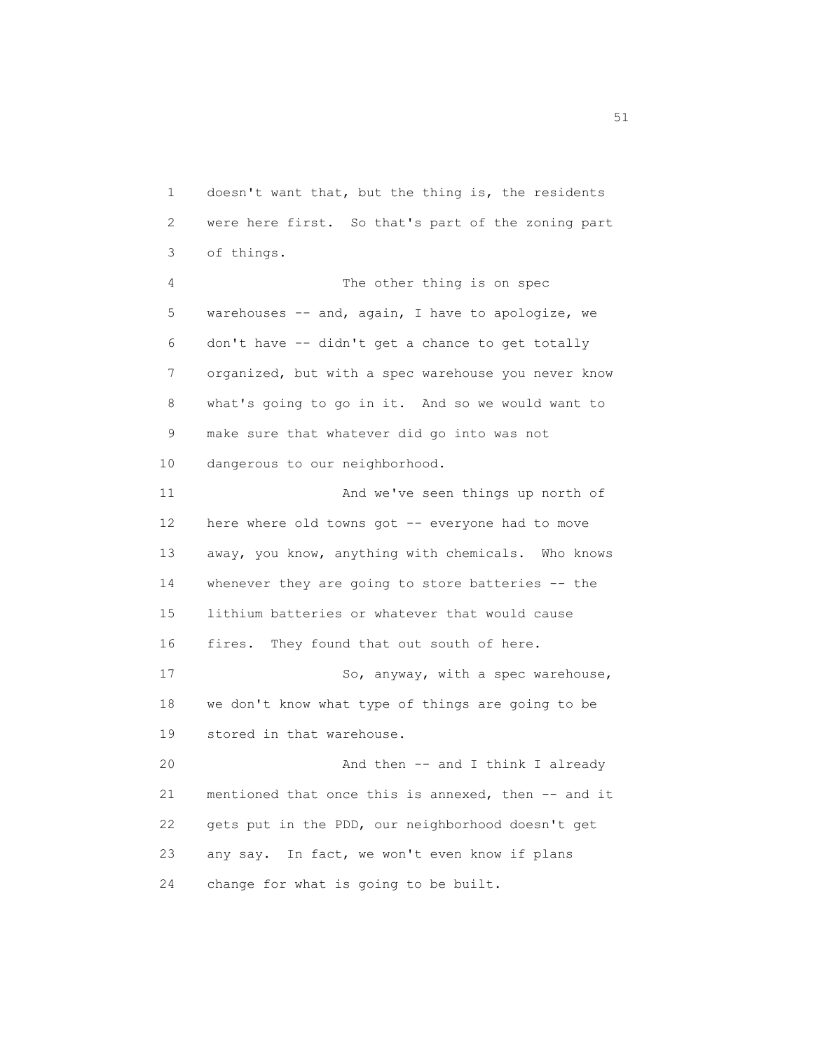doesn't want that, but the thing is, the residents were here first. So that's part of the zoning part of things.

The other thing is on spec warehouses -- and, again, I have to apologize, we don't have -- didn't get a chance to get totally organized, but with a spec warehouse you never know what's going to go in it. And so we would want to make sure that whatever did go into was not dangerous to our neighborhood.

And we've seen things up north of here where old towns got -- everyone had to move away, you know, anything with chemicals. Who knows whenever they are going to store batteries -- the lithium batteries or whatever that would cause fires. They found that out south of here.

So, anyway, with a spec warehouse, we don't know what type of things are going to be stored in that warehouse.

And then -- and I think I already mentioned that once this is annexed, then -- and it gets put in the PDD, our neighborhood doesn't get any say. In fact, we won't even know if plans change for what is going to be built.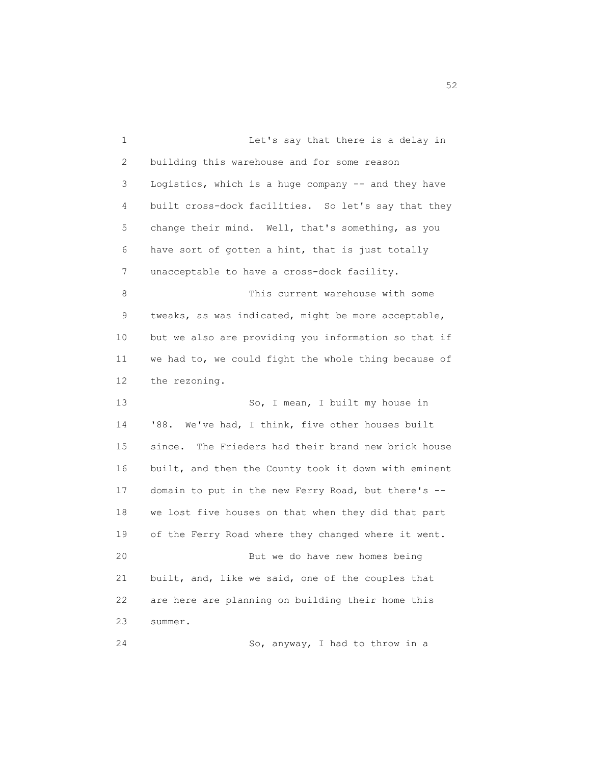Let's say that there is a delay in building this warehouse and for some reason Logistics, which is a huge company -- and they have built cross-dock facilities. So let's say that they change their mind. Well, that's something, as you have sort of gotten a hint, that is just totally unacceptable to have a cross-dock facility.

This current warehouse with some tweaks, as was indicated, might be more acceptable, but we also are providing you information so that if we had to, we could fight the whole thing because of the rezoning.

So, I mean, I built my house in '88. We've had, I think, five other houses built since. The Frieders had their brand new brick house built, and then the County took it down with eminent domain to put in the new Ferry Road, but there's -- we lost five houses on that when they did that part of the Ferry Road where they changed where it went.

But we do have new homes being built, and, like we said, one of the couples that are here are planning on building their home this summer.

So, anyway, I had to throw in a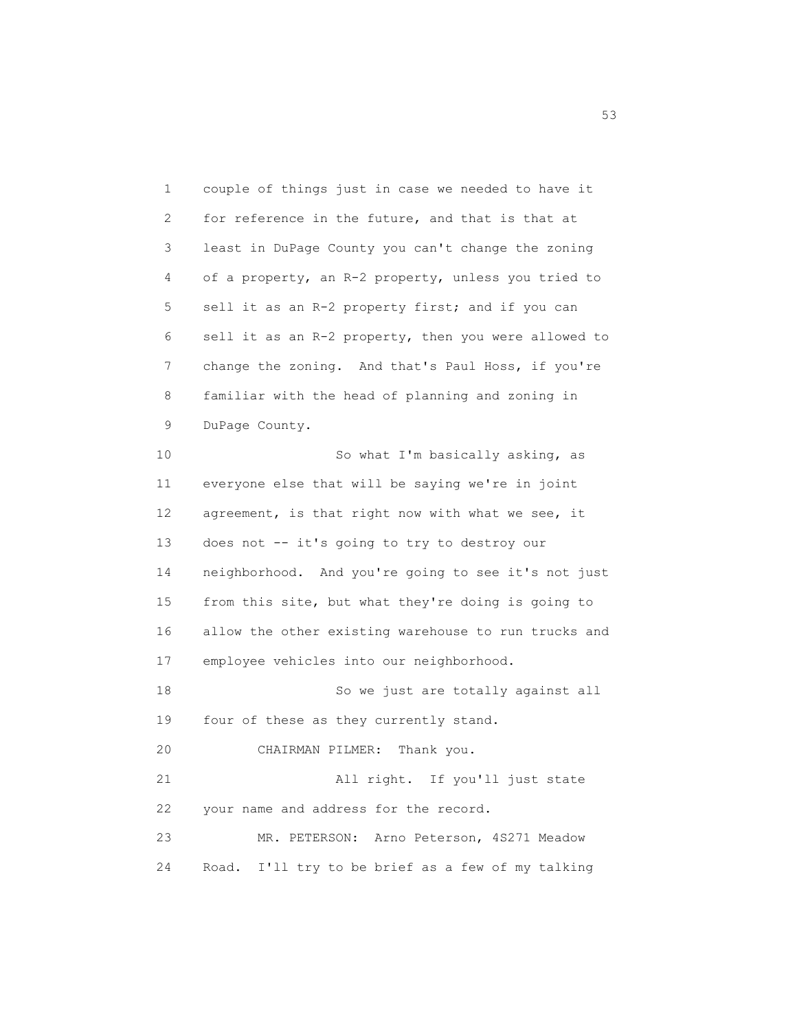1 couple of things just in case we needed to have it
2 for reference in the future, and that is that at
3 least in DuPage County you can't change the zoning
4 of a property, an R-2 property, unless you tried to
5 sell it as an R-2 property first; and if you can
6 sell it as an R-2 property, then you were allowed to
7 change the zoning. And that's Paul Hoss, if you're
8 familiar with the head of planning and zoning in
9 DuPage County.

10 So what I'm basically asking, as
11 everyone else that will be saying we're in joint
12 agreement, is that right now with what we see, it
13 does not -- it's going to try to destroy our
14 neighborhood. And you're going to see it's not just
15 from this site, but what they're doing is going to
16 allow the other existing warehouse to run trucks and
17 employee vehicles into our neighborhood.

18 So we just are totally against all
19 four of these as they currently stand.

20 CHAIRMAN PILMER: Thank you.

21 All right. If you'll just state
22 your name and address for the record.

23 MR. PETERSON: Arno Peterson, 4S271 Meadow
24 Road. I'll try to be brief as a few of my talking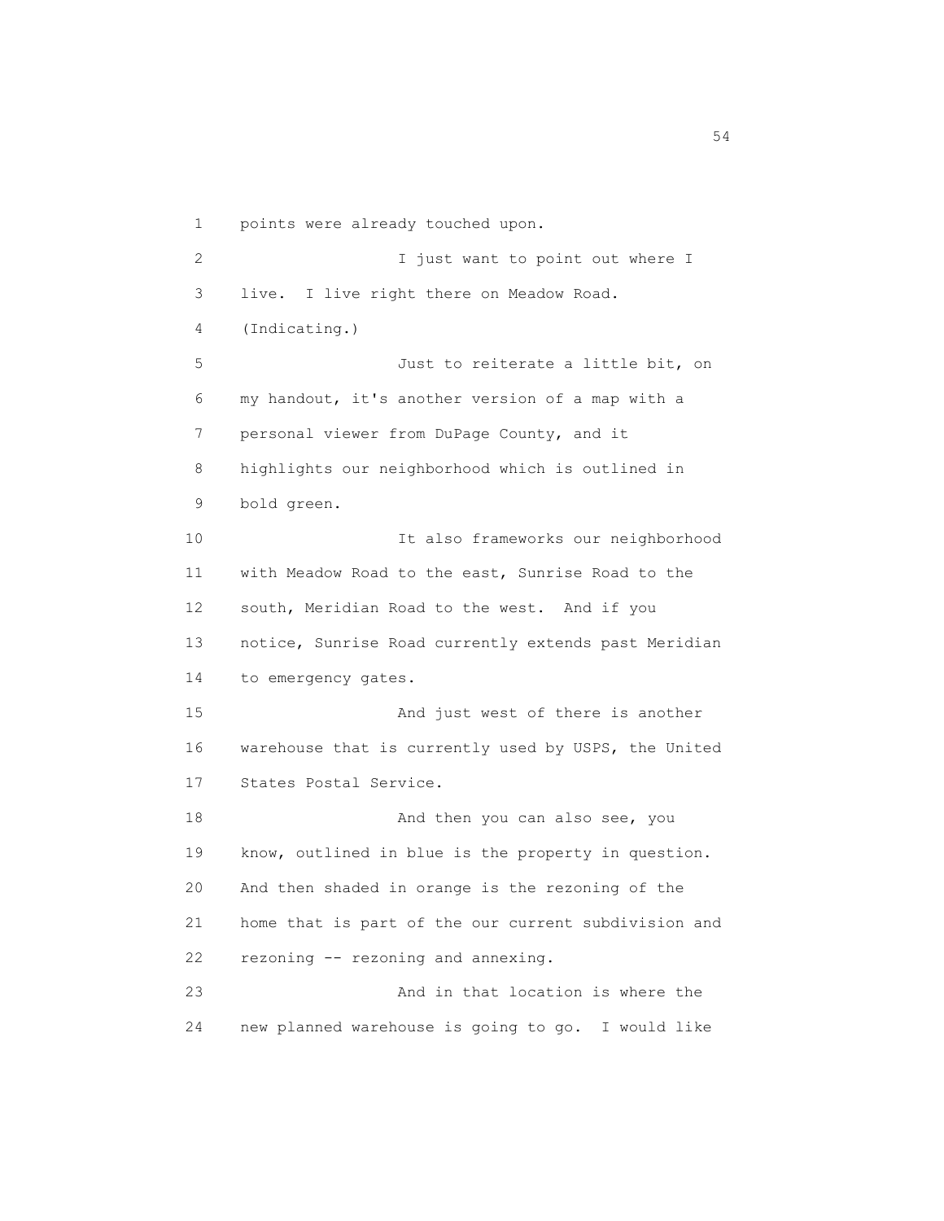1 points were already touched upon.

2 I just want to point out where I

3 live. I live right there on Meadow Road.

4 (Indicating.)

5 Just to reiterate a little bit, on

6 my handout, it's another version of a map with a

7 personal viewer from DuPage County, and it

8 highlights our neighborhood which is outlined in

9 bold green.

10 It also frameworks our neighborhood

11 with Meadow Road to the east, Sunrise Road to the

12 south, Meridian Road to the west. And if you

13 notice, Sunrise Road currently extends past Meridian

14 to emergency gates.

15 And just west of there is another

16 warehouse that is currently used by USPS, the United

17 States Postal Service.

18 And then you can also see, you

19 know, outlined in blue is the property in question.

20 And then shaded in orange is the rezoning of the

21 home that is part of the our current subdivision and

22 rezoning -- rezoning and annexing.

23 And in that location is where the

24 new planned warehouse is going to go. I would like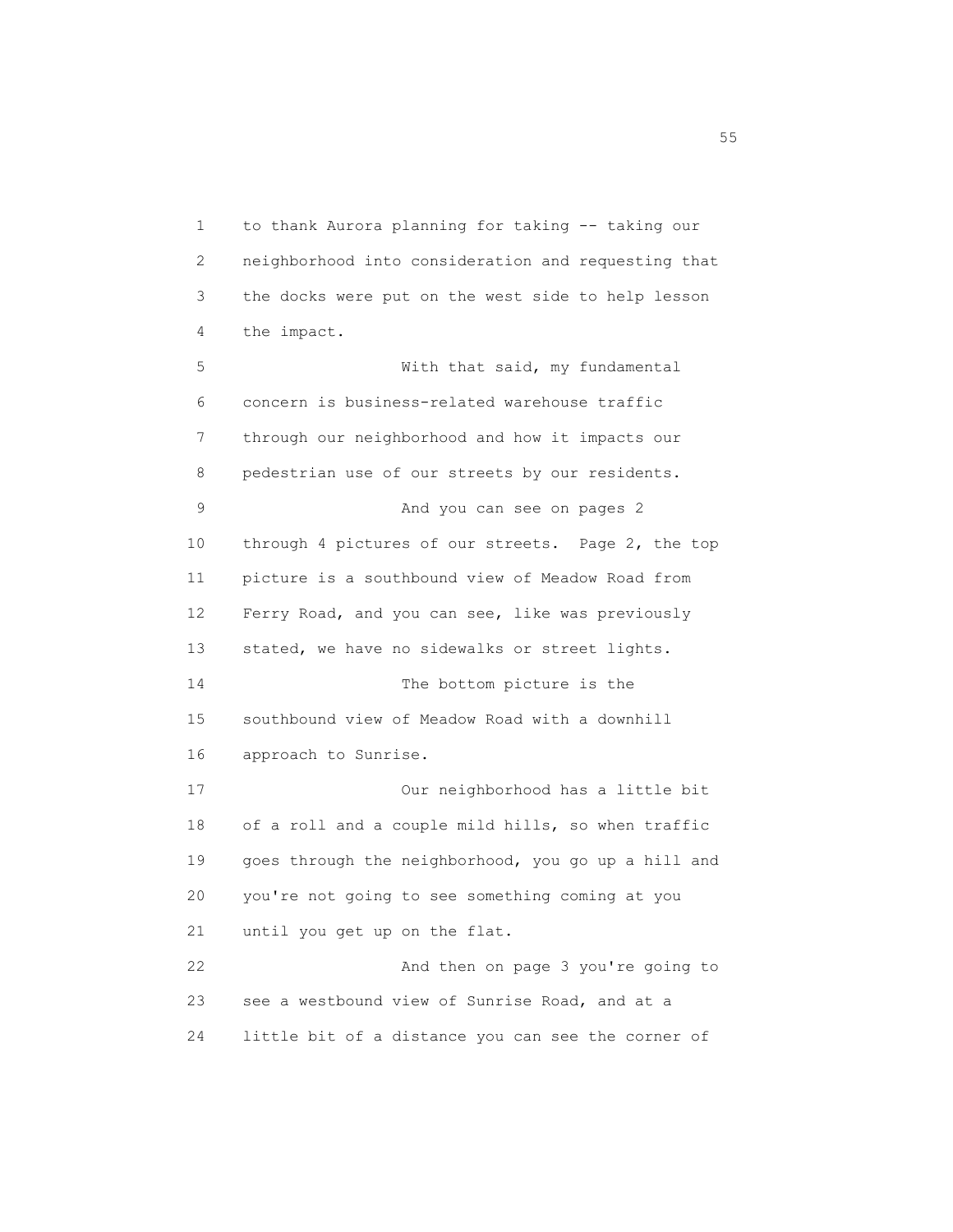to thank Aurora planning for taking -- taking our neighborhood into consideration and requesting that the docks were put on the west side to help lesson the impact.

With that said, my fundamental concern is business-related warehouse traffic through our neighborhood and how it impacts our pedestrian use of our streets by our residents.

And you can see on pages 2 through 4 pictures of our streets. Page 2, the top picture is a southbound view of Meadow Road from Ferry Road, and you can see, like was previously stated, we have no sidewalks or street lights.

The bottom picture is the southbound view of Meadow Road with a downhill approach to Sunrise.

Our neighborhood has a little bit of a roll and a couple mild hills, so when traffic goes through the neighborhood, you go up a hill and you're not going to see something coming at you until you get up on the flat.

And then on page 3 you're going to see a westbound view of Sunrise Road, and at a little bit of a distance you can see the corner of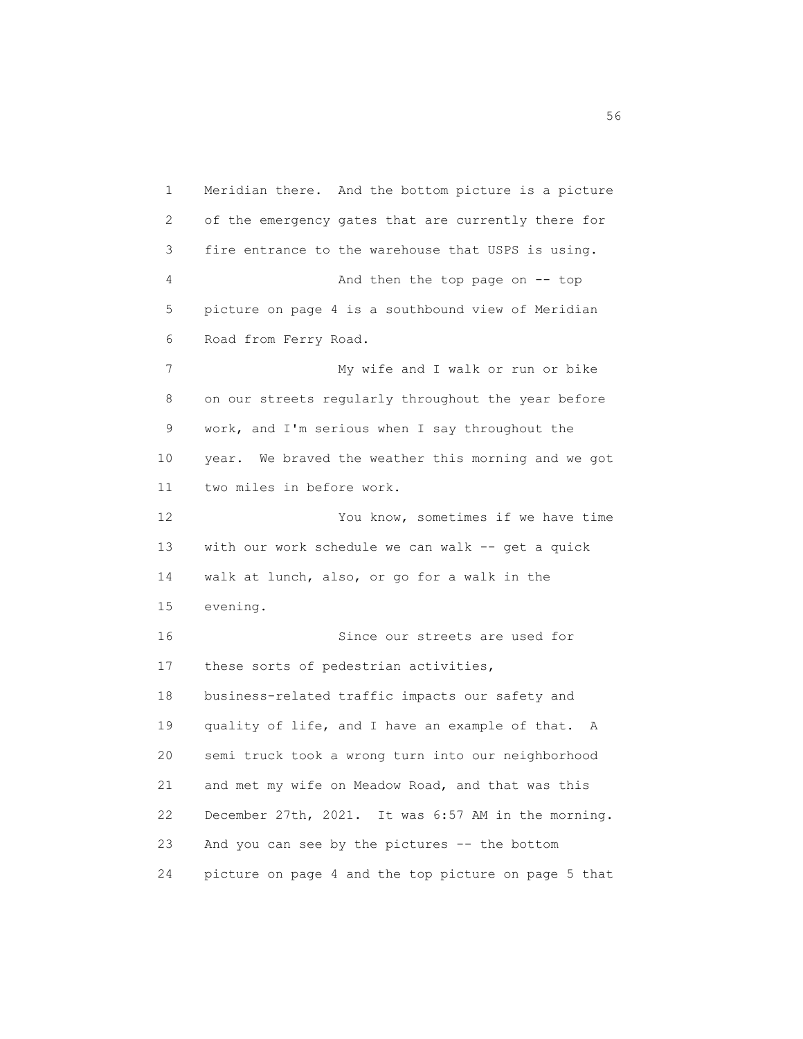Meridian there. And the bottom picture is a picture of the emergency gates that are currently there for fire entrance to the warehouse that USPS is using.

And then the top page on -- top picture on page 4 is a southbound view of Meridian Road from Ferry Road.

My wife and I walk or run or bike on our streets regularly throughout the year before work, and I'm serious when I say throughout the year. We braved the weather this morning and we got two miles in before work.

You know, sometimes if we have time with our work schedule we can walk -- get a quick walk at lunch, also, or go for a walk in the evening.

Since our streets are used for these sorts of pedestrian activities, business-related traffic impacts our safety and quality of life, and I have an example of that. A semi truck took a wrong turn into our neighborhood and met my wife on Meadow Road, and that was this December 27th, 2021. It was 6:57 AM in the morning. And you can see by the pictures -- the bottom picture on page 4 and the top picture on page 5 that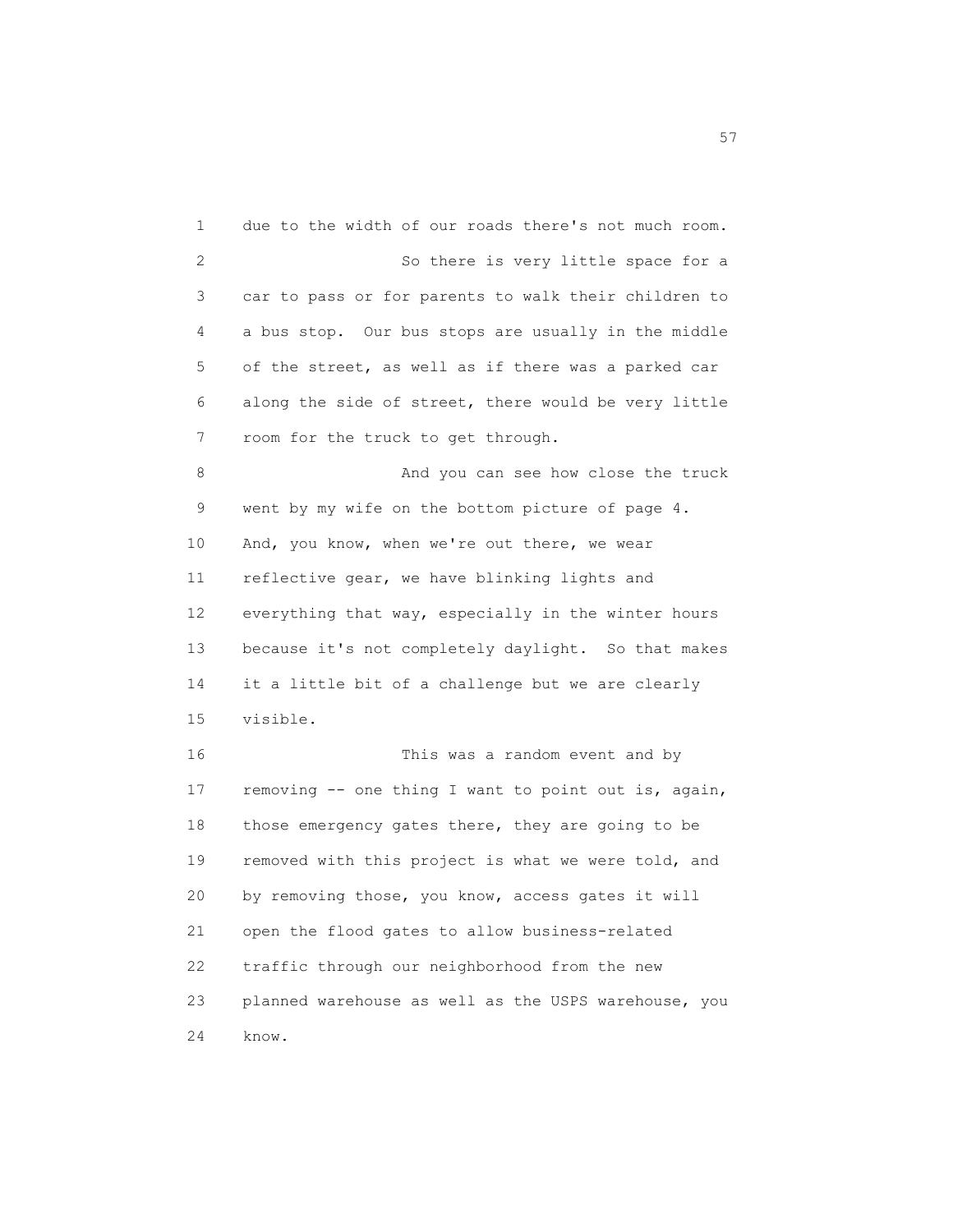due to the width of our roads there's not much room.

So there is very little space for a car to pass or for parents to walk their children to a bus stop. Our bus stops are usually in the middle of the street, as well as if there was a parked car along the side of street, there would be very little room for the truck to get through.

And you can see how close the truck went by my wife on the bottom picture of page 4. And, you know, when we're out there, we wear reflective gear, we have blinking lights and everything that way, especially in the winter hours because it's not completely daylight. So that makes it a little bit of a challenge but we are clearly visible.

This was a random event and by removing -- one thing I want to point out is, again, those emergency gates there, they are going to be removed with this project is what we were told, and by removing those, you know, access gates it will open the flood gates to allow business-related traffic through our neighborhood from the new planned warehouse as well as the USPS warehouse, you know.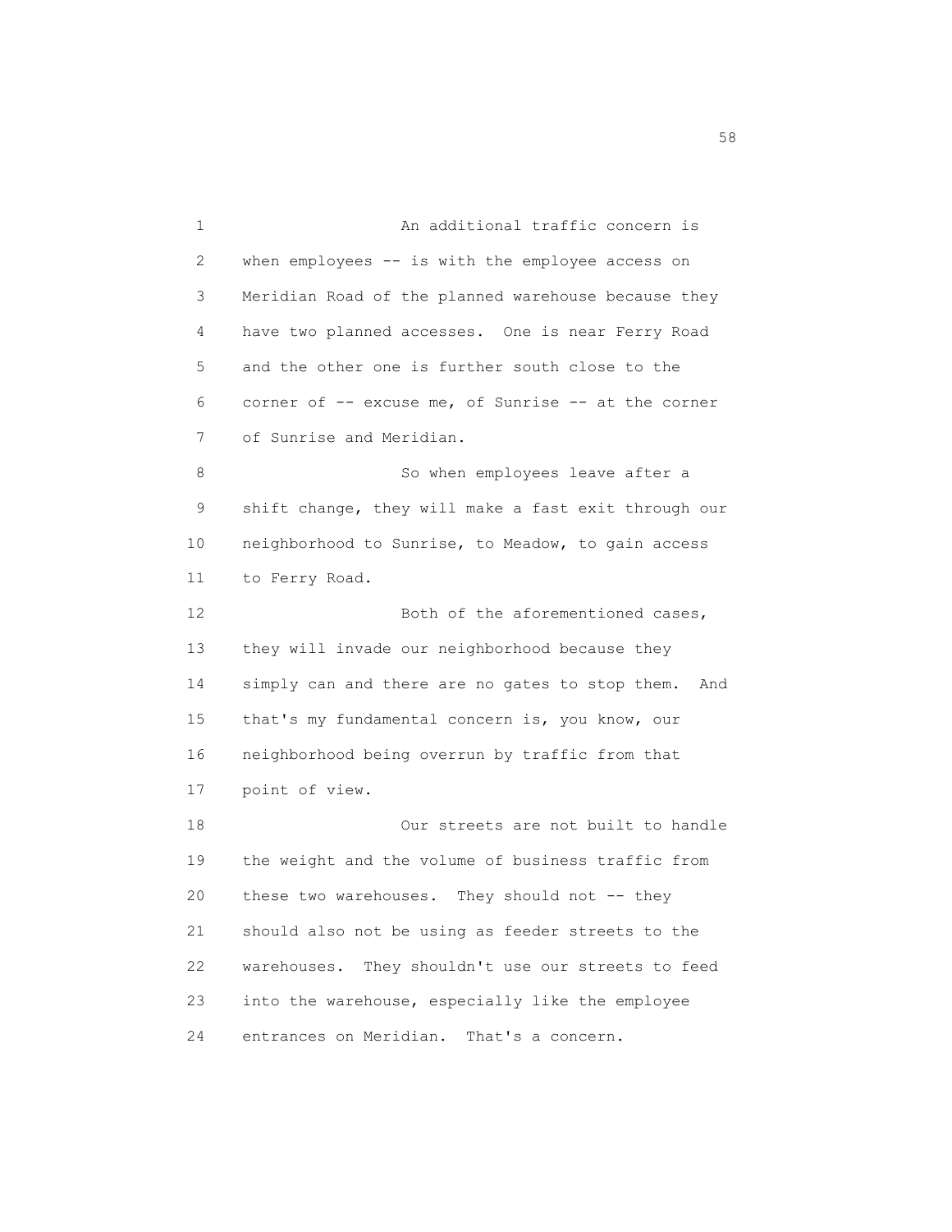An additional traffic concern is when employees -- is with the employee access on Meridian Road of the planned warehouse because they have two planned accesses. One is near Ferry Road and the other one is further south close to the corner of -- excuse me, of Sunrise -- at the corner of Sunrise and Meridian.

So when employees leave after a shift change, they will make a fast exit through our neighborhood to Sunrise, to Meadow, to gain access to Ferry Road.

Both of the aforementioned cases, they will invade our neighborhood because they simply can and there are no gates to stop them. And that's my fundamental concern is, you know, our neighborhood being overrun by traffic from that point of view.

Our streets are not built to handle the weight and the volume of business traffic from these two warehouses. They should not -- they should also not be using as feeder streets to the warehouses. They shouldn't use our streets to feed into the warehouse, especially like the employee entrances on Meridian. That's a concern.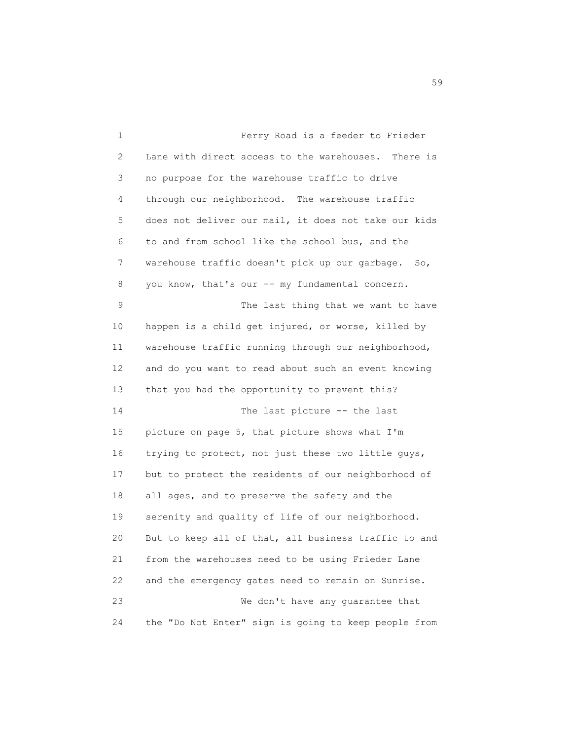Ferry Road is a feeder to Frieder Lane with direct access to the warehouses. There is no purpose for the warehouse traffic to drive through our neighborhood. The warehouse traffic does not deliver our mail, it does not take our kids to and from school like the school bus, and the warehouse traffic doesn't pick up our garbage. So, you know, that's our -- my fundamental concern.

The last thing that we want to have happen is a child get injured, or worse, killed by warehouse traffic running through our neighborhood, and do you want to read about such an event knowing that you had the opportunity to prevent this?

The last picture -- the last picture on page 5, that picture shows what I'm trying to protect, not just these two little guys, but to protect the residents of our neighborhood of all ages, and to preserve the safety and the serenity and quality of life of our neighborhood. But to keep all of that, all business traffic to and from the warehouses need to be using Frieder Lane and the emergency gates need to remain on Sunrise.

We don't have any guarantee that the "Do Not Enter" sign is going to keep people from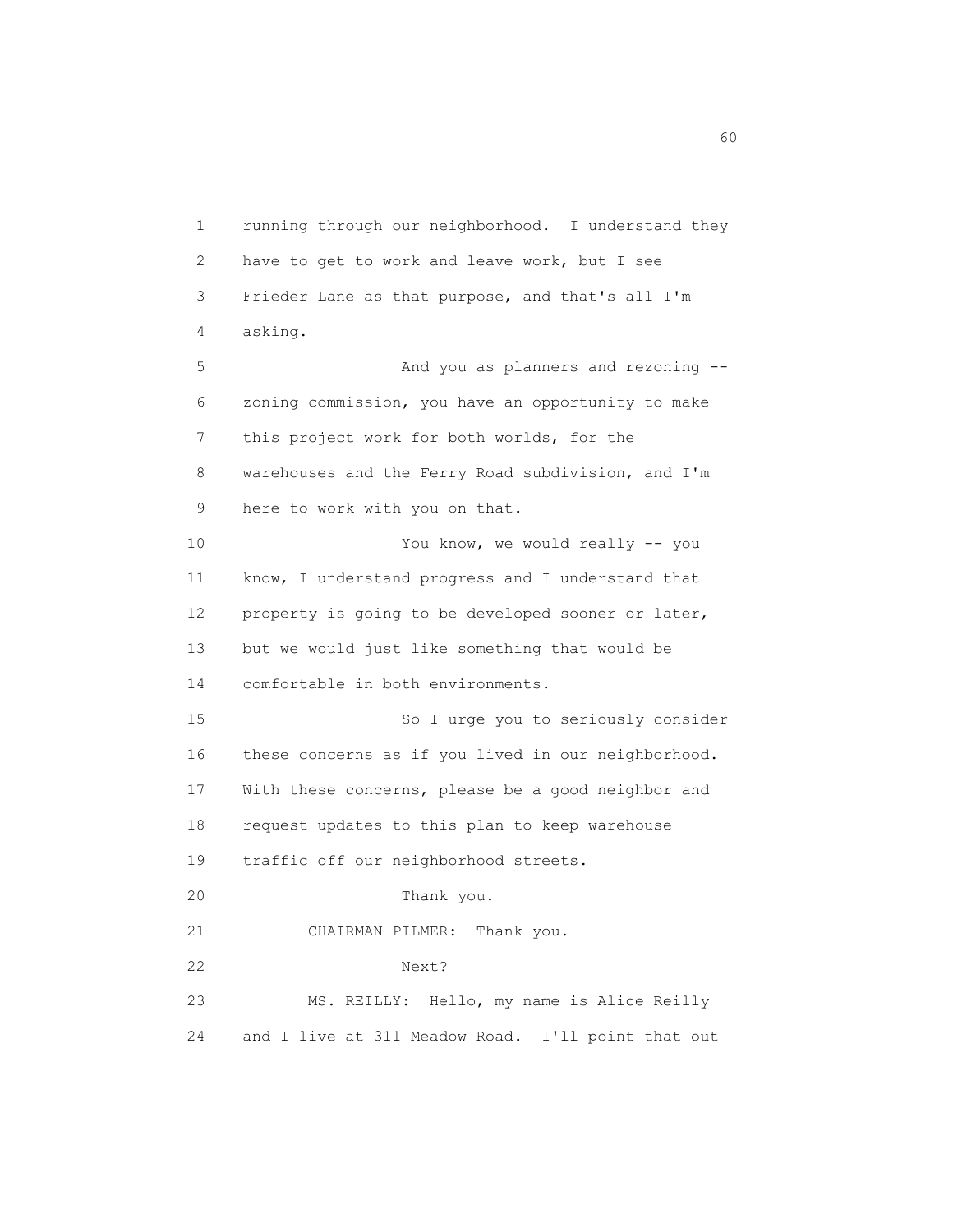running through our neighborhood. I understand they have to get to work and leave work, but I see Frieder Lane as that purpose, and that's all I'm asking.

And you as planners and rezoning -- zoning commission, you have an opportunity to make this project work for both worlds, for the warehouses and the Ferry Road subdivision, and I'm here to work with you on that.

You know, we would really -- you know, I understand progress and I understand that property is going to be developed sooner or later, but we would just like something that would be comfortable in both environments.

So I urge you to seriously consider these concerns as if you lived in our neighborhood. With these concerns, please be a good neighbor and request updates to this plan to keep warehouse traffic off our neighborhood streets.

Thank you.

CHAIRMAN PILMER: Thank you.

Next?

MS. REILLY: Hello, my name is Alice Reilly and I live at 311 Meadow Road. I'll point that out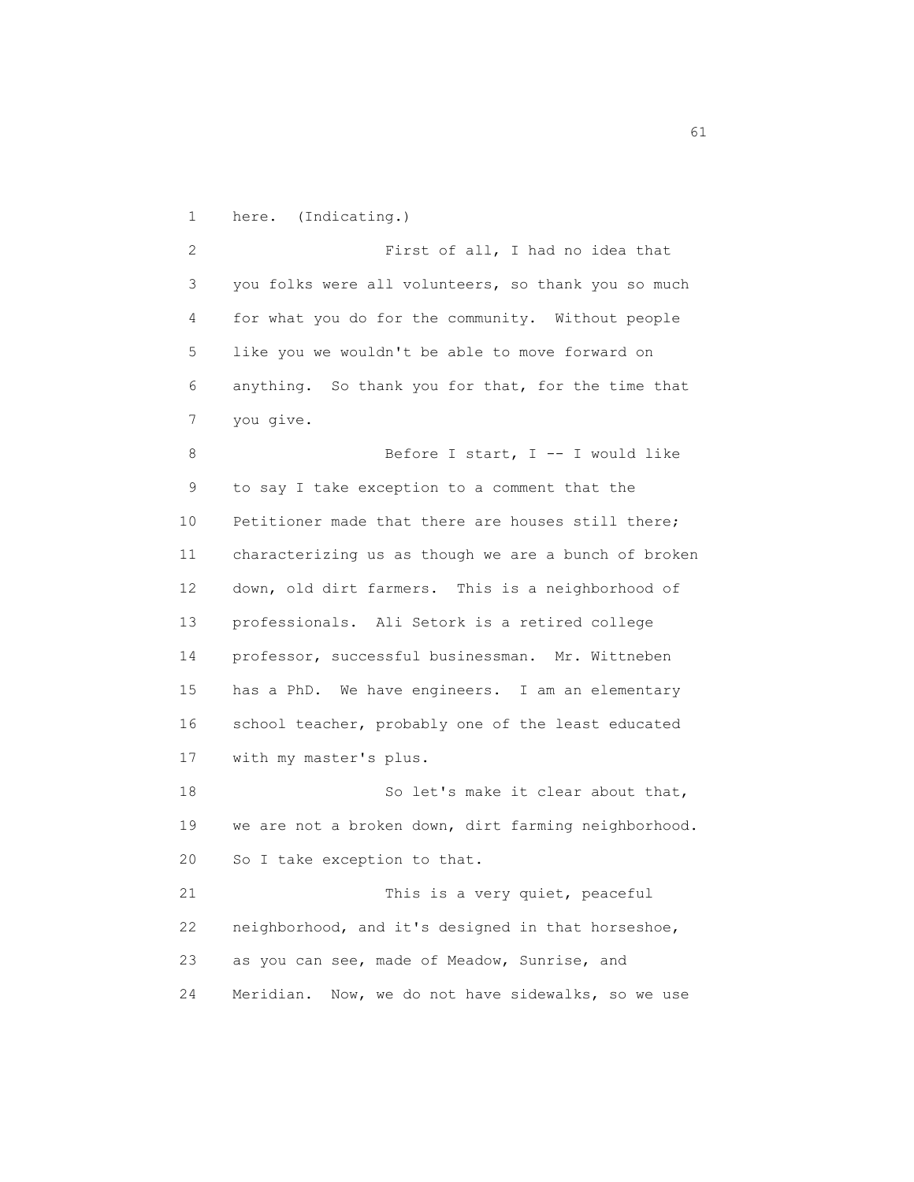here. (Indicating.)

First of all, I had no idea that you folks were all volunteers, so thank you so much for what you do for the community. Without people like you we wouldn't be able to move forward on anything. So thank you for that, for the time that you give.

Before I start, I -- I would like to say I take exception to a comment that the Petitioner made that there are houses still there; characterizing us as though we are a bunch of broken down, old dirt farmers. This is a neighborhood of professionals. Ali Setork is a retired college professor, successful businessman. Mr. Wittneben has a PhD. We have engineers. I am an elementary school teacher, probably one of the least educated with my master's plus.

So let's make it clear about that, we are not a broken down, dirt farming neighborhood. So I take exception to that.

This is a very quiet, peaceful neighborhood, and it's designed in that horseshoe, as you can see, made of Meadow, Sunrise, and Meridian. Now, we do not have sidewalks, so we use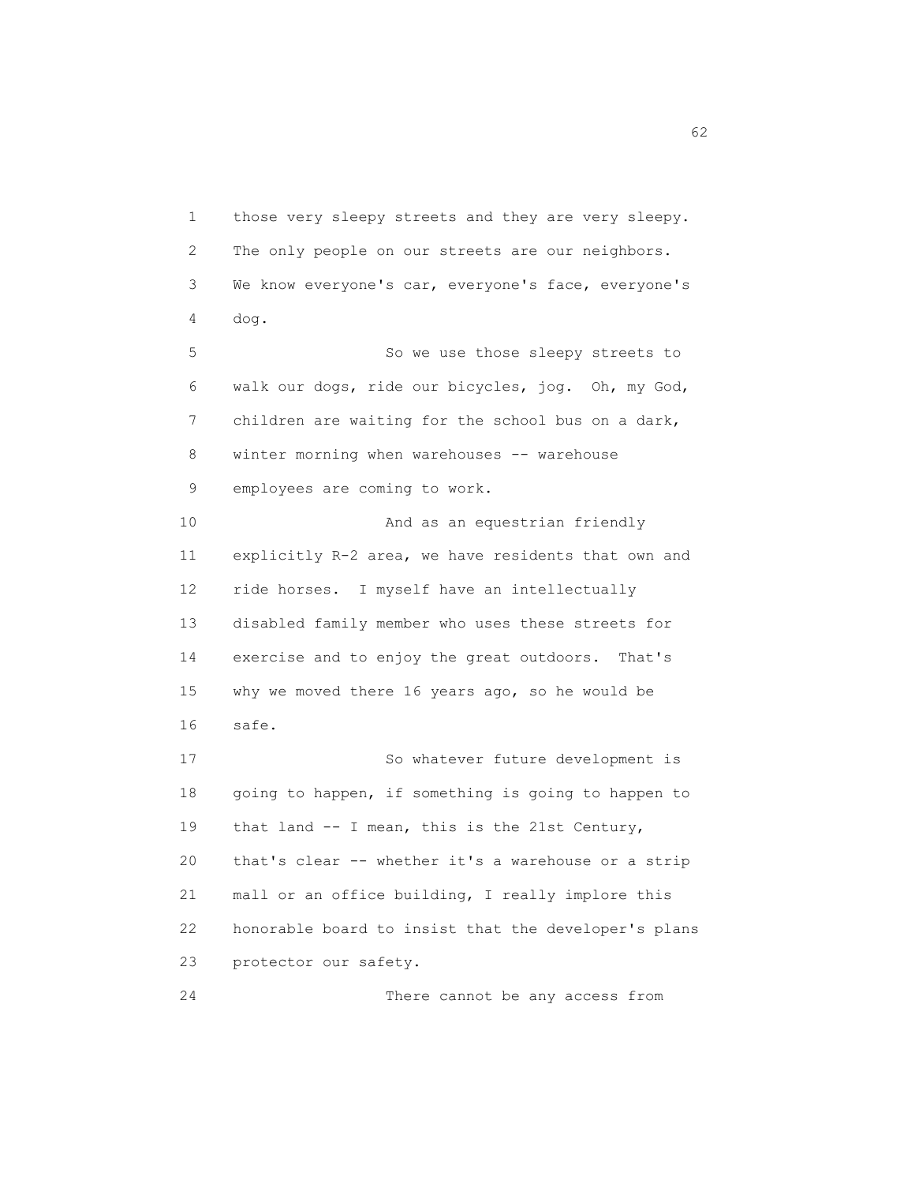those very sleepy streets and they are very sleepy. The only people on our streets are our neighbors. We know everyone's car, everyone's face, everyone's dog.

So we use those sleepy streets to walk our dogs, ride our bicycles, jog. Oh, my God, children are waiting for the school bus on a dark, winter morning when warehouses -- warehouse employees are coming to work.

And as an equestrian friendly explicitly R-2 area, we have residents that own and ride horses. I myself have an intellectually disabled family member who uses these streets for exercise and to enjoy the great outdoors. That's why we moved there 16 years ago, so he would be safe.

So whatever future development is going to happen, if something is going to happen to that land -- I mean, this is the 21st Century, that's clear -- whether it's a warehouse or a strip mall or an office building, I really implore this honorable board to insist that the developer's plans protector our safety.

There cannot be any access from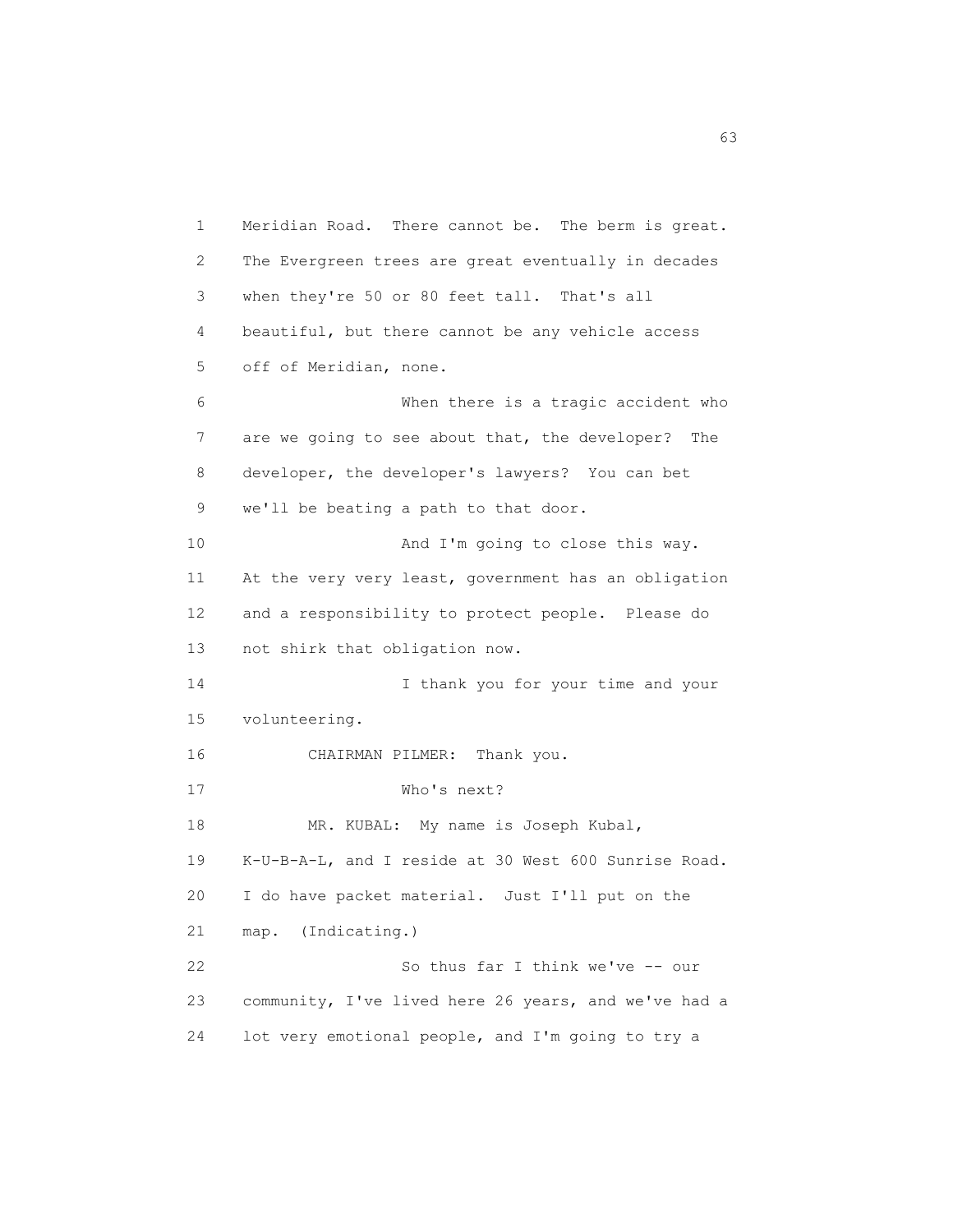Meridian Road. There cannot be. The berm is great. The Evergreen trees are great eventually in decades when they're 50 or 80 feet tall. That's all beautiful, but there cannot be any vehicle access off of Meridian, none.

When there is a tragic accident who are we going to see about that, the developer? The developer, the developer's lawyers? You can bet we'll be beating a path to that door.

And I'm going to close this way. At the very very least, government has an obligation and a responsibility to protect people. Please do not shirk that obligation now.

I thank you for your time and your volunteering.

CHAIRMAN PILMER: Thank you.

Who's next?

MR. KUBAL: My name is Joseph Kubal, K-U-B-A-L, and I reside at 30 West 600 Sunrise Road. I do have packet material. Just I'll put on the map. (Indicating.)

So thus far I think we've -- our community, I've lived here 26 years, and we've had a lot very emotional people, and I'm going to try a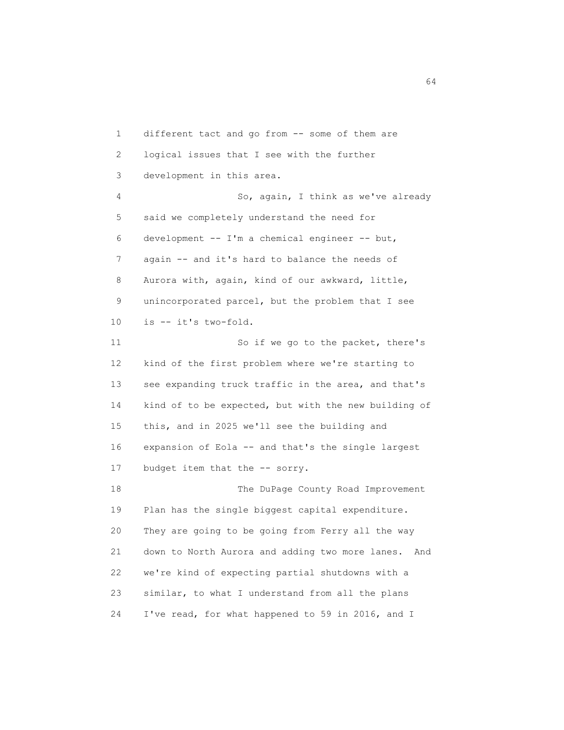1 different tact and go from -- some of them are
2 logical issues that I see with the further
3 development in this area.

4 So, again, I think as we've already
5 said we completely understand the need for
6 development -- I'm a chemical engineer -- but,
7 again -- and it's hard to balance the needs of
8 Aurora with, again, kind of our awkward, little,
9 unincorporated parcel, but the problem that I see
10 is -- it's two-fold.

11 So if we go to the packet, there's
12 kind of the first problem where we're starting to
13 see expanding truck traffic in the area, and that's
14 kind of to be expected, but with the new building of
15 this, and in 2025 we'll see the building and
16 expansion of Eola -- and that's the single largest
17 budget item that the -- sorry.

18 The DuPage County Road Improvement
19 Plan has the single biggest capital expenditure.
20 They are going to be going from Ferry all the way
21 down to North Aurora and adding two more lanes. And
22 we're kind of expecting partial shutdowns with a
23 similar, to what I understand from all the plans
24 I've read, for what happened to 59 in 2016, and I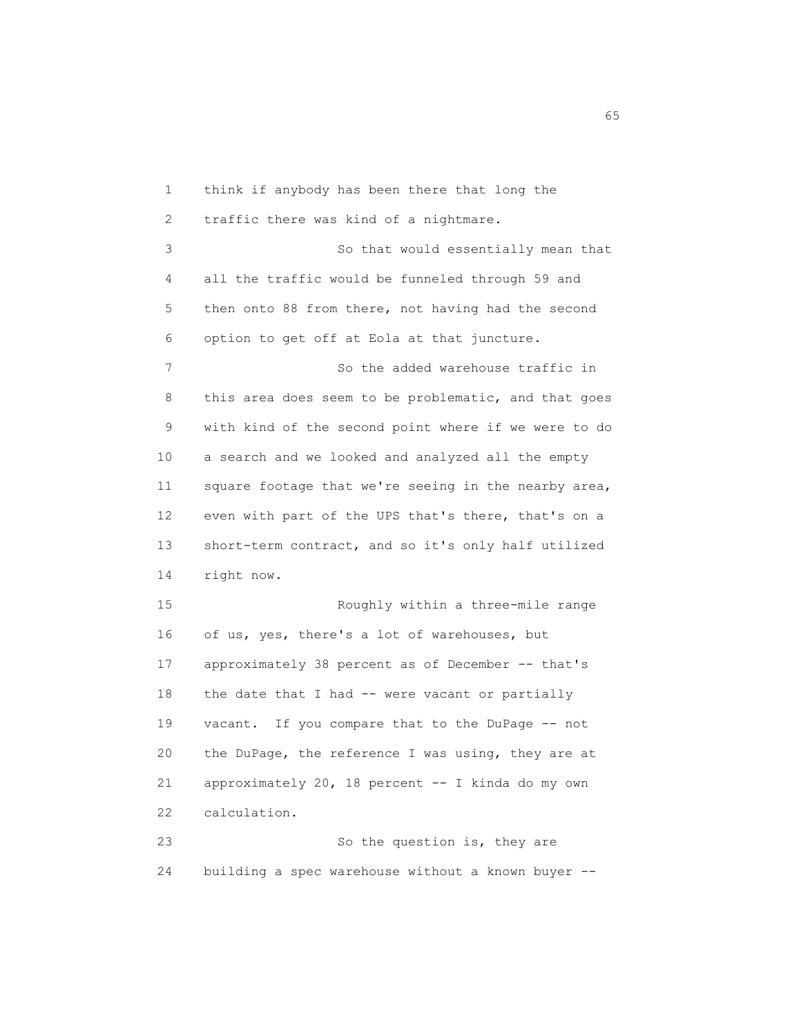think if anybody has been there that long the traffic there was kind of a nightmare.

So that would essentially mean that all the traffic would be funneled through 59 and then onto 88 from there, not having had the second option to get off at Eola at that juncture.

So the added warehouse traffic in this area does seem to be problematic, and that goes with kind of the second point where if we were to do a search and we looked and analyzed all the empty square footage that we're seeing in the nearby area, even with part of the UPS that's there, that's on a short-term contract, and so it's only half utilized right now.

Roughly within a three-mile range of us, yes, there's a lot of warehouses, but approximately 38 percent as of December -- that's the date that I had -- were vacant or partially vacant. If you compare that to the DuPage -- not the DuPage, the reference I was using, they are at approximately 20, 18 percent -- I kinda do my own calculation.

So the question is, they are building a spec warehouse without a known buyer --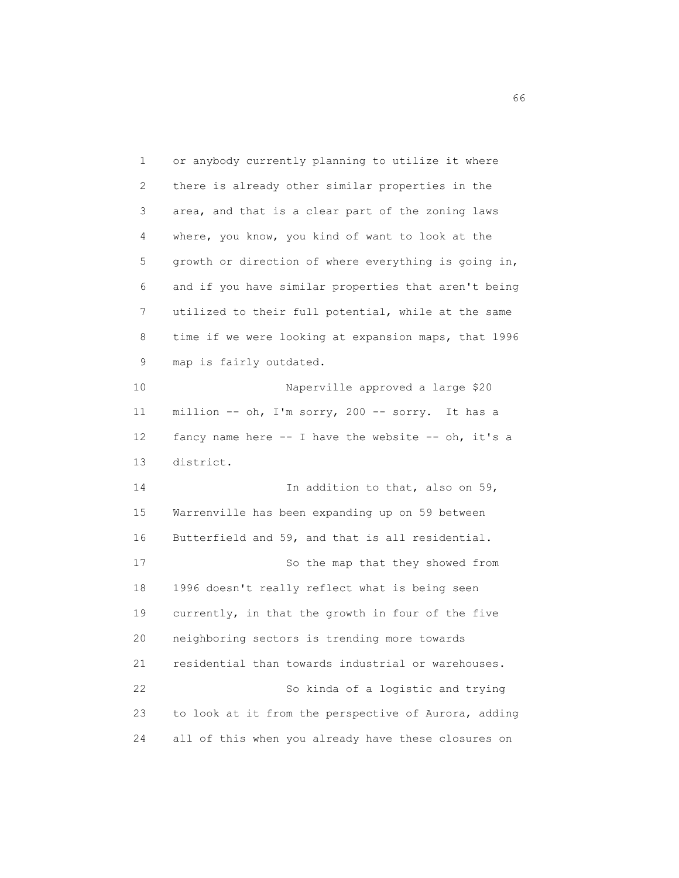or anybody currently planning to utilize it where there is already other similar properties in the area, and that is a clear part of the zoning laws where, you know, you kind of want to look at the growth or direction of where everything is going in, and if you have similar properties that aren't being utilized to their full potential, while at the same time if we were looking at expansion maps, that 1996 map is fairly outdated.

Naperville approved a large $20 million -- oh, I'm sorry, 200 -- sorry. It has a fancy name here -- I have the website -- oh, it's a district.

In addition to that, also on 59, Warrenville has been expanding up on 59 between Butterfield and 59, and that is all residential.

So the map that they showed from 1996 doesn't really reflect what is being seen currently, in that the growth in four of the five neighboring sectors is trending more towards residential than towards industrial or warehouses.

So kinda of a logistic and trying to look at it from the perspective of Aurora, adding all of this when you already have these closures on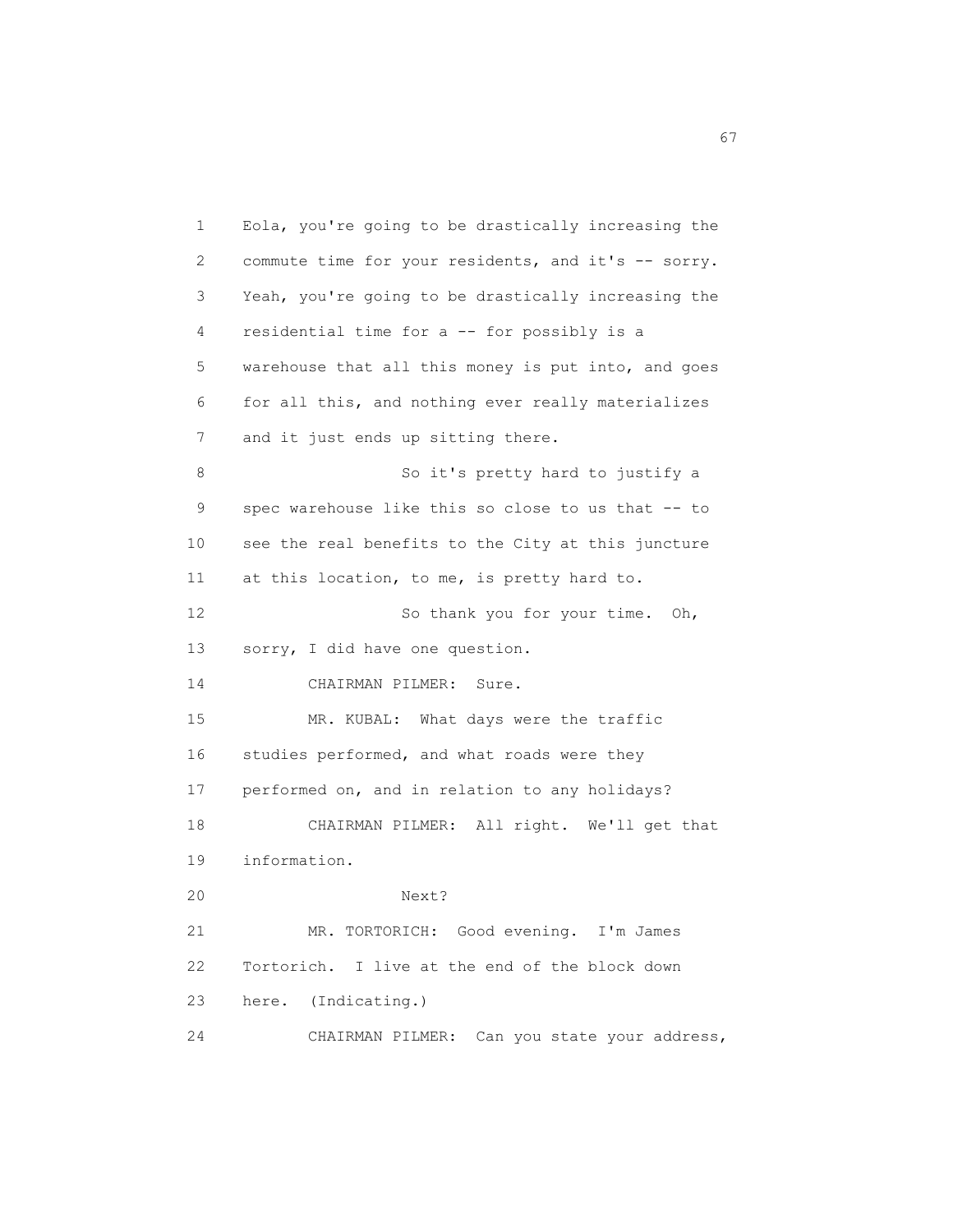Eola, you're going to be drastically increasing the commute time for your residents, and it's -- sorry. Yeah, you're going to be drastically increasing the residential time for a -- for possibly is a warehouse that all this money is put into, and goes for all this, and nothing ever really materializes and it just ends up sitting there.

So it's pretty hard to justify a spec warehouse like this so close to us that -- to see the real benefits to the City at this juncture at this location, to me, is pretty hard to.

So thank you for your time. Oh, sorry, I did have one question.

CHAIRMAN PILMER: Sure.

MR. KUBAL: What days were the traffic studies performed, and what roads were they performed on, and in relation to any holidays?

CHAIRMAN PILMER: All right. We'll get that information.

Next?

MR. TORTORICH: Good evening. I'm James Tortorich. I live at the end of the block down here. (Indicating.)

CHAIRMAN PILMER: Can you state your address,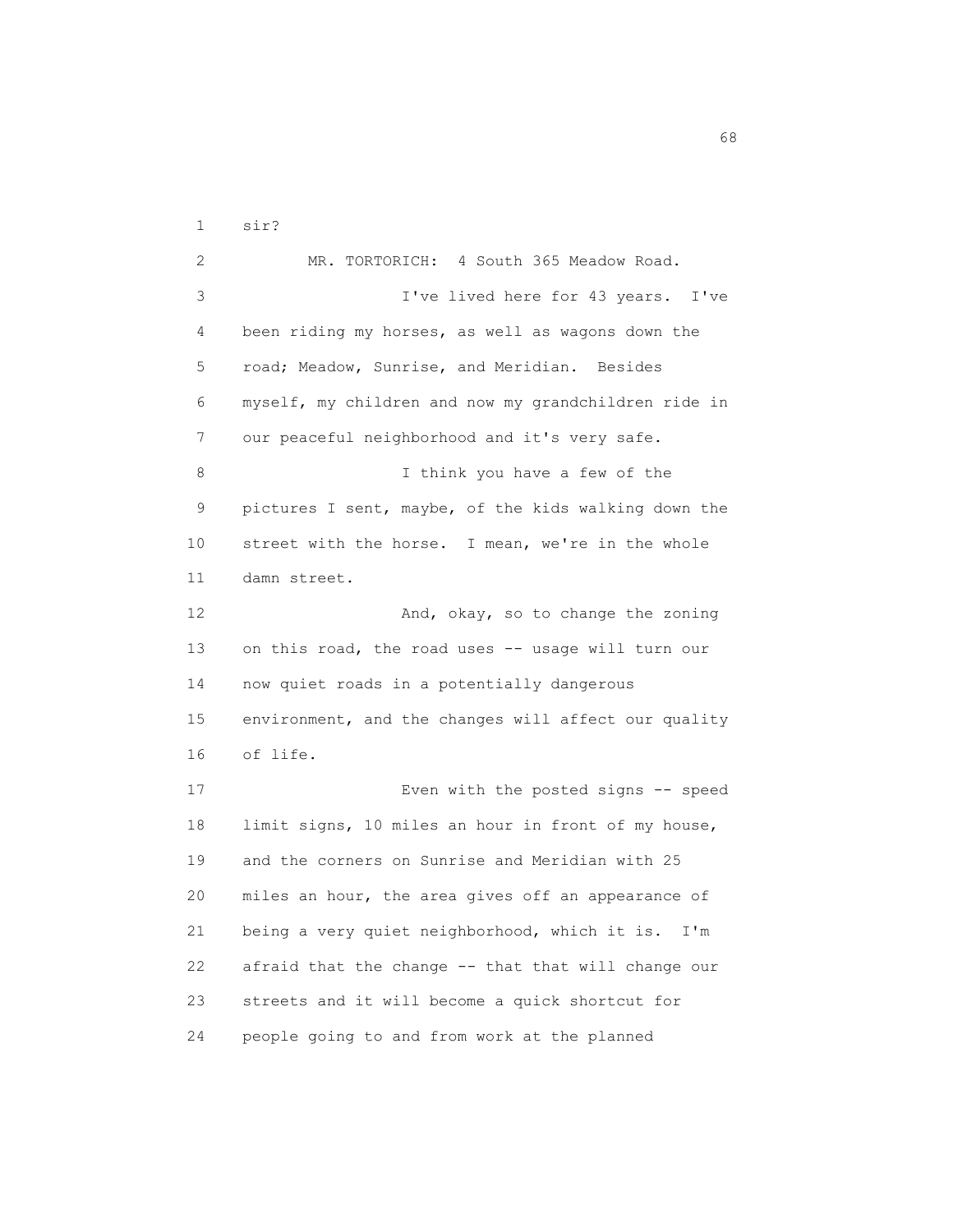sir?

MR. TORTORICH: 4 South 365 Meadow Road.

I've lived here for 43 years. I've been riding my horses, as well as wagons down the road; Meadow, Sunrise, and Meridian. Besides myself, my children and now my grandchildren ride in our peaceful neighborhood and it's very safe.

I think you have a few of the pictures I sent, maybe, of the kids walking down the street with the horse. I mean, we're in the whole damn street.

And, okay, so to change the zoning on this road, the road uses -- usage will turn our now quiet roads in a potentially dangerous environment, and the changes will affect our quality of life.

Even with the posted signs -- speed limit signs, 10 miles an hour in front of my house, and the corners on Sunrise and Meridian with 25 miles an hour, the area gives off an appearance of being a very quiet neighborhood, which it is. I'm afraid that the change -- that that will change our streets and it will become a quick shortcut for people going to and from work at the planned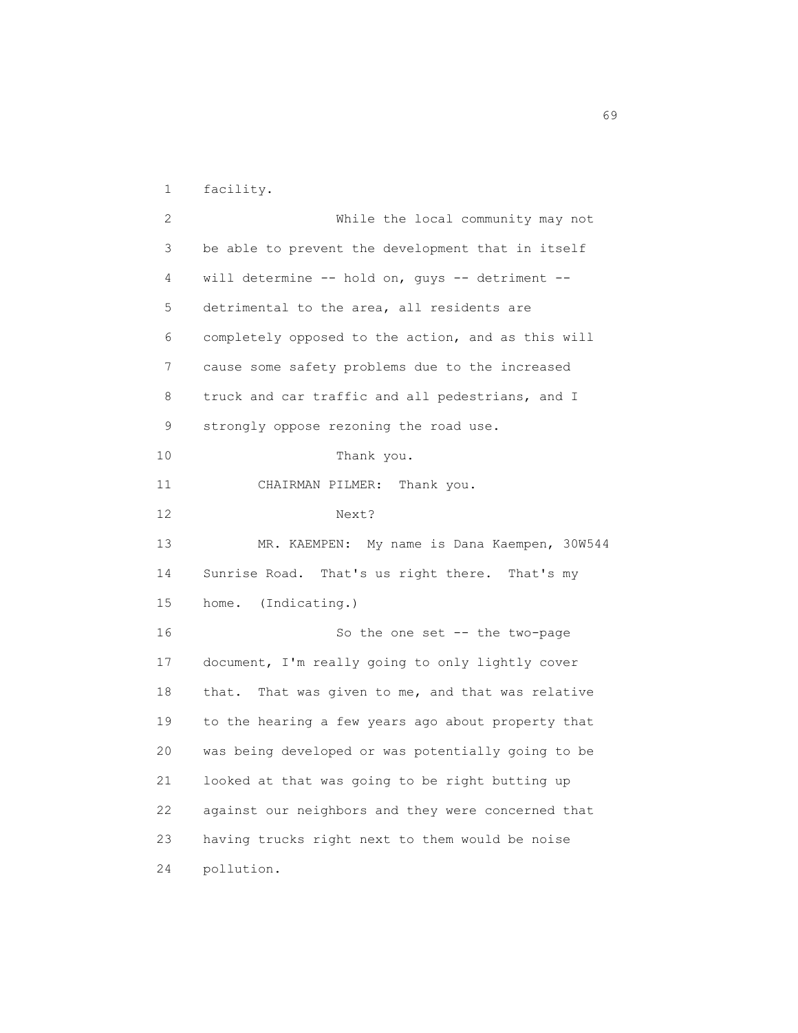facility.

While the local community may not be able to prevent the development that in itself will determine -- hold on, guys -- detriment -- detrimental to the area, all residents are completely opposed to the action, and as this will cause some safety problems due to the increased truck and car traffic and all pedestrians, and I strongly oppose rezoning the road use.

Thank you.

CHAIRMAN PILMER: Thank you.

Next?

MR. KAEMPEN: My name is Dana Kaempen, 30W544 Sunrise Road. That's us right there. That's my home. (Indicating.)

So the one set -- the two-page document, I'm really going to only lightly cover that. That was given to me, and that was relative to the hearing a few years ago about property that was being developed or was potentially going to be looked at that was going to be right butting up against our neighbors and they were concerned that having trucks right next to them would be noise pollution.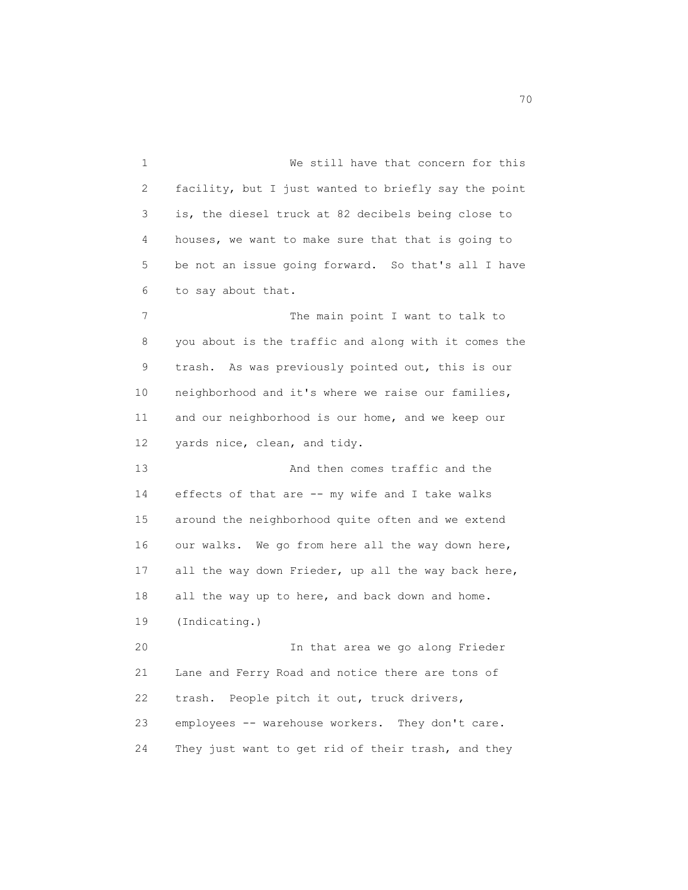We still have that concern for this facility, but I just wanted to briefly say the point is, the diesel truck at 82 decibels being close to houses, we want to make sure that that is going to be not an issue going forward. So that's all I have to say about that.

The main point I want to talk to you about is the traffic and along with it comes the trash. As was previously pointed out, this is our neighborhood and it's where we raise our families, and our neighborhood is our home, and we keep our yards nice, clean, and tidy.

And then comes traffic and the effects of that are -- my wife and I take walks around the neighborhood quite often and we extend our walks. We go from here all the way down here, all the way down Frieder, up all the way back here, all the way up to here, and back down and home. (Indicating.)

In that area we go along Frieder Lane and Ferry Road and notice there are tons of trash. People pitch it out, truck drivers, employees -- warehouse workers. They don't care. They just want to get rid of their trash, and they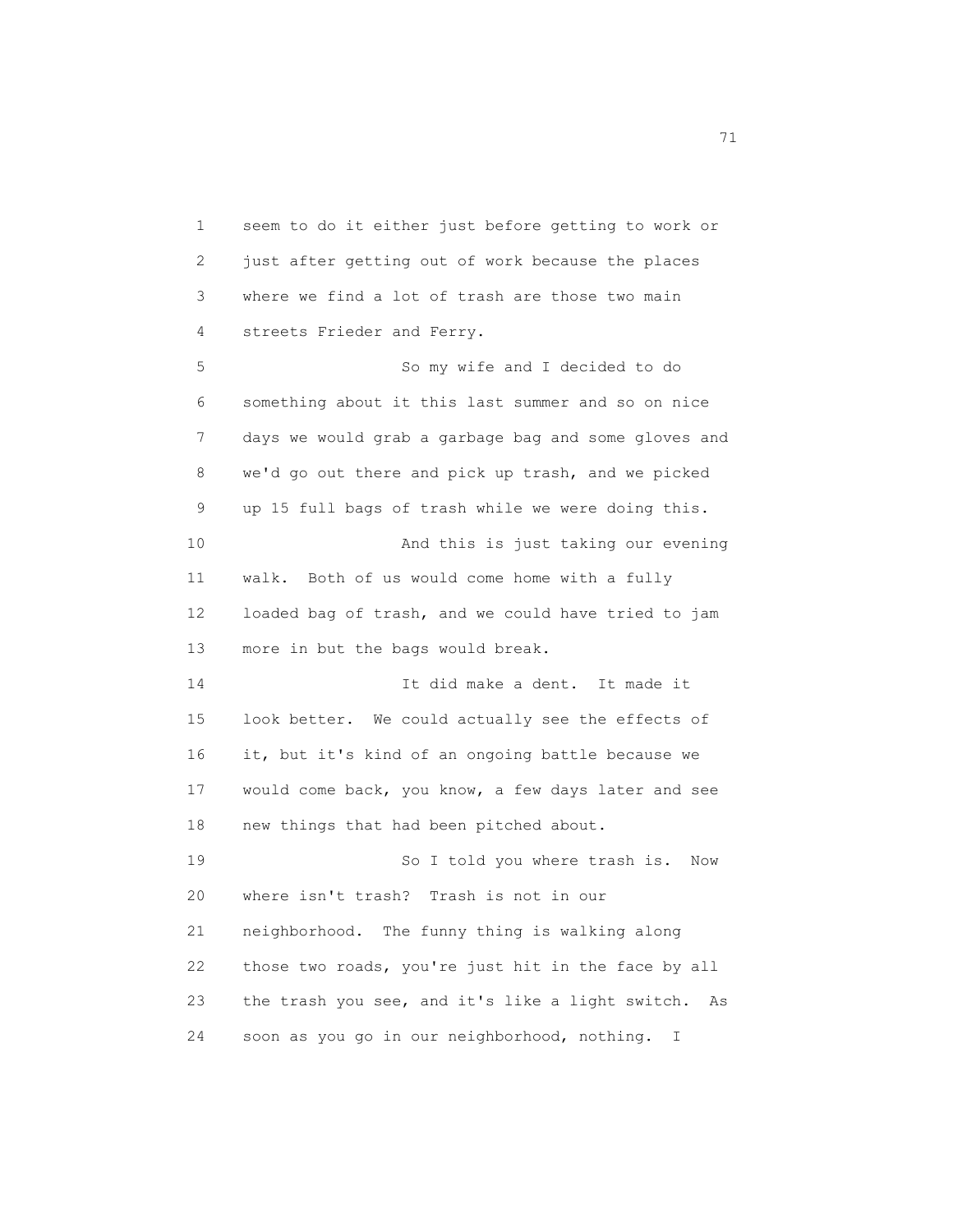seem to do it either just before getting to work or just after getting out of work because the places where we find a lot of trash are those two main streets Frieder and Ferry.

So my wife and I decided to do something about it this last summer and so on nice days we would grab a garbage bag and some gloves and we'd go out there and pick up trash, and we picked up 15 full bags of trash while we were doing this.

And this is just taking our evening walk. Both of us would come home with a fully loaded bag of trash, and we could have tried to jam more in but the bags would break.

It did make a dent. It made it look better. We could actually see the effects of it, but it's kind of an ongoing battle because we would come back, you know, a few days later and see new things that had been pitched about.

So I told you where trash is. Now where isn't trash? Trash is not in our neighborhood. The funny thing is walking along those two roads, you're just hit in the face by all the trash you see, and it's like a light switch. As soon as you go in our neighborhood, nothing. I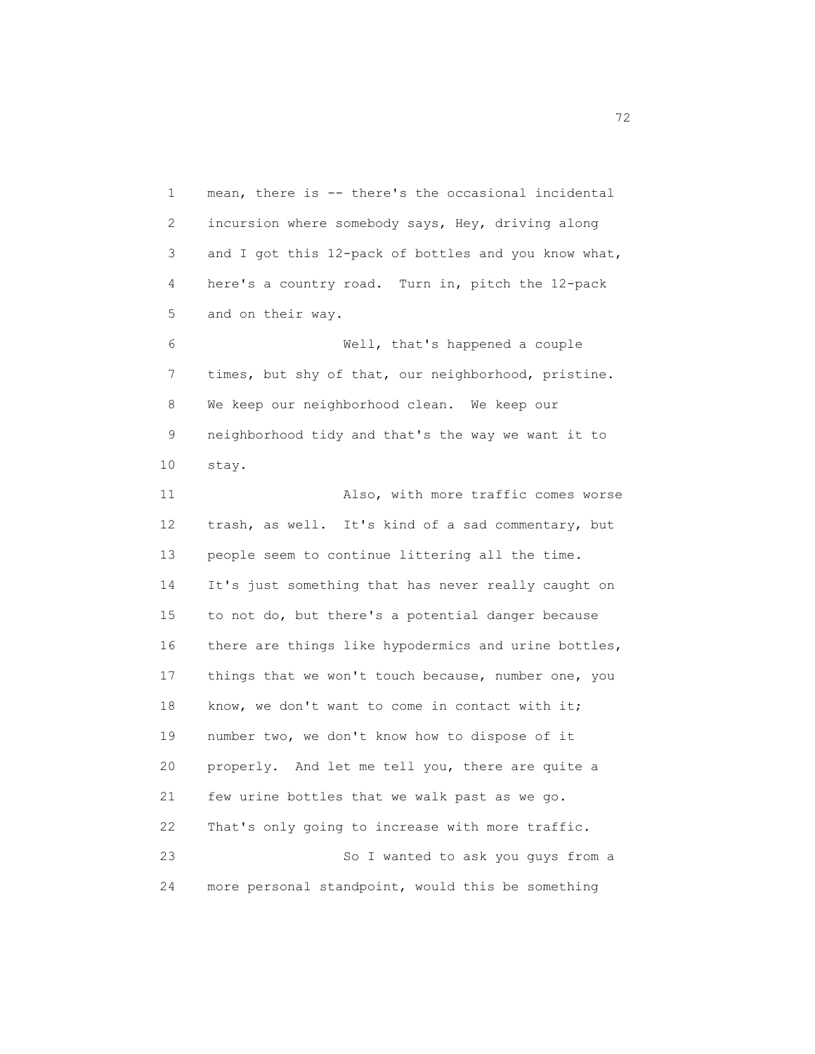mean, there is -- there's the occasional incidental incursion where somebody says, Hey, driving along and I got this 12-pack of bottles and you know what, here's a country road. Turn in, pitch the 12-pack and on their way.

Well, that's happened a couple times, but shy of that, our neighborhood, pristine. We keep our neighborhood clean. We keep our neighborhood tidy and that's the way we want it to stay.

Also, with more traffic comes worse trash, as well. It's kind of a sad commentary, but people seem to continue littering all the time. It's just something that has never really caught on to not do, but there's a potential danger because there are things like hypodermics and urine bottles, things that we won't touch because, number one, you know, we don't want to come in contact with it; number two, we don't know how to dispose of it properly. And let me tell you, there are quite a few urine bottles that we walk past as we go. That's only going to increase with more traffic.

So I wanted to ask you guys from a more personal standpoint, would this be something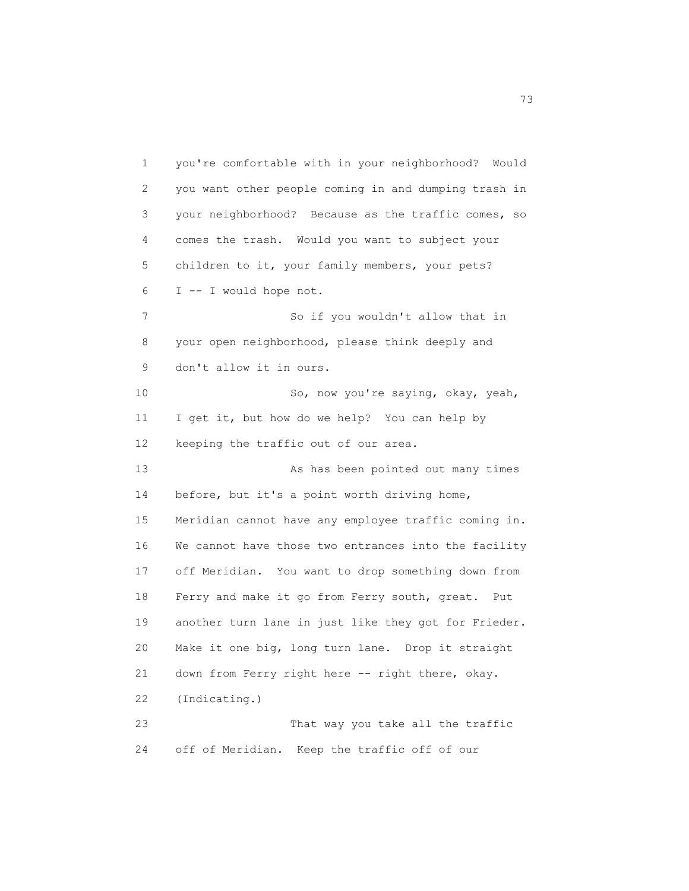1 you're comfortable with in your neighborhood? Would
2 you want other people coming in and dumping trash in
3 your neighborhood? Because as the traffic comes, so
4 comes the trash. Would you want to subject your
5 children to it, your family members, your pets?
6 I -- I would hope not.
7 So if you wouldn't allow that in
8 your open neighborhood, please think deeply and
9 don't allow it in ours.
10 So, now you're saying, okay, yeah,
11 I get it, but how do we help? You can help by
12 keeping the traffic out of our area.
13 As has been pointed out many times
14 before, but it's a point worth driving home,
15 Meridian cannot have any employee traffic coming in.
16 We cannot have those two entrances into the facility
17 off Meridian. You want to drop something down from
18 Ferry and make it go from Ferry south, great. Put
19 another turn lane in just like they got for Frieder.
20 Make it one big, long turn lane. Drop it straight
21 down from Ferry right here -- right there, okay.
22 (Indicating.)
23 That way you take all the traffic
24 off of Meridian. Keep the traffic off of our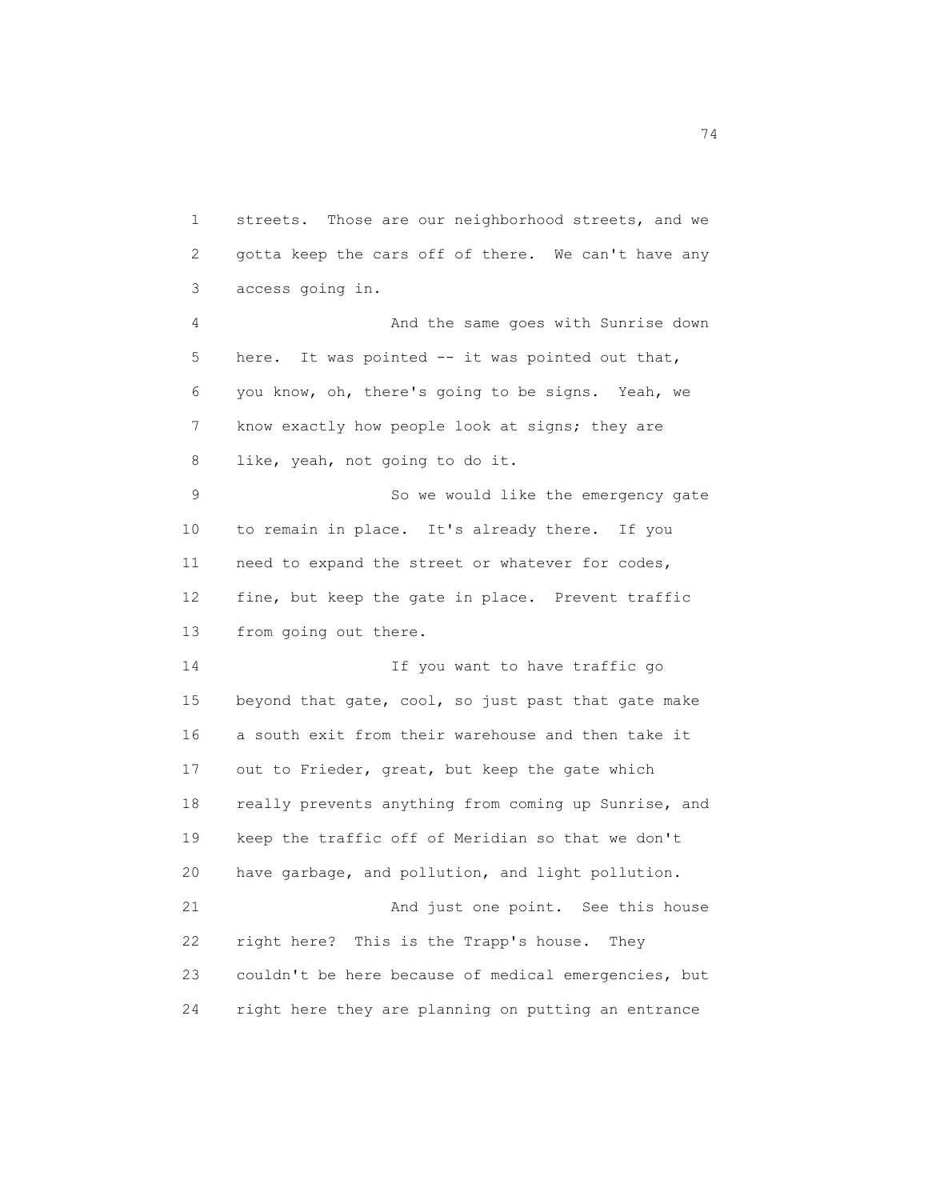streets. Those are our neighborhood streets, and we gotta keep the cars off of there. We can't have any access going in.

And the same goes with Sunrise down here. It was pointed -- it was pointed out that, you know, oh, there's going to be signs. Yeah, we know exactly how people look at signs; they are like, yeah, not going to do it.

So we would like the emergency gate to remain in place. It's already there. If you need to expand the street or whatever for codes, fine, but keep the gate in place. Prevent traffic from going out there.

If you want to have traffic go beyond that gate, cool, so just past that gate make a south exit from their warehouse and then take it out to Frieder, great, but keep the gate which really prevents anything from coming up Sunrise, and keep the traffic off of Meridian so that we don't have garbage, and pollution, and light pollution.

And just one point. See this house right here? This is the Trapp's house. They couldn't be here because of medical emergencies, but right here they are planning on putting an entrance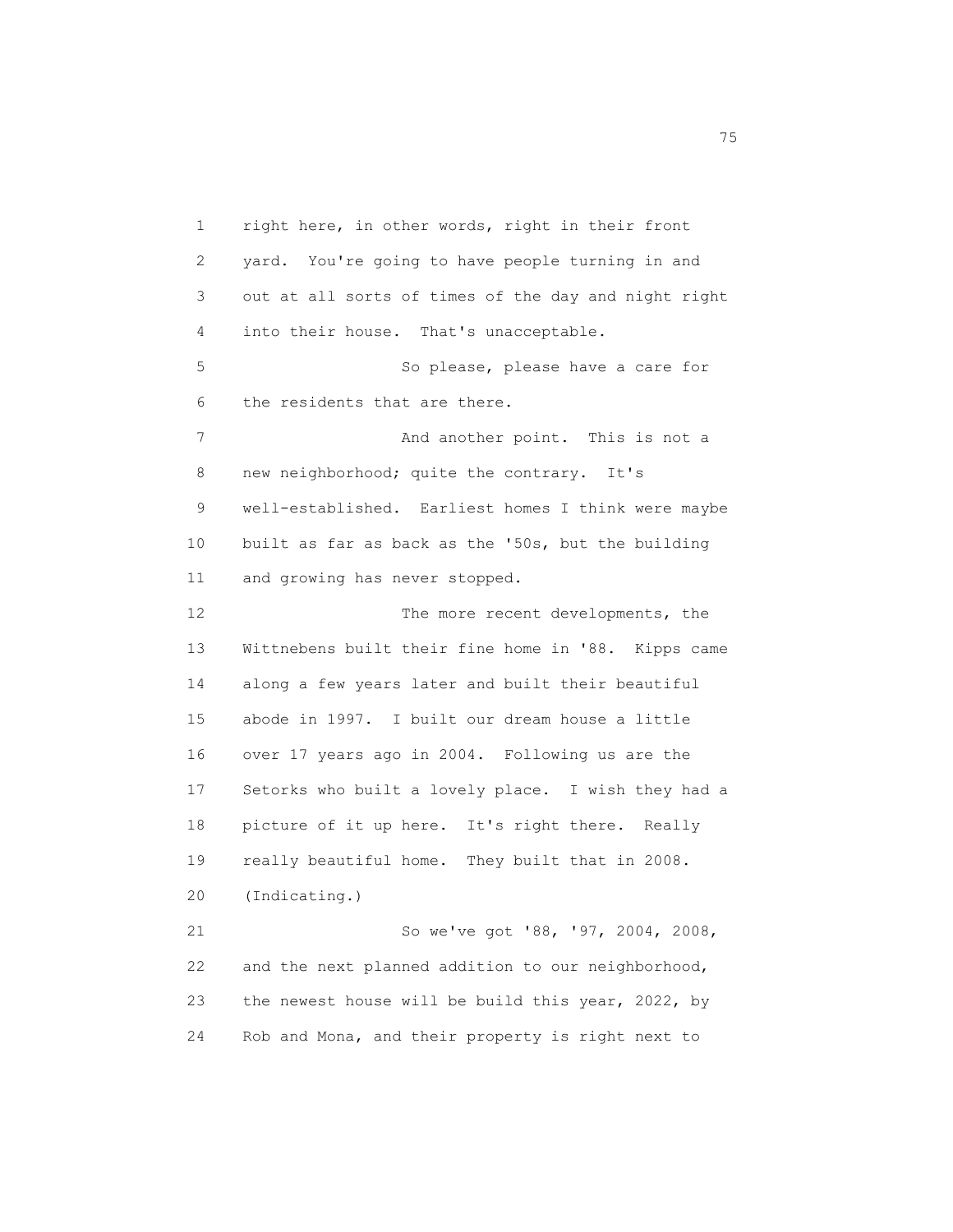right here, in other words, right in their front yard. You're going to have people turning in and out at all sorts of times of the day and night right into their house. That's unacceptable.

So please, please have a care for the residents that are there.

And another point. This is not a new neighborhood; quite the contrary. It's well-established. Earliest homes I think were maybe built as far as back as the '50s, but the building and growing has never stopped.

The more recent developments, the Wittnebens built their fine home in '88. Kipps came along a few years later and built their beautiful abode in 1997. I built our dream house a little over 17 years ago in 2004. Following us are the Setorks who built a lovely place. I wish they had a picture of it up here. It's right there. Really really beautiful home. They built that in 2008. (Indicating.)

So we've got '88, '97, 2004, 2008, and the next planned addition to our neighborhood, the newest house will be build this year, 2022, by Rob and Mona, and their property is right next to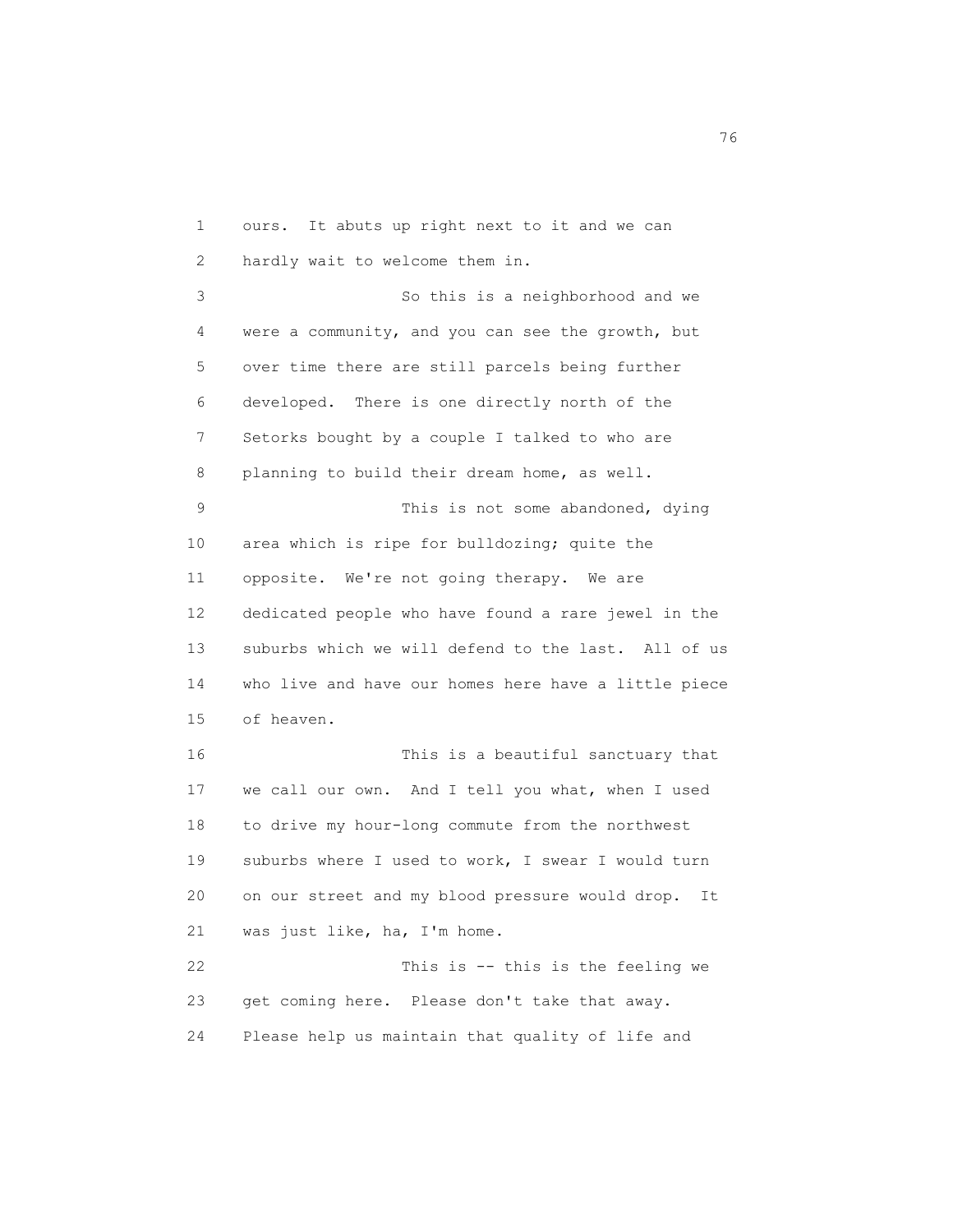ours. It abuts up right next to it and we can hardly wait to welcome them in.

So this is a neighborhood and we were a community, and you can see the growth, but over time there are still parcels being further developed. There is one directly north of the Setorks bought by a couple I talked to who are planning to build their dream home, as well.

This is not some abandoned, dying area which is ripe for bulldozing; quite the opposite. We're not going therapy. We are dedicated people who have found a rare jewel in the suburbs which we will defend to the last. All of us who live and have our homes here have a little piece of heaven.

This is a beautiful sanctuary that we call our own. And I tell you what, when I used to drive my hour-long commute from the northwest suburbs where I used to work, I swear I would turn on our street and my blood pressure would drop. It was just like, ha, I'm home.

This is -- this is the feeling we get coming here. Please don't take that away. Please help us maintain that quality of life and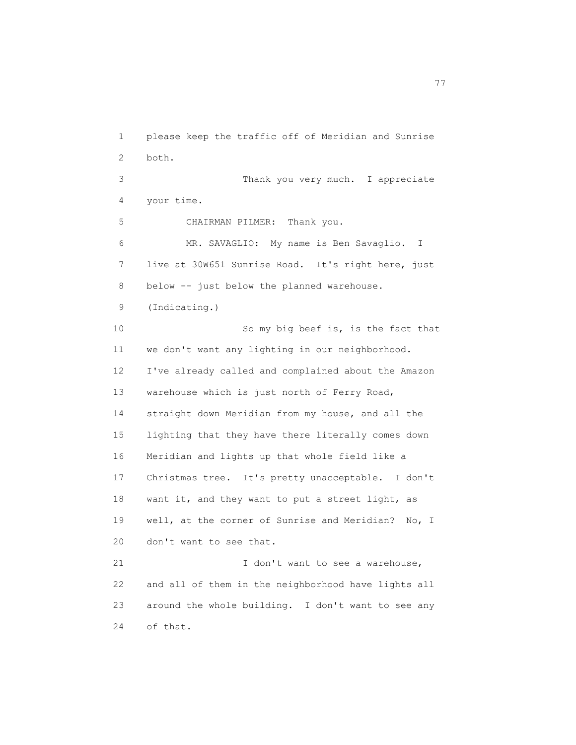please keep the traffic off of Meridian and Sunrise both.

Thank you very much. I appreciate your time.

CHAIRMAN PILMER: Thank you.

MR. SAVAGLIO: My name is Ben Savaglio. I live at 30W651 Sunrise Road. It's right here, just below -- just below the planned warehouse. (Indicating.)

So my big beef is, is the fact that we don't want any lighting in our neighborhood. I've already called and complained about the Amazon warehouse which is just north of Ferry Road, straight down Meridian from my house, and all the lighting that they have there literally comes down Meridian and lights up that whole field like a Christmas tree. It's pretty unacceptable. I don't want it, and they want to put a street light, as well, at the corner of Sunrise and Meridian? No, I don't want to see that.

I don't want to see a warehouse, and all of them in the neighborhood have lights all around the whole building. I don't want to see any of that.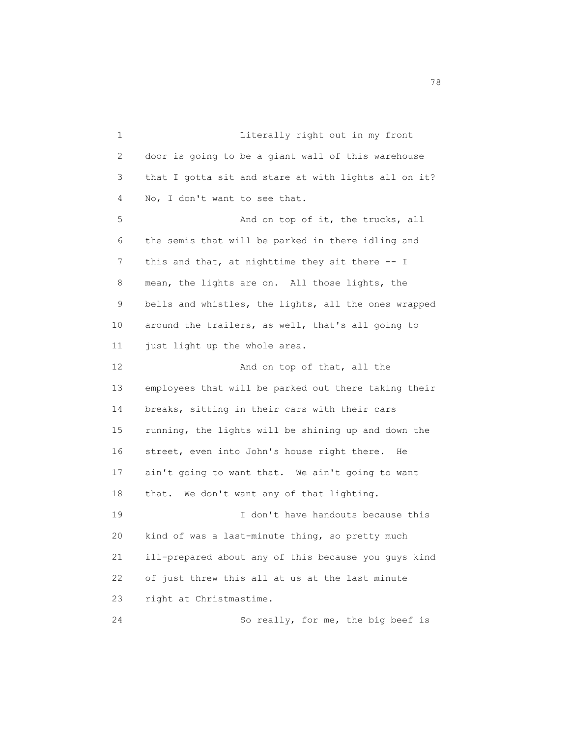Literally right out in my front door is going to be a giant wall of this warehouse that I gotta sit and stare at with lights all on it? No, I don't want to see that.

And on top of it, the trucks, all the semis that will be parked in there idling and this and that, at nighttime they sit there -- I mean, the lights are on. All those lights, the bells and whistles, the lights, all the ones wrapped around the trailers, as well, that's all going to just light up the whole area.

And on top of that, all the employees that will be parked out there taking their breaks, sitting in their cars with their cars running, the lights will be shining up and down the street, even into John's house right there. He ain't going to want that. We ain't going to want that. We don't want any of that lighting.

I don't have handouts because this kind of was a last-minute thing, so pretty much ill-prepared about any of this because you guys kind of just threw this all at us at the last minute right at Christmastime.

So really, for me, the big beef is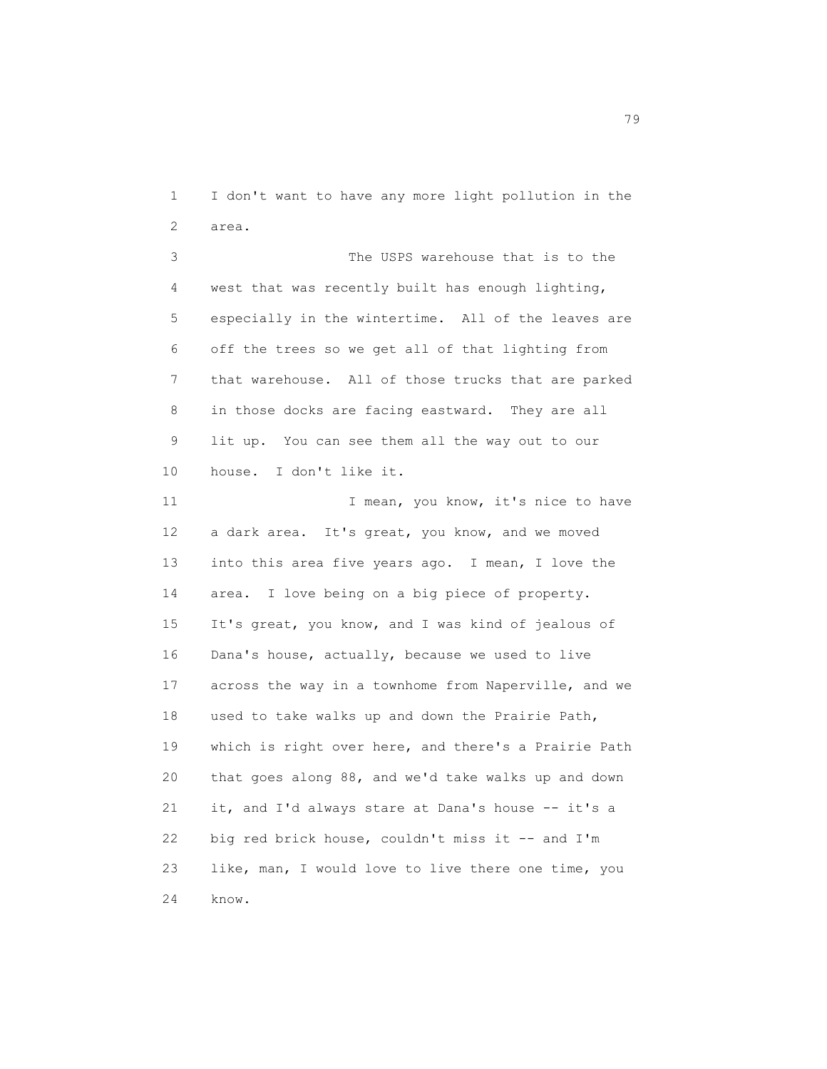I don't want to have any more light pollution in the area.

The USPS warehouse that is to the west that was recently built has enough lighting, especially in the wintertime. All of the leaves are off the trees so we get all of that lighting from that warehouse. All of those trucks that are parked in those docks are facing eastward. They are all lit up. You can see them all the way out to our house. I don't like it.

I mean, you know, it's nice to have a dark area. It's great, you know, and we moved into this area five years ago. I mean, I love the area. I love being on a big piece of property. It's great, you know, and I was kind of jealous of Dana's house, actually, because we used to live across the way in a townhome from Naperville, and we used to take walks up and down the Prairie Path, which is right over here, and there's a Prairie Path that goes along 88, and we'd take walks up and down it, and I'd always stare at Dana's house -- it's a big red brick house, couldn't miss it -- and I'm like, man, I would love to live there one time, you know.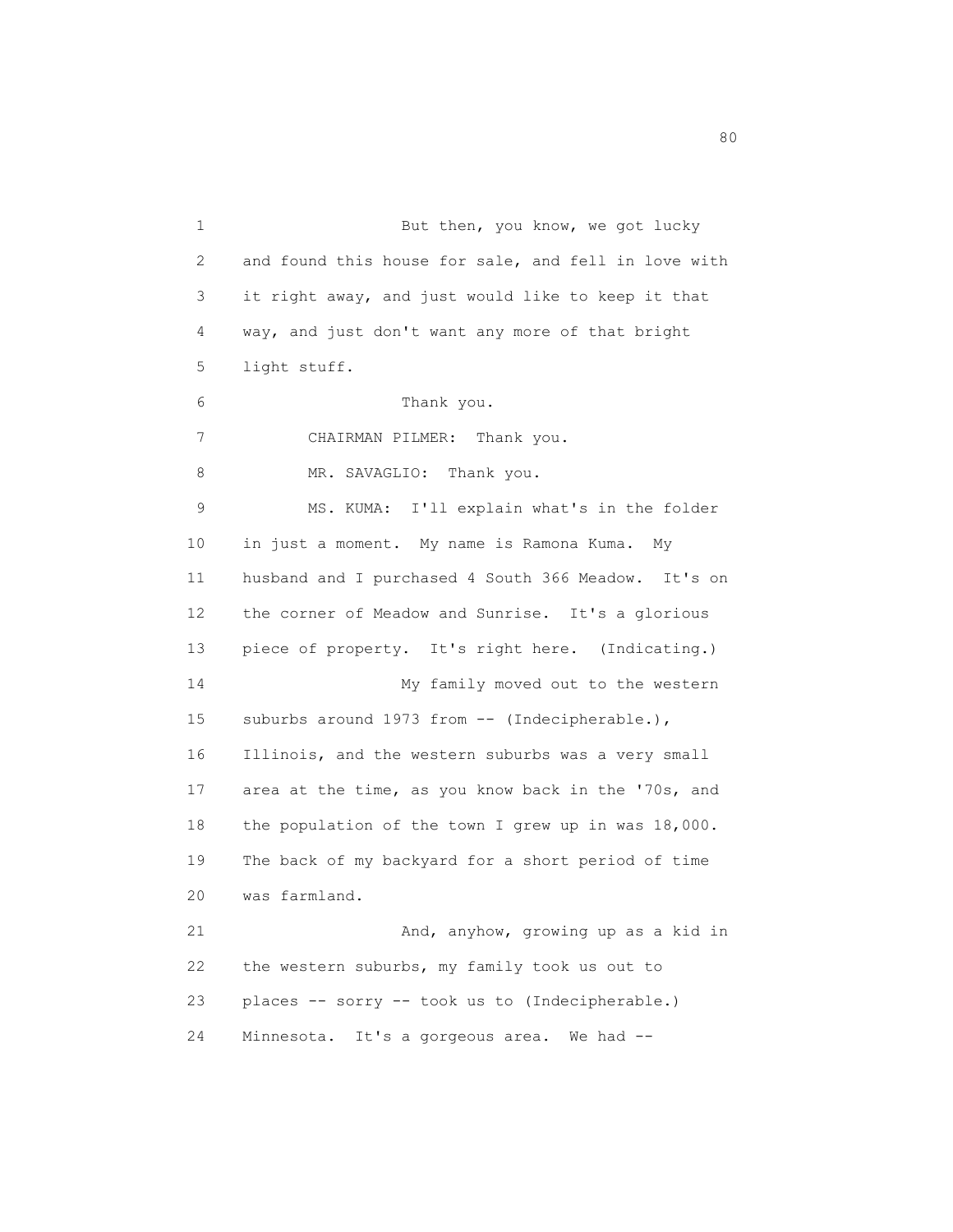But then, you know, we got lucky and found this house for sale, and fell in love with it right away, and just would like to keep it that way, and just don't want any more of that bright light stuff.

Thank you.

CHAIRMAN PILMER: Thank you.

MR. SAVAGLIO: Thank you.

MS. KUMA: I'll explain what's in the folder in just a moment. My name is Ramona Kuma. My husband and I purchased 4 South 366 Meadow. It's on the corner of Meadow and Sunrise. It's a glorious piece of property. It's right here. (Indicating.)

My family moved out to the western suburbs around 1973 from -- (Indecipherable.), Illinois, and the western suburbs was a very small area at the time, as you know back in the '70s, and the population of the town I grew up in was 18,000. The back of my backyard for a short period of time was farmland.

And, anyhow, growing up as a kid in the western suburbs, my family took us out to places -- sorry -- took us to (Indecipherable.) Minnesota. It's a gorgeous area. We had --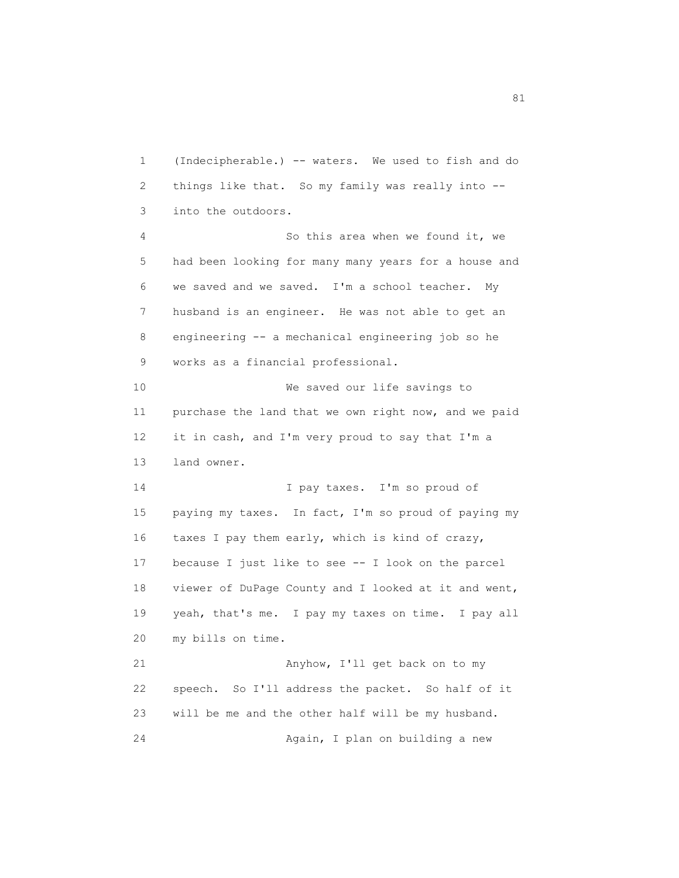(Indecipherable.) -- waters. We used to fish and do things like that. So my family was really into -- into the outdoors.

So this area when we found it, we had been looking for many many years for a house and we saved and we saved. I'm a school teacher. My husband is an engineer. He was not able to get an engineering -- a mechanical engineering job so he works as a financial professional.

We saved our life savings to purchase the land that we own right now, and we paid it in cash, and I'm very proud to say that I'm a land owner.

I pay taxes. I'm so proud of paying my taxes. In fact, I'm so proud of paying my taxes I pay them early, which is kind of crazy, because I just like to see -- I look on the parcel viewer of DuPage County and I looked at it and went, yeah, that's me. I pay my taxes on time. I pay all my bills on time.

Anyhow, I'll get back on to my speech. So I'll address the packet. So half of it will be me and the other half will be my husband.

Again, I plan on building a new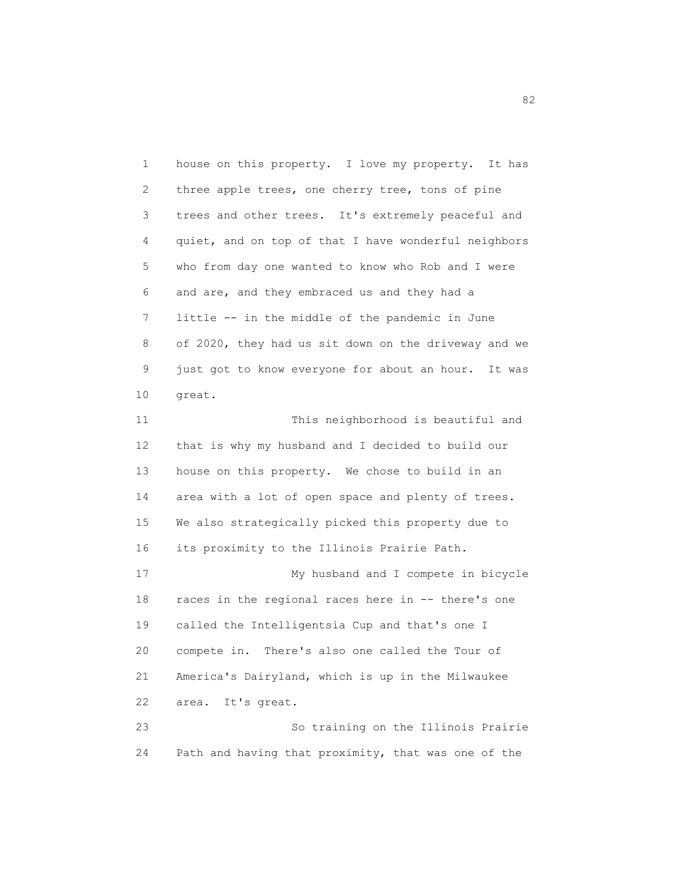house on this property. I love my property. It has three apple trees, one cherry tree, tons of pine trees and other trees. It's extremely peaceful and quiet, and on top of that I have wonderful neighbors who from day one wanted to know who Rob and I were and are, and they embraced us and they had a little -- in the middle of the pandemic in June of 2020, they had us sit down on the driveway and we just got to know everyone for about an hour. It was great.

This neighborhood is beautiful and that is why my husband and I decided to build our house on this property. We chose to build in an area with a lot of open space and plenty of trees. We also strategically picked this property due to its proximity to the Illinois Prairie Path.

My husband and I compete in bicycle races in the regional races here in -- there's one called the Intelligentsia Cup and that's one I compete in. There's also one called the Tour of America's Dairyland, which is up in the Milwaukee area. It's great.

So training on the Illinois Prairie Path and having that proximity, that was one of the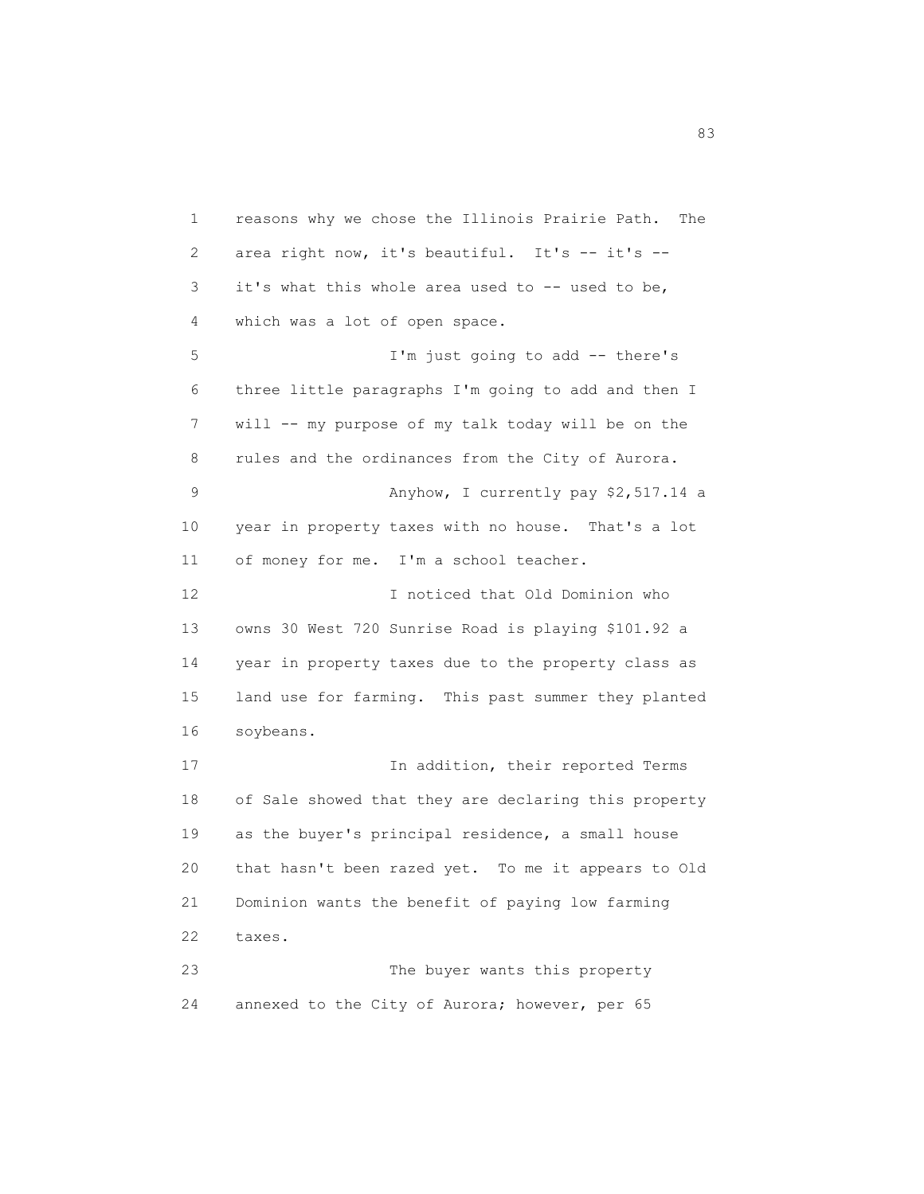reasons why we chose the Illinois Prairie Path. The area right now, it's beautiful. It's -- it's -- it's what this whole area used to -- used to be, which was a lot of open space.

I'm just going to add -- there's three little paragraphs I'm going to add and then I will -- my purpose of my talk today will be on the rules and the ordinances from the City of Aurora.

Anyhow, I currently pay $2,517.14 a year in property taxes with no house. That's a lot of money for me. I'm a school teacher.

I noticed that Old Dominion who owns 30 West 720 Sunrise Road is playing $101.92 a year in property taxes due to the property class as land use for farming. This past summer they planted soybeans.

In addition, their reported Terms of Sale showed that they are declaring this property as the buyer's principal residence, a small house that hasn't been razed yet. To me it appears to Old Dominion wants the benefit of paying low farming taxes.

The buyer wants this property annexed to the City of Aurora; however, per 65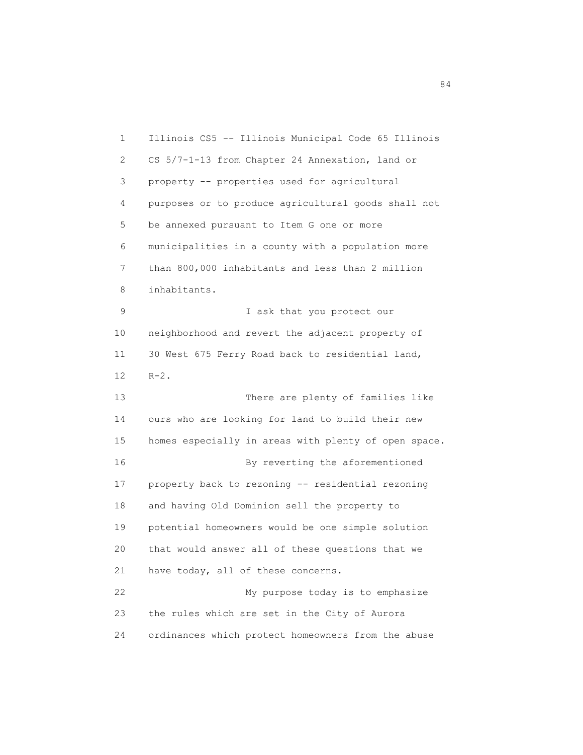Illinois CS5 -- Illinois Municipal Code 65 Illinois CS 5/7-1-13 from Chapter 24 Annexation, land or property -- properties used for agricultural purposes or to produce agricultural goods shall not be annexed pursuant to Item G one or more municipalities in a county with a population more than 800,000 inhabitants and less than 2 million inhabitants.

I ask that you protect our neighborhood and revert the adjacent property of 30 West 675 Ferry Road back to residential land, R-2.

There are plenty of families like ours who are looking for land to build their new homes especially in areas with plenty of open space.

By reverting the aforementioned property back to rezoning -- residential rezoning and having Old Dominion sell the property to potential homeowners would be one simple solution that would answer all of these questions that we have today, all of these concerns.

My purpose today is to emphasize the rules which are set in the City of Aurora ordinances which protect homeowners from the abuse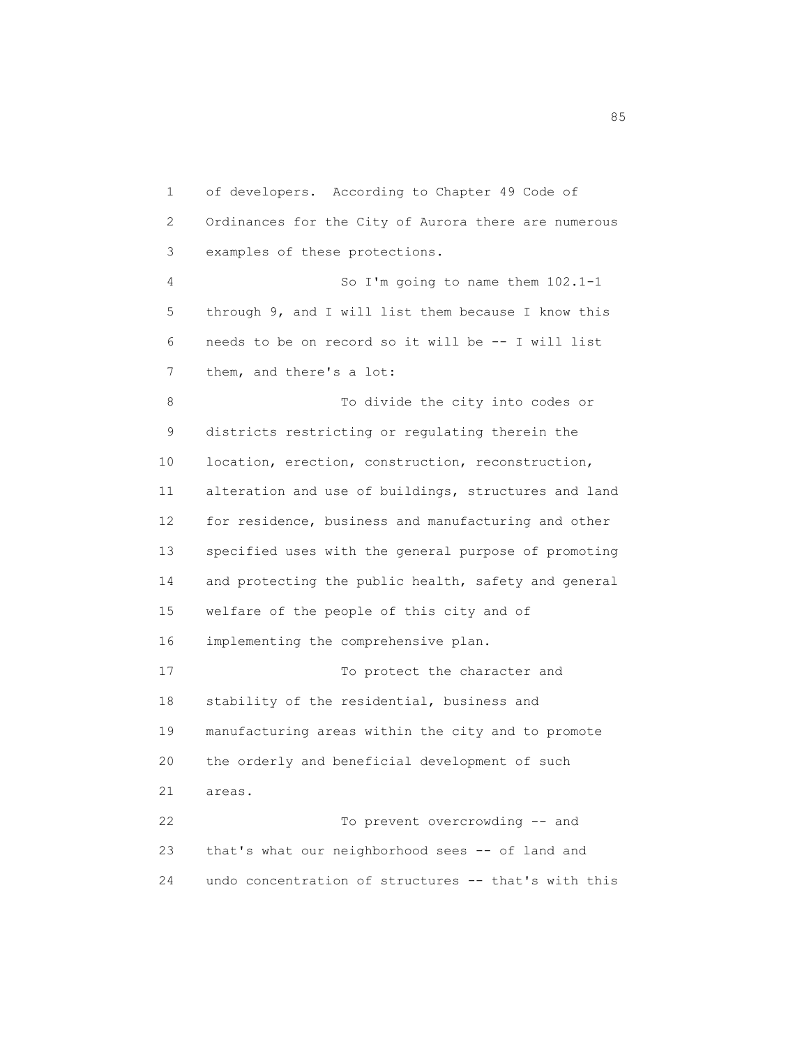of developers. According to Chapter 49 Code of Ordinances for the City of Aurora there are numerous examples of these protections.

So I'm going to name them 102.1-1 through 9, and I will list them because I know this needs to be on record so it will be -- I will list them, and there's a lot:

To divide the city into codes or districts restricting or regulating therein the location, erection, construction, reconstruction, alteration and use of buildings, structures and land for residence, business and manufacturing and other specified uses with the general purpose of promoting and protecting the public health, safety and general welfare of the people of this city and of implementing the comprehensive plan.

To protect the character and stability of the residential, business and manufacturing areas within the city and to promote the orderly and beneficial development of such areas.

To prevent overcrowding -- and that's what our neighborhood sees -- of land and undo concentration of structures -- that's with this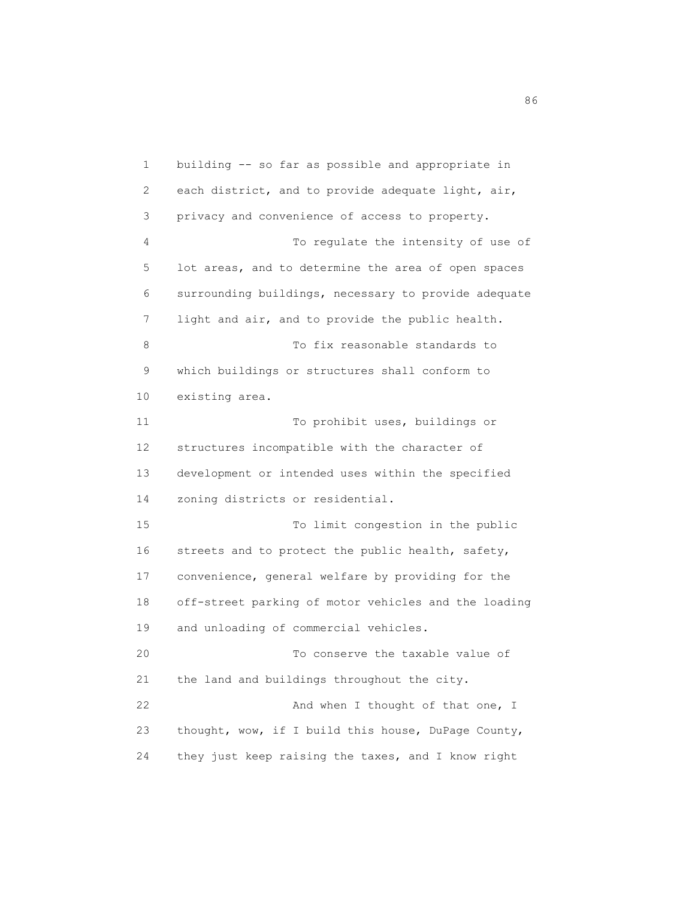building -- so far as possible and appropriate in each district, and to provide adequate light, air, privacy and convenience of access to property.

To regulate the intensity of use of lot areas, and to determine the area of open spaces surrounding buildings, necessary to provide adequate light and air, and to provide the public health.

To fix reasonable standards to which buildings or structures shall conform to existing area.

To prohibit uses, buildings or structures incompatible with the character of development or intended uses within the specified zoning districts or residential.

To limit congestion in the public streets and to protect the public health, safety, convenience, general welfare by providing for the off-street parking of motor vehicles and the loading and unloading of commercial vehicles.

To conserve the taxable value of the land and buildings throughout the city.

And when I thought of that one, I thought, wow, if I build this house, DuPage County, they just keep raising the taxes, and I know right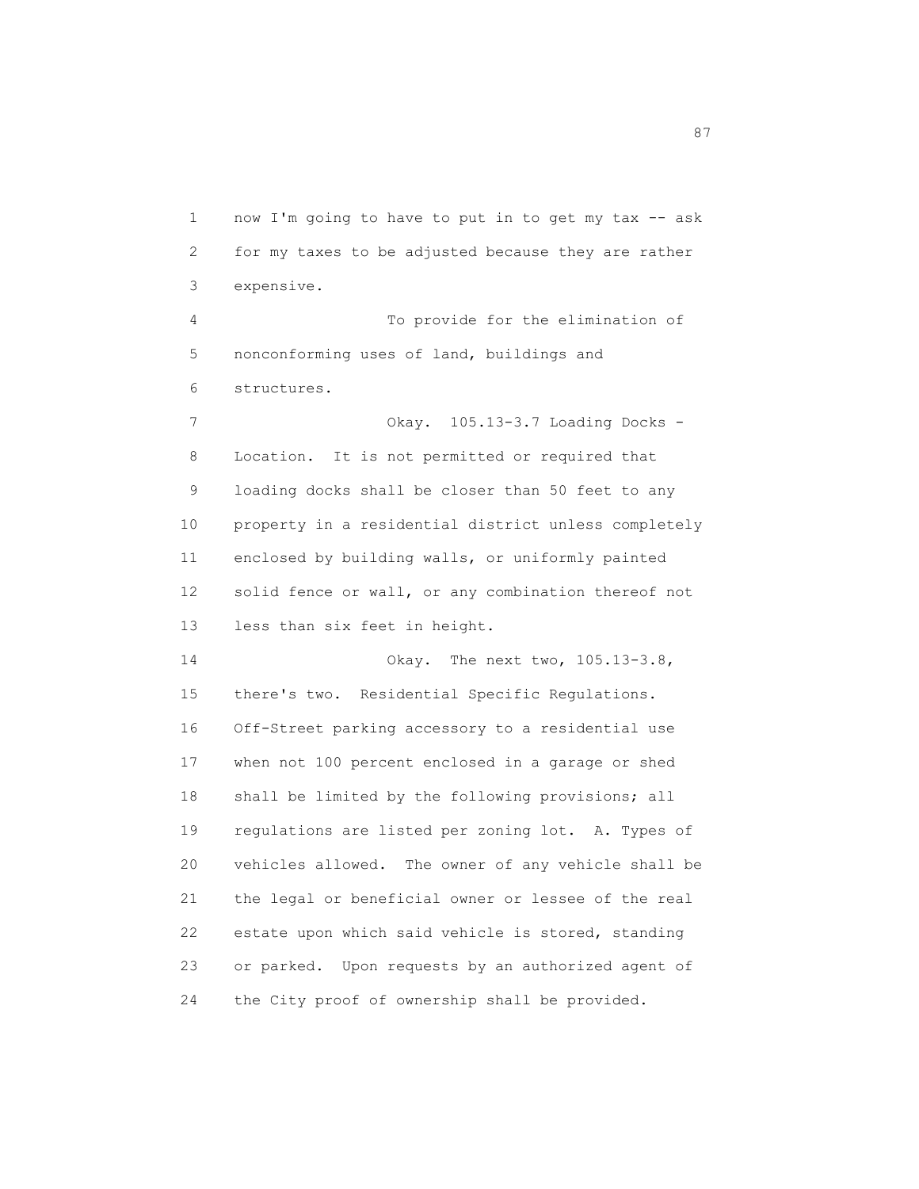now I'm going to have to put in to get my tax -- ask for my taxes to be adjusted because they are rather expensive.

To provide for the elimination of nonconforming uses of land, buildings and structures.

Okay. 105.13-3.7 Loading Docks - Location. It is not permitted or required that loading docks shall be closer than 50 feet to any property in a residential district unless completely enclosed by building walls, or uniformly painted solid fence or wall, or any combination thereof not less than six feet in height.

Okay. The next two, 105.13-3.8, there's two. Residential Specific Regulations. Off-Street parking accessory to a residential use when not 100 percent enclosed in a garage or shed shall be limited by the following provisions; all regulations are listed per zoning lot. A. Types of vehicles allowed. The owner of any vehicle shall be the legal or beneficial owner or lessee of the real estate upon which said vehicle is stored, standing or parked. Upon requests by an authorized agent of the City proof of ownership shall be provided.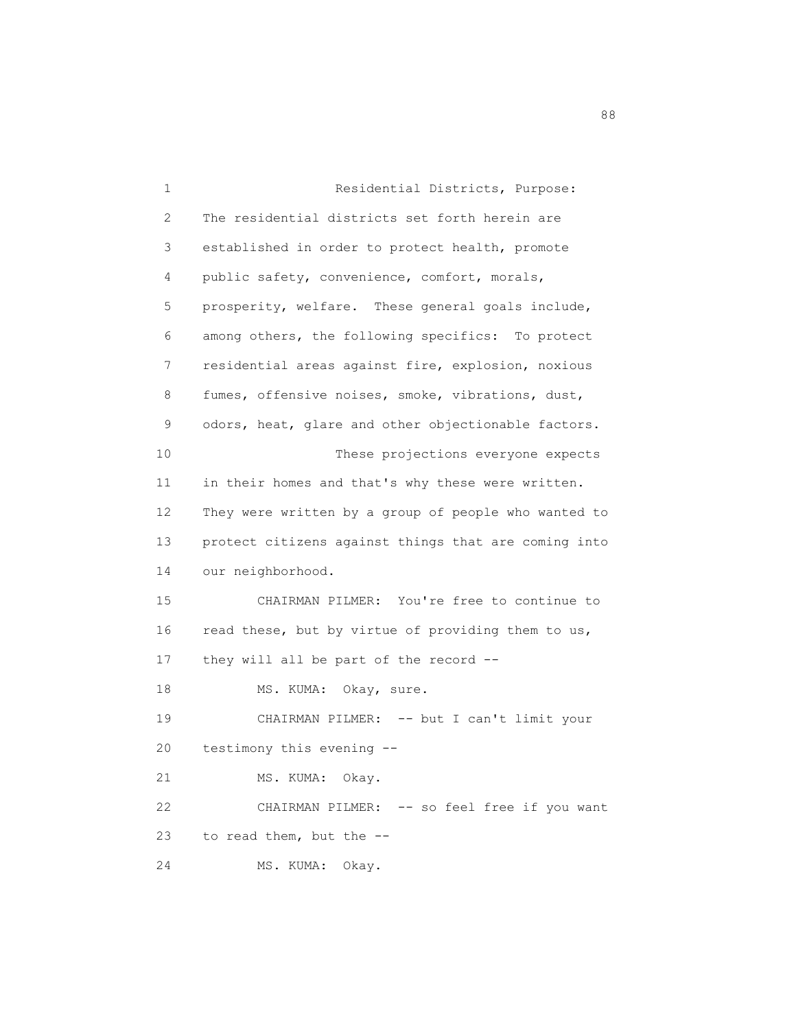Residential Districts, Purpose: The residential districts set forth herein are established in order to protect health, promote public safety, convenience, comfort, morals, prosperity, welfare. These general goals include, among others, the following specifics: To protect residential areas against fire, explosion, noxious fumes, offensive noises, smoke, vibrations, dust, odors, heat, glare and other objectionable factors.

These projections everyone expects in their homes and that's why these were written. They were written by a group of people who wanted to protect citizens against things that are coming into our neighborhood.

CHAIRMAN PILMER: You're free to continue to read these, but by virtue of providing them to us, they will all be part of the record --

MS. KUMA: Okay, sure.

CHAIRMAN PILMER: -- but I can't limit your testimony this evening --

MS. KUMA: Okay.

CHAIRMAN PILMER: -- so feel free if you want to read them, but the --

MS. KUMA: Okay.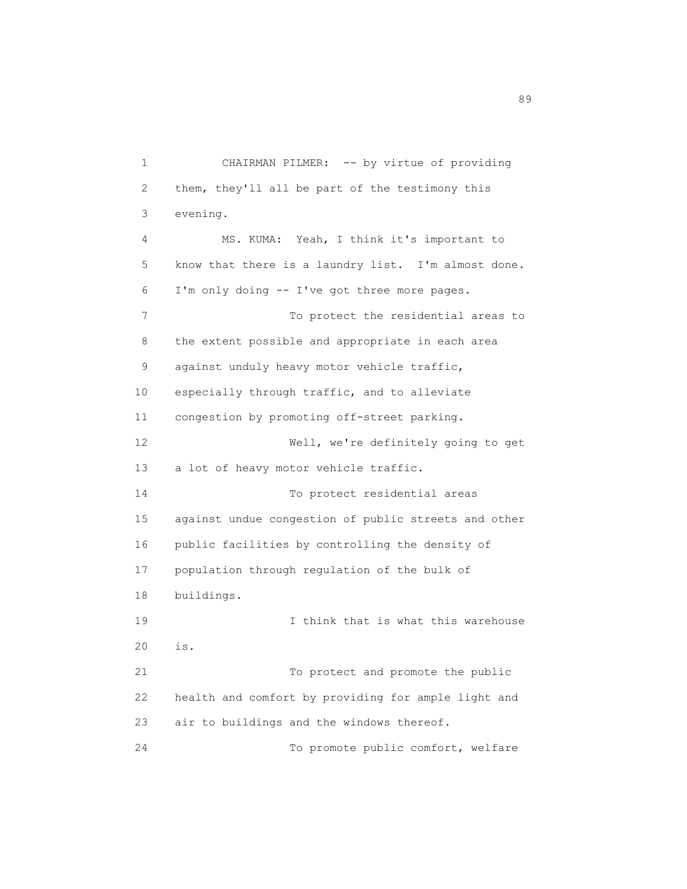CHAIRMAN PILMER: -- by virtue of providing them, they'll all be part of the testimony this evening.

MS. KUMA: Yeah, I think it's important to know that there is a laundry list. I'm almost done. I'm only doing -- I've got three more pages.

To protect the residential areas to the extent possible and appropriate in each area against unduly heavy motor vehicle traffic, especially through traffic, and to alleviate congestion by promoting off-street parking.

Well, we're definitely going to get a lot of heavy motor vehicle traffic.

To protect residential areas against undue congestion of public streets and other public facilities by controlling the density of population through regulation of the bulk of buildings.

I think that is what this warehouse is.

To protect and promote the public health and comfort by providing for ample light and air to buildings and the windows thereof.

To promote public comfort, welfare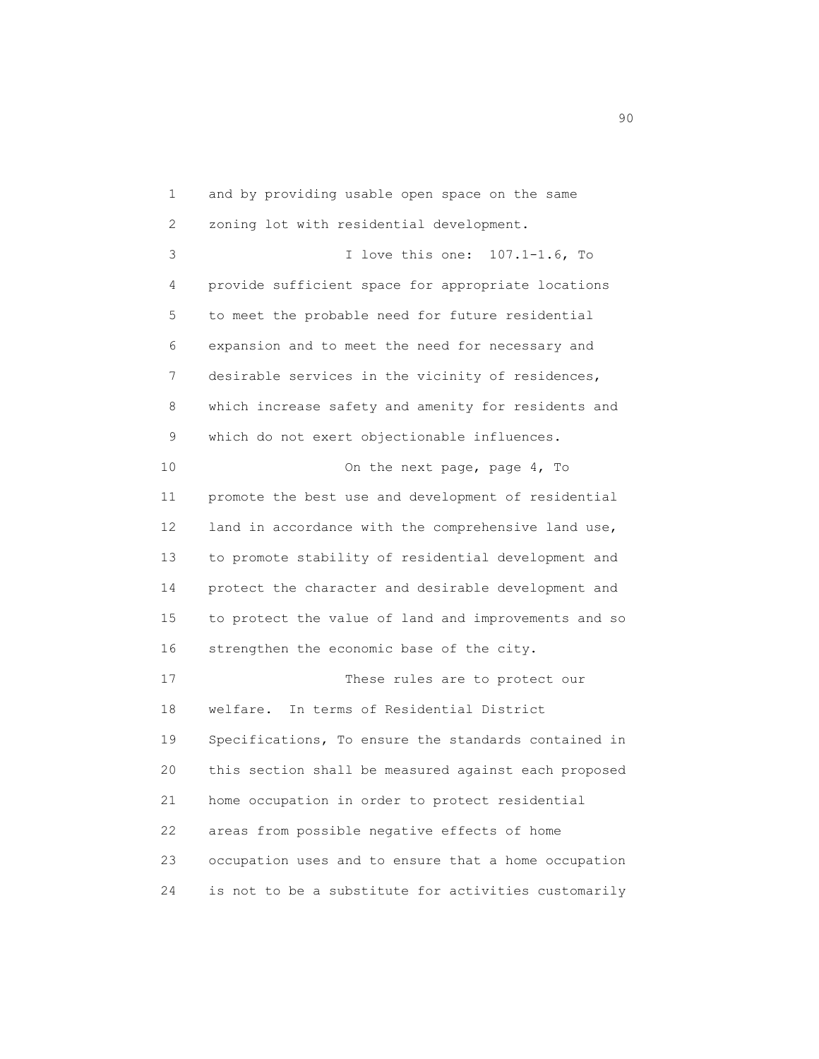and by providing usable open space on the same zoning lot with residential development.

I love this one: 107.1-1.6, To provide sufficient space for appropriate locations to meet the probable need for future residential expansion and to meet the need for necessary and desirable services in the vicinity of residences, which increase safety and amenity for residents and which do not exert objectionable influences.

On the next page, page 4, To promote the best use and development of residential land in accordance with the comprehensive land use, to promote stability of residential development and protect the character and desirable development and to protect the value of land and improvements and so strengthen the economic base of the city.

These rules are to protect our welfare. In terms of Residential District Specifications, To ensure the standards contained in this section shall be measured against each proposed home occupation in order to protect residential areas from possible negative effects of home occupation uses and to ensure that a home occupation is not to be a substitute for activities customarily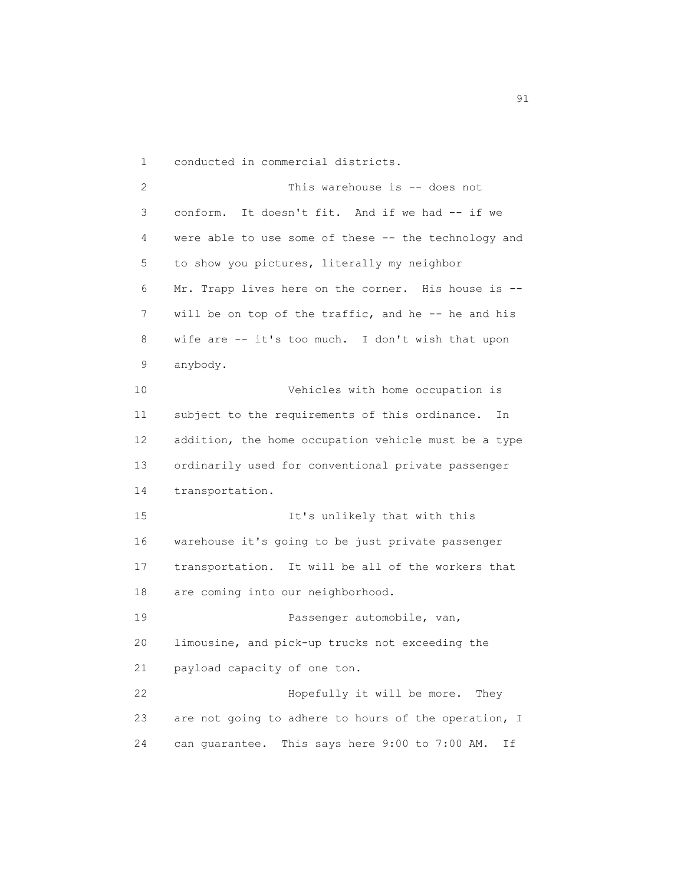conducted in commercial districts.

This warehouse is -- does not conform. It doesn't fit. And if we had -- if we were able to use some of these -- the technology and to show you pictures, literally my neighbor Mr. Trapp lives here on the corner. His house is -- will be on top of the traffic, and he -- he and his wife are -- it's too much. I don't wish that upon anybody.

Vehicles with home occupation is subject to the requirements of this ordinance. In addition, the home occupation vehicle must be a type ordinarily used for conventional private passenger transportation.

It's unlikely that with this warehouse it's going to be just private passenger transportation. It will be all of the workers that are coming into our neighborhood.

Passenger automobile, van, limousine, and pick-up trucks not exceeding the payload capacity of one ton.

Hopefully it will be more. They are not going to adhere to hours of the operation, I can guarantee. This says here 9:00 to 7:00 AM. If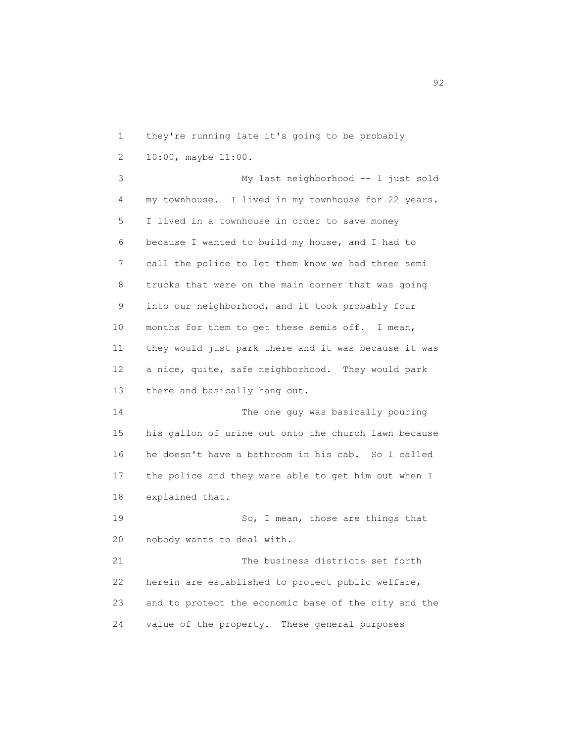they're running late it's going to be probably 10:00, maybe 11:00.

My last neighborhood -- I just sold my townhouse. I lived in my townhouse for 22 years. I lived in a townhouse in order to save money because I wanted to build my house, and I had to call the police to let them know we had three semi trucks that were on the main corner that was going into our neighborhood, and it took probably four months for them to get these semis off. I mean, they would just park there and it was because it was a nice, quite, safe neighborhood. They would park there and basically hang out.

The one guy was basically pouring his gallon of urine out onto the church lawn because he doesn't have a bathroom in his cab. So I called the police and they were able to get him out when I explained that.

So, I mean, those are things that nobody wants to deal with.

The business districts set forth herein are established to protect public welfare, and to protect the economic base of the city and the value of the property. These general purposes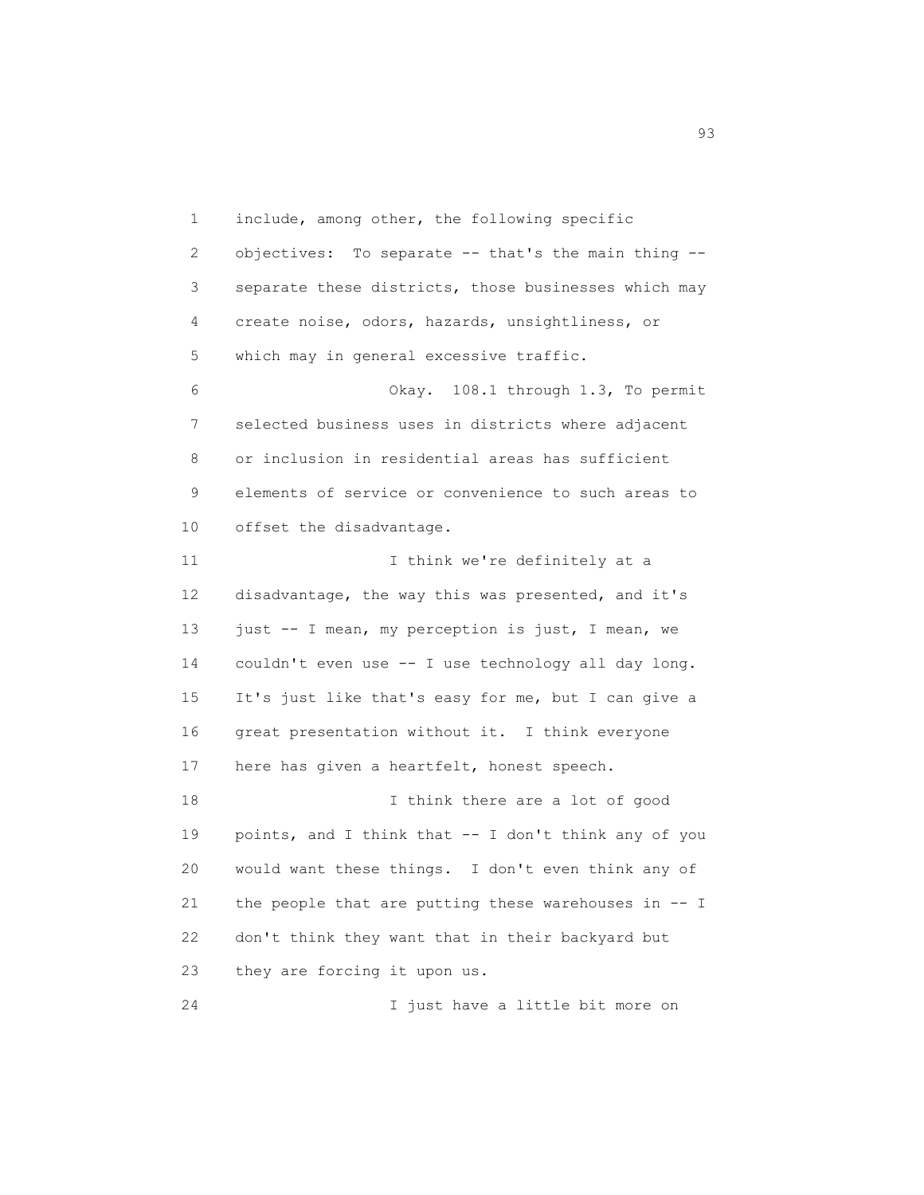include, among other, the following specific objectives: To separate -- that's the main thing -- separate these districts, those businesses which may create noise, odors, hazards, unsightliness, or which may in general excessive traffic.

Okay. 108.1 through 1.3, To permit selected business uses in districts where adjacent or inclusion in residential areas has sufficient elements of service or convenience to such areas to offset the disadvantage.

I think we're definitely at a disadvantage, the way this was presented, and it's just -- I mean, my perception is just, I mean, we couldn't even use -- I use technology all day long. It's just like that's easy for me, but I can give a great presentation without it. I think everyone here has given a heartfelt, honest speech.

I think there are a lot of good points, and I think that -- I don't think any of you would want these things. I don't even think any of the people that are putting these warehouses in -- I don't think they want that in their backyard but they are forcing it upon us.

I just have a little bit more on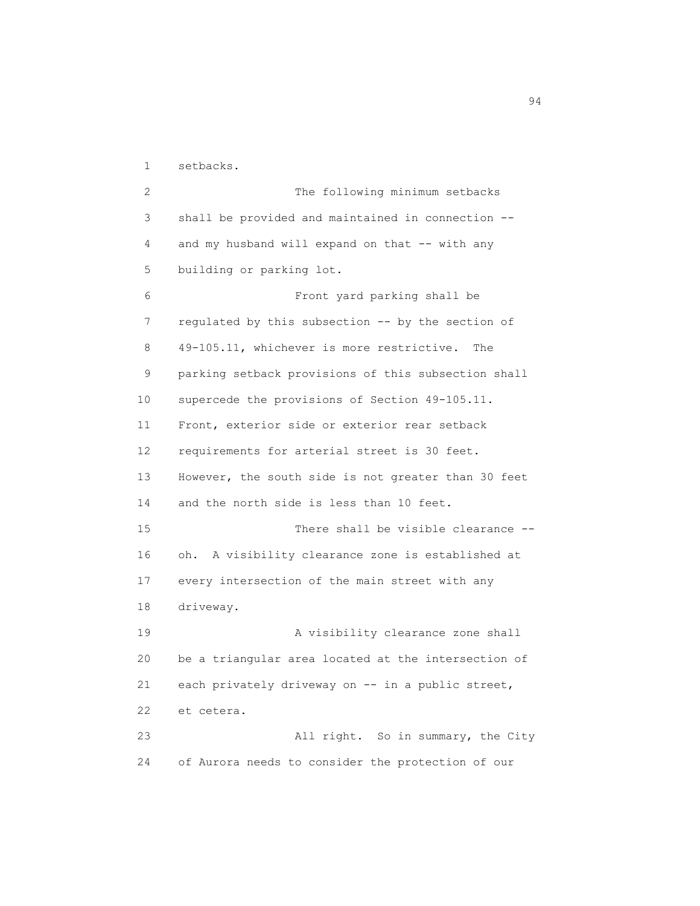setbacks.

The following minimum setbacks shall be provided and maintained in connection -- and my husband will expand on that -- with any building or parking lot.

Front yard parking shall be regulated by this subsection -- by the section of 49-105.11, whichever is more restrictive. The parking setback provisions of this subsection shall supercede the provisions of Section 49-105.11. Front, exterior side or exterior rear setback requirements for arterial street is 30 feet. However, the south side is not greater than 30 feet and the north side is less than 10 feet.

There shall be visible clearance -- oh. A visibility clearance zone is established at every intersection of the main street with any driveway.

A visibility clearance zone shall be a triangular area located at the intersection of each privately driveway on -- in a public street, et cetera.

All right. So in summary, the City of Aurora needs to consider the protection of our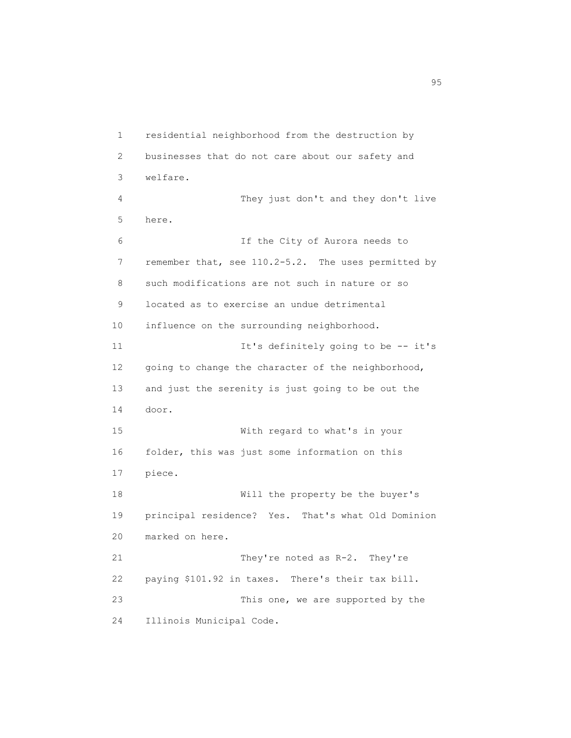residential neighborhood from the destruction by businesses that do not care about our safety and welfare.

They just don't and they don't live here.

If the City of Aurora needs to remember that, see 110.2-5.2. The uses permitted by such modifications are not such in nature or so located as to exercise an undue detrimental influence on the surrounding neighborhood.

It's definitely going to be -- it's going to change the character of the neighborhood, and just the serenity is just going to be out the door.

With regard to what's in your folder, this was just some information on this piece.

Will the property be the buyer's principal residence? Yes. That's what Old Dominion marked on here.

They're noted as R-2. They're paying $101.92 in taxes. There's their tax bill.

This one, we are supported by the Illinois Municipal Code.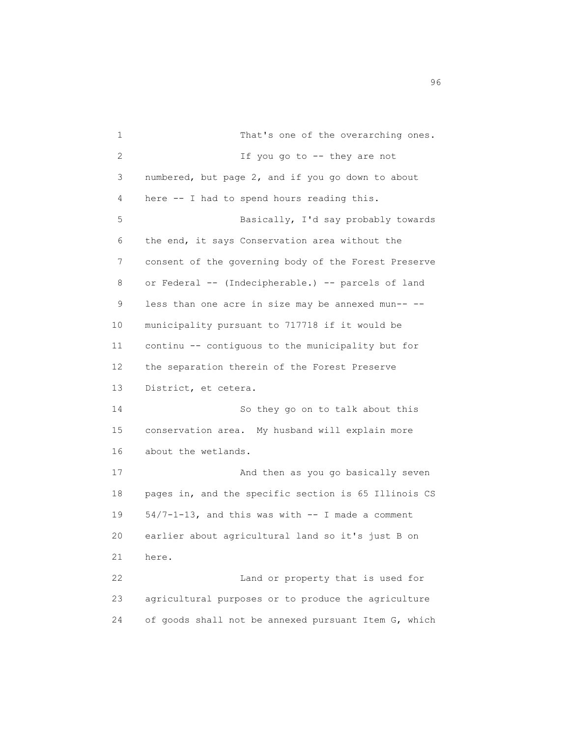1 That's one of the overarching ones.

2 If you go to -- they are not

3 numbered, but page 2, and if you go down to about

4 here -- I had to spend hours reading this.

5 Basically, I'd say probably towards

6 the end, it says Conservation area without the

7 consent of the governing body of the Forest Preserve

8 or Federal -- (Indecipherable.) -- parcels of land

9 less than one acre in size may be annexed mun-- --

10 municipality pursuant to 717718 if it would be

11 continu -- contiguous to the municipality but for

12 the separation therein of the Forest Preserve

13 District, et cetera.

14 So they go on to talk about this

15 conservation area. My husband will explain more

16 about the wetlands.

17 And then as you go basically seven

18 pages in, and the specific section is 65 Illinois CS

19 54/7-1-13, and this was with -- I made a comment

20 earlier about agricultural land so it's just B on

21 here.

22 Land or property that is used for

23 agricultural purposes or to produce the agriculture

24 of goods shall not be annexed pursuant Item G, which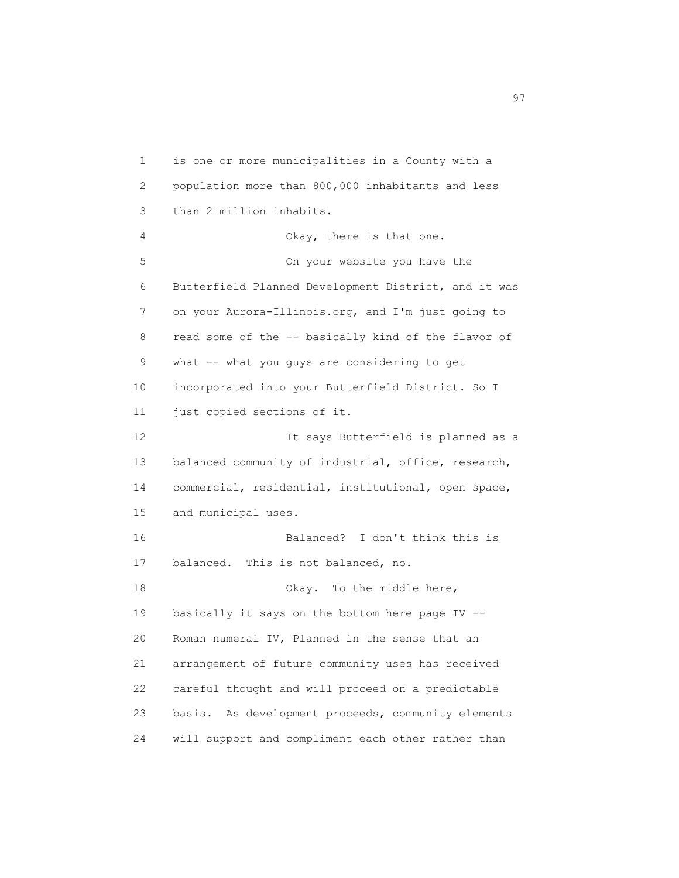is one or more municipalities in a County with a population more than 800,000 inhabitants and less than 2 million inhabits.

Okay, there is that one.

On your website you have the Butterfield Planned Development District, and it was on your Aurora-Illinois.org, and I'm just going to read some of the -- basically kind of the flavor of what -- what you guys are considering to get incorporated into your Butterfield District. So I just copied sections of it.

It says Butterfield is planned as a balanced community of industrial, office, research, commercial, residential, institutional, open space, and municipal uses.

Balanced? I don't think this is balanced. This is not balanced, no.

Okay. To the middle here, basically it says on the bottom here page IV -- Roman numeral IV, Planned in the sense that an arrangement of future community uses has received careful thought and will proceed on a predictable basis. As development proceeds, community elements will support and compliment each other rather than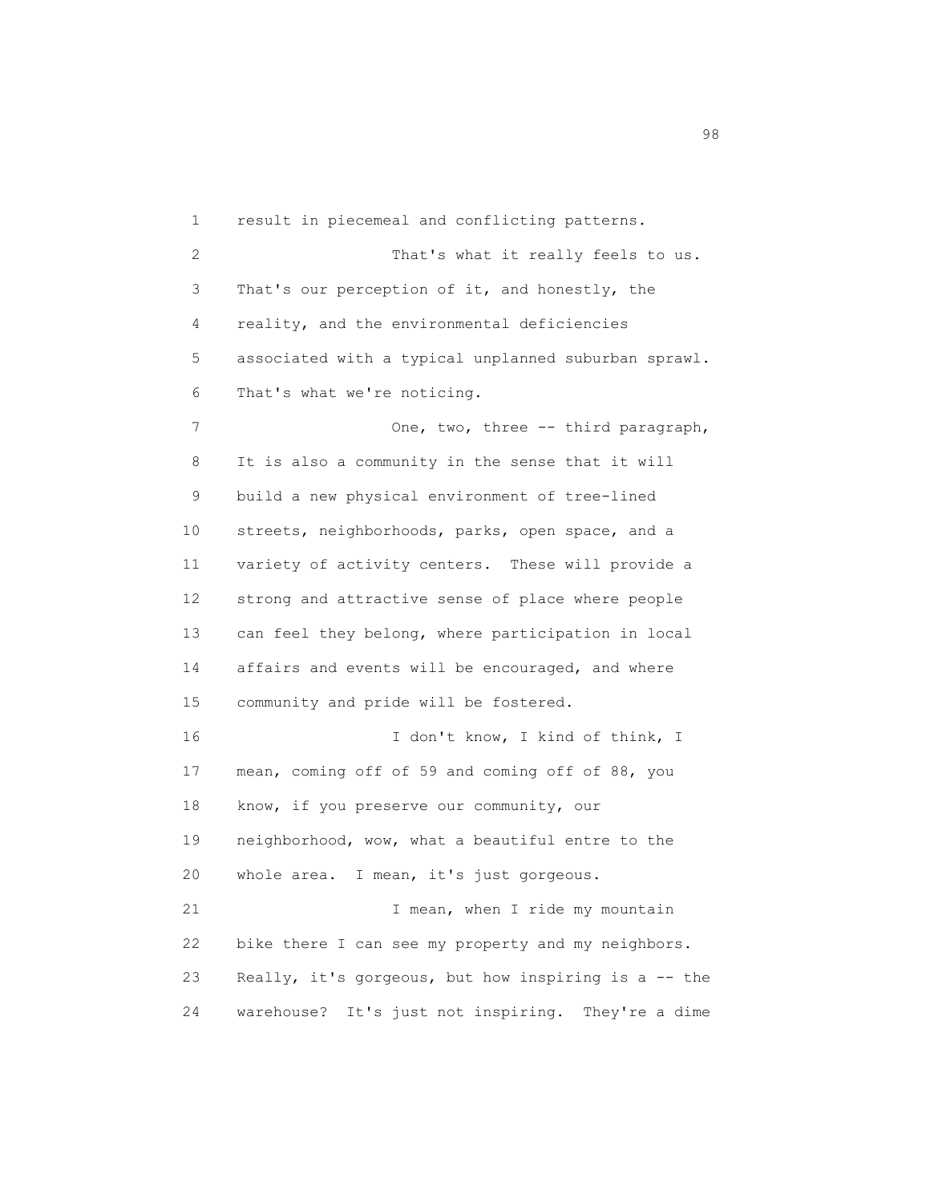result in piecemeal and conflicting patterns.

That's what it really feels to us. That's our perception of it, and honestly, the reality, and the environmental deficiencies associated with a typical unplanned suburban sprawl. That's what we're noticing.

One, two, three -- third paragraph, It is also a community in the sense that it will build a new physical environment of tree-lined streets, neighborhoods, parks, open space, and a variety of activity centers. These will provide a strong and attractive sense of place where people can feel they belong, where participation in local affairs and events will be encouraged, and where community and pride will be fostered.

I don't know, I kind of think, I mean, coming off of 59 and coming off of 88, you know, if you preserve our community, our neighborhood, wow, what a beautiful entre to the whole area. I mean, it's just gorgeous.

I mean, when I ride my mountain bike there I can see my property and my neighbors. Really, it's gorgeous, but how inspiring is a -- the warehouse? It's just not inspiring. They're a dime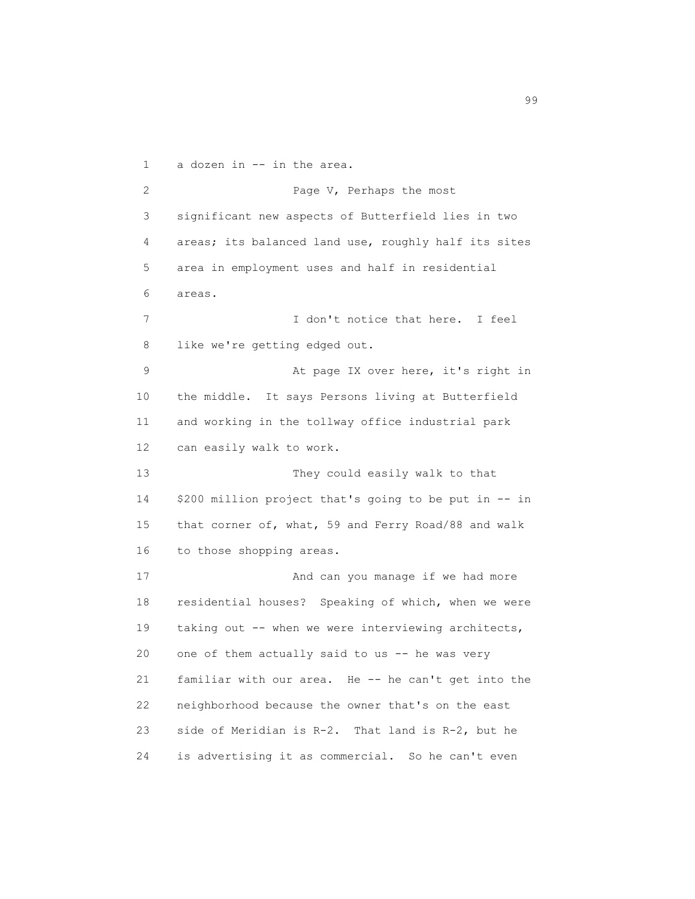a dozen in -- in the area.

Page V, Perhaps the most significant new aspects of Butterfield lies in two areas; its balanced land use, roughly half its sites area in employment uses and half in residential areas.

I don't notice that here. I feel like we're getting edged out.

At page IX over here, it's right in the middle. It says Persons living at Butterfield and working in the tollway office industrial park can easily walk to work.

They could easily walk to that $200 million project that's going to be put in -- in that corner of, what, 59 and Ferry Road/88 and walk to those shopping areas.

And can you manage if we had more residential houses? Speaking of which, when we were taking out -- when we were interviewing architects, one of them actually said to us -- he was very familiar with our area. He -- he can't get into the neighborhood because the owner that's on the east side of Meridian is R-2. That land is R-2, but he is advertising it as commercial. So he can't even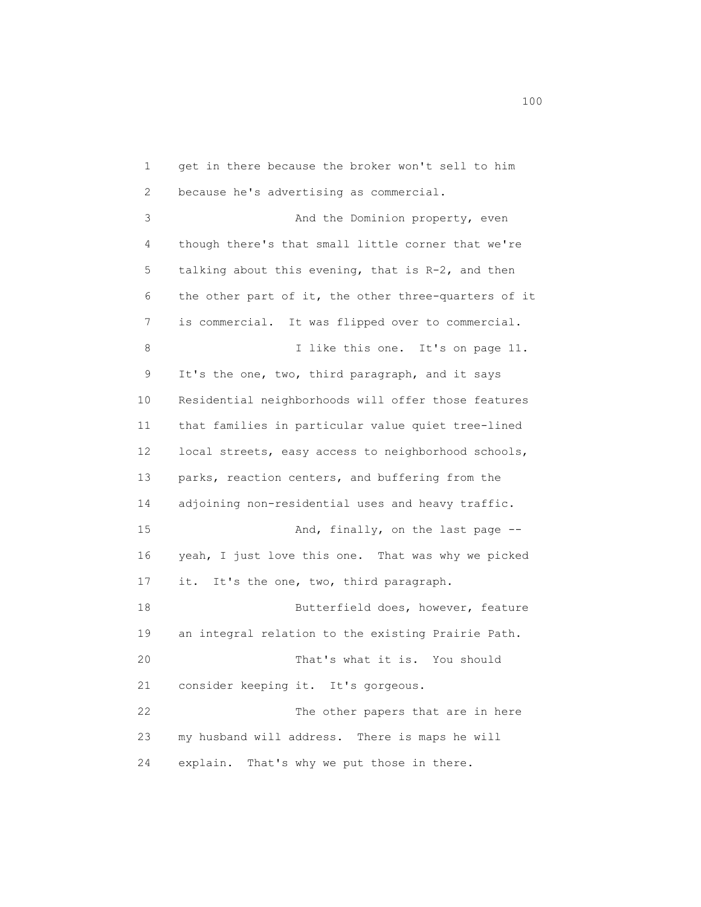get in there because the broker won't sell to him because he's advertising as commercial.

And the Dominion property, even though there's that small little corner that we're talking about this evening, that is R-2, and then the other part of it, the other three-quarters of it is commercial. It was flipped over to commercial.

I like this one. It's on page 11. It's the one, two, third paragraph, and it says Residential neighborhoods will offer those features that families in particular value quiet tree-lined local streets, easy access to neighborhood schools, parks, reaction centers, and buffering from the adjoining non-residential uses and heavy traffic.

And, finally, on the last page -- yeah, I just love this one. That was why we picked it. It's the one, two, third paragraph.

Butterfield does, however, feature an integral relation to the existing Prairie Path.

That's what it is. You should consider keeping it. It's gorgeous.

The other papers that are in here my husband will address. There is maps he will explain. That's why we put those in there.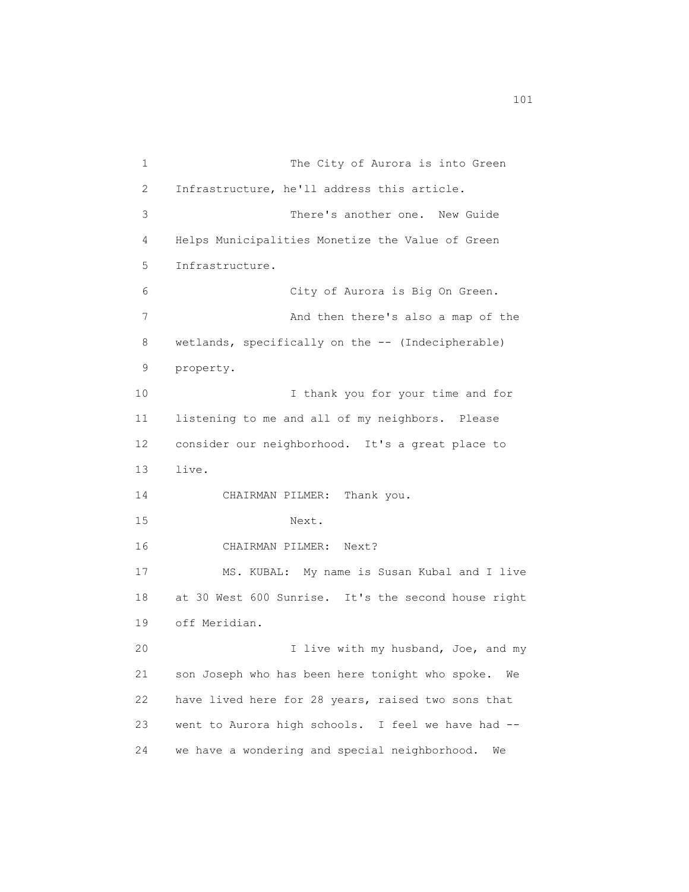1 The City of Aurora is into Green
2 Infrastructure, he'll address this article.
3 There's another one. New Guide
4 Helps Municipalities Monetize the Value of Green
5 Infrastructure.
6 City of Aurora is Big On Green.
7 And then there's also a map of the
8 wetlands, specifically on the -- (Indecipherable)
9 property.
10 I thank you for your time and for
11 listening to me and all of my neighbors. Please
12 consider our neighborhood. It's a great place to
13 live.
14 CHAIRMAN PILMER: Thank you.
15 Next.
16 CHAIRMAN PILMER: Next?
17 MS. KUBAL: My name is Susan Kubal and I live
18 at 30 West 600 Sunrise. It's the second house right
19 off Meridian.
20 I live with my husband, Joe, and my
21 son Joseph who has been here tonight who spoke. We
22 have lived here for 28 years, raised two sons that
23 went to Aurora high schools. I feel we have had --
24 we have a wondering and special neighborhood. We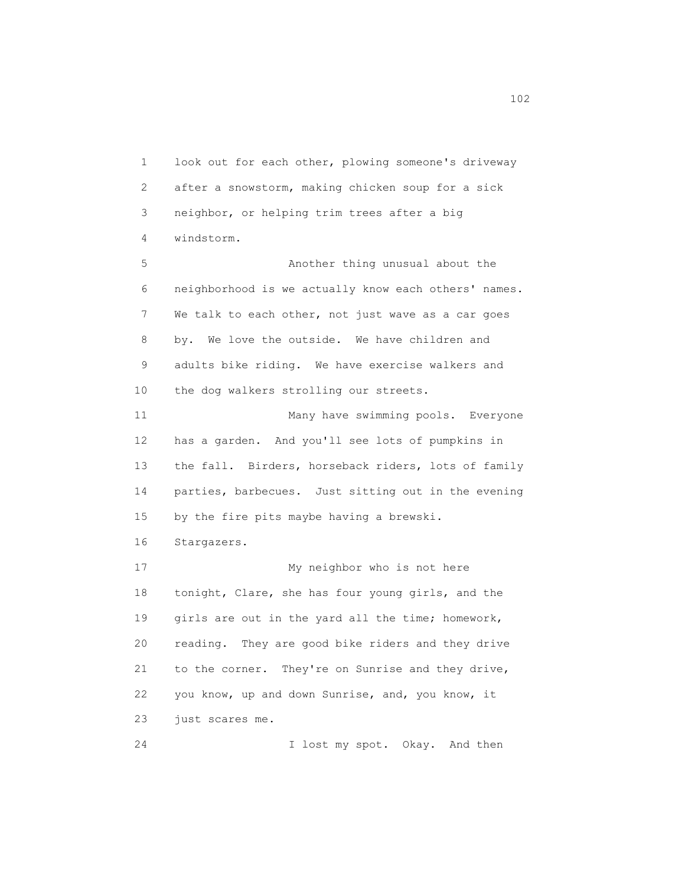look out for each other, plowing someone's driveway after a snowstorm, making chicken soup for a sick neighbor, or helping trim trees after a big windstorm.

Another thing unusual about the neighborhood is we actually know each others' names. We talk to each other, not just wave as a car goes by. We love the outside. We have children and adults bike riding. We have exercise walkers and the dog walkers strolling our streets.

Many have swimming pools. Everyone has a garden. And you'll see lots of pumpkins in the fall. Birders, horseback riders, lots of family parties, barbecues. Just sitting out in the evening by the fire pits maybe having a brewski. Stargazers.

My neighbor who is not here tonight, Clare, she has four young girls, and the girls are out in the yard all the time; homework, reading. They are good bike riders and they drive to the corner. They're on Sunrise and they drive, you know, up and down Sunrise, and, you know, it just scares me.

I lost my spot. Okay. And then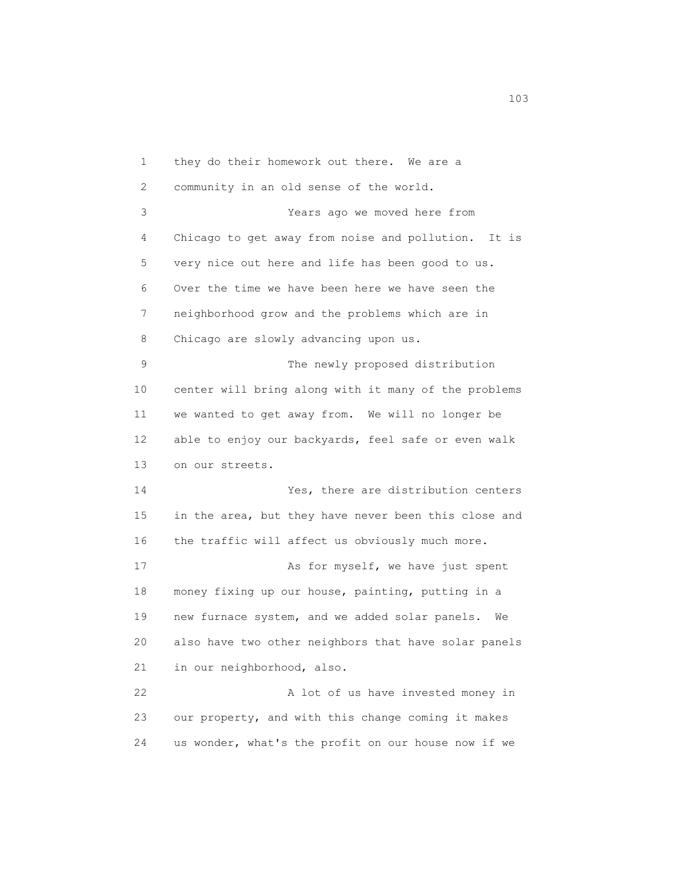they do their homework out there. We are a community in an old sense of the world.

Years ago we moved here from Chicago to get away from noise and pollution. It is very nice out here and life has been good to us. Over the time we have been here we have seen the neighborhood grow and the problems which are in Chicago are slowly advancing upon us.

The newly proposed distribution center will bring along with it many of the problems we wanted to get away from. We will no longer be able to enjoy our backyards, feel safe or even walk on our streets.

Yes, there are distribution centers in the area, but they have never been this close and the traffic will affect us obviously much more.

As for myself, we have just spent money fixing up our house, painting, putting in a new furnace system, and we added solar panels. We also have two other neighbors that have solar panels in our neighborhood, also.

A lot of us have invested money in our property, and with this change coming it makes us wonder, what's the profit on our house now if we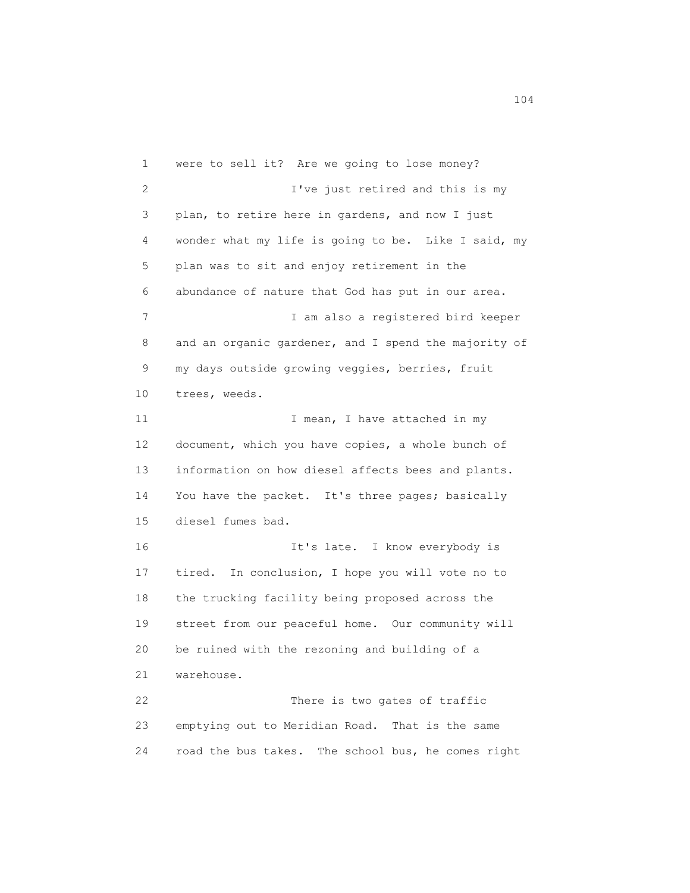were to sell it? Are we going to lose money?

I've just retired and this is my plan, to retire here in gardens, and now I just wonder what my life is going to be. Like I said, my plan was to sit and enjoy retirement in the abundance of nature that God has put in our area.

I am also a registered bird keeper and an organic gardener, and I spend the majority of my days outside growing veggies, berries, fruit trees, weeds.

I mean, I have attached in my document, which you have copies, a whole bunch of information on how diesel affects bees and plants. You have the packet. It's three pages; basically diesel fumes bad.

It's late. I know everybody is tired. In conclusion, I hope you will vote no to the trucking facility being proposed across the street from our peaceful home. Our community will be ruined with the rezoning and building of a warehouse.

There is two gates of traffic emptying out to Meridian Road. That is the same road the bus takes. The school bus, he comes right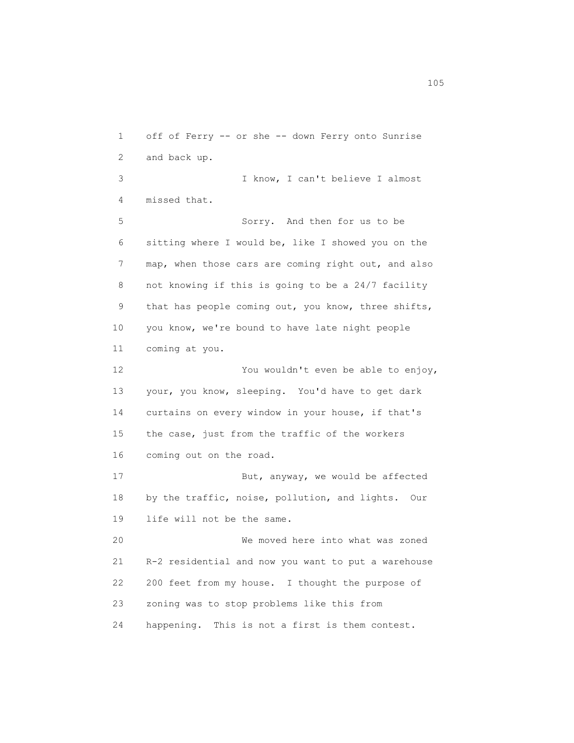off of Ferry -- or she -- down Ferry onto Sunrise and back up.

I know, I can't believe I almost missed that.

Sorry. And then for us to be sitting where I would be, like I showed you on the map, when those cars are coming right out, and also not knowing if this is going to be a 24/7 facility that has people coming out, you know, three shifts, you know, we're bound to have late night people coming at you.

You wouldn't even be able to enjoy, your, you know, sleeping. You'd have to get dark curtains on every window in your house, if that's the case, just from the traffic of the workers coming out on the road.

But, anyway, we would be affected by the traffic, noise, pollution, and lights. Our life will not be the same.

We moved here into what was zoned R-2 residential and now you want to put a warehouse 200 feet from my house. I thought the purpose of zoning was to stop problems like this from happening. This is not a first is them contest.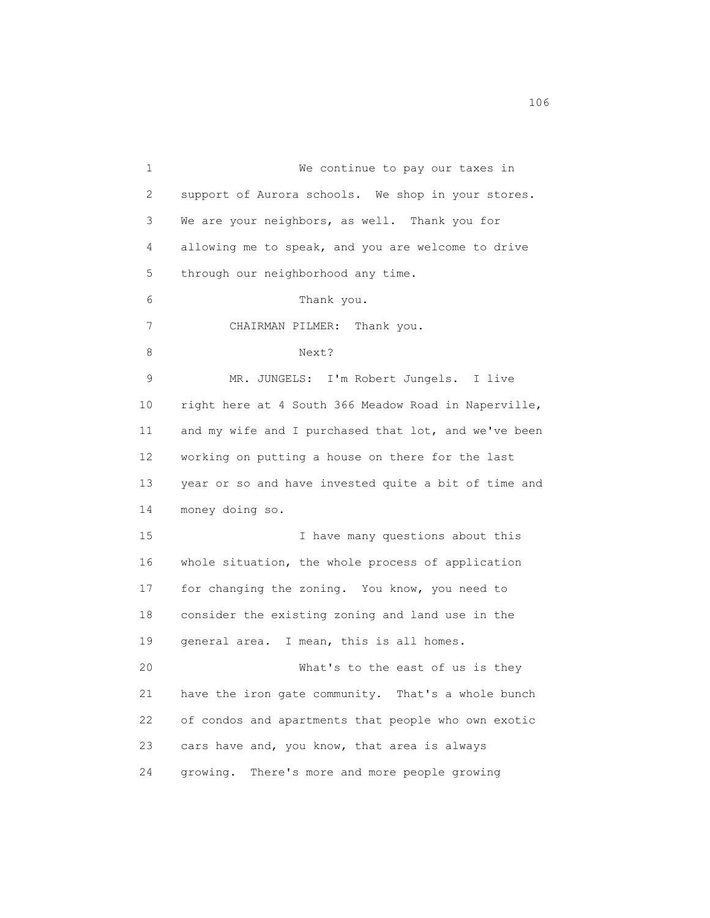We continue to pay our taxes in support of Aurora schools. We shop in your stores. We are your neighbors, as well. Thank you for allowing me to speak, and you are welcome to drive through our neighborhood any time.

Thank you.

CHAIRMAN PILMER: Thank you.

Next?

MR. JUNGELS: I'm Robert Jungels. I live right here at 4 South 366 Meadow Road in Naperville, and my wife and I purchased that lot, and we've been working on putting a house on there for the last year or so and have invested quite a bit of time and money doing so.

I have many questions about this whole situation, the whole process of application for changing the zoning. You know, you need to consider the existing zoning and land use in the general area. I mean, this is all homes.

What's to the east of us is they have the iron gate community. That's a whole bunch of condos and apartments that people who own exotic cars have and, you know, that area is always growing. There's more and more people growing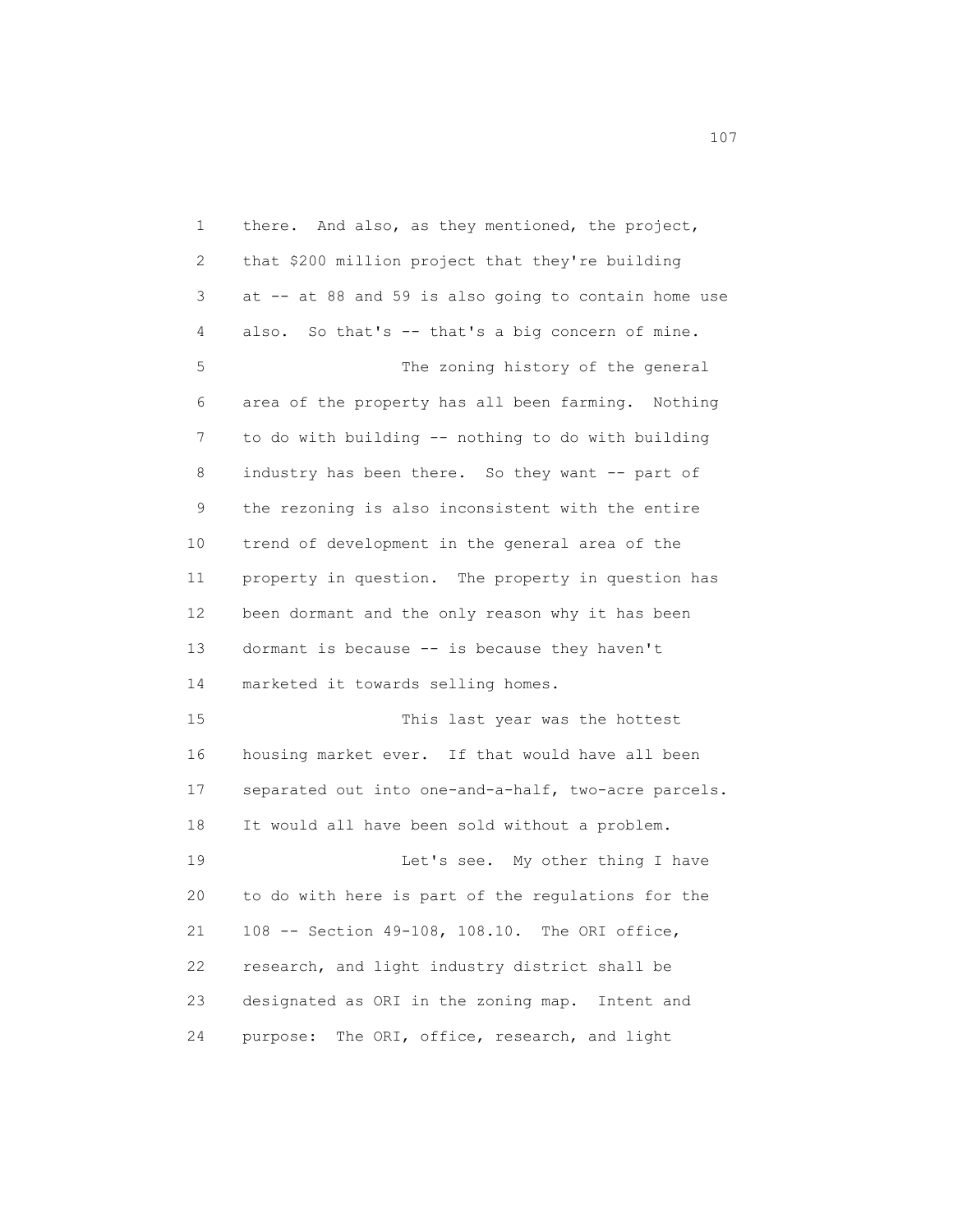there. And also, as they mentioned, the project, that $200 million project that they're building at -- at 88 and 59 is also going to contain home use also. So that's -- that's a big concern of mine.

The zoning history of the general area of the property has all been farming. Nothing to do with building -- nothing to do with building industry has been there. So they want -- part of the rezoning is also inconsistent with the entire trend of development in the general area of the property in question. The property in question has been dormant and the only reason why it has been dormant is because -- is because they haven't marketed it towards selling homes.

This last year was the hottest housing market ever. If that would have all been separated out into one-and-a-half, two-acre parcels. It would all have been sold without a problem.

Let's see. My other thing I have to do with here is part of the regulations for the 108 -- Section 49-108, 108.10. The ORI office, research, and light industry district shall be designated as ORI in the zoning map. Intent and purpose: The ORI, office, research, and light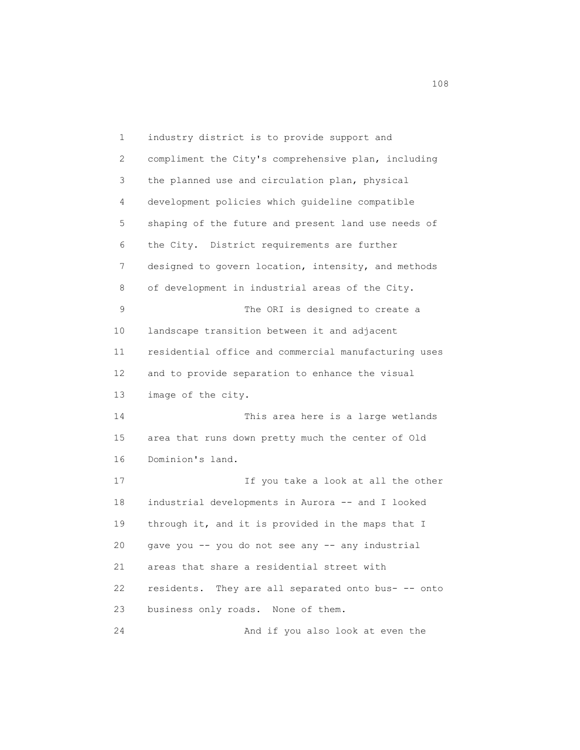industry district is to provide support and compliment the City's comprehensive plan, including the planned use and circulation plan, physical development policies which guideline compatible shaping of the future and present land use needs of the City. District requirements are further designed to govern location, intensity, and methods of development in industrial areas of the City.

The ORI is designed to create a landscape transition between it and adjacent residential office and commercial manufacturing uses and to provide separation to enhance the visual image of the city.

This area here is a large wetlands area that runs down pretty much the center of Old Dominion's land.

If you take a look at all the other industrial developments in Aurora -- and I looked through it, and it is provided in the maps that I gave you -- you do not see any -- any industrial areas that share a residential street with residents. They are all separated onto bus- -- onto business only roads. None of them.

And if you also look at even the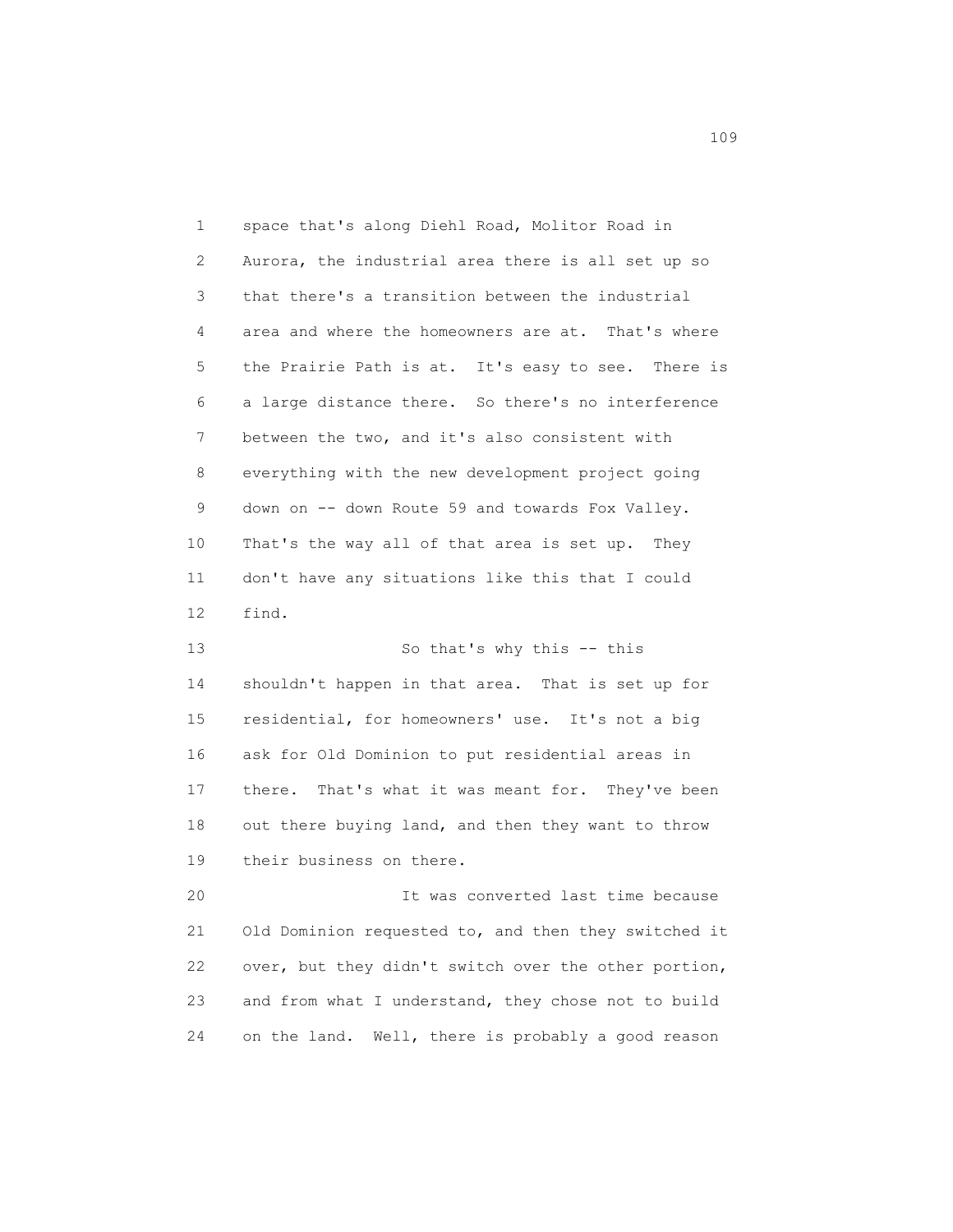space that's along Diehl Road, Molitor Road in Aurora, the industrial area there is all set up so that there's a transition between the industrial area and where the homeowners are at. That's where the Prairie Path is at. It's easy to see. There is a large distance there. So there's no interference between the two, and it's also consistent with everything with the new development project going down on -- down Route 59 and towards Fox Valley. That's the way all of that area is set up. They don't have any situations like this that I could find.

So that's why this -- this shouldn't happen in that area. That is set up for residential, for homeowners' use. It's not a big ask for Old Dominion to put residential areas in there. That's what it was meant for. They've been out there buying land, and then they want to throw their business on there.

It was converted last time because Old Dominion requested to, and then they switched it over, but they didn't switch over the other portion, and from what I understand, they chose not to build on the land. Well, there is probably a good reason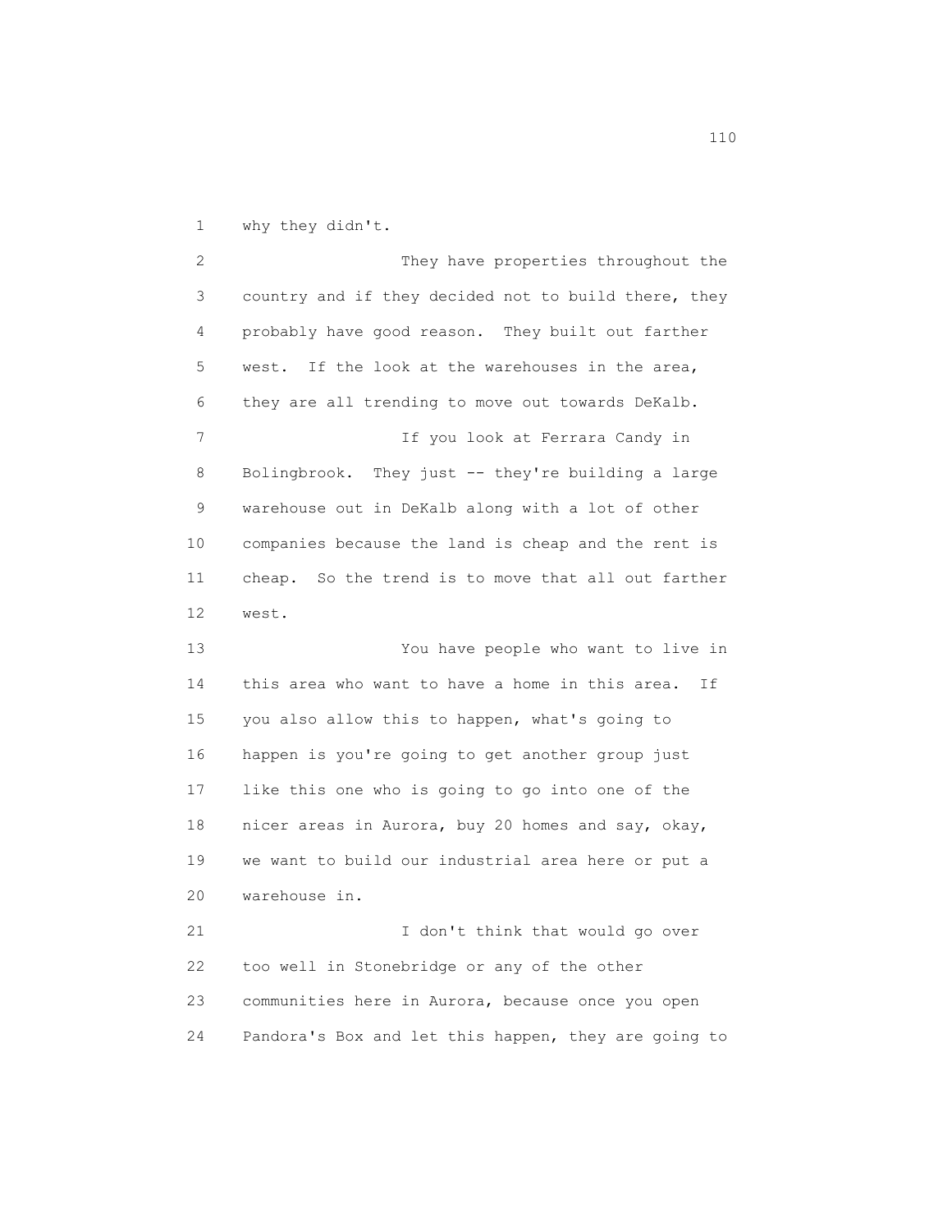why they didn't.

They have properties throughout the country and if they decided not to build there, they probably have good reason. They built out farther west. If the look at the warehouses in the area, they are all trending to move out towards DeKalb.

If you look at Ferrara Candy in Bolingbrook. They just -- they're building a large warehouse out in DeKalb along with a lot of other companies because the land is cheap and the rent is cheap. So the trend is to move that all out farther west.

You have people who want to live in this area who want to have a home in this area. If you also allow this to happen, what's going to happen is you're going to get another group just like this one who is going to go into one of the nicer areas in Aurora, buy 20 homes and say, okay, we want to build our industrial area here or put a warehouse in.

I don't think that would go over too well in Stonebridge or any of the other communities here in Aurora, because once you open Pandora's Box and let this happen, they are going to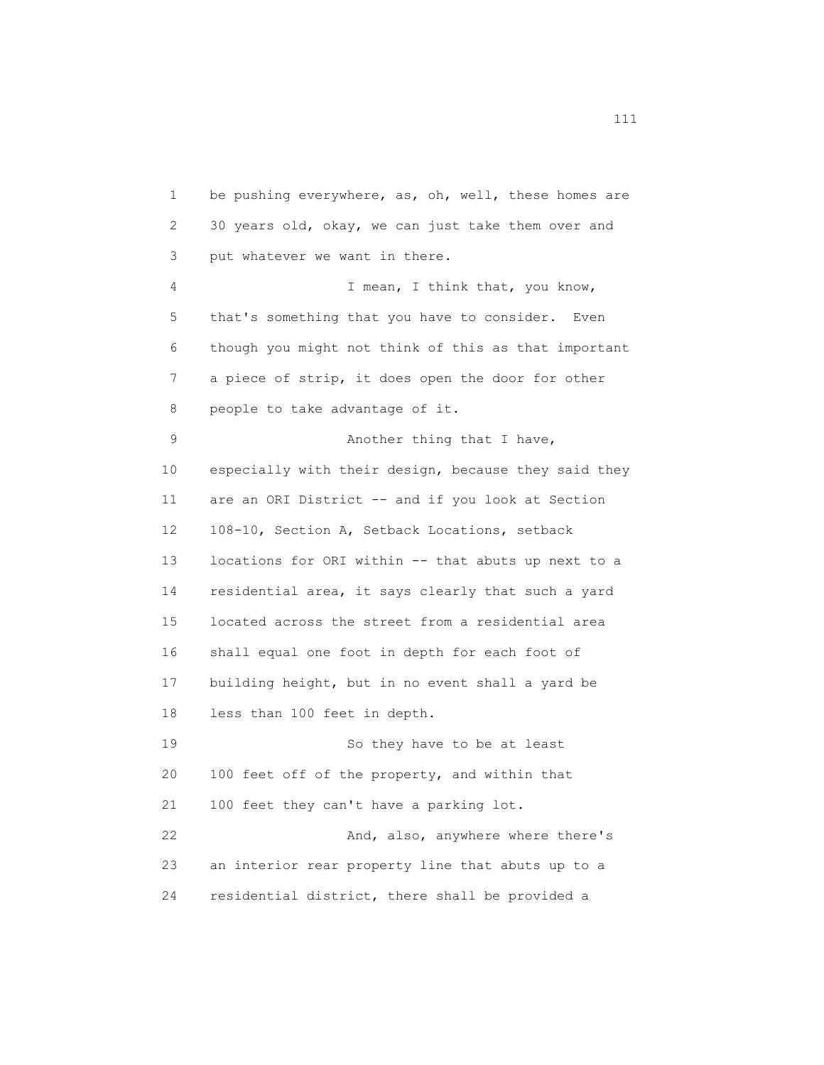be pushing everywhere, as, oh, well, these homes are 30 years old, okay, we can just take them over and put whatever we want in there.

I mean, I think that, you know, that's something that you have to consider. Even though you might not think of this as that important a piece of strip, it does open the door for other people to take advantage of it.

Another thing that I have, especially with their design, because they said they are an ORI District -- and if you look at Section 108-10, Section A, Setback Locations, setback locations for ORI within -- that abuts up next to a residential area, it says clearly that such a yard located across the street from a residential area shall equal one foot in depth for each foot of building height, but in no event shall a yard be less than 100 feet in depth.

So they have to be at least 100 feet off of the property, and within that 100 feet they can't have a parking lot.

And, also, anywhere where there's an interior rear property line that abuts up to a residential district, there shall be provided a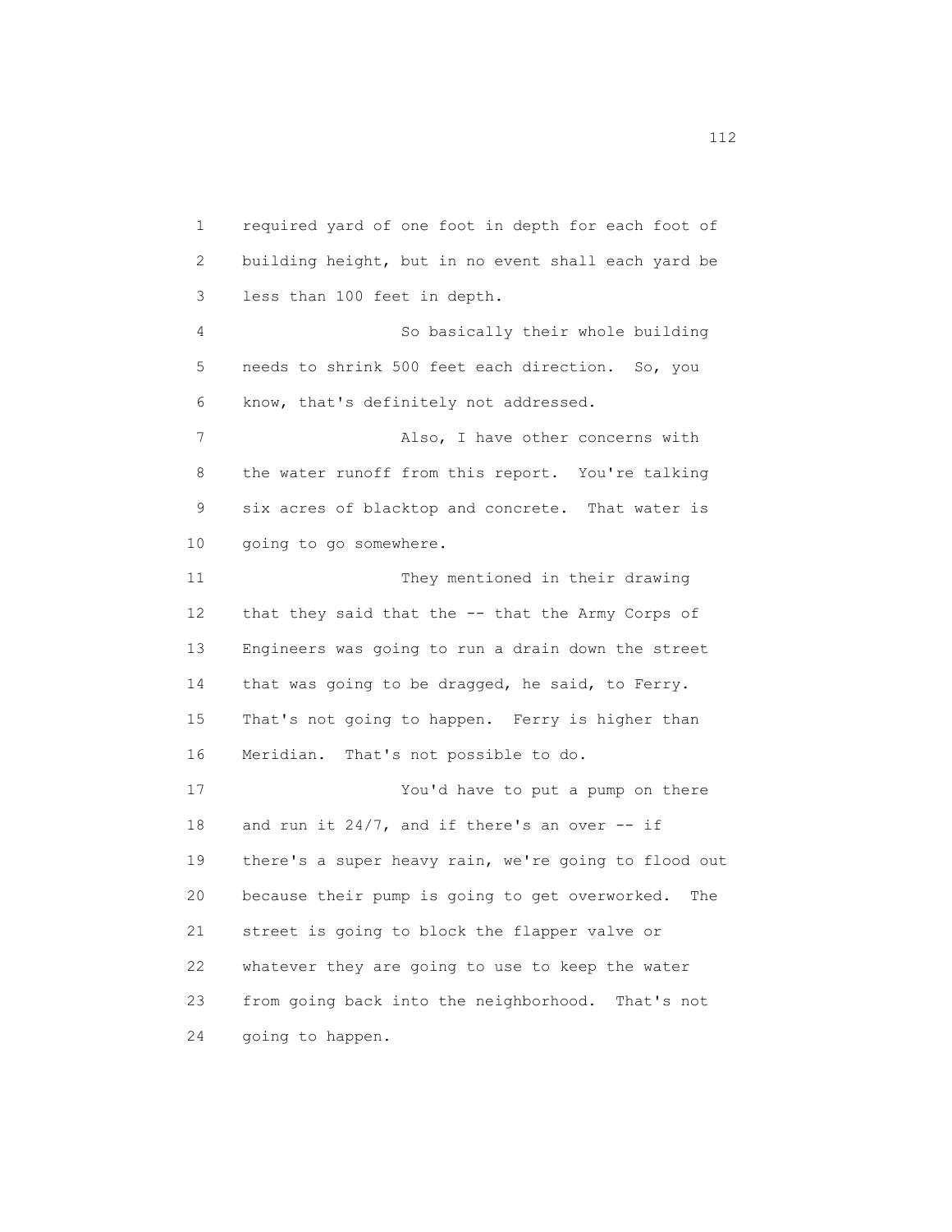required yard of one foot in depth for each foot of building height, but in no event shall each yard be less than 100 feet in depth.

So basically their whole building needs to shrink 500 feet each direction. So, you know, that's definitely not addressed.

Also, I have other concerns with the water runoff from this report. You're talking six acres of blacktop and concrete. That water is going to go somewhere.

They mentioned in their drawing that they said that the -- that the Army Corps of Engineers was going to run a drain down the street that was going to be dragged, he said, to Ferry. That's not going to happen. Ferry is higher than Meridian. That's not possible to do.

You'd have to put a pump on there and run it 24/7, and if there's an over -- if there's a super heavy rain, we're going to flood out because their pump is going to get overworked. The street is going to block the flapper valve or whatever they are going to use to keep the water from going back into the neighborhood. That's not going to happen.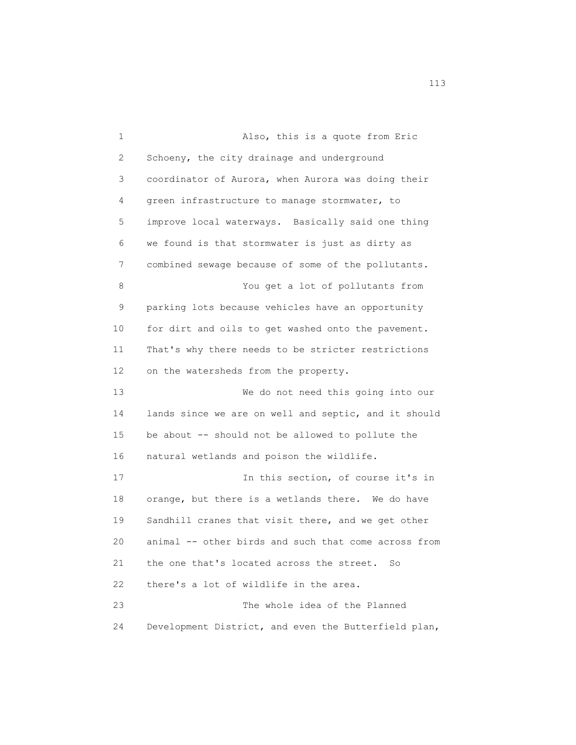Also, this is a quote from Eric Schoeny, the city drainage and underground coordinator of Aurora, when Aurora was doing their green infrastructure to manage stormwater, to improve local waterways. Basically said one thing we found is that stormwater is just as dirty as combined sewage because of some of the pollutants.

You get a lot of pollutants from parking lots because vehicles have an opportunity for dirt and oils to get washed onto the pavement. That's why there needs to be stricter restrictions on the watersheds from the property.

We do not need this going into our lands since we are on well and septic, and it should be about -- should not be allowed to pollute the natural wetlands and poison the wildlife.

In this section, of course it's in orange, but there is a wetlands there. We do have Sandhill cranes that visit there, and we get other animal -- other birds and such that come across from the one that's located across the street. So there's a lot of wildlife in the area.

The whole idea of the Planned Development District, and even the Butterfield plan,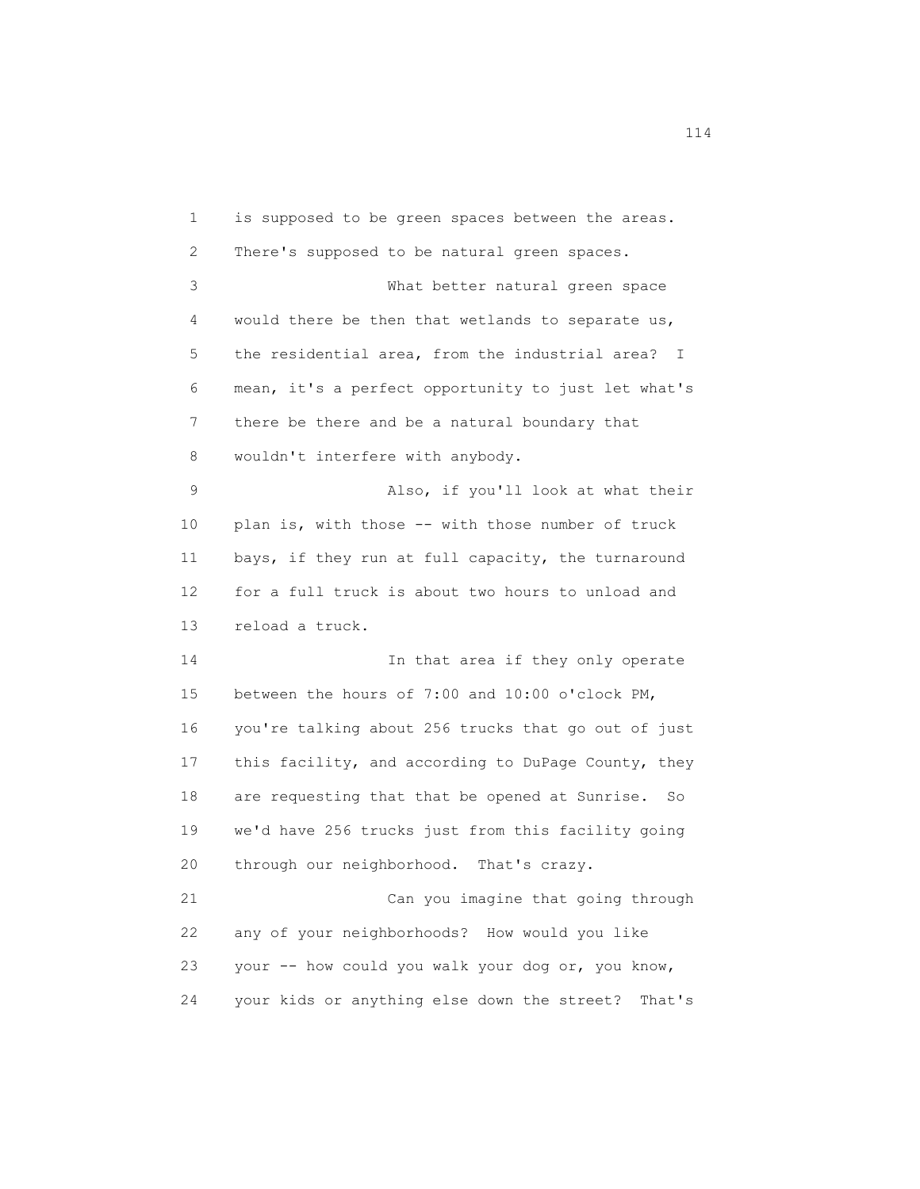1 is supposed to be green spaces between the areas.
2 There's supposed to be natural green spaces.
3 What better natural green space
4 would there be then that wetlands to separate us,
5 the residential area, from the industrial area? I
6 mean, it's a perfect opportunity to just let what's
7 there be there and be a natural boundary that
8 wouldn't interfere with anybody.
9 Also, if you'll look at what their
10 plan is, with those -- with those number of truck
11 bays, if they run at full capacity, the turnaround
12 for a full truck is about two hours to unload and
13 reload a truck.
14 In that area if they only operate
15 between the hours of 7:00 and 10:00 o'clock PM,
16 you're talking about 256 trucks that go out of just
17 this facility, and according to DuPage County, they
18 are requesting that that be opened at Sunrise. So
19 we'd have 256 trucks just from this facility going
20 through our neighborhood. That's crazy.
21 Can you imagine that going through
22 any of your neighborhoods? How would you like
23 your -- how could you walk your dog or, you know,
24 your kids or anything else down the street? That's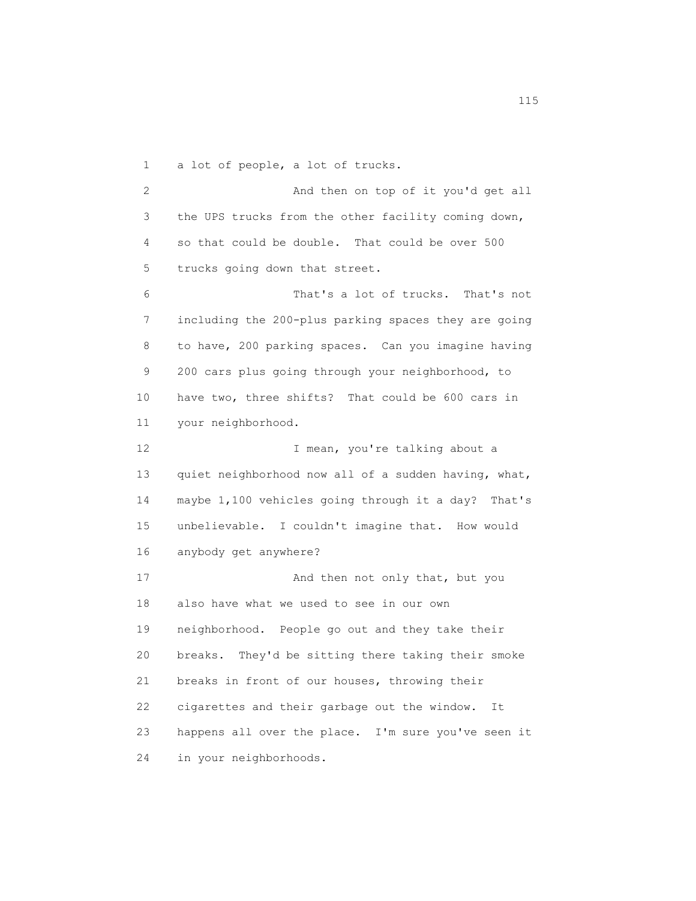a lot of people, a lot of trucks.

And then on top of it you'd get all the UPS trucks from the other facility coming down, so that could be double. That could be over 500 trucks going down that street.

That's a lot of trucks. That's not including the 200-plus parking spaces they are going to have, 200 parking spaces. Can you imagine having 200 cars plus going through your neighborhood, to have two, three shifts? That could be 600 cars in your neighborhood.

I mean, you're talking about a quiet neighborhood now all of a sudden having, what, maybe 1,100 vehicles going through it a day? That's unbelievable. I couldn't imagine that. How would anybody get anywhere?

And then not only that, but you also have what we used to see in our own neighborhood. People go out and they take their breaks. They'd be sitting there taking their smoke breaks in front of our houses, throwing their cigarettes and their garbage out the window. It happens all over the place. I'm sure you've seen it in your neighborhoods.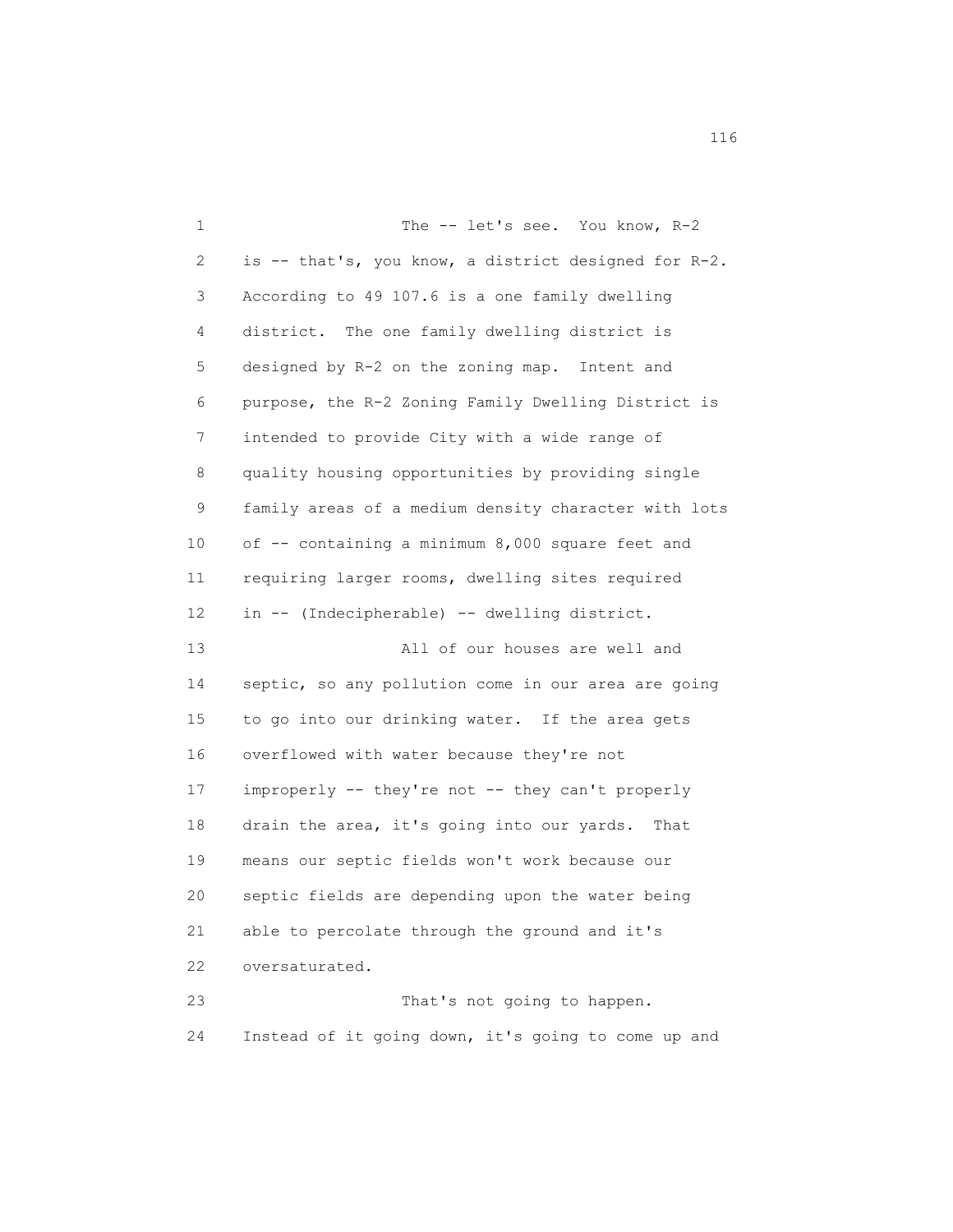The -- let's see. You know, R-2 is -- that's, you know, a district designed for R-2. According to 49 107.6 is a one family dwelling district. The one family dwelling district is designed by R-2 on the zoning map. Intent and purpose, the R-2 Zoning Family Dwelling District is intended to provide City with a wide range of quality housing opportunities by providing single family areas of a medium density character with lots of -- containing a minimum 8,000 square feet and requiring larger rooms, dwelling sites required in -- (Indecipherable) -- dwelling district.

All of our houses are well and septic, so any pollution come in our area are going to go into our drinking water. If the area gets overflowed with water because they're not improperly -- they're not -- they can't properly drain the area, it's going into our yards. That means our septic fields won't work because our septic fields are depending upon the water being able to percolate through the ground and it's oversaturated.

That's not going to happen. Instead of it going down, it's going to come up and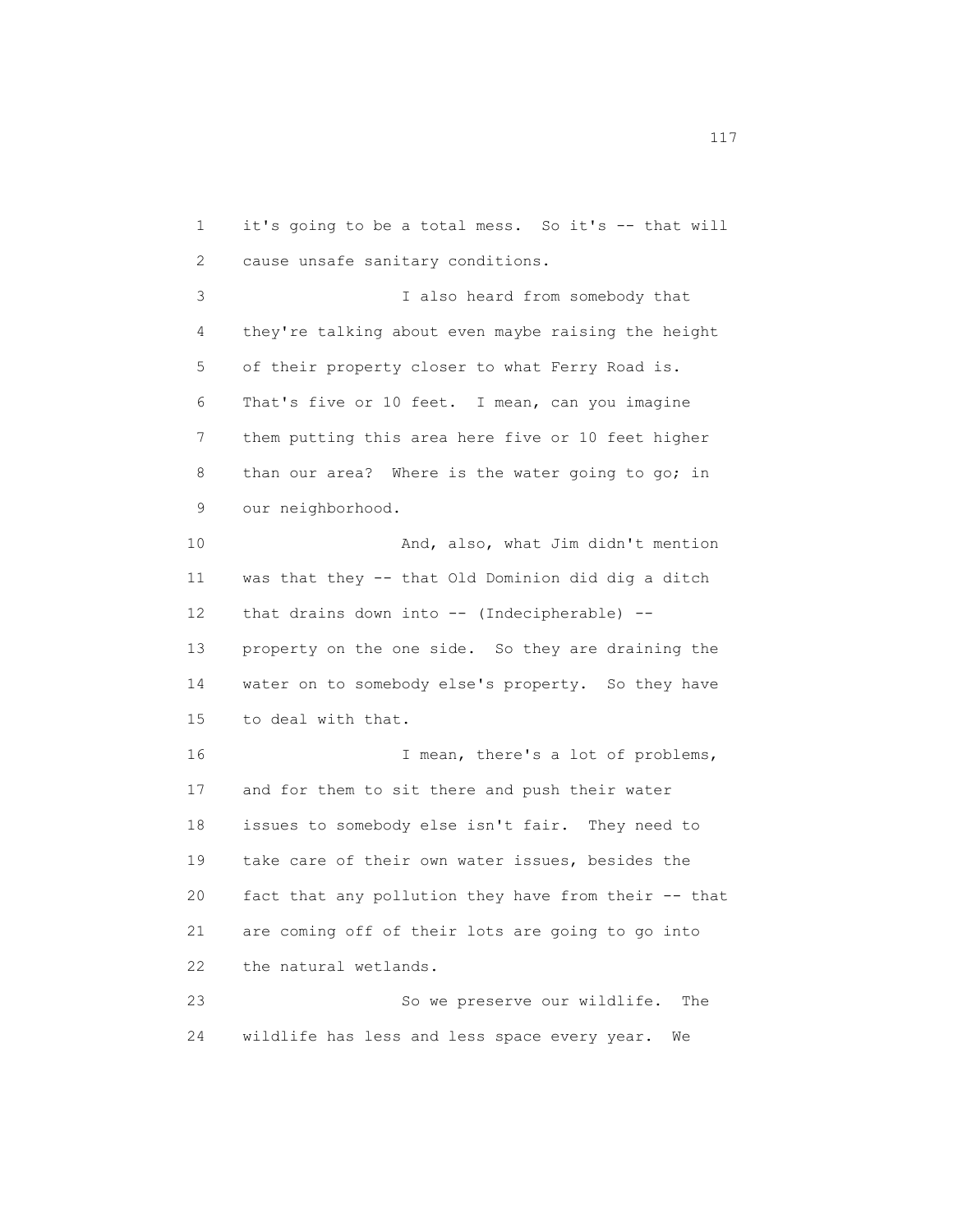it's going to be a total mess. So it's -- that will cause unsafe sanitary conditions.

I also heard from somebody that they're talking about even maybe raising the height of their property closer to what Ferry Road is. That's five or 10 feet. I mean, can you imagine them putting this area here five or 10 feet higher than our area? Where is the water going to go; in our neighborhood.

And, also, what Jim didn't mention was that they -- that Old Dominion did dig a ditch that drains down into -- (Indecipherable) -- property on the one side. So they are draining the water on to somebody else's property. So they have to deal with that.

I mean, there's a lot of problems, and for them to sit there and push their water issues to somebody else isn't fair. They need to take care of their own water issues, besides the fact that any pollution they have from their -- that are coming off of their lots are going to go into the natural wetlands.

So we preserve our wildlife. The wildlife has less and less space every year. We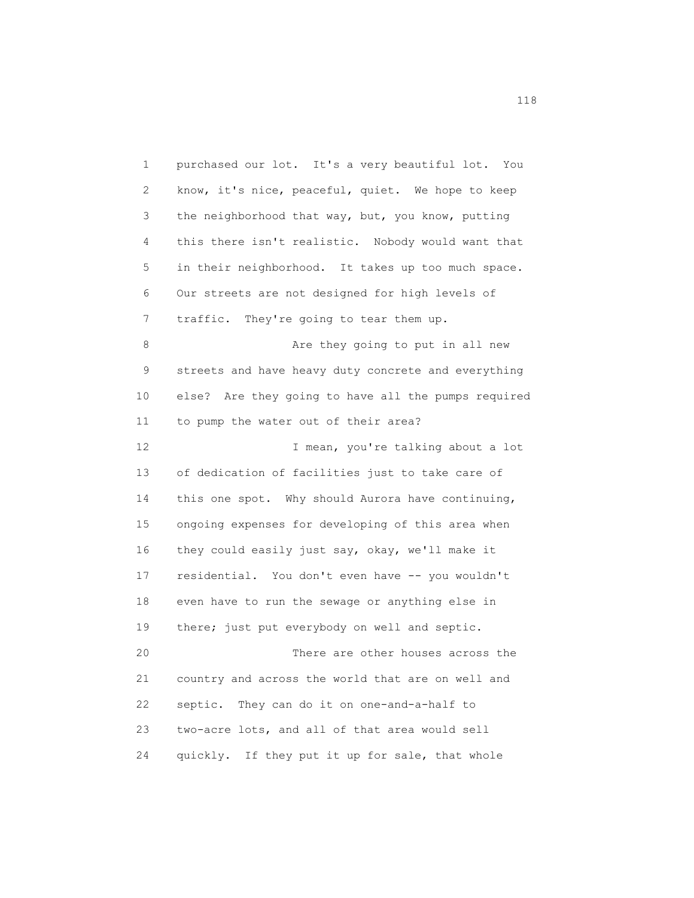purchased our lot. It's a very beautiful lot. You know, it's nice, peaceful, quiet. We hope to keep the neighborhood that way, but, you know, putting this there isn't realistic. Nobody would want that in their neighborhood. It takes up too much space. Our streets are not designed for high levels of traffic. They're going to tear them up.

Are they going to put in all new streets and have heavy duty concrete and everything else? Are they going to have all the pumps required to pump the water out of their area?

I mean, you're talking about a lot of dedication of facilities just to take care of this one spot. Why should Aurora have continuing, ongoing expenses for developing of this area when they could easily just say, okay, we'll make it residential. You don't even have -- you wouldn't even have to run the sewage or anything else in there; just put everybody on well and septic.

There are other houses across the country and across the world that are on well and septic. They can do it on one-and-a-half to two-acre lots, and all of that area would sell quickly. If they put it up for sale, that whole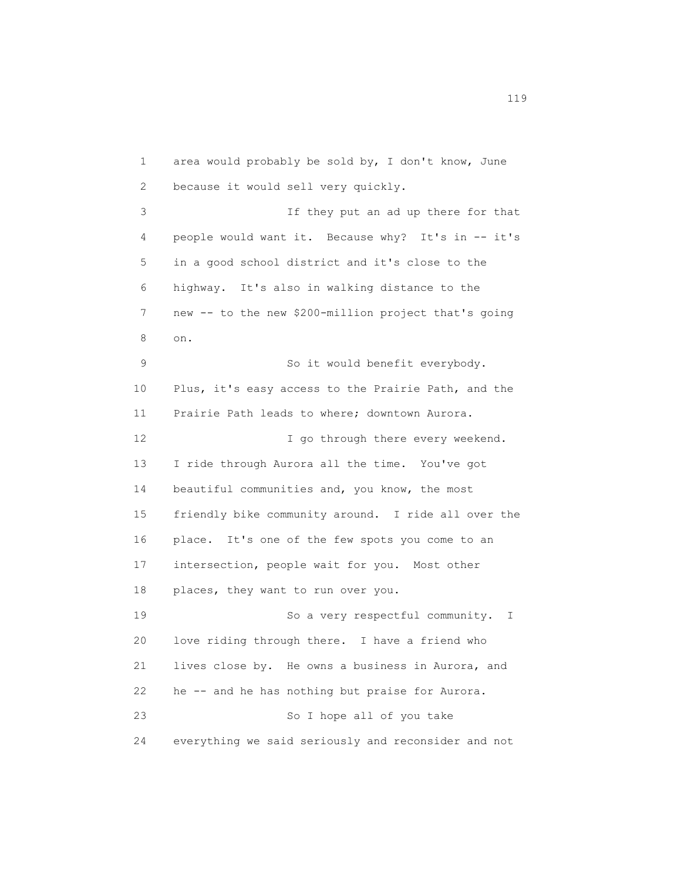1 area would probably be sold by, I don't know, June
2 because it would sell very quickly.
3 If they put an ad up there for that
4 people would want it. Because why? It's in -- it's
5 in a good school district and it's close to the
6 highway. It's also in walking distance to the
7 new -- to the new $200-million project that's going
8 on.
9 So it would benefit everybody.
10 Plus, it's easy access to the Prairie Path, and the
11 Prairie Path leads to where; downtown Aurora.
12 I go through there every weekend.
13 I ride through Aurora all the time. You've got
14 beautiful communities and, you know, the most
15 friendly bike community around. I ride all over the
16 place. It's one of the few spots you come to an
17 intersection, people wait for you. Most other
18 places, they want to run over you.
19 So a very respectful community. I
20 love riding through there. I have a friend who
21 lives close by. He owns a business in Aurora, and
22 he -- and he has nothing but praise for Aurora.
23 So I hope all of you take
24 everything we said seriously and reconsider and not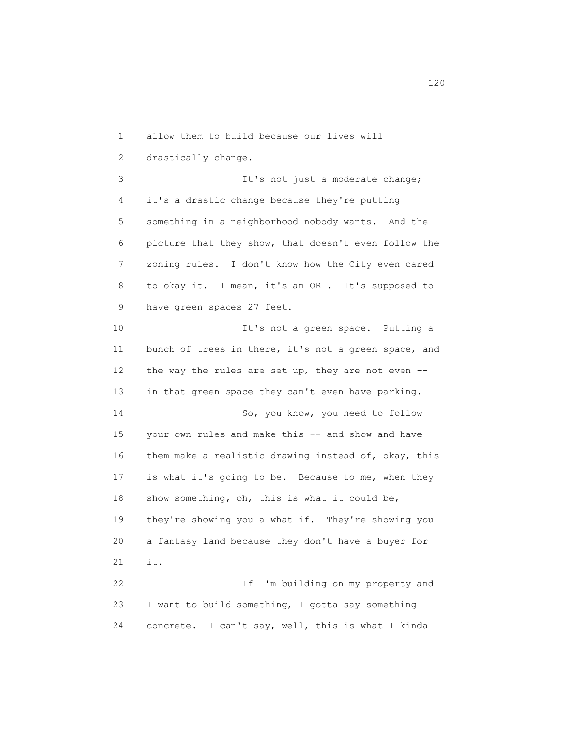allow them to build because our lives will drastically change.

It's not just a moderate change; it's a drastic change because they're putting something in a neighborhood nobody wants. And the picture that they show, that doesn't even follow the zoning rules. I don't know how the City even cared to okay it. I mean, it's an ORI. It's supposed to have green spaces 27 feet.

It's not a green space. Putting a bunch of trees in there, it's not a green space, and the way the rules are set up, they are not even -- in that green space they can't even have parking.

So, you know, you need to follow your own rules and make this -- and show and have them make a realistic drawing instead of, okay, this is what it's going to be. Because to me, when they show something, oh, this is what it could be, they're showing you a what if. They're showing you a fantasy land because they don't have a buyer for it.

If I'm building on my property and I want to build something, I gotta say something concrete. I can't say, well, this is what I kinda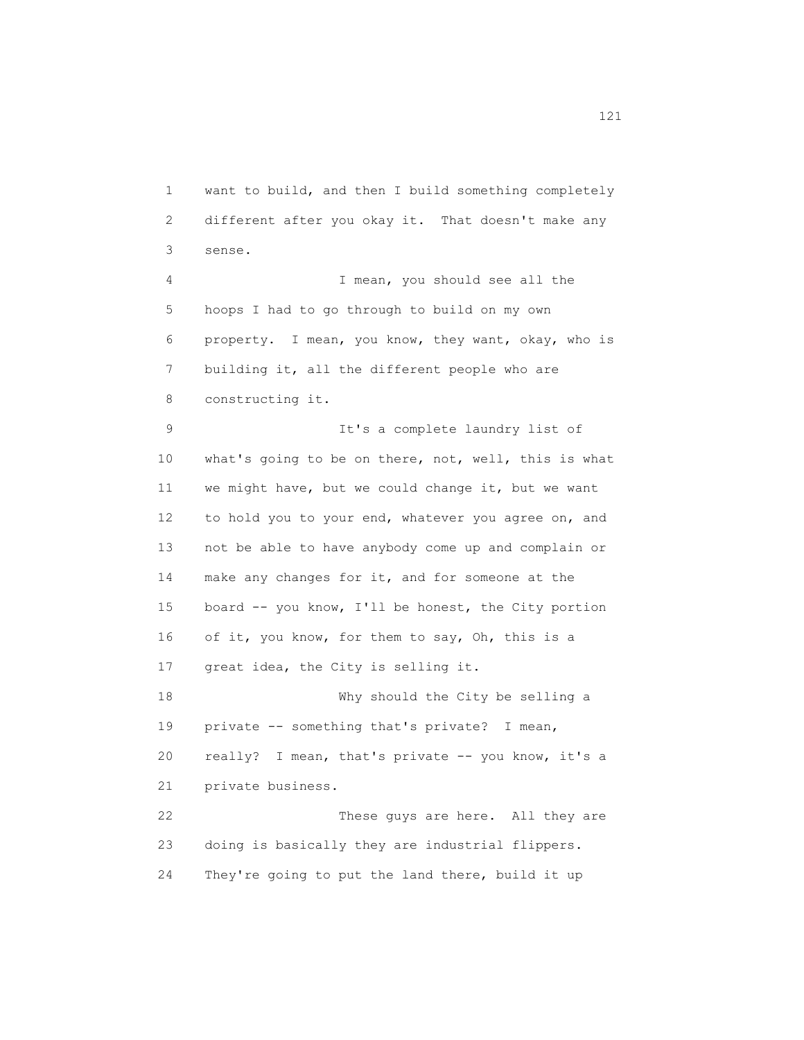want to build, and then I build something completely different after you okay it. That doesn't make any sense.

I mean, you should see all the hoops I had to go through to build on my own property. I mean, you know, they want, okay, who is building it, all the different people who are constructing it.

It's a complete laundry list of what's going to be on there, not, well, this is what we might have, but we could change it, but we want to hold you to your end, whatever you agree on, and not be able to have anybody come up and complain or make any changes for it, and for someone at the board -- you know, I'll be honest, the City portion of it, you know, for them to say, Oh, this is a great idea, the City is selling it.

Why should the City be selling a private -- something that's private? I mean, really? I mean, that's private -- you know, it's a private business.

These guys are here. All they are doing is basically they are industrial flippers. They're going to put the land there, build it up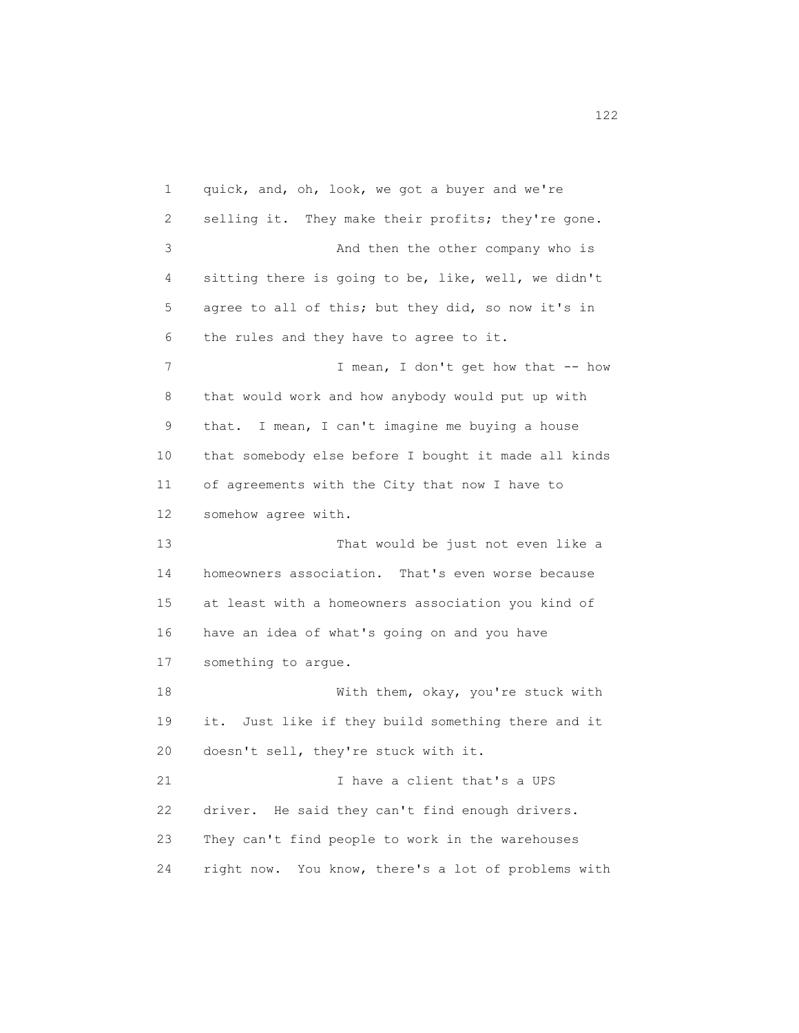quick, and, oh, look, we got a buyer and we're selling it. They make their profits; they're gone.

And then the other company who is sitting there is going to be, like, well, we didn't agree to all of this; but they did, so now it's in the rules and they have to agree to it.

I mean, I don't get how that -- how that would work and how anybody would put up with that. I mean, I can't imagine me buying a house that somebody else before I bought it made all kinds of agreements with the City that now I have to somehow agree with.

That would be just not even like a homeowners association. That's even worse because at least with a homeowners association you kind of have an idea of what's going on and you have something to argue.

With them, okay, you're stuck with it. Just like if they build something there and it doesn't sell, they're stuck with it.

I have a client that's a UPS driver. He said they can't find enough drivers. They can't find people to work in the warehouses right now. You know, there's a lot of problems with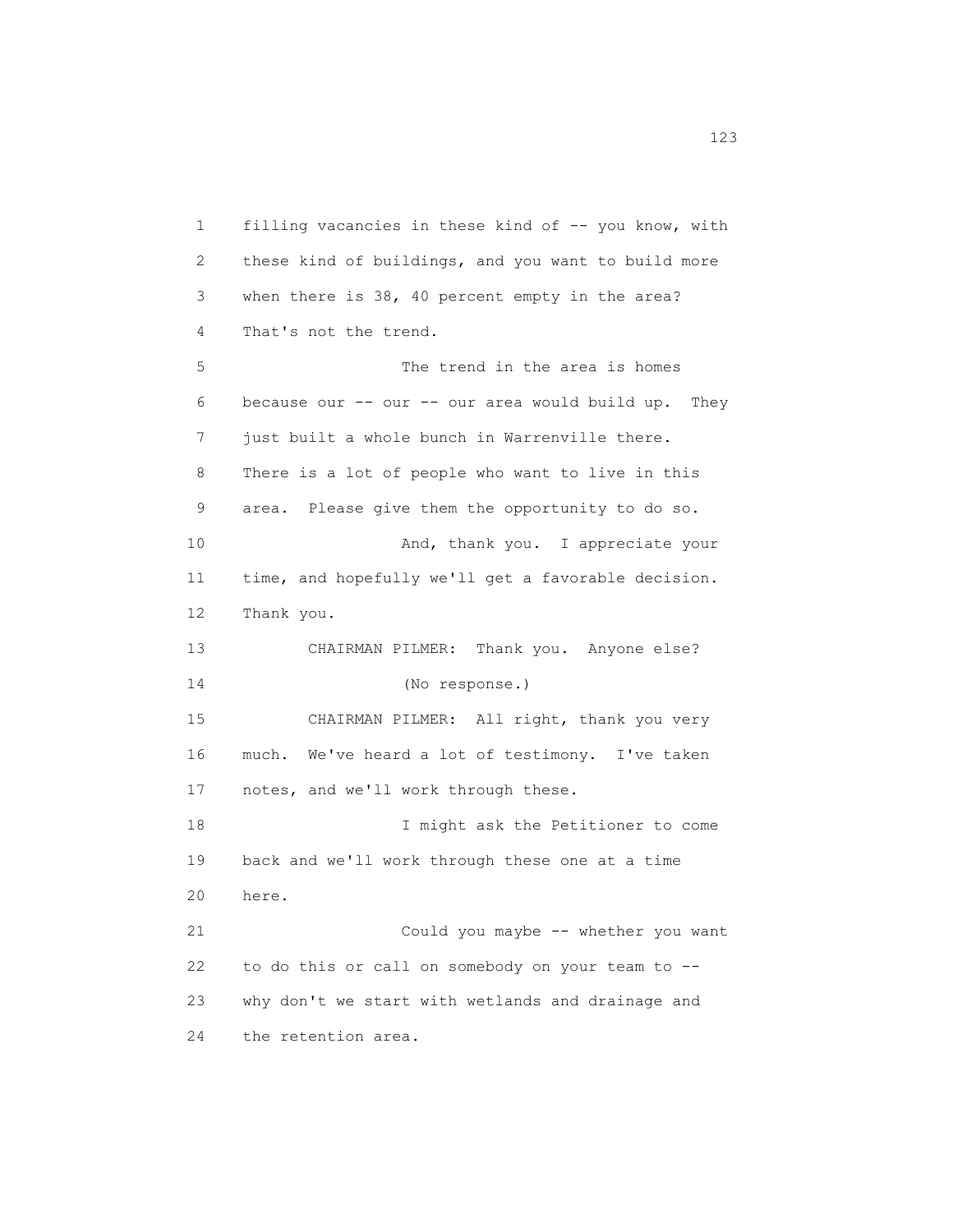filling vacancies in these kind of -- you know, with these kind of buildings, and you want to build more when there is 38, 40 percent empty in the area? That's not the trend.

The trend in the area is homes because our -- our -- our area would build up. They just built a whole bunch in Warrenville there. There is a lot of people who want to live in this area. Please give them the opportunity to do so.

And, thank you. I appreciate your time, and hopefully we'll get a favorable decision. Thank you.

CHAIRMAN PILMER: Thank you. Anyone else?

(No response.)

CHAIRMAN PILMER: All right, thank you very much. We've heard a lot of testimony. I've taken notes, and we'll work through these.

I might ask the Petitioner to come back and we'll work through these one at a time here.

Could you maybe -- whether you want to do this or call on somebody on your team to -- why don't we start with wetlands and drainage and the retention area.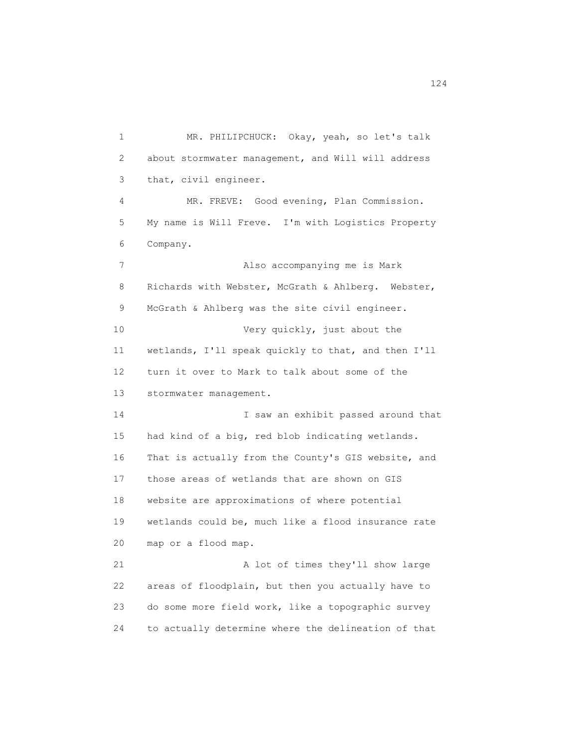MR. PHILIPCHUCK: Okay, yeah, so let's talk about stormwater management, and Will will address that, civil engineer.

MR. FREVE: Good evening, Plan Commission. My name is Will Freve. I'm with Logistics Property Company.

Also accompanying me is Mark Richards with Webster, McGrath & Ahlberg. Webster, McGrath & Ahlberg was the site civil engineer.

Very quickly, just about the wetlands, I'll speak quickly to that, and then I'll turn it over to Mark to talk about some of the stormwater management.

I saw an exhibit passed around that had kind of a big, red blob indicating wetlands. That is actually from the County's GIS website, and those areas of wetlands that are shown on GIS website are approximations of where potential wetlands could be, much like a flood insurance rate map or a flood map.

A lot of times they'll show large areas of floodplain, but then you actually have to do some more field work, like a topographic survey to actually determine where the delineation of that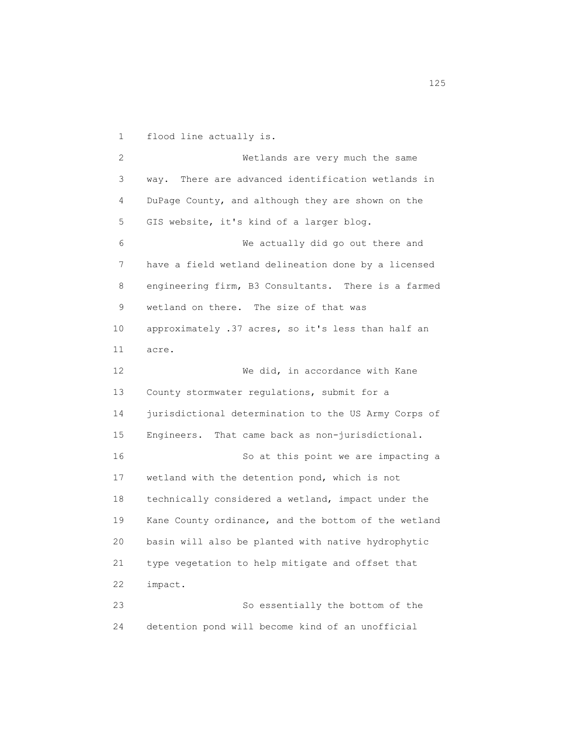flood line actually is.

Wetlands are very much the same way. There are advanced identification wetlands in DuPage County, and although they are shown on the GIS website, it's kind of a larger blog.

We actually did go out there and have a field wetland delineation done by a licensed engineering firm, B3 Consultants. There is a farmed wetland on there. The size of that was approximately .37 acres, so it's less than half an acre.

We did, in accordance with Kane County stormwater regulations, submit for a jurisdictional determination to the US Army Corps of Engineers. That came back as non-jurisdictional.

So at this point we are impacting a wetland with the detention pond, which is not technically considered a wetland, impact under the Kane County ordinance, and the bottom of the wetland basin will also be planted with native hydrophytic type vegetation to help mitigate and offset that impact.

So essentially the bottom of the detention pond will become kind of an unofficial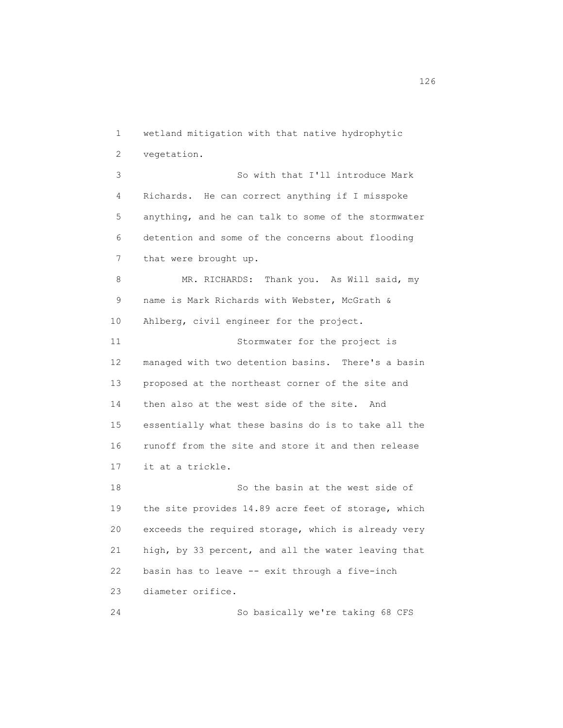wetland mitigation with that native hydrophytic vegetation.

So with that I'll introduce Mark Richards. He can correct anything if I misspoke anything, and he can talk to some of the stormwater detention and some of the concerns about flooding that were brought up.

MR. RICHARDS: Thank you. As Will said, my name is Mark Richards with Webster, McGrath & Ahlberg, civil engineer for the project.

Stormwater for the project is managed with two detention basins. There's a basin proposed at the northeast corner of the site and then also at the west side of the site. And essentially what these basins do is to take all the runoff from the site and store it and then release it at a trickle.

So the basin at the west side of the site provides 14.89 acre feet of storage, which exceeds the required storage, which is already very high, by 33 percent, and all the water leaving that basin has to leave -- exit through a five-inch diameter orifice.

So basically we're taking 68 CFS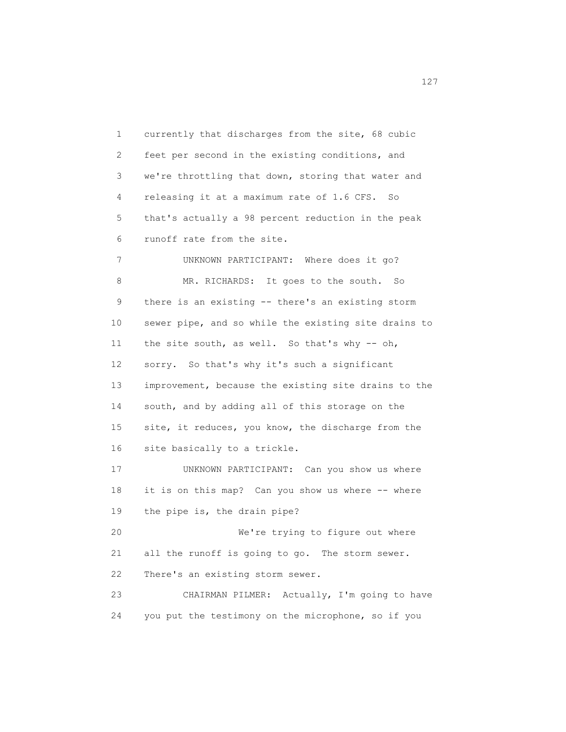currently that discharges from the site, 68 cubic feet per second in the existing conditions, and we're throttling that down, storing that water and releasing it at a maximum rate of 1.6 CFS. So that's actually a 98 percent reduction in the peak runoff rate from the site.

UNKNOWN PARTICIPANT: Where does it go?

MR. RICHARDS: It goes to the south. So there is an existing -- there's an existing storm sewer pipe, and so while the existing site drains to the site south, as well. So that's why -- oh, sorry. So that's why it's such a significant improvement, because the existing site drains to the south, and by adding all of this storage on the site, it reduces, you know, the discharge from the site basically to a trickle.

UNKNOWN PARTICIPANT: Can you show us where it is on this map? Can you show us where -- where the pipe is, the drain pipe?

We're trying to figure out where all the runoff is going to go. The storm sewer. There's an existing storm sewer.

CHAIRMAN PILMER: Actually, I'm going to have you put the testimony on the microphone, so if you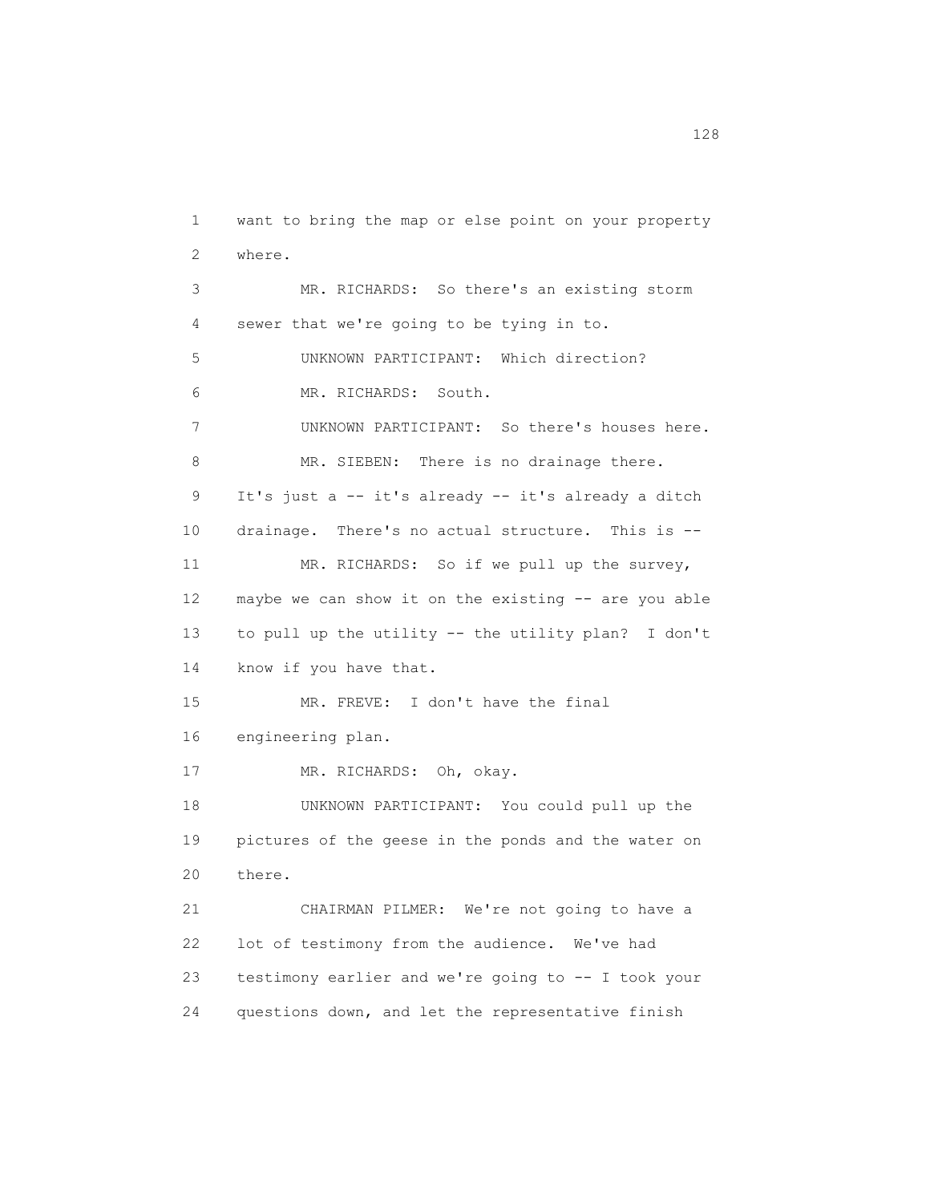want to bring the map or else point on your property where.

MR. RICHARDS: So there's an existing storm sewer that we're going to be tying in to.

UNKNOWN PARTICIPANT: Which direction?

MR. RICHARDS: South.

UNKNOWN PARTICIPANT: So there's houses here.

MR. SIEBEN: There is no drainage there. It's just a -- it's already -- it's already a ditch drainage. There's no actual structure. This is --

MR. RICHARDS: So if we pull up the survey, maybe we can show it on the existing -- are you able to pull up the utility -- the utility plan? I don't know if you have that.

MR. FREVE: I don't have the final engineering plan.

MR. RICHARDS: Oh, okay.

UNKNOWN PARTICIPANT: You could pull up the pictures of the geese in the ponds and the water on there.

CHAIRMAN PILMER: We're not going to have a lot of testimony from the audience. We've had testimony earlier and we're going to -- I took your questions down, and let the representative finish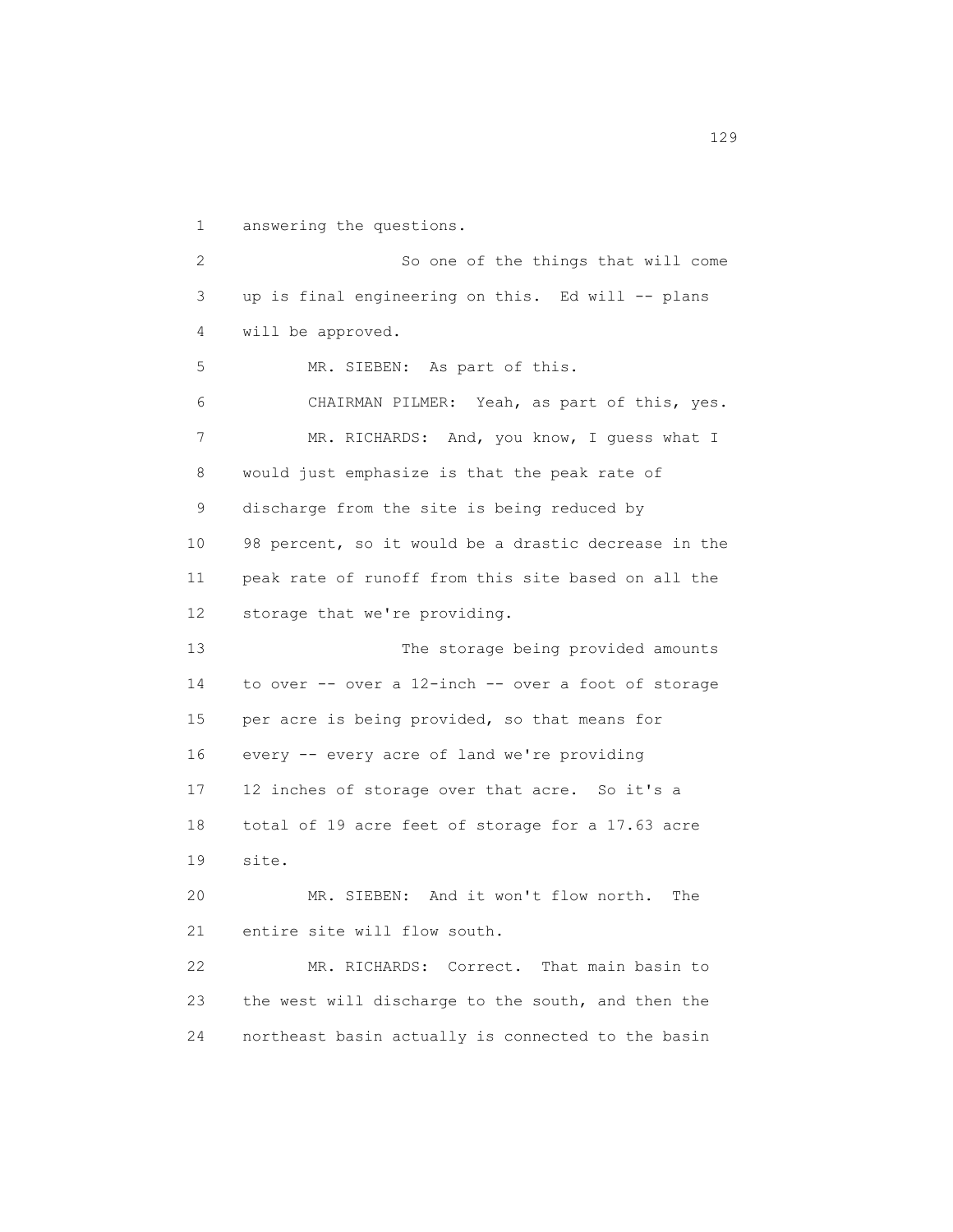answering the questions.

So one of the things that will come up is final engineering on this. Ed will -- plans will be approved.

MR. SIEBEN: As part of this.

CHAIRMAN PILMER: Yeah, as part of this, yes.

MR. RICHARDS: And, you know, I guess what I would just emphasize is that the peak rate of discharge from the site is being reduced by 98 percent, so it would be a drastic decrease in the peak rate of runoff from this site based on all the storage that we're providing.

The storage being provided amounts to over -- over a 12-inch -- over a foot of storage per acre is being provided, so that means for every -- every acre of land we're providing 12 inches of storage over that acre. So it's a total of 19 acre feet of storage for a 17.63 acre site.

MR. SIEBEN: And it won't flow north. The entire site will flow south.

MR. RICHARDS: Correct. That main basin to the west will discharge to the south, and then the northeast basin actually is connected to the basin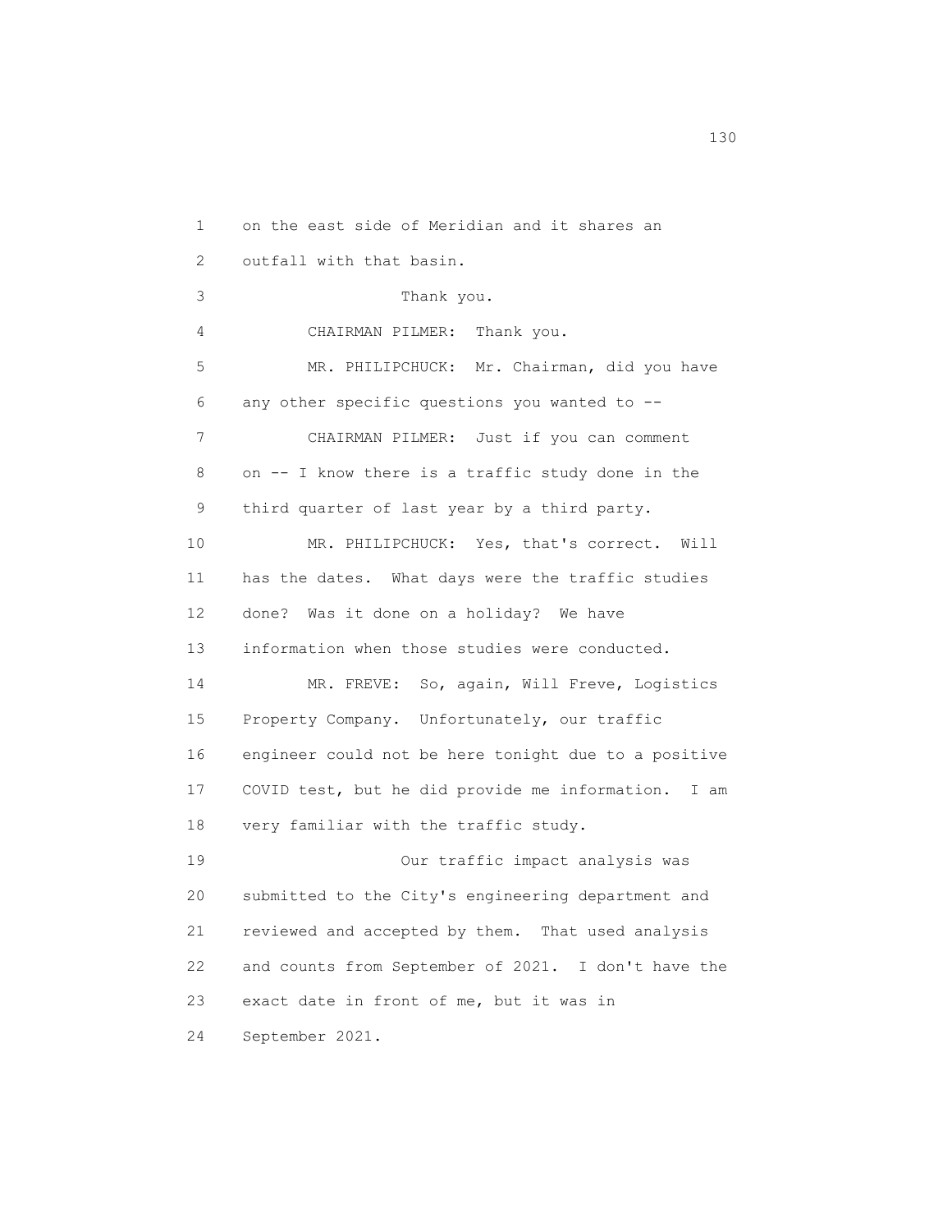on the east side of Meridian and it shares an outfall with that basin.

Thank you.

CHAIRMAN PILMER: Thank you.

MR. PHILIPCHUCK: Mr. Chairman, did you have any other specific questions you wanted to --

CHAIRMAN PILMER: Just if you can comment on -- I know there is a traffic study done in the third quarter of last year by a third party.

MR. PHILIPCHUCK: Yes, that's correct. Will has the dates. What days were the traffic studies done? Was it done on a holiday? We have information when those studies were conducted.

MR. FREVE: So, again, Will Freve, Logistics Property Company. Unfortunately, our traffic engineer could not be here tonight due to a positive COVID test, but he did provide me information. I am very familiar with the traffic study.

Our traffic impact analysis was submitted to the City's engineering department and reviewed and accepted by them. That used analysis and counts from September of 2021. I don't have the exact date in front of me, but it was in September 2021.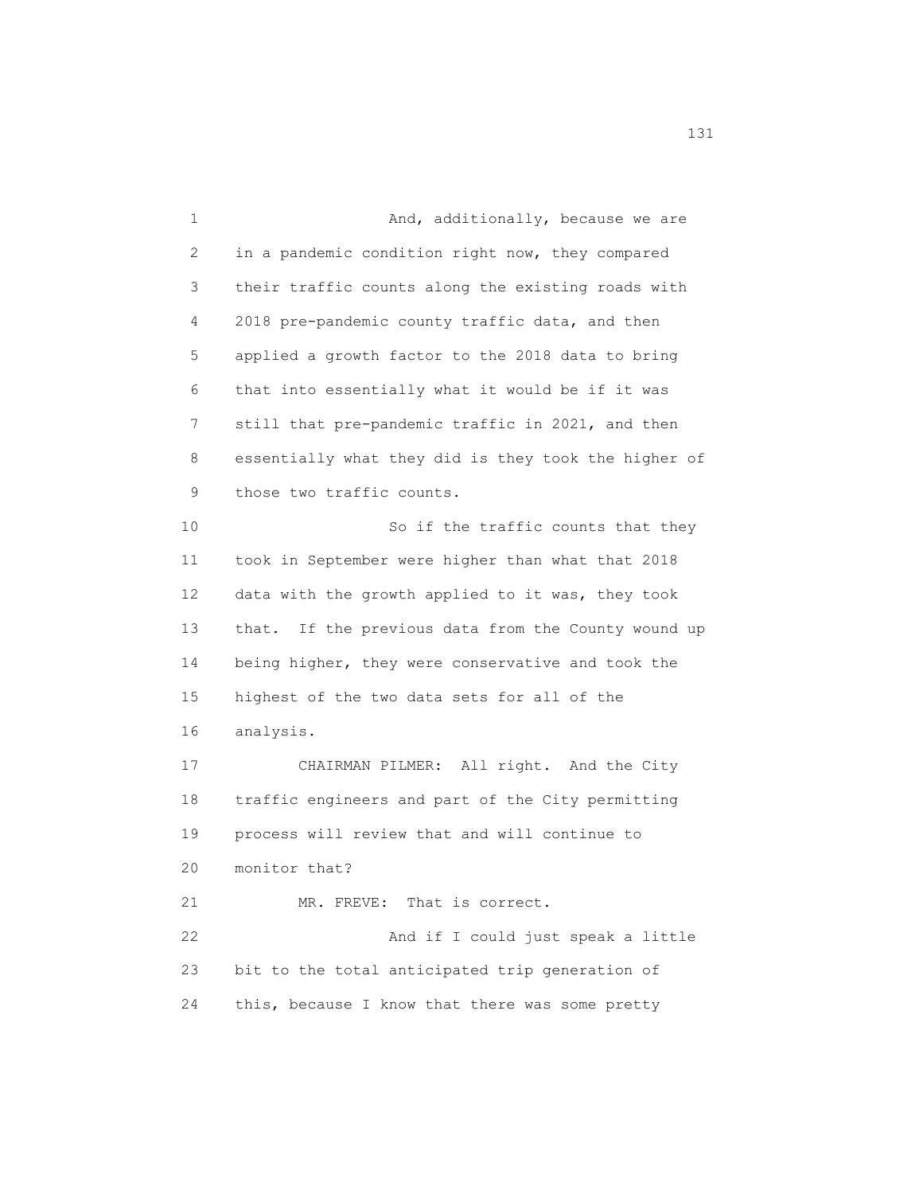And, additionally, because we are in a pandemic condition right now, they compared their traffic counts along the existing roads with 2018 pre-pandemic county traffic data, and then applied a growth factor to the 2018 data to bring that into essentially what it would be if it was still that pre-pandemic traffic in 2021, and then essentially what they did is they took the higher of those two traffic counts.

So if the traffic counts that they took in September were higher than what that 2018 data with the growth applied to it was, they took that. If the previous data from the County wound up being higher, they were conservative and took the highest of the two data sets for all of the analysis.

CHAIRMAN PILMER: All right. And the City traffic engineers and part of the City permitting process will review that and will continue to monitor that?

MR. FREVE: That is correct.

And if I could just speak a little bit to the total anticipated trip generation of this, because I know that there was some pretty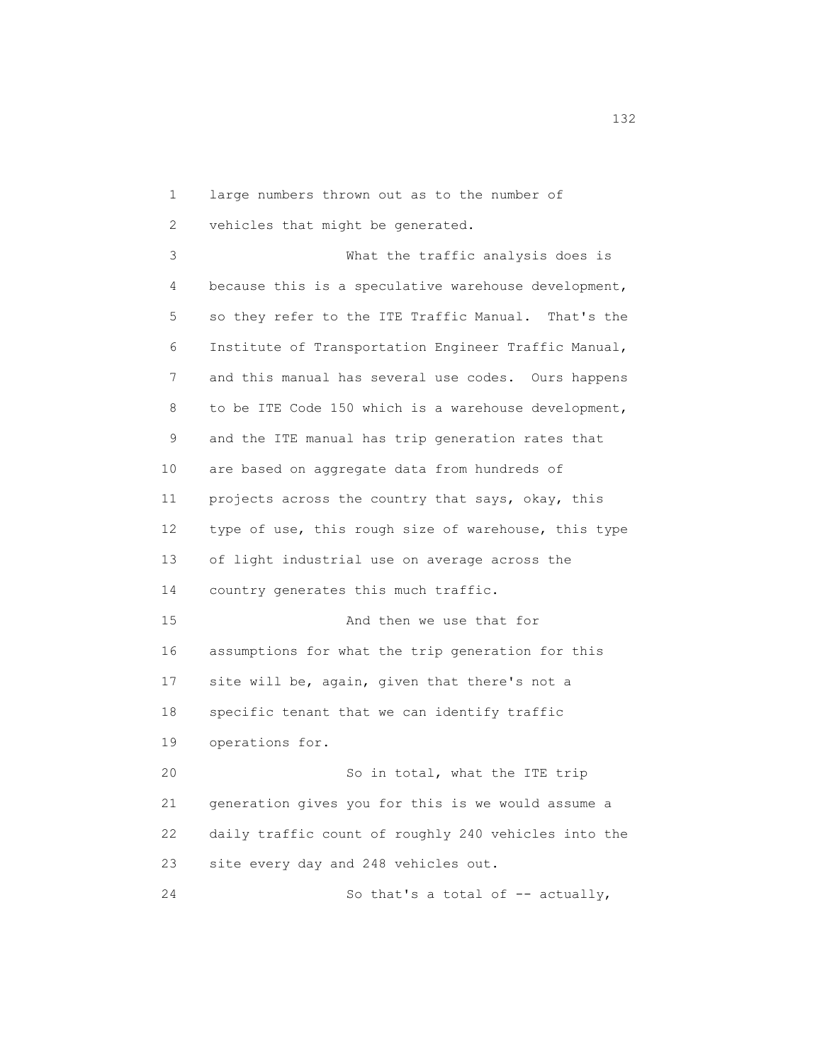large numbers thrown out as to the number of vehicles that might be generated.

What the traffic analysis does is because this is a speculative warehouse development, so they refer to the ITE Traffic Manual. That's the Institute of Transportation Engineer Traffic Manual, and this manual has several use codes. Ours happens to be ITE Code 150 which is a warehouse development, and the ITE manual has trip generation rates that are based on aggregate data from hundreds of projects across the country that says, okay, this type of use, this rough size of warehouse, this type of light industrial use on average across the country generates this much traffic.

And then we use that for assumptions for what the trip generation for this site will be, again, given that there's not a specific tenant that we can identify traffic operations for.

So in total, what the ITE trip generation gives you for this is we would assume a daily traffic count of roughly 240 vehicles into the site every day and 248 vehicles out.

So that's a total of -- actually,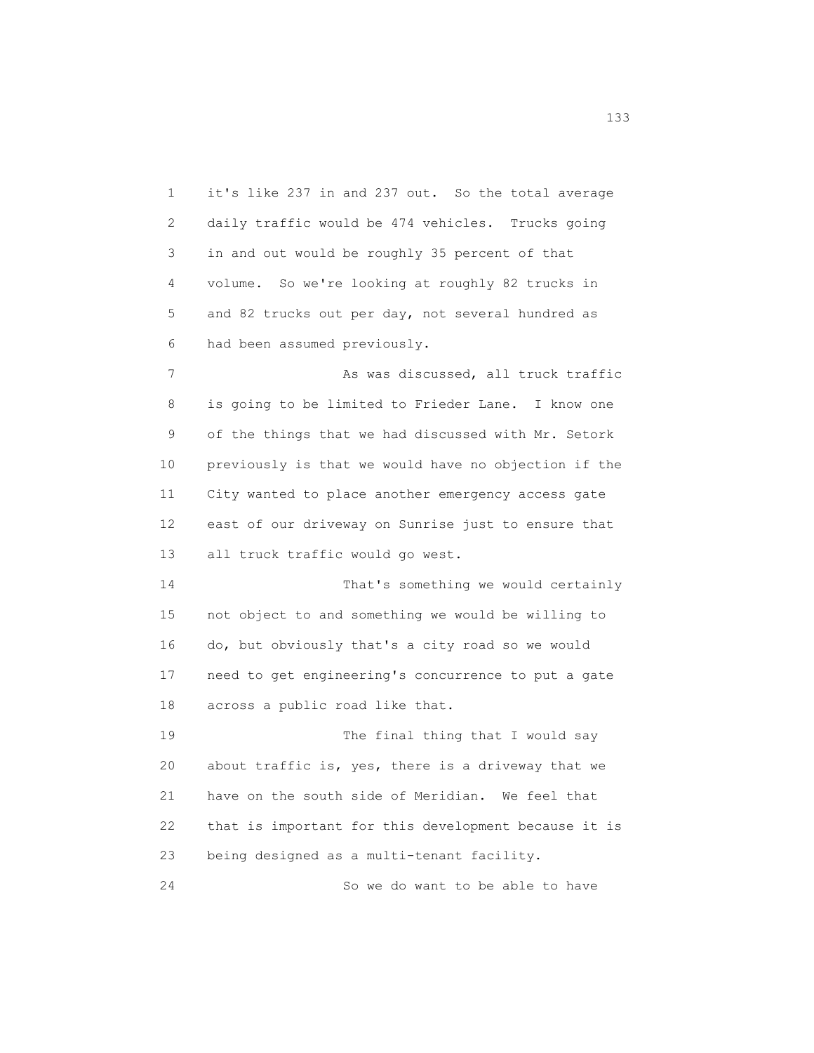it's like 237 in and 237 out. So the total average daily traffic would be 474 vehicles. Trucks going in and out would be roughly 35 percent of that volume. So we're looking at roughly 82 trucks in and 82 trucks out per day, not several hundred as had been assumed previously.

As was discussed, all truck traffic is going to be limited to Frieder Lane. I know one of the things that we had discussed with Mr. Setork previously is that we would have no objection if the City wanted to place another emergency access gate east of our driveway on Sunrise just to ensure that all truck traffic would go west.

That's something we would certainly not object to and something we would be willing to do, but obviously that's a city road so we would need to get engineering's concurrence to put a gate across a public road like that.

The final thing that I would say about traffic is, yes, there is a driveway that we have on the south side of Meridian. We feel that that is important for this development because it is being designed as a multi-tenant facility.

So we do want to be able to have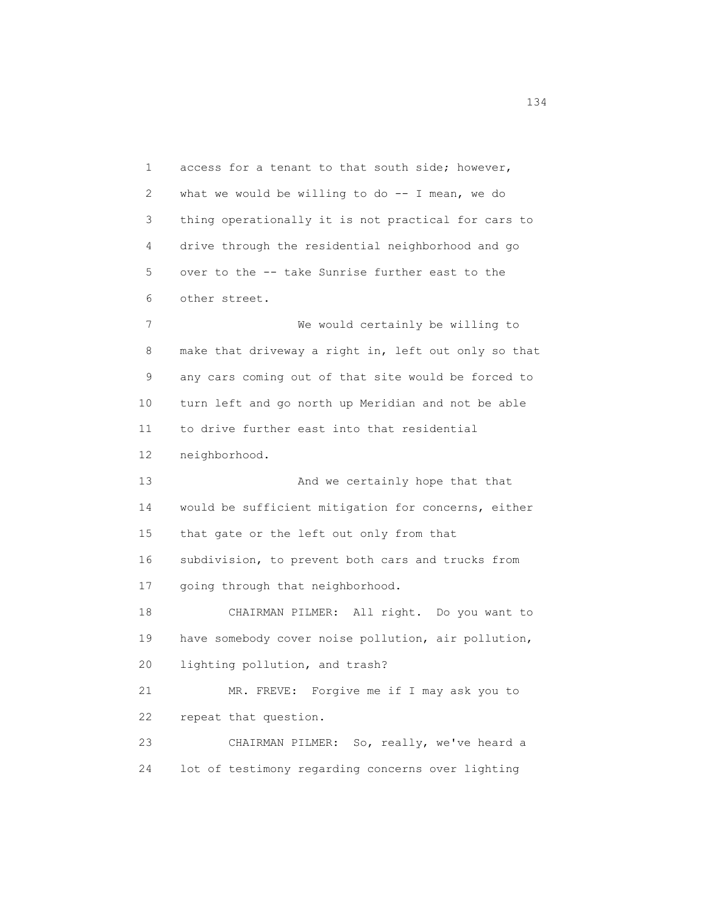1 access for a tenant to that south side; however,
2 what we would be willing to do -- I mean, we do
3 thing operationally it is not practical for cars to
4 drive through the residential neighborhood and go
5 over to the -- take Sunrise further east to the
6 other street.

7 We would certainly be willing to
8 make that driveway a right in, left out only so that
9 any cars coming out of that site would be forced to
10 turn left and go north up Meridian and not be able
11 to drive further east into that residential
12 neighborhood.

13 And we certainly hope that that
14 would be sufficient mitigation for concerns, either
15 that gate or the left out only from that
16 subdivision, to prevent both cars and trucks from
17 going through that neighborhood.

18 CHAIRMAN PILMER: All right. Do you want to
19 have somebody cover noise pollution, air pollution,
20 lighting pollution, and trash?

21 MR. FREVE: Forgive me if I may ask you to
22 repeat that question.

23 CHAIRMAN PILMER: So, really, we've heard a
24 lot of testimony regarding concerns over lighting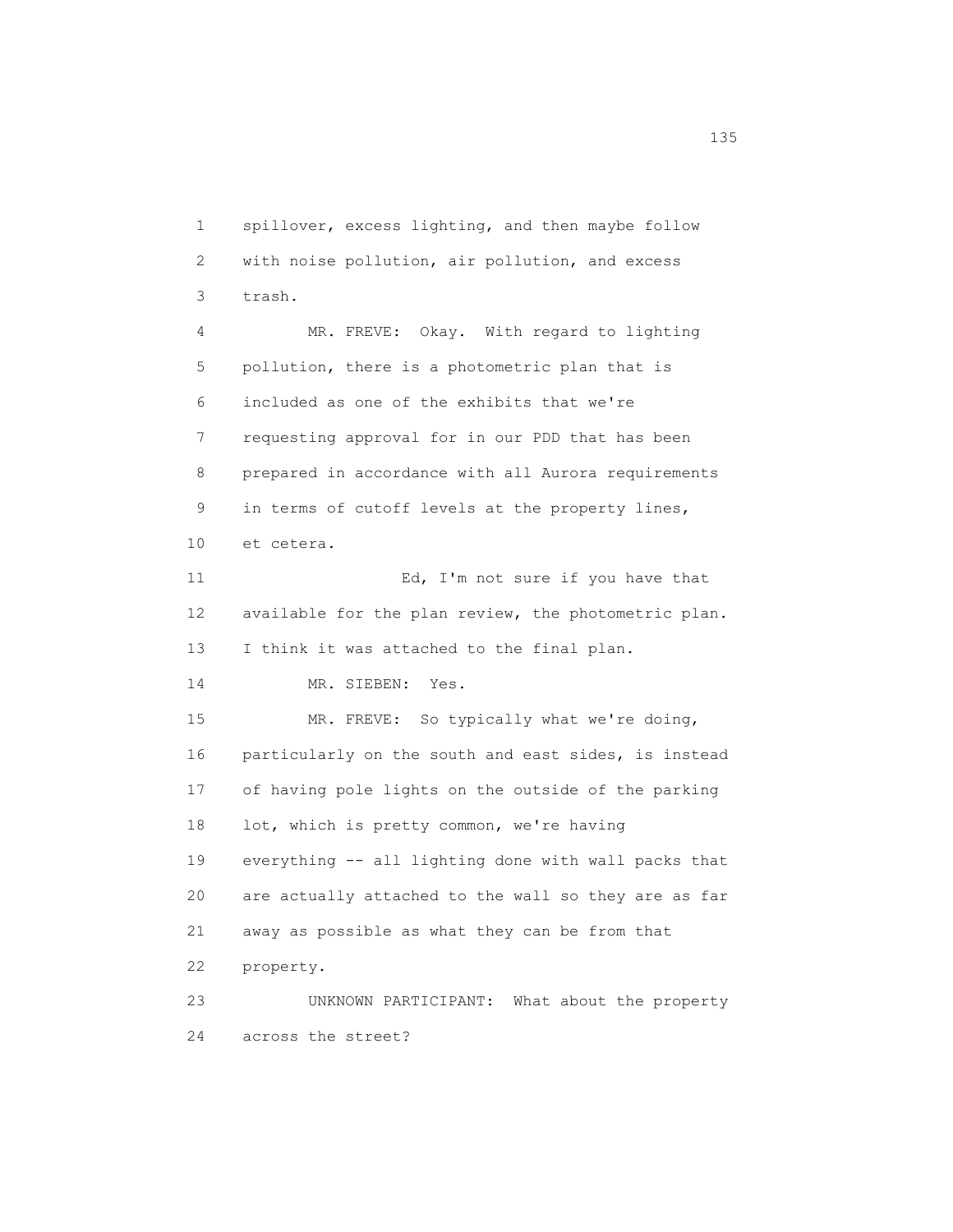1 spillover, excess lighting, and then maybe follow
2 with noise pollution, air pollution, and excess
3 trash.

4 MR. FREVE: Okay. With regard to lighting
5 pollution, there is a photometric plan that is
6 included as one of the exhibits that we're
7 requesting approval for in our PDD that has been
8 prepared in accordance with all Aurora requirements
9 in terms of cutoff levels at the property lines,
10 et cetera.

11 Ed, I'm not sure if you have that
12 available for the plan review, the photometric plan.
13 I think it was attached to the final plan.

14 MR. SIEBEN: Yes.

15 MR. FREVE: So typically what we're doing,
16 particularly on the south and east sides, is instead
17 of having pole lights on the outside of the parking
18 lot, which is pretty common, we're having
19 everything -- all lighting done with wall packs that
20 are actually attached to the wall so they are as far
21 away as possible as what they can be from that
22 property.

23 UNKNOWN PARTICIPANT: What about the property
24 across the street?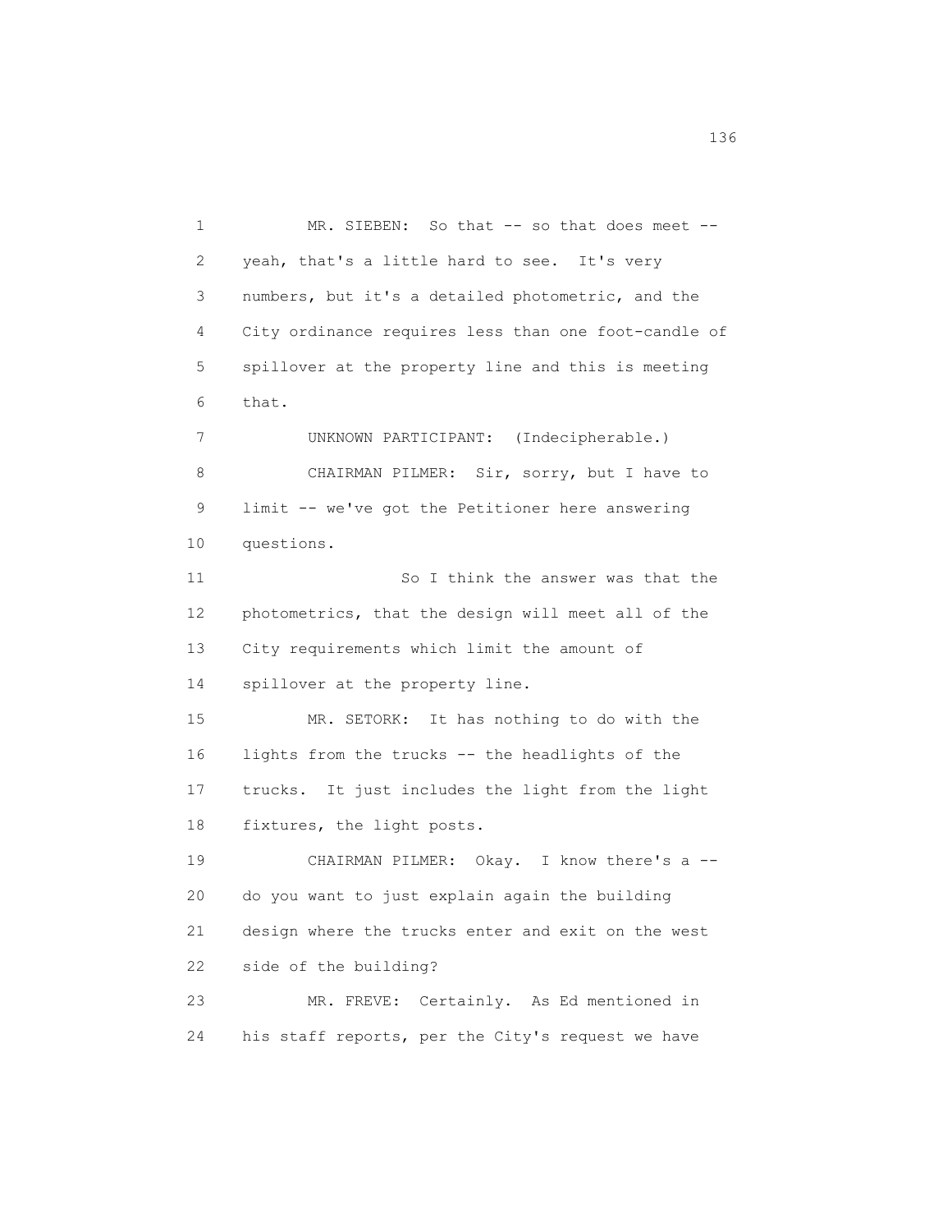MR. SIEBEN: So that -- so that does meet -- yeah, that's a little hard to see. It's very numbers, but it's a detailed photometric, and the City ordinance requires less than one foot-candle of spillover at the property line and this is meeting that.

UNKNOWN PARTICIPANT: (Indecipherable.)

CHAIRMAN PILMER: Sir, sorry, but I have to limit -- we've got the Petitioner here answering questions.

So I think the answer was that the photometrics, that the design will meet all of the City requirements which limit the amount of spillover at the property line.

MR. SETORK: It has nothing to do with the lights from the trucks -- the headlights of the trucks. It just includes the light from the light fixtures, the light posts.

CHAIRMAN PILMER: Okay. I know there's a -- do you want to just explain again the building design where the trucks enter and exit on the west side of the building?

MR. FREVE: Certainly. As Ed mentioned in his staff reports, per the City's request we have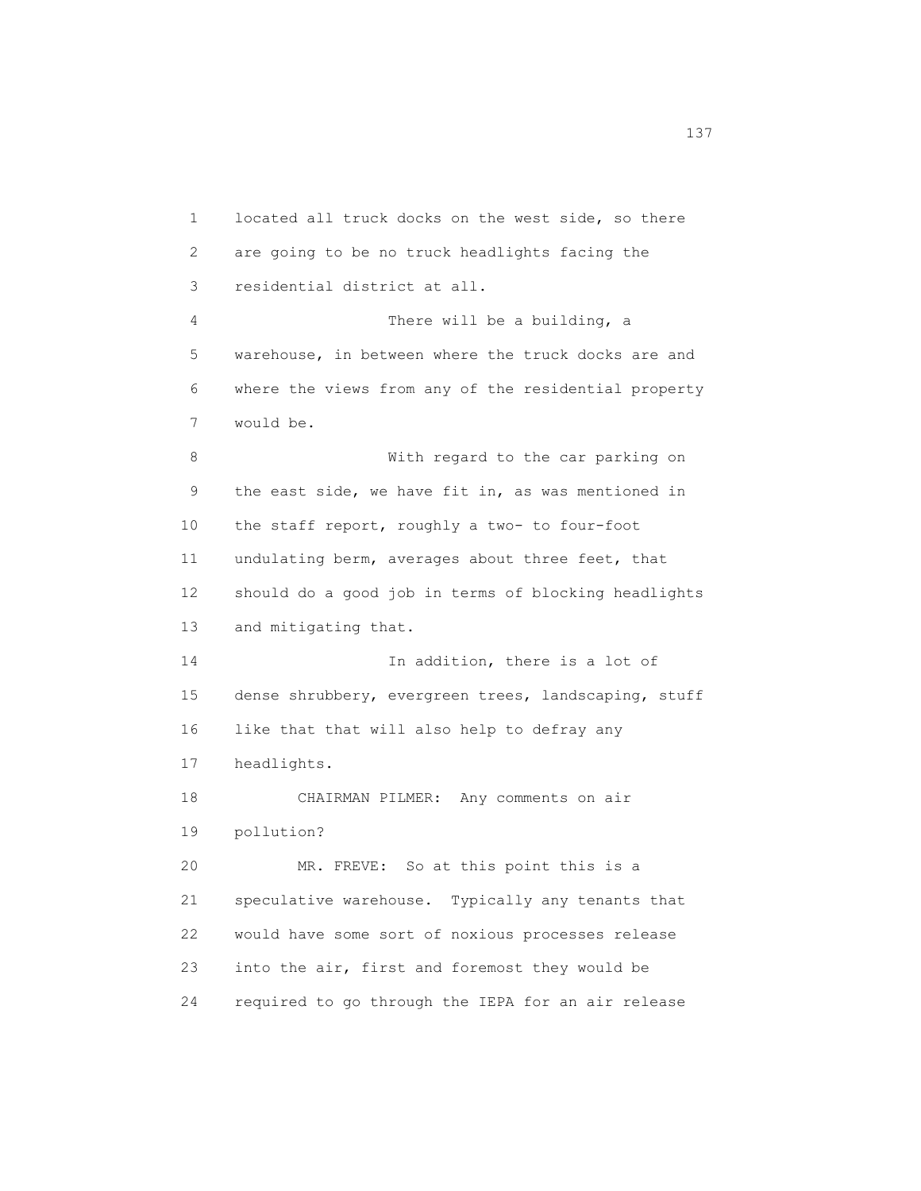located all truck docks on the west side, so there are going to be no truck headlights facing the residential district at all.

There will be a building, a warehouse, in between where the truck docks are and where the views from any of the residential property would be.

With regard to the car parking on the east side, we have fit in, as was mentioned in the staff report, roughly a two- to four-foot undulating berm, averages about three feet, that should do a good job in terms of blocking headlights and mitigating that.

In addition, there is a lot of dense shrubbery, evergreen trees, landscaping, stuff like that that will also help to defray any headlights.

CHAIRMAN PILMER: Any comments on air pollution?

MR. FREVE: So at this point this is a speculative warehouse. Typically any tenants that would have some sort of noxious processes release into the air, first and foremost they would be required to go through the IEPA for an air release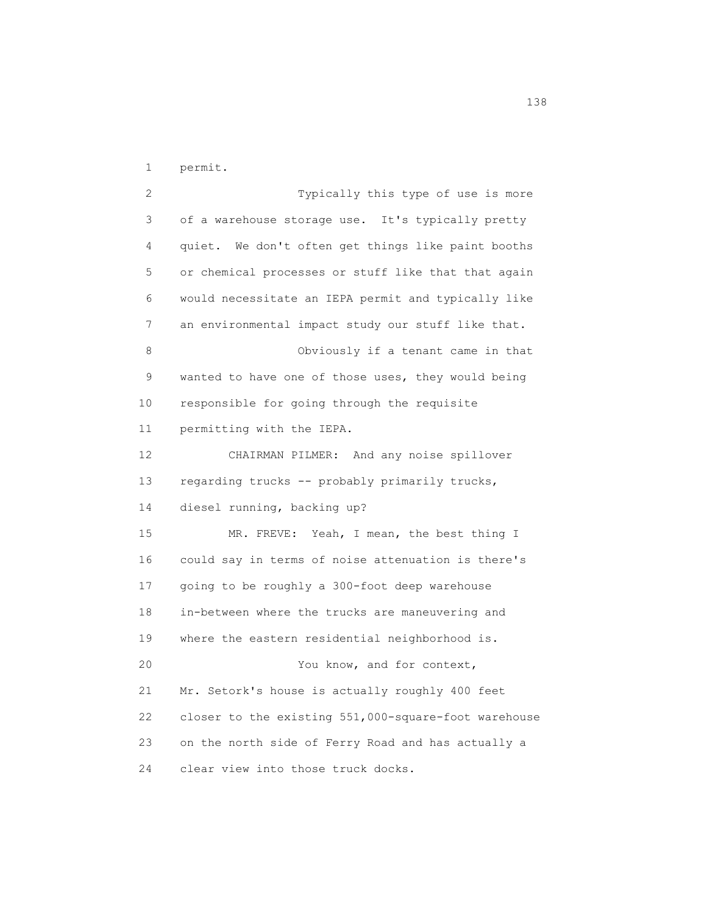permit.

Typically this type of use is more of a warehouse storage use. It's typically pretty quiet. We don't often get things like paint booths or chemical processes or stuff like that that again would necessitate an IEPA permit and typically like an environmental impact study our stuff like that.

Obviously if a tenant came in that wanted to have one of those uses, they would being responsible for going through the requisite permitting with the IEPA.

CHAIRMAN PILMER: And any noise spillover regarding trucks -- probably primarily trucks, diesel running, backing up?

MR. FREVE: Yeah, I mean, the best thing I could say in terms of noise attenuation is there's going to be roughly a 300-foot deep warehouse in-between where the trucks are maneuvering and where the eastern residential neighborhood is.

You know, and for context, Mr. Setork's house is actually roughly 400 feet closer to the existing 551,000-square-foot warehouse on the north side of Ferry Road and has actually a clear view into those truck docks.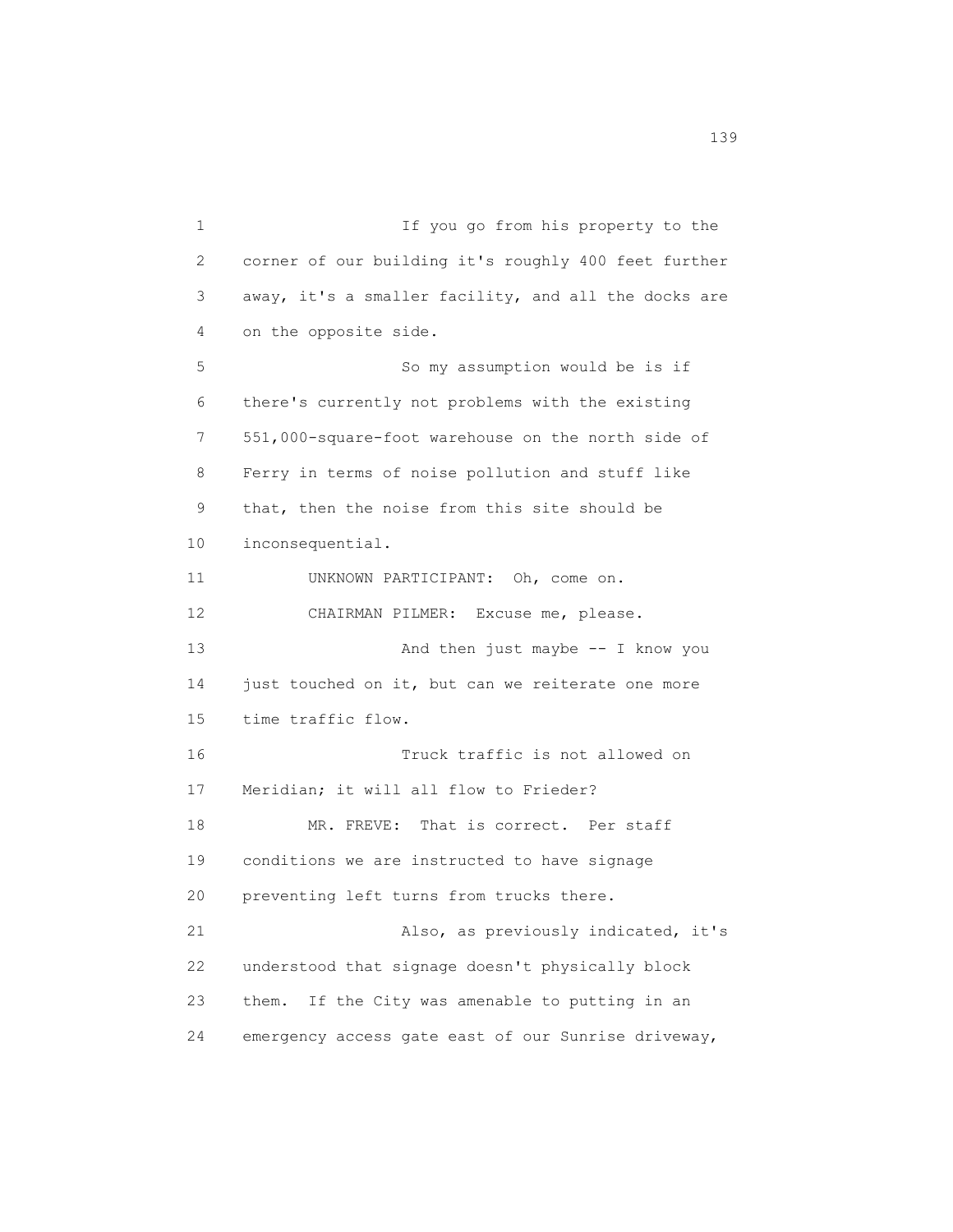If you go from his property to the corner of our building it's roughly 400 feet further away, it's a smaller facility, and all the docks are on the opposite side.

So my assumption would be is if there's currently not problems with the existing 551,000-square-foot warehouse on the north side of Ferry in terms of noise pollution and stuff like that, then the noise from this site should be inconsequential.

UNKNOWN PARTICIPANT: Oh, come on.

CHAIRMAN PILMER: Excuse me, please.

And then just maybe -- I know you just touched on it, but can we reiterate one more time traffic flow.

Truck traffic is not allowed on Meridian; it will all flow to Frieder?

MR. FREVE: That is correct. Per staff conditions we are instructed to have signage preventing left turns from trucks there.

Also, as previously indicated, it's understood that signage doesn't physically block them. If the City was amenable to putting in an emergency access gate east of our Sunrise driveway,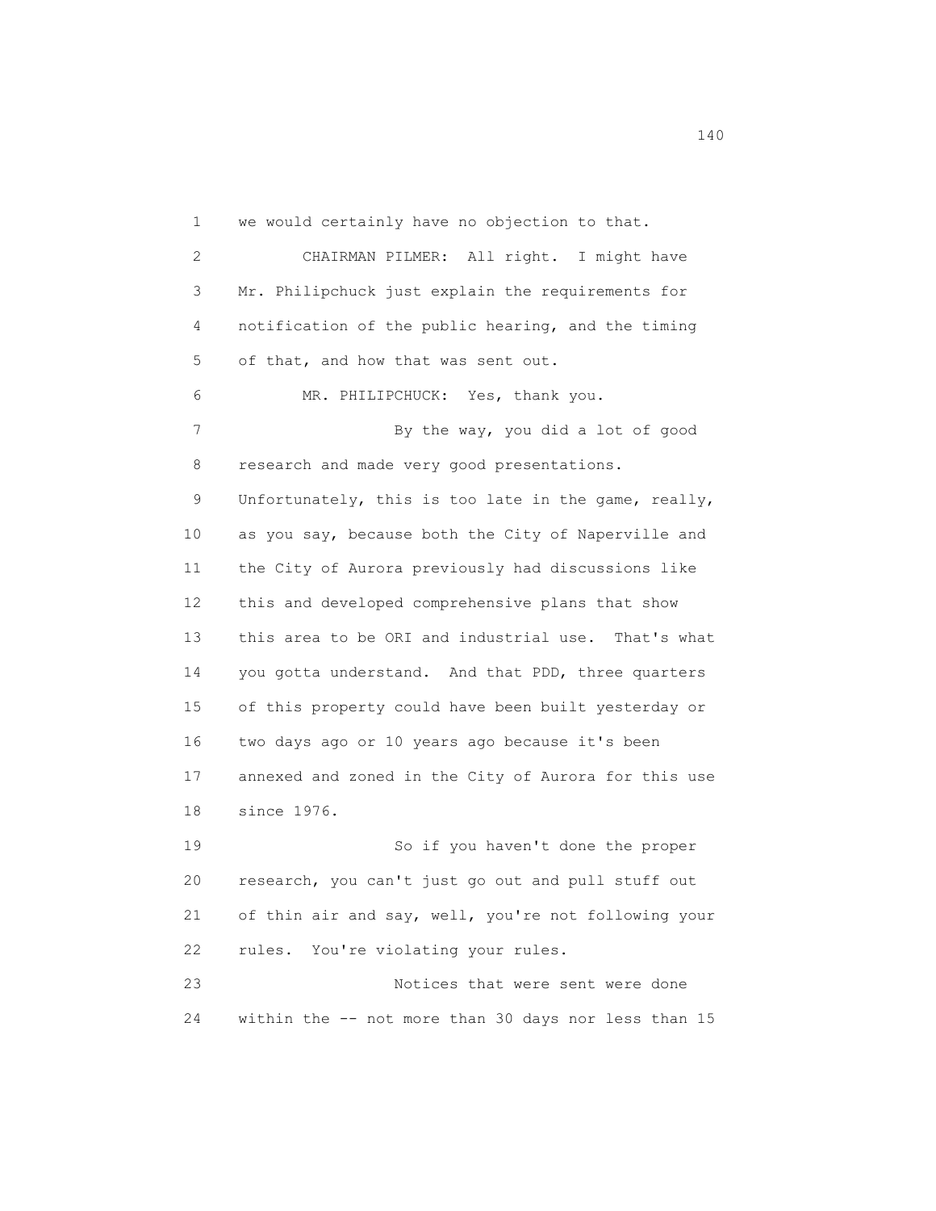1 we would certainly have no objection to that.

2 CHAIRMAN PILMER: All right. I might have

3 Mr. Philipchuck just explain the requirements for

4 notification of the public hearing, and the timing

5 of that, and how that was sent out.

6 MR. PHILIPCHUCK: Yes, thank you.

7 By the way, you did a lot of good

8 research and made very good presentations.

9 Unfortunately, this is too late in the game, really,

10 as you say, because both the City of Naperville and

11 the City of Aurora previously had discussions like

12 this and developed comprehensive plans that show

13 this area to be ORI and industrial use. That's what

14 you gotta understand. And that PDD, three quarters

15 of this property could have been built yesterday or

16 two days ago or 10 years ago because it's been

17 annexed and zoned in the City of Aurora for this use

18 since 1976.

19 So if you haven't done the proper

20 research, you can't just go out and pull stuff out

21 of thin air and say, well, you're not following your

22 rules. You're violating your rules.

23 Notices that were sent were done

24 within the -- not more than 30 days nor less than 15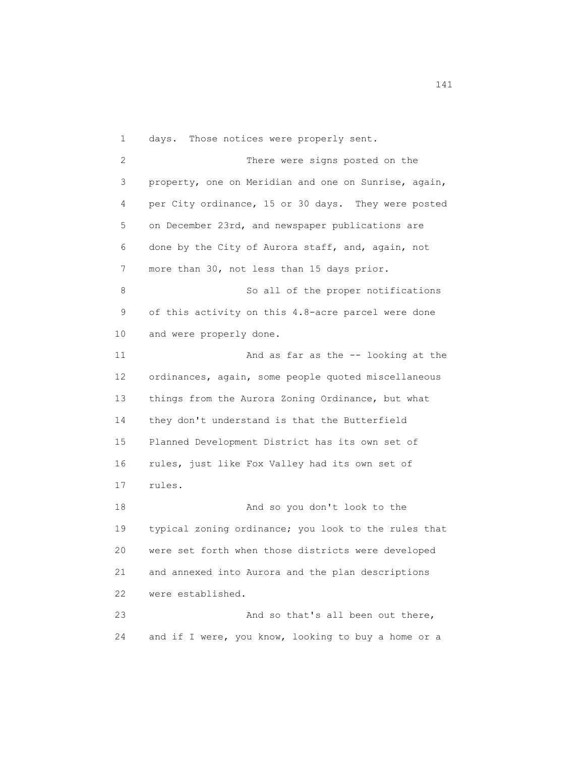days. Those notices were properly sent.

There were signs posted on the property, one on Meridian and one on Sunrise, again, per City ordinance, 15 or 30 days. They were posted on December 23rd, and newspaper publications are done by the City of Aurora staff, and, again, not more than 30, not less than 15 days prior.

So all of the proper notifications of this activity on this 4.8-acre parcel were done and were properly done.

And as far as the -- looking at the ordinances, again, some people quoted miscellaneous things from the Aurora Zoning Ordinance, but what they don't understand is that the Butterfield Planned Development District has its own set of rules, just like Fox Valley had its own set of rules.

And so you don't look to the typical zoning ordinance; you look to the rules that were set forth when those districts were developed and annexed into Aurora and the plan descriptions were established.

And so that's all been out there, and if I were, you know, looking to buy a home or a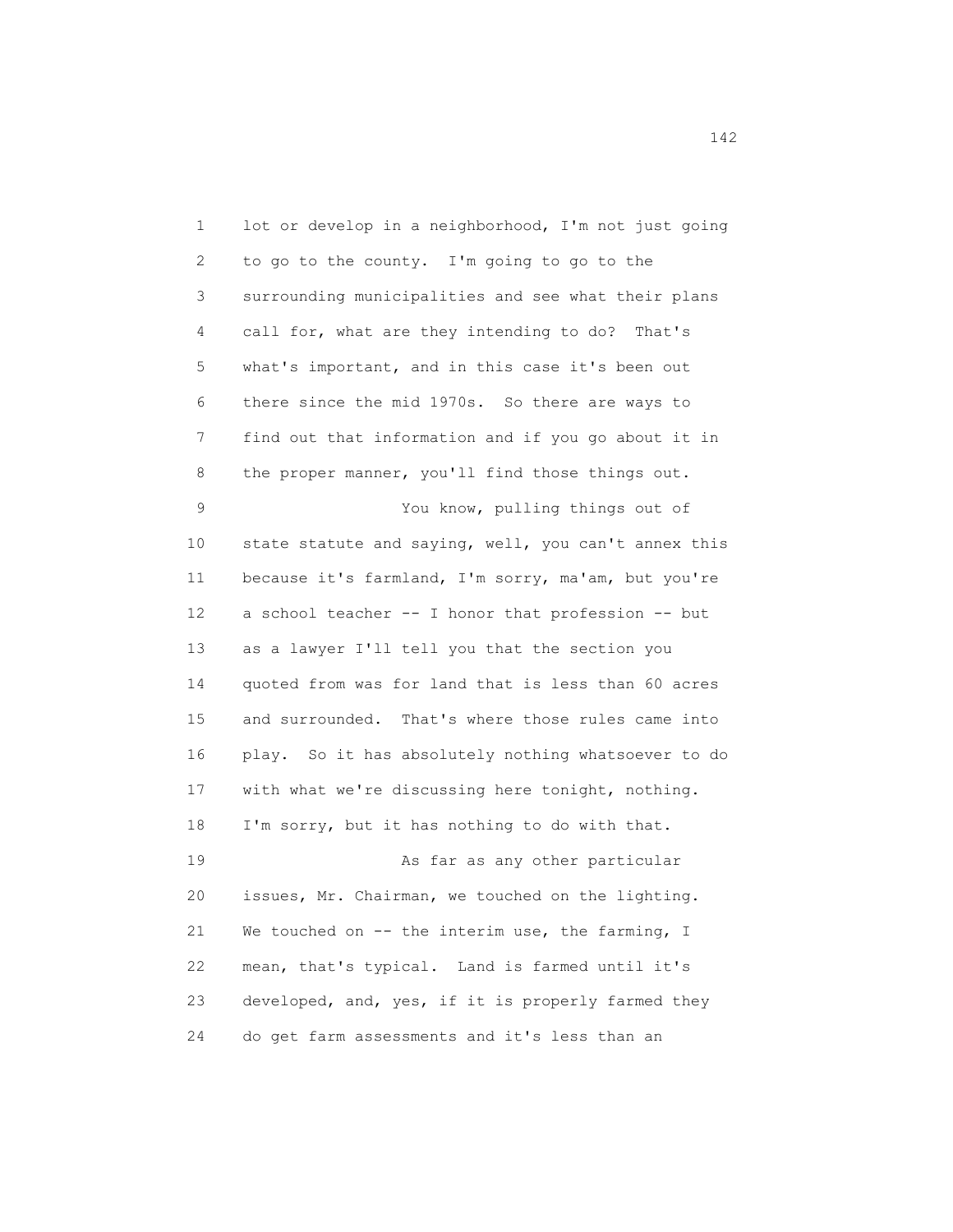lot or develop in a neighborhood, I'm not just going to go to the county. I'm going to go to the surrounding municipalities and see what their plans call for, what are they intending to do? That's what's important, and in this case it's been out there since the mid 1970s. So there are ways to find out that information and if you go about it in the proper manner, you'll find those things out.

You know, pulling things out of state statute and saying, well, you can't annex this because it's farmland, I'm sorry, ma'am, but you're a school teacher -- I honor that profession -- but as a lawyer I'll tell you that the section you quoted from was for land that is less than 60 acres and surrounded. That's where those rules came into play. So it has absolutely nothing whatsoever to do with what we're discussing here tonight, nothing. I'm sorry, but it has nothing to do with that.

As far as any other particular issues, Mr. Chairman, we touched on the lighting. We touched on -- the interim use, the farming, I mean, that's typical. Land is farmed until it's developed, and, yes, if it is properly farmed they do get farm assessments and it's less than an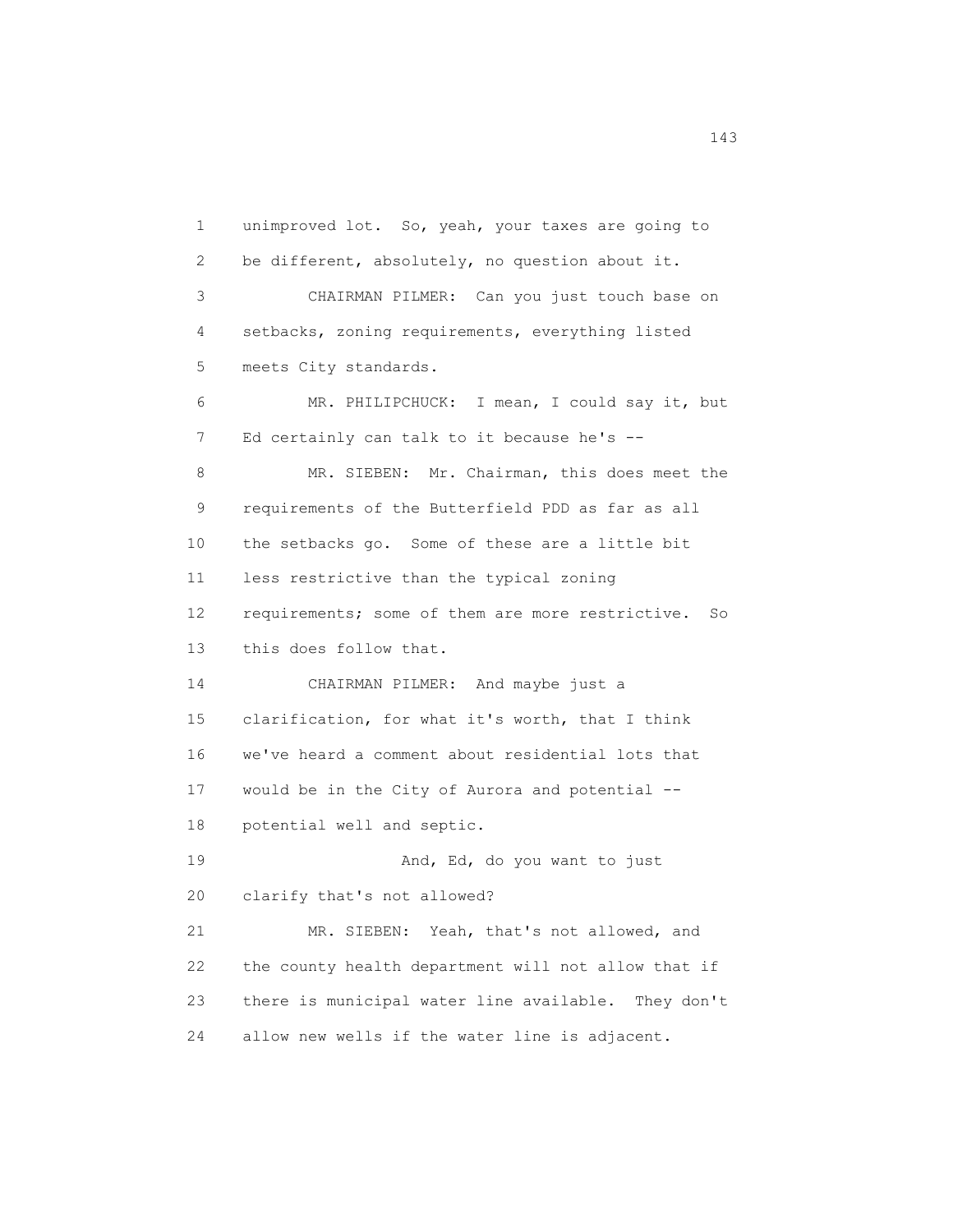unimproved lot. So, yeah, your taxes are going to be different, absolutely, no question about it.

CHAIRMAN PILMER: Can you just touch base on setbacks, zoning requirements, everything listed meets City standards.

MR. PHILIPCHUCK: I mean, I could say it, but Ed certainly can talk to it because he's --

MR. SIEBEN: Mr. Chairman, this does meet the requirements of the Butterfield PDD as far as all the setbacks go. Some of these are a little bit less restrictive than the typical zoning requirements; some of them are more restrictive. So this does follow that.

CHAIRMAN PILMER: And maybe just a clarification, for what it's worth, that I think we've heard a comment about residential lots that would be in the City of Aurora and potential -- potential well and septic.

And, Ed, do you want to just clarify that's not allowed?

MR. SIEBEN: Yeah, that's not allowed, and the county health department will not allow that if there is municipal water line available. They don't allow new wells if the water line is adjacent.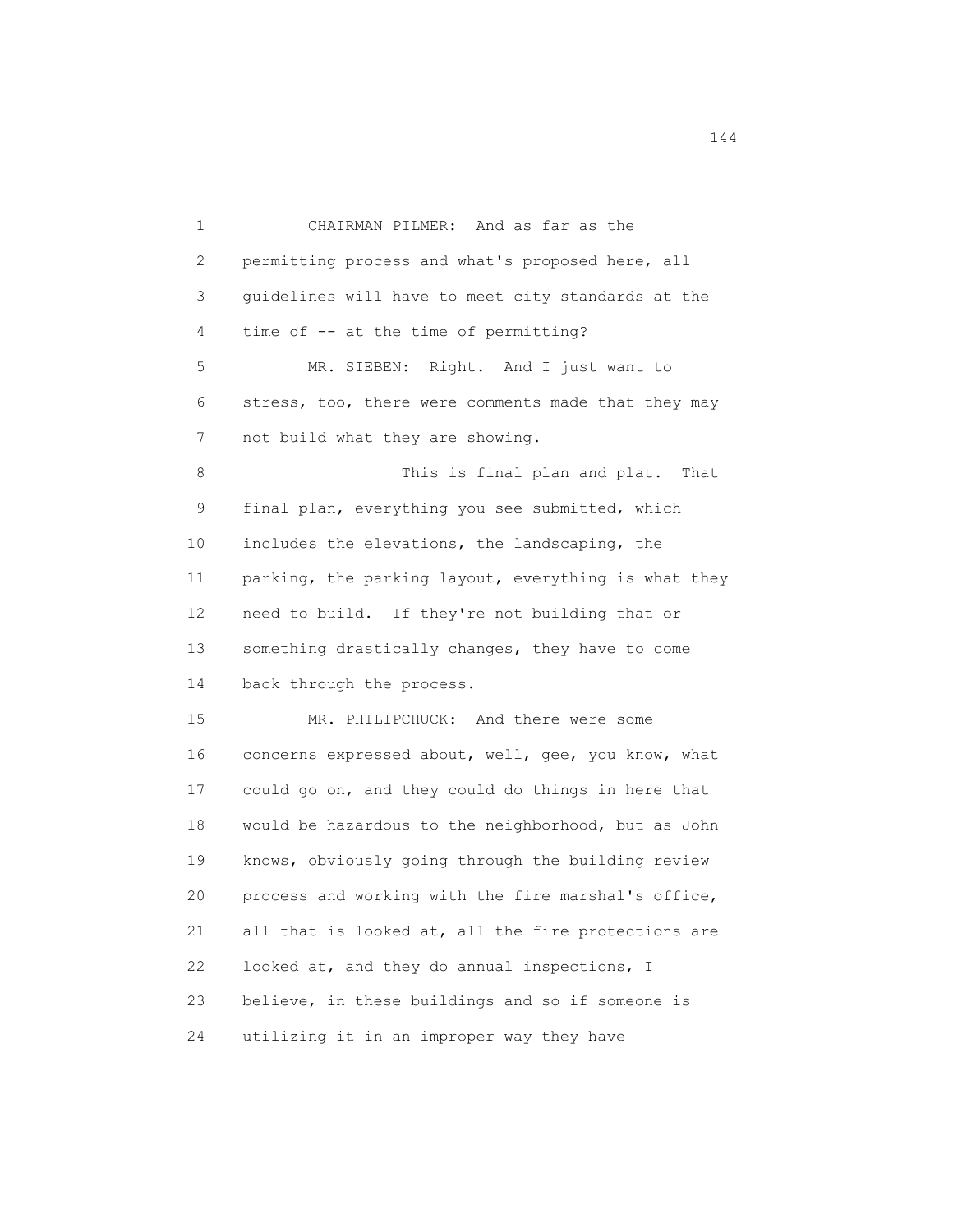CHAIRMAN PILMER: And as far as the permitting process and what's proposed here, all guidelines will have to meet city standards at the time of -- at the time of permitting?

MR. SIEBEN: Right. And I just want to stress, too, there were comments made that they may not build what they are showing.

This is final plan and plat. That final plan, everything you see submitted, which includes the elevations, the landscaping, the parking, the parking layout, everything is what they need to build. If they're not building that or something drastically changes, they have to come back through the process.

MR. PHILIPCHUCK: And there were some concerns expressed about, well, gee, you know, what could go on, and they could do things in here that would be hazardous to the neighborhood, but as John knows, obviously going through the building review process and working with the fire marshal's office, all that is looked at, all the fire protections are looked at, and they do annual inspections, I believe, in these buildings and so if someone is utilizing it in an improper way they have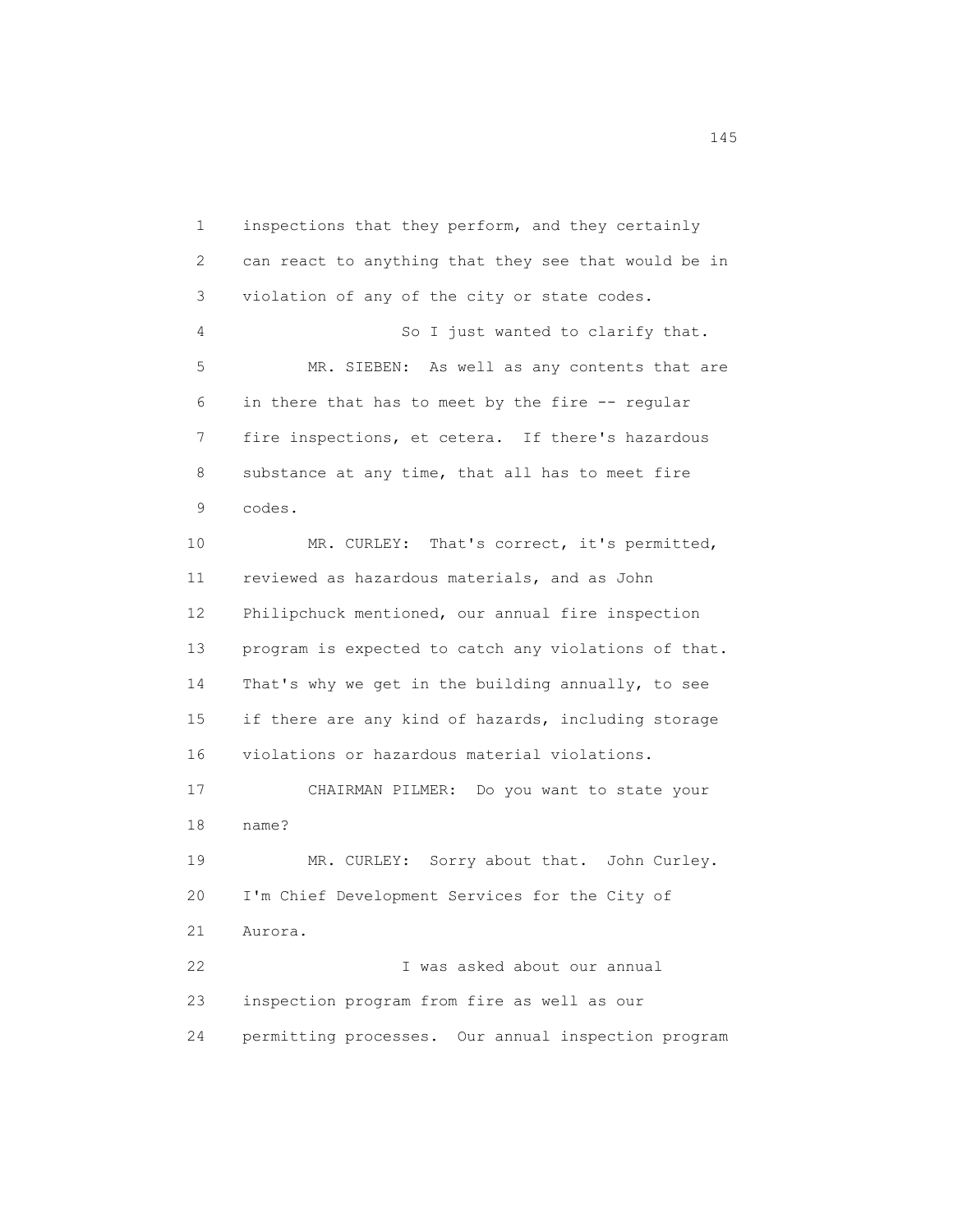1 inspections that they perform, and they certainly
2 can react to anything that they see that would be in
3 violation of any of the city or state codes.
4 So I just wanted to clarify that.
5 MR. SIEBEN: As well as any contents that are
6 in there that has to meet by the fire -- regular
7 fire inspections, et cetera. If there's hazardous
8 substance at any time, that all has to meet fire
9 codes.
10 MR. CURLEY: That's correct, it's permitted,
11 reviewed as hazardous materials, and as John
12 Philipchuck mentioned, our annual fire inspection
13 program is expected to catch any violations of that.
14 That's why we get in the building annually, to see
15 if there are any kind of hazards, including storage
16 violations or hazardous material violations.
17 CHAIRMAN PILMER: Do you want to state your
18 name?
19 MR. CURLEY: Sorry about that. John Curley.
20 I'm Chief Development Services for the City of
21 Aurora.
22 I was asked about our annual
23 inspection program from fire as well as our
24 permitting processes. Our annual inspection program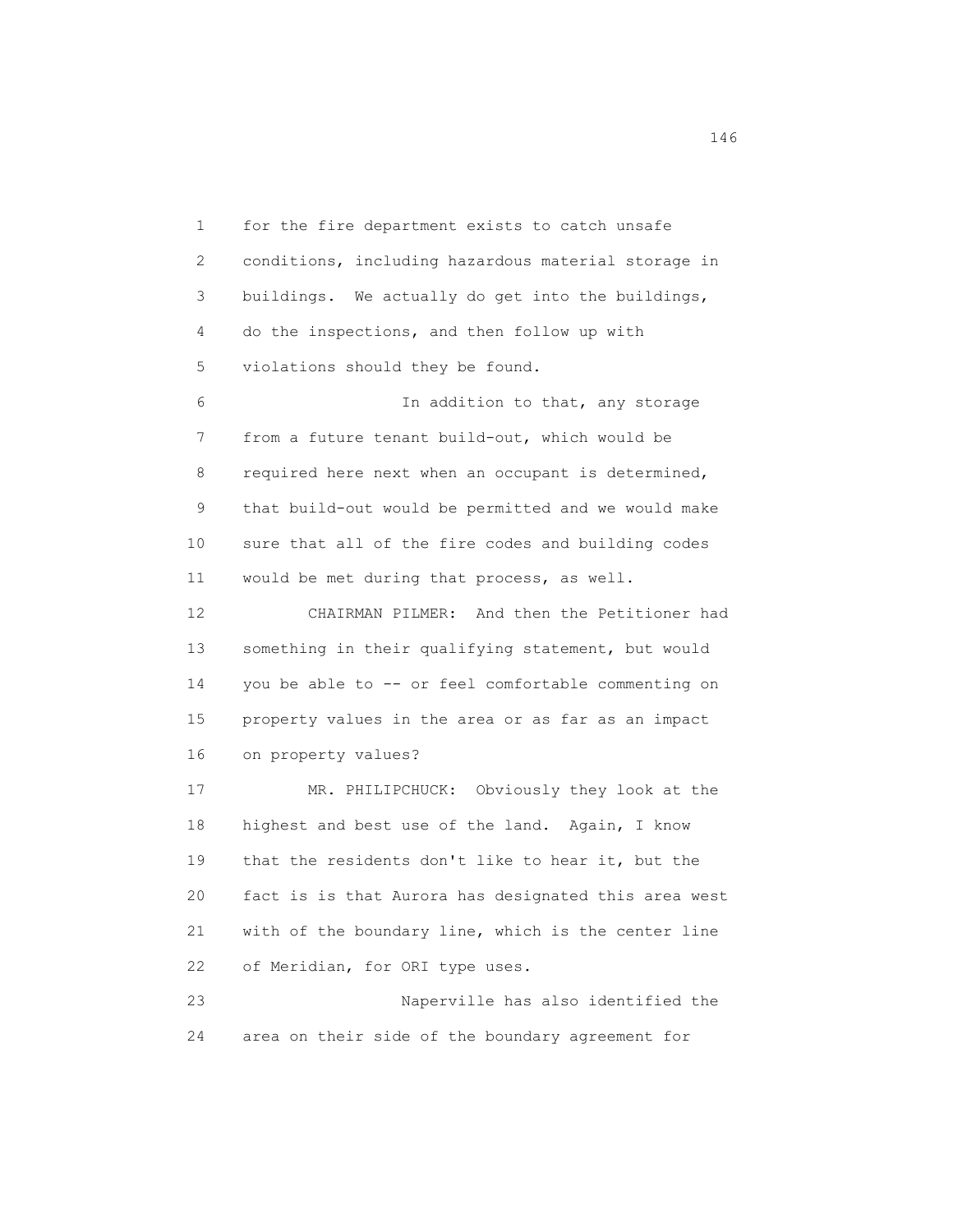for the fire department exists to catch unsafe conditions, including hazardous material storage in buildings. We actually do get into the buildings, do the inspections, and then follow up with violations should they be found.

In addition to that, any storage from a future tenant build-out, which would be required here next when an occupant is determined, that build-out would be permitted and we would make sure that all of the fire codes and building codes would be met during that process, as well.

CHAIRMAN PILMER: And then the Petitioner had something in their qualifying statement, but would you be able to -- or feel comfortable commenting on property values in the area or as far as an impact on property values?

MR. PHILIPCHUCK: Obviously they look at the highest and best use of the land. Again, I know that the residents don't like to hear it, but the fact is is that Aurora has designated this area west with of the boundary line, which is the center line of Meridian, for ORI type uses.

Naperville has also identified the area on their side of the boundary agreement for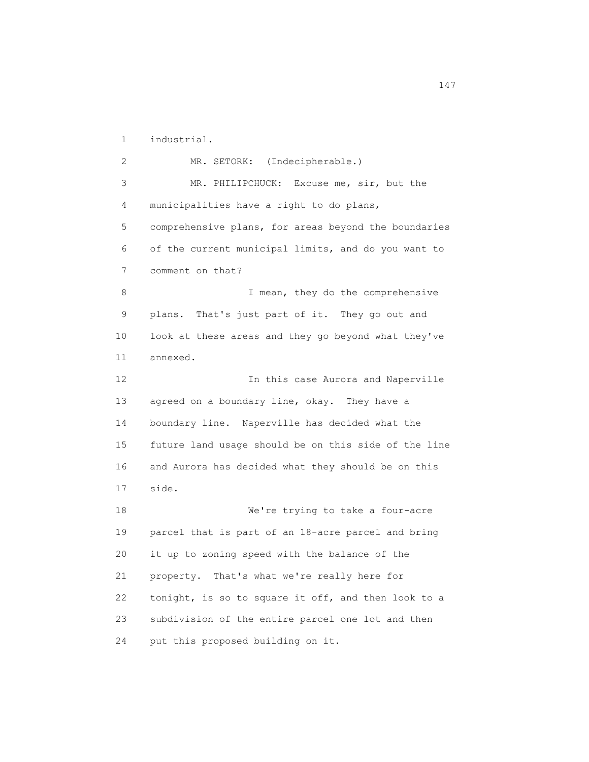industrial.

MR. SETORK: (Indecipherable.)

MR. PHILIPCHUCK: Excuse me, sir, but the municipalities have a right to do plans, comprehensive plans, for areas beyond the boundaries of the current municipal limits, and do you want to comment on that?

I mean, they do the comprehensive plans. That's just part of it. They go out and look at these areas and they go beyond what they've annexed.

In this case Aurora and Naperville agreed on a boundary line, okay. They have a boundary line. Naperville has decided what the future land usage should be on this side of the line and Aurora has decided what they should be on this side.

We're trying to take a four-acre parcel that is part of an 18-acre parcel and bring it up to zoning speed with the balance of the property. That's what we're really here for tonight, is so to square it off, and then look to a subdivision of the entire parcel one lot and then put this proposed building on it.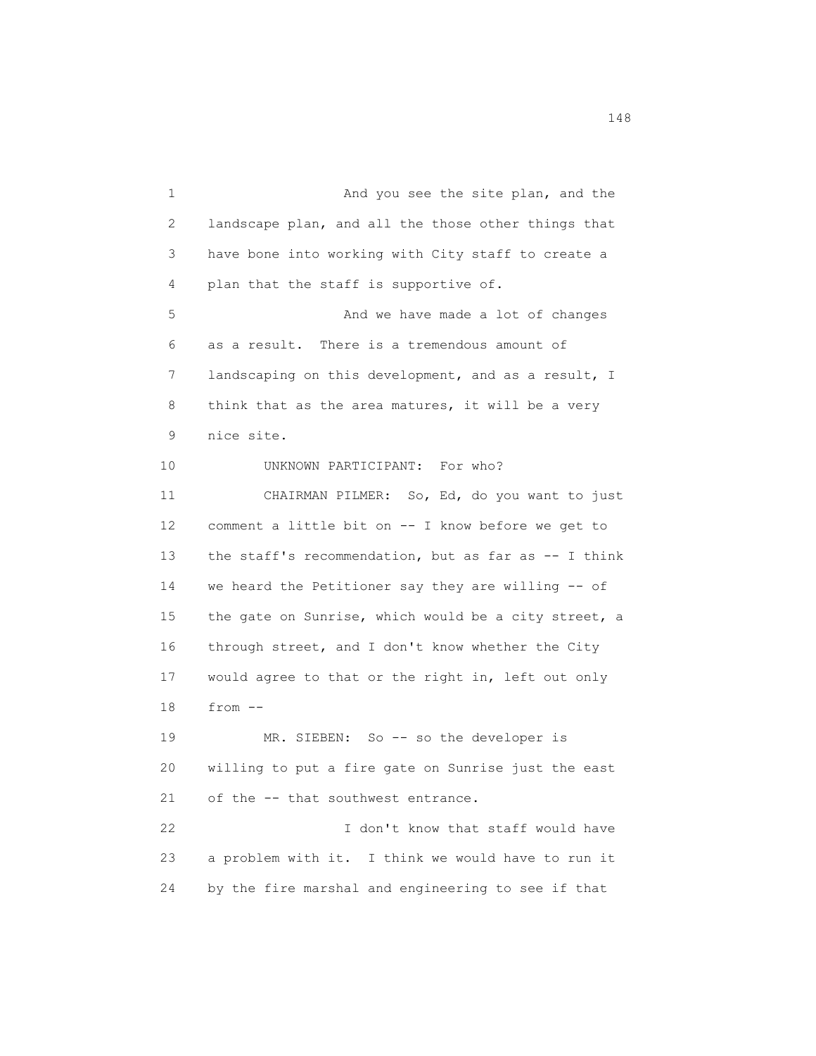And you see the site plan, and the landscape plan, and all the those other things that have bone into working with City staff to create a plan that the staff is supportive of.

And we have made a lot of changes as a result. There is a tremendous amount of landscaping on this development, and as a result, I think that as the area matures, it will be a very nice site.

UNKNOWN PARTICIPANT: For who?

CHAIRMAN PILMER: So, Ed, do you want to just comment a little bit on -- I know before we get to the staff's recommendation, but as far as -- I think we heard the Petitioner say they are willing -- of the gate on Sunrise, which would be a city street, a through street, and I don't know whether the City would agree to that or the right in, left out only from --

MR. SIEBEN: So -- so the developer is willing to put a fire gate on Sunrise just the east of the -- that southwest entrance.

I don't know that staff would have a problem with it. I think we would have to run it by the fire marshal and engineering to see if that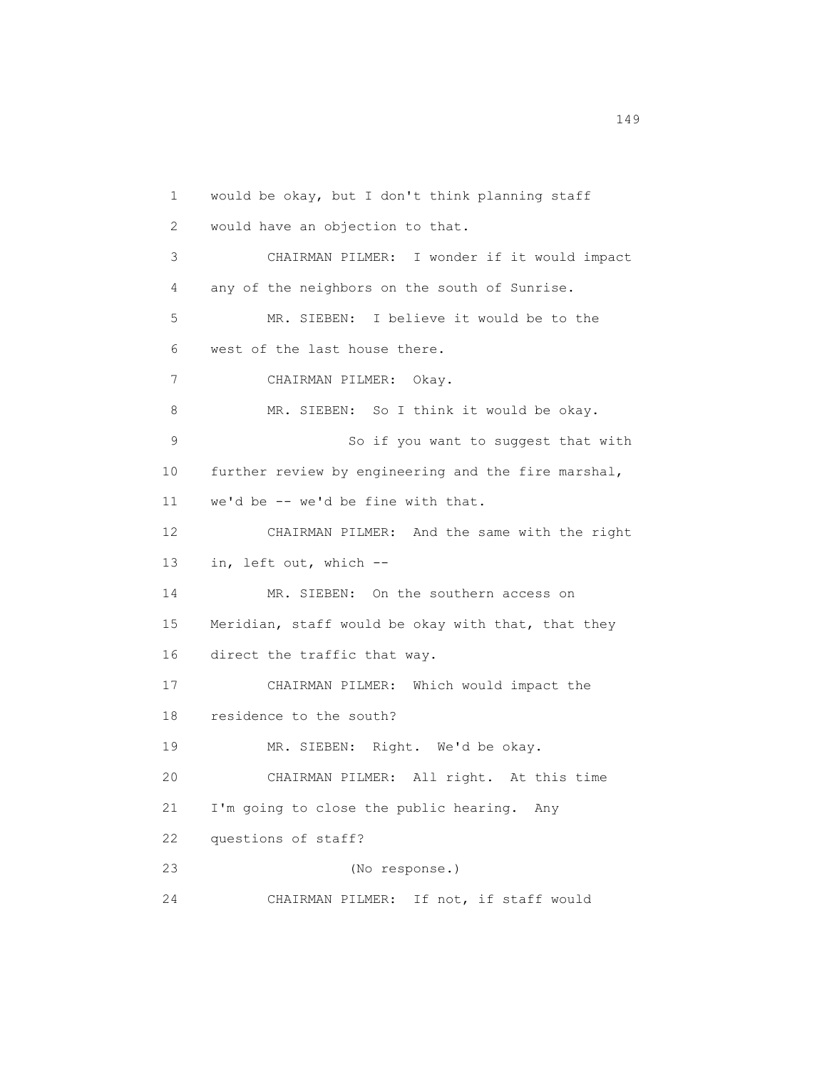1 would be okay, but I don't think planning staff
2 would have an objection to that.
3 CHAIRMAN PILMER: I wonder if it would impact
4 any of the neighbors on the south of Sunrise.
5 MR. SIEBEN: I believe it would be to the
6 west of the last house there.
7 CHAIRMAN PILMER: Okay.
8 MR. SIEBEN: So I think it would be okay.
9 So if you want to suggest that with
10 further review by engineering and the fire marshal,
11 we'd be -- we'd be fine with that.
12 CHAIRMAN PILMER: And the same with the right
13 in, left out, which --
14 MR. SIEBEN: On the southern access on
15 Meridian, staff would be okay with that, that they
16 direct the traffic that way.
17 CHAIRMAN PILMER: Which would impact the
18 residence to the south?
19 MR. SIEBEN: Right. We'd be okay.
20 CHAIRMAN PILMER: All right. At this time
21 I'm going to close the public hearing. Any
22 questions of staff?
23 (No response.)
24 CHAIRMAN PILMER: If not, if staff would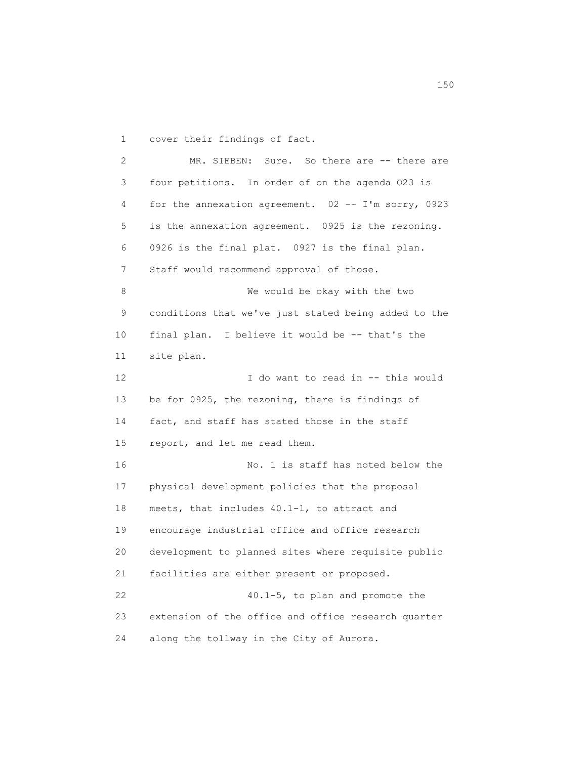cover their findings of fact.

MR. SIEBEN: Sure. So there are -- there are four petitions. In order of on the agenda O23 is for the annexation agreement. 02 -- I'm sorry, 0923 is the annexation agreement. 0925 is the rezoning. 0926 is the final plat. 0927 is the final plan. Staff would recommend approval of those.

We would be okay with the two conditions that we've just stated being added to the final plan. I believe it would be -- that's the site plan.

I do want to read in -- this would be for 0925, the rezoning, there is findings of fact, and staff has stated those in the staff report, and let me read them.

No. 1 is staff has noted below the physical development policies that the proposal meets, that includes 40.1-1, to attract and encourage industrial office and office research development to planned sites where requisite public facilities are either present or proposed.

40.1-5, to plan and promote the extension of the office and office research quarter along the tollway in the City of Aurora.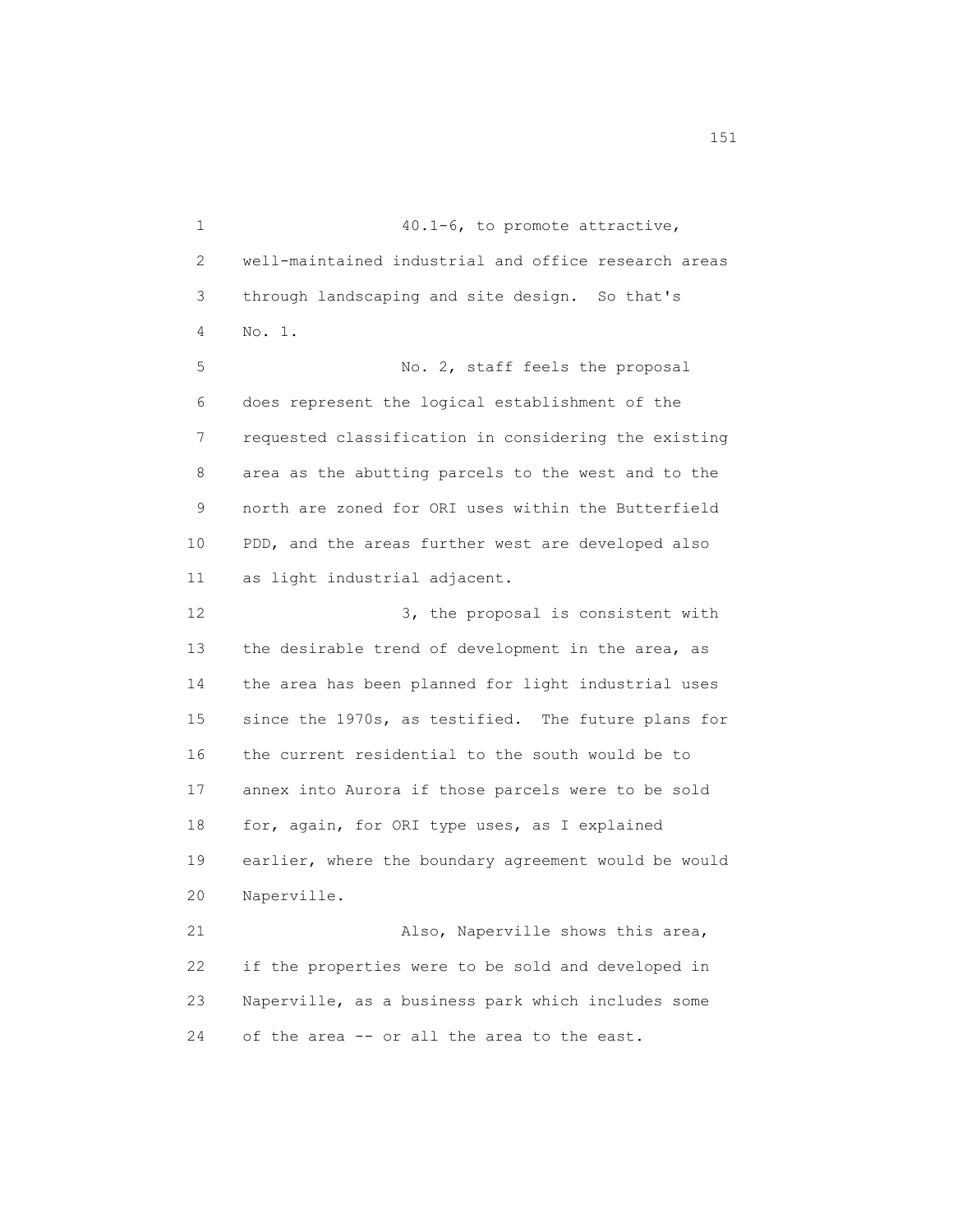1 40.1-6, to promote attractive,
2 well-maintained industrial and office research areas
3 through landscaping and site design. So that's
4 No. 1.
5 No. 2, staff feels the proposal
6 does represent the logical establishment of the
7 requested classification in considering the existing
8 area as the abutting parcels to the west and to the
9 north are zoned for ORI uses within the Butterfield
10 PDD, and the areas further west are developed also
11 as light industrial adjacent.
12 3, the proposal is consistent with
13 the desirable trend of development in the area, as
14 the area has been planned for light industrial uses
15 since the 1970s, as testified. The future plans for
16 the current residential to the south would be to
17 annex into Aurora if those parcels were to be sold
18 for, again, for ORI type uses, as I explained
19 earlier, where the boundary agreement would be would
20 Naperville.
21 Also, Naperville shows this area,
22 if the properties were to be sold and developed in
23 Naperville, as a business park which includes some
24 of the area -- or all the area to the east.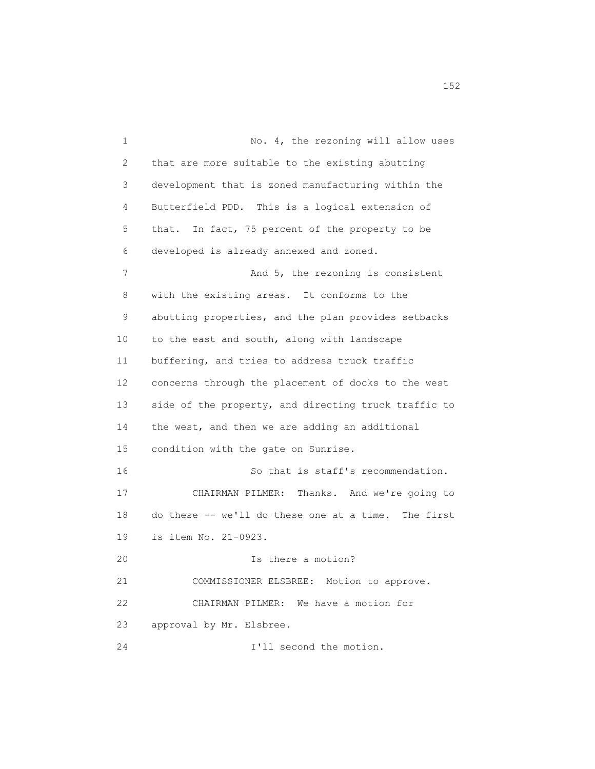No. 4, the rezoning will allow uses that are more suitable to the existing abutting development that is zoned manufacturing within the Butterfield PDD. This is a logical extension of that. In fact, 75 percent of the property to be developed is already annexed and zoned.

And 5, the rezoning is consistent with the existing areas. It conforms to the abutting properties, and the plan provides setbacks to the east and south, along with landscape buffering, and tries to address truck traffic concerns through the placement of docks to the west side of the property, and directing truck traffic to the west, and then we are adding an additional condition with the gate on Sunrise.

So that is staff's recommendation.

CHAIRMAN PILMER: Thanks. And we're going to do these -- we'll do these one at a time. The first is item No. 21-0923.

Is there a motion?

COMMISSIONER ELSBREE: Motion to approve.

CHAIRMAN PILMER: We have a motion for approval by Mr. Elsbree.

I'll second the motion.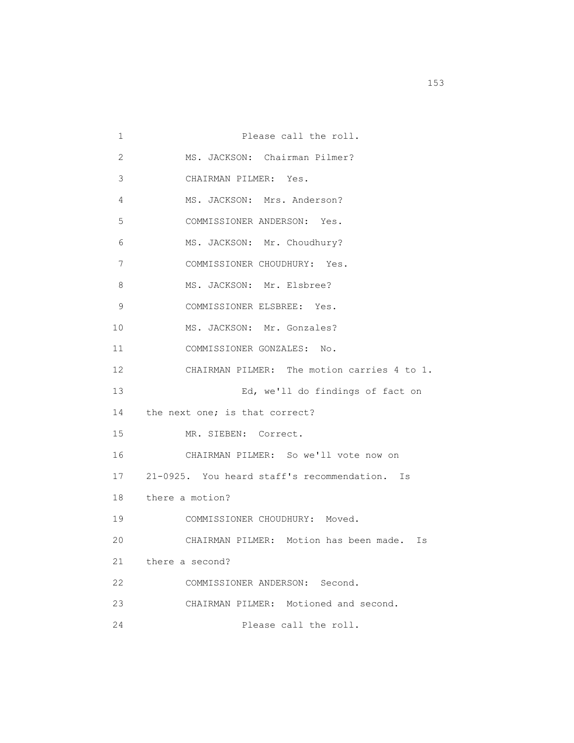1 Please call the roll.

2 MS. JACKSON: Chairman Pilmer?

3 CHAIRMAN PILMER: Yes.

4 MS. JACKSON: Mrs. Anderson?

5 COMMISSIONER ANDERSON: Yes.

6 MS. JACKSON: Mr. Choudhury?

7 COMMISSIONER CHOUDHURY: Yes.

8 MS. JACKSON: Mr. Elsbree?

9 COMMISSIONER ELSBREE: Yes.

10 MS. JACKSON: Mr. Gonzales?

11 COMMISSIONER GONZALES: No.

12 CHAIRMAN PILMER: The motion carries 4 to 1.

13 Ed, we'll do findings of fact on

14 the next one; is that correct?

15 MR. SIEBEN: Correct.

16 CHAIRMAN PILMER: So we'll vote now on

17 21-0925. You heard staff's recommendation. Is

18 there a motion?

19 COMMISSIONER CHOUDHURY: Moved.

20 CHAIRMAN PILMER: Motion has been made. Is

21 there a second?

22 COMMISSIONER ANDERSON: Second.

23 CHAIRMAN PILMER: Motioned and second.

24 Please call the roll.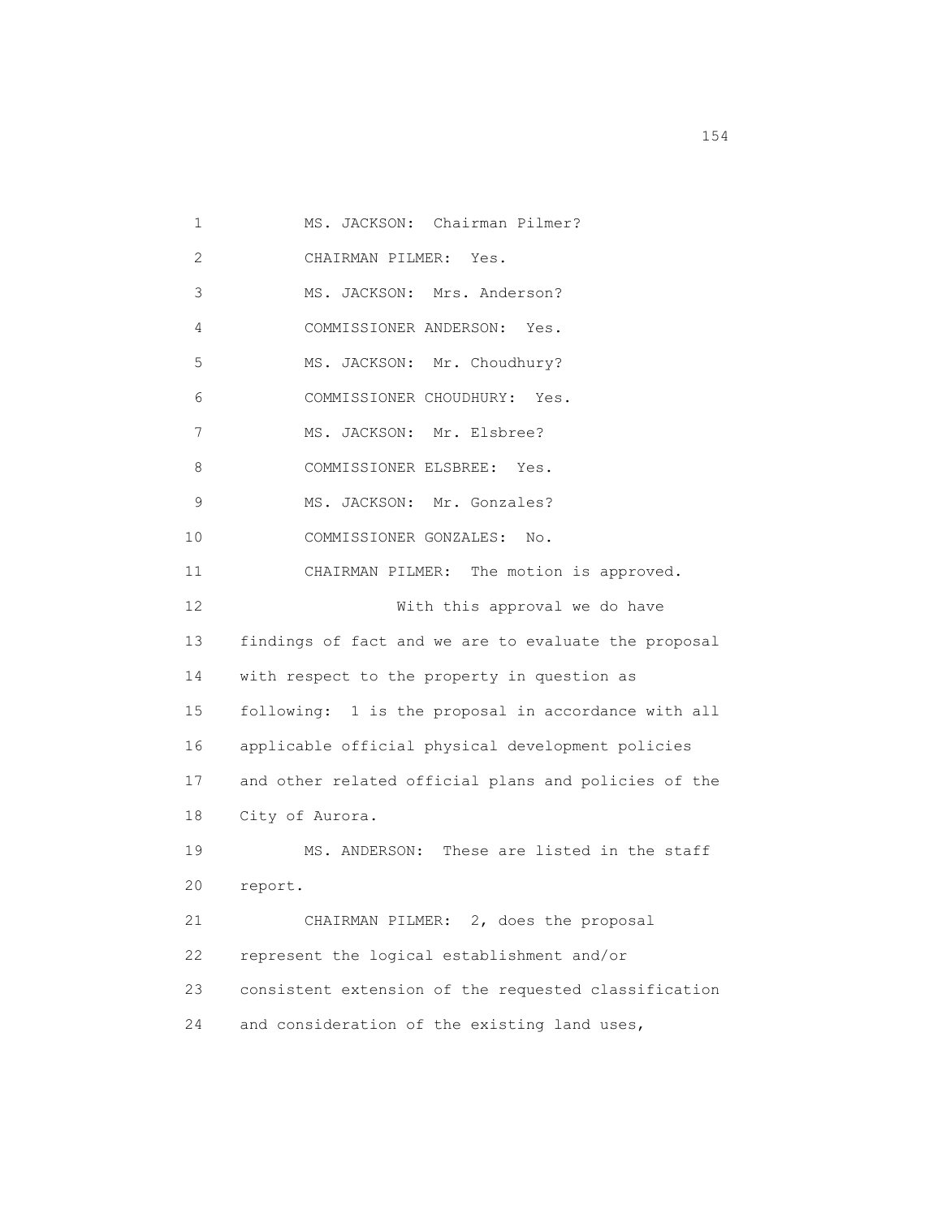MS. JACKSON: Chairman Pilmer?

CHAIRMAN PILMER: Yes.

MS. JACKSON: Mrs. Anderson?

COMMISSIONER ANDERSON: Yes.

MS. JACKSON: Mr. Choudhury?

COMMISSIONER CHOUDHURY: Yes.

MS. JACKSON: Mr. Elsbree?

COMMISSIONER ELSBREE: Yes.

MS. JACKSON: Mr. Gonzales?

COMMISSIONER GONZALES: No.

CHAIRMAN PILMER: The motion is approved.

With this approval we do have findings of fact and we are to evaluate the proposal with respect to the property in question as following: 1 is the proposal in accordance with all applicable official physical development policies and other related official plans and policies of the City of Aurora.

MS. ANDERSON: These are listed in the staff report.

CHAIRMAN PILMER: 2, does the proposal represent the logical establishment and/or consistent extension of the requested classification and consideration of the existing land uses,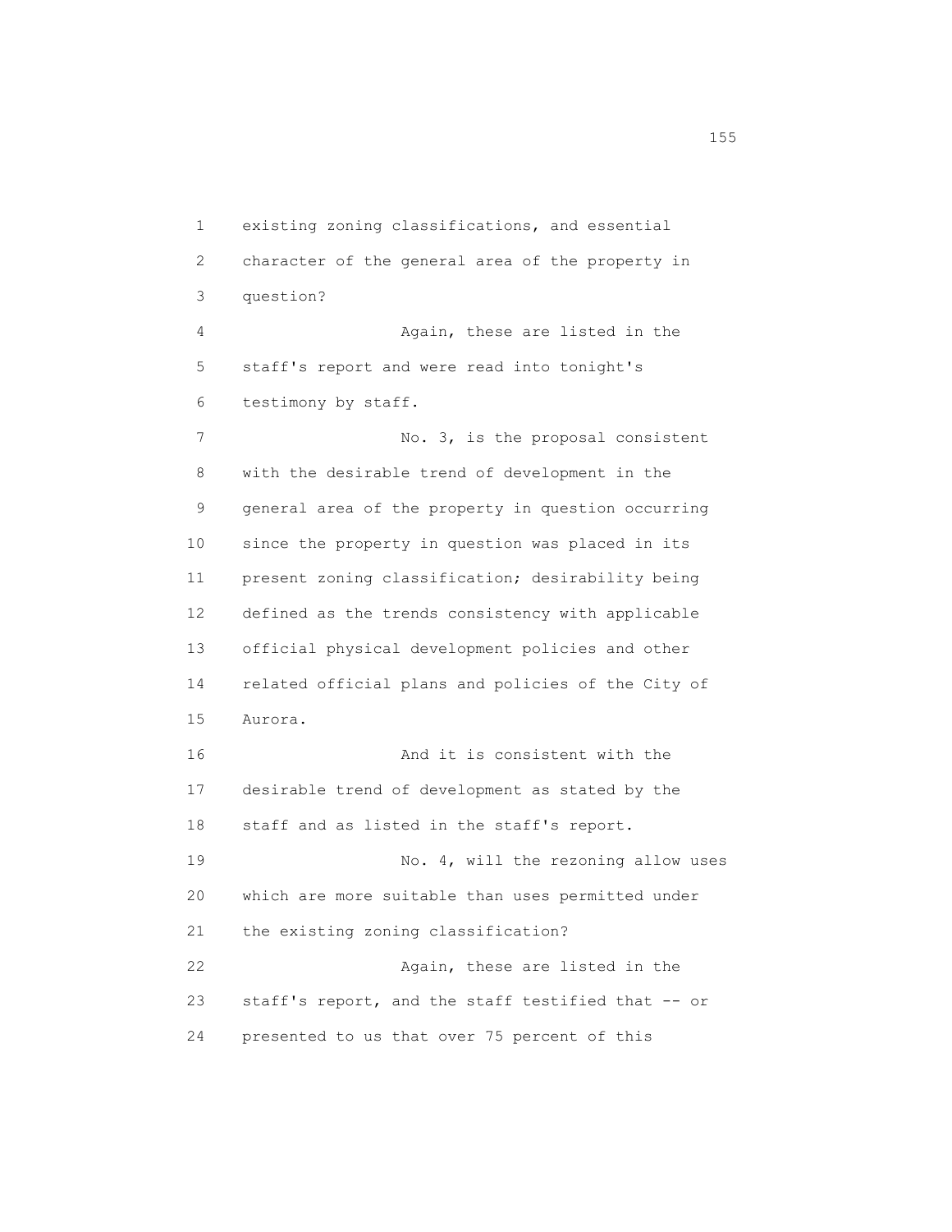1 existing zoning classifications, and essential
2 character of the general area of the property in
3 question?

4 Again, these are listed in the
5 staff's report and were read into tonight's
6 testimony by staff.

7 No. 3, is the proposal consistent
8 with the desirable trend of development in the
9 general area of the property in question occurring
10 since the property in question was placed in its
11 present zoning classification; desirability being
12 defined as the trends consistency with applicable
13 official physical development policies and other
14 related official plans and policies of the City of
15 Aurora.

16 And it is consistent with the
17 desirable trend of development as stated by the
18 staff and as listed in the staff's report.

19 No. 4, will the rezoning allow uses
20 which are more suitable than uses permitted under
21 the existing zoning classification?

22 Again, these are listed in the
23 staff's report, and the staff testified that -- or
24 presented to us that over 75 percent of this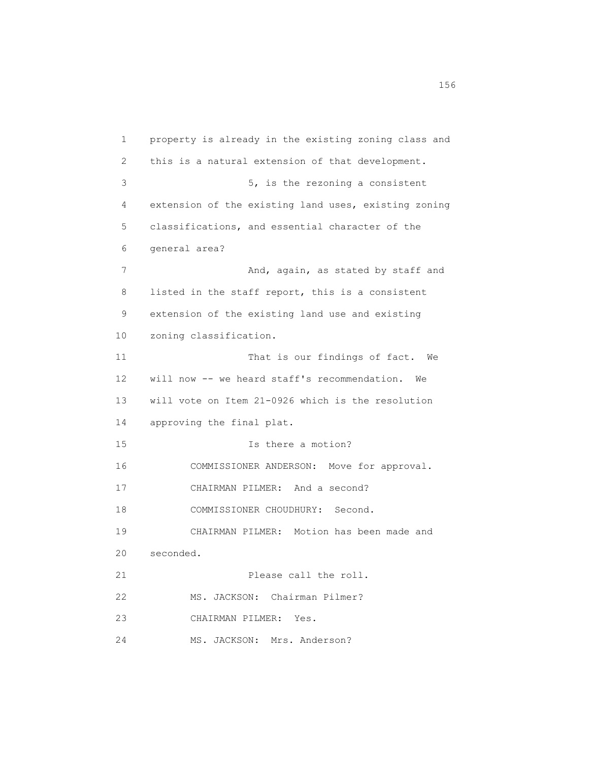property is already in the existing zoning class and this is a natural extension of that development.

5, is the rezoning a consistent extension of the existing land uses, existing zoning classifications, and essential character of the general area?

And, again, as stated by staff and listed in the staff report, this is a consistent extension of the existing land use and existing zoning classification.

That is our findings of fact. We will now -- we heard staff's recommendation. We will vote on Item 21-0926 which is the resolution approving the final plat.

Is there a motion?

COMMISSIONER ANDERSON: Move for approval.

CHAIRMAN PILMER: And a second?

COMMISSIONER CHOUDHURY: Second.

CHAIRMAN PILMER: Motion has been made and seconded.

Please call the roll.

MS. JACKSON: Chairman Pilmer?

CHAIRMAN PILMER: Yes.

MS. JACKSON: Mrs. Anderson?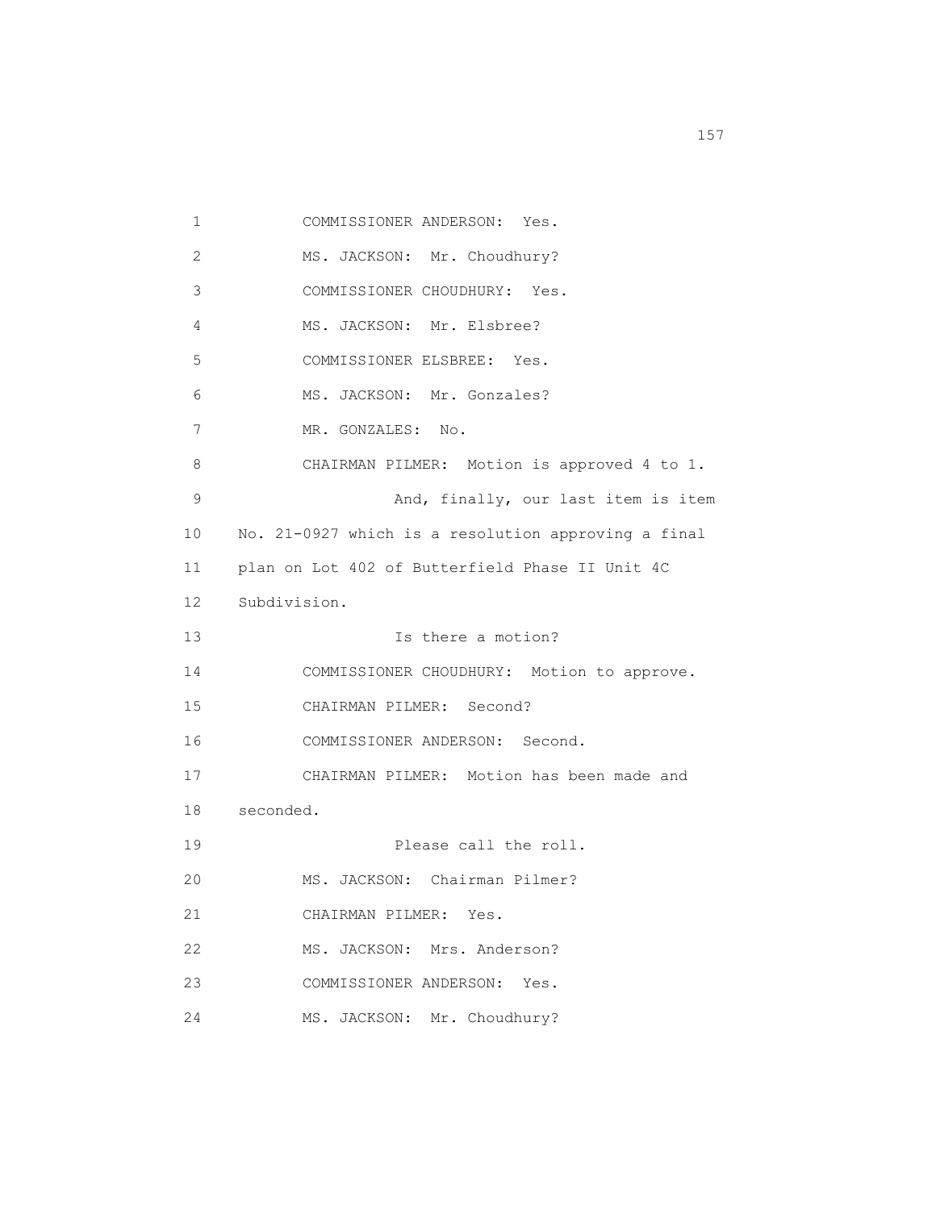1 COMMISSIONER ANDERSON: Yes.

2 MS. JACKSON: Mr. Choudhury?

3 COMMISSIONER CHOUDHURY: Yes.

4 MS. JACKSON: Mr. Elsbree?

5 COMMISSIONER ELSBREE: Yes.

6 MS. JACKSON: Mr. Gonzales?

7 MR. GONZALES: No.

8 CHAIRMAN PILMER: Motion is approved 4 to 1.

9 And, finally, our last item is item

10 No. 21-0927 which is a resolution approving a final

11 plan on Lot 402 of Butterfield Phase II Unit 4C

12 Subdivision.

13 Is there a motion?

14 COMMISSIONER CHOUDHURY: Motion to approve.

15 CHAIRMAN PILMER: Second?

16 COMMISSIONER ANDERSON: Second.

17 CHAIRMAN PILMER: Motion has been made and

18 seconded.

19 Please call the roll.

20 MS. JACKSON: Chairman Pilmer?

21 CHAIRMAN PILMER: Yes.

22 MS. JACKSON: Mrs. Anderson?

23 COMMISSIONER ANDERSON: Yes.

24 MS. JACKSON: Mr. Choudhury?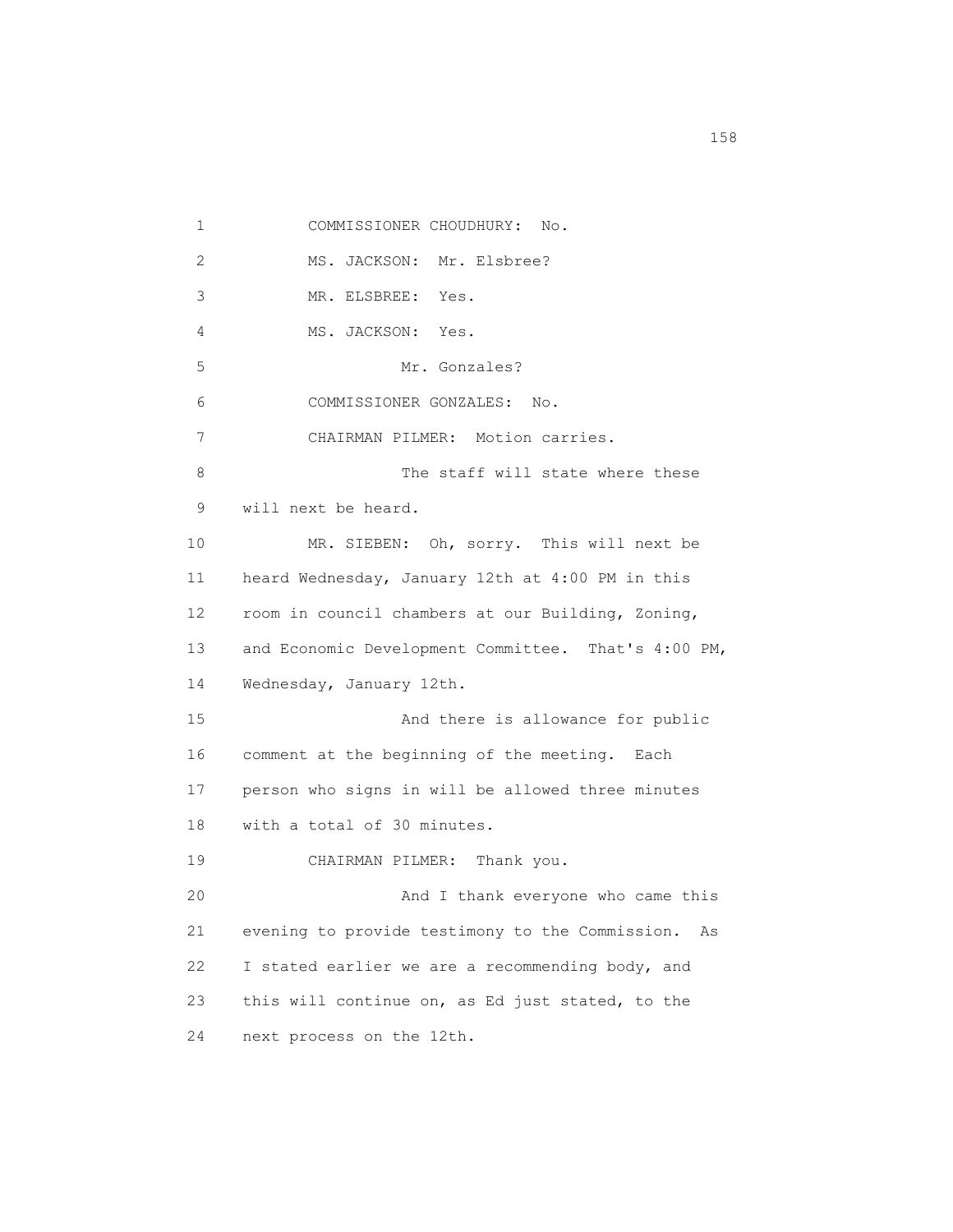1 COMMISSIONER CHOUDHURY: No.

2 MS. JACKSON: Mr. Elsbree?

3 MR. ELSBREE: Yes.

4 MS. JACKSON: Yes.

5 Mr. Gonzales?

6 COMMISSIONER GONZALES: No.

7 CHAIRMAN PILMER: Motion carries.

8 The staff will state where these

9 will next be heard.

10 MR. SIEBEN: Oh, sorry. This will next be

11 heard Wednesday, January 12th at 4:00 PM in this

12 room in council chambers at our Building, Zoning,

13 and Economic Development Committee. That's 4:00 PM,

14 Wednesday, January 12th.

15 And there is allowance for public

16 comment at the beginning of the meeting. Each

17 person who signs in will be allowed three minutes

18 with a total of 30 minutes.

19 CHAIRMAN PILMER: Thank you.

20 And I thank everyone who came this

21 evening to provide testimony to the Commission. As

22 I stated earlier we are a recommending body, and

23 this will continue on, as Ed just stated, to the

24 next process on the 12th.